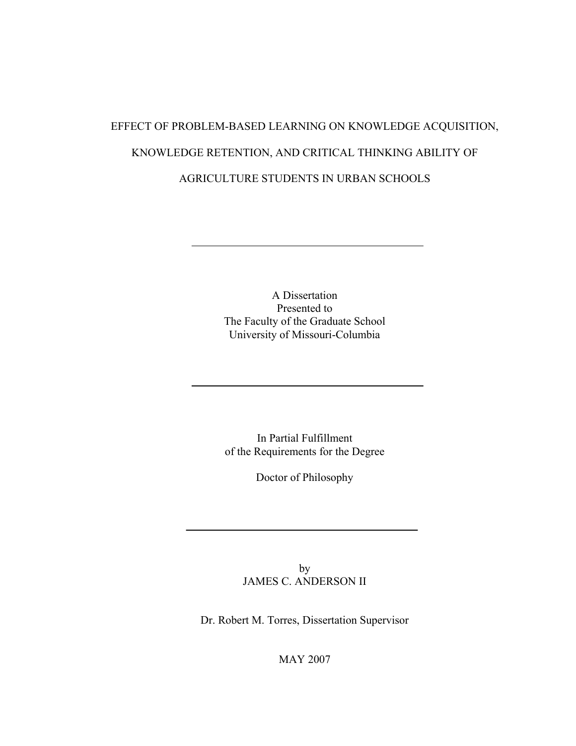# EFFECT OF PROBLEM-BASED LEARNING ON KNOWLEDGE ACQUISITION, KNOWLEDGE RETENTION, AND CRITICAL THINKING ABILITY OF AGRICULTURE STUDENTS IN URBAN SCHOOLS

---

A Dissertation
Presented to
The Faculty of the Graduate School
University of Missouri-Columbia

---

In Partial Fulfillment
of the Requirements for the Degree

Doctor of Philosophy

---

by
JAMES C. ANDERSON II

Dr. Robert M. Torres, Dissertation Supervisor

MAY 2007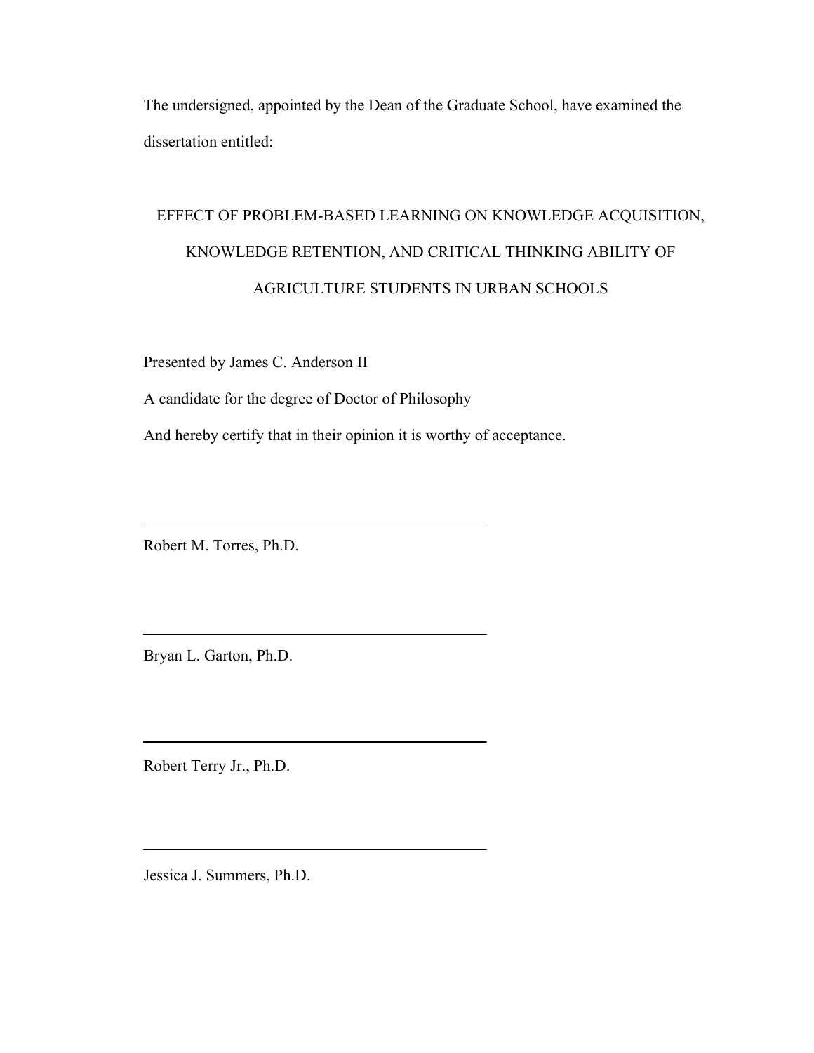The undersigned, appointed by the Dean of the Graduate School, have examined the dissertation entitled:

EFFECT OF PROBLEM-BASED LEARNING ON KNOWLEDGE ACQUISITION, KNOWLEDGE RETENTION, AND CRITICAL THINKING ABILITY OF AGRICULTURE STUDENTS IN URBAN SCHOOLS

Presented by James C. Anderson II

A candidate for the degree of Doctor of Philosophy

And hereby certify that in their opinion it is worthy of acceptance.

\_\_\_\_\_\_\_\_\_\_\_\_\_\_\_\_\_\_\_\_\_\_\_\_\_\_\_\_\_\_\_\_\_\_\_\_\_\_\_\_

Robert M. Torres, Ph.D.

\_\_\_\_\_\_\_\_\_\_\_\_\_\_\_\_\_\_\_\_\_\_\_\_\_\_\_\_\_\_\_\_\_\_\_\_\_\_\_\_

Bryan L. Garton, Ph.D.

\_\_\_\_\_\_\_\_\_\_\_\_\_\_\_\_\_\_\_\_\_\_\_\_\_\_\_\_\_\_\_\_\_\_\_\_\_\_\_\_

Robert Terry Jr., Ph.D.

\_\_\_\_\_\_\_\_\_\_\_\_\_\_\_\_\_\_\_\_\_\_\_\_\_\_\_\_\_\_\_\_\_\_\_\_\_\_\_\_

Jessica J. Summers, Ph.D.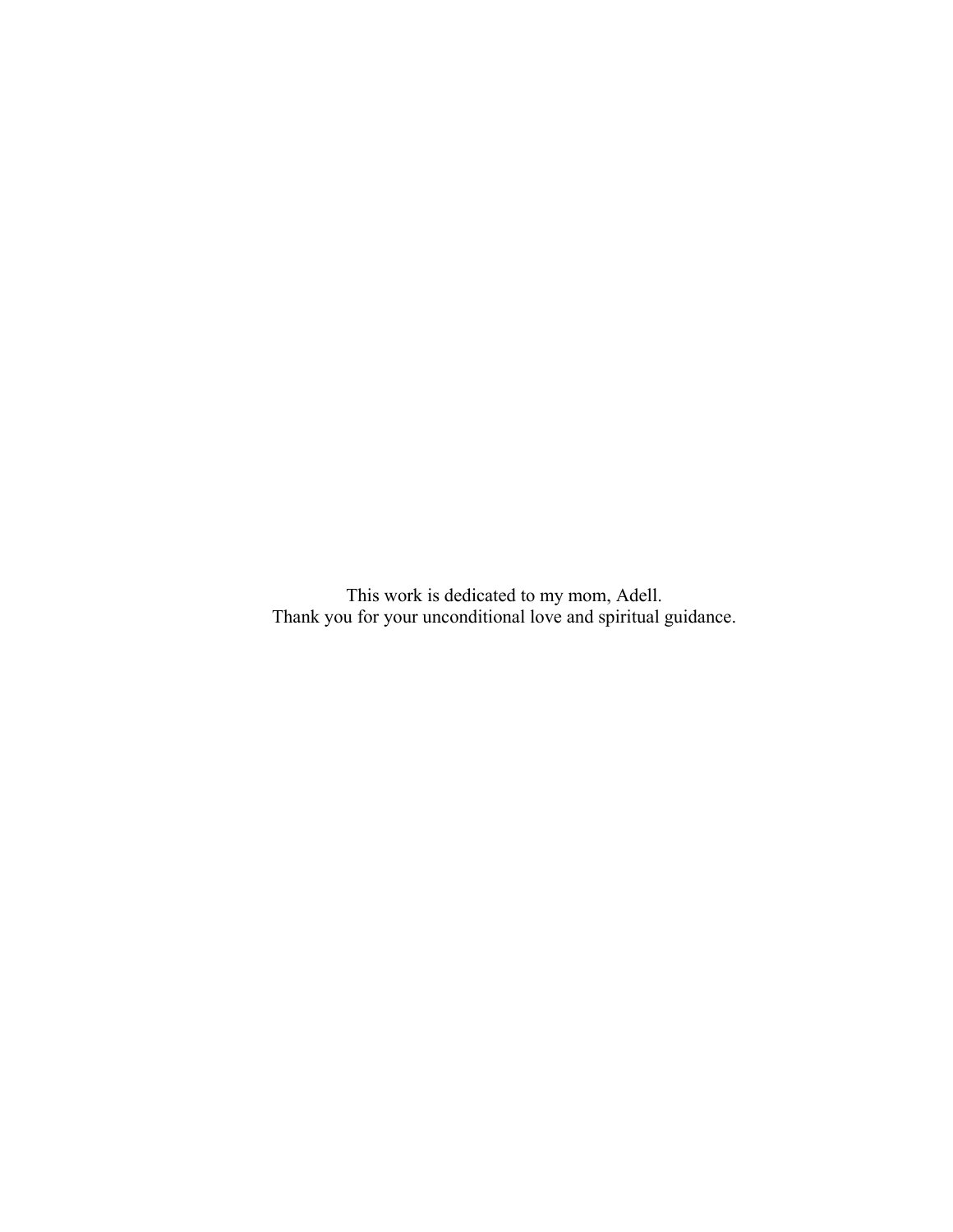This work is dedicated to my mom, Adell.
Thank you for your unconditional love and spiritual guidance.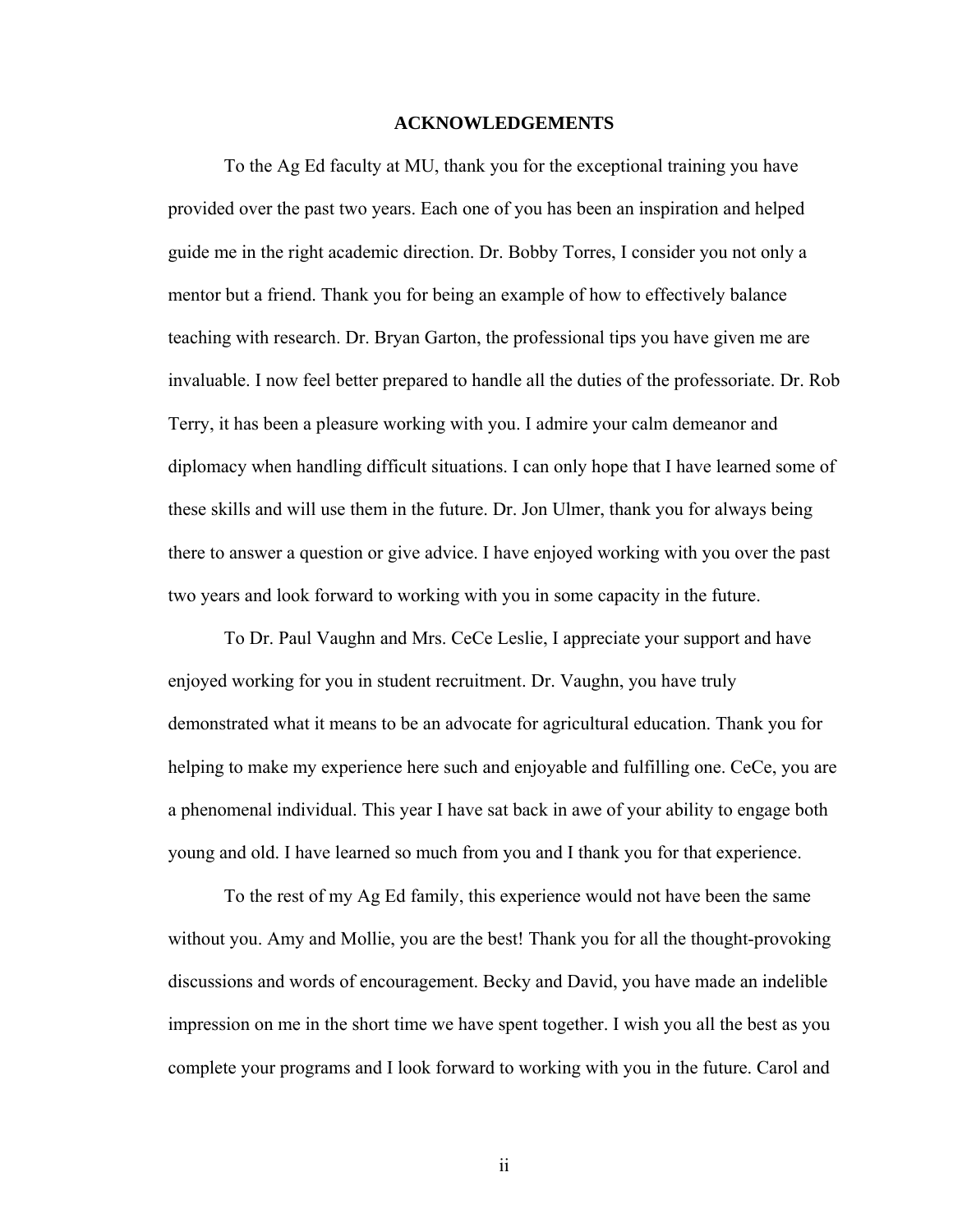# ACKNOWLEDGEMENTS

To the Ag Ed faculty at MU, thank you for the exceptional training you have provided over the past two years. Each one of you has been an inspiration and helped guide me in the right academic direction. Dr. Bobby Torres, I consider you not only a mentor but a friend. Thank you for being an example of how to effectively balance teaching with research. Dr. Bryan Garton, the professional tips you have given me are invaluable. I now feel better prepared to handle all the duties of the professoriate. Dr. Rob Terry, it has been a pleasure working with you. I admire your calm demeanor and diplomacy when handling difficult situations. I can only hope that I have learned some of these skills and will use them in the future. Dr. Jon Ulmer, thank you for always being there to answer a question or give advice. I have enjoyed working with you over the past two years and look forward to working with you in some capacity in the future.

To Dr. Paul Vaughn and Mrs. CeCe Leslie, I appreciate your support and have enjoyed working for you in student recruitment. Dr. Vaughn, you have truly demonstrated what it means to be an advocate for agricultural education. Thank you for helping to make my experience here such and enjoyable and fulfilling one. CeCe, you are a phenomenal individual. This year I have sat back in awe of your ability to engage both young and old. I have learned so much from you and I thank you for that experience.

To the rest of my Ag Ed family, this experience would not have been the same without you. Amy and Mollie, you are the best! Thank you for all the thought-provoking discussions and words of encouragement. Becky and David, you have made an indelible impression on me in the short time we have spent together. I wish you all the best as you complete your programs and I look forward to working with you in the future. Carol and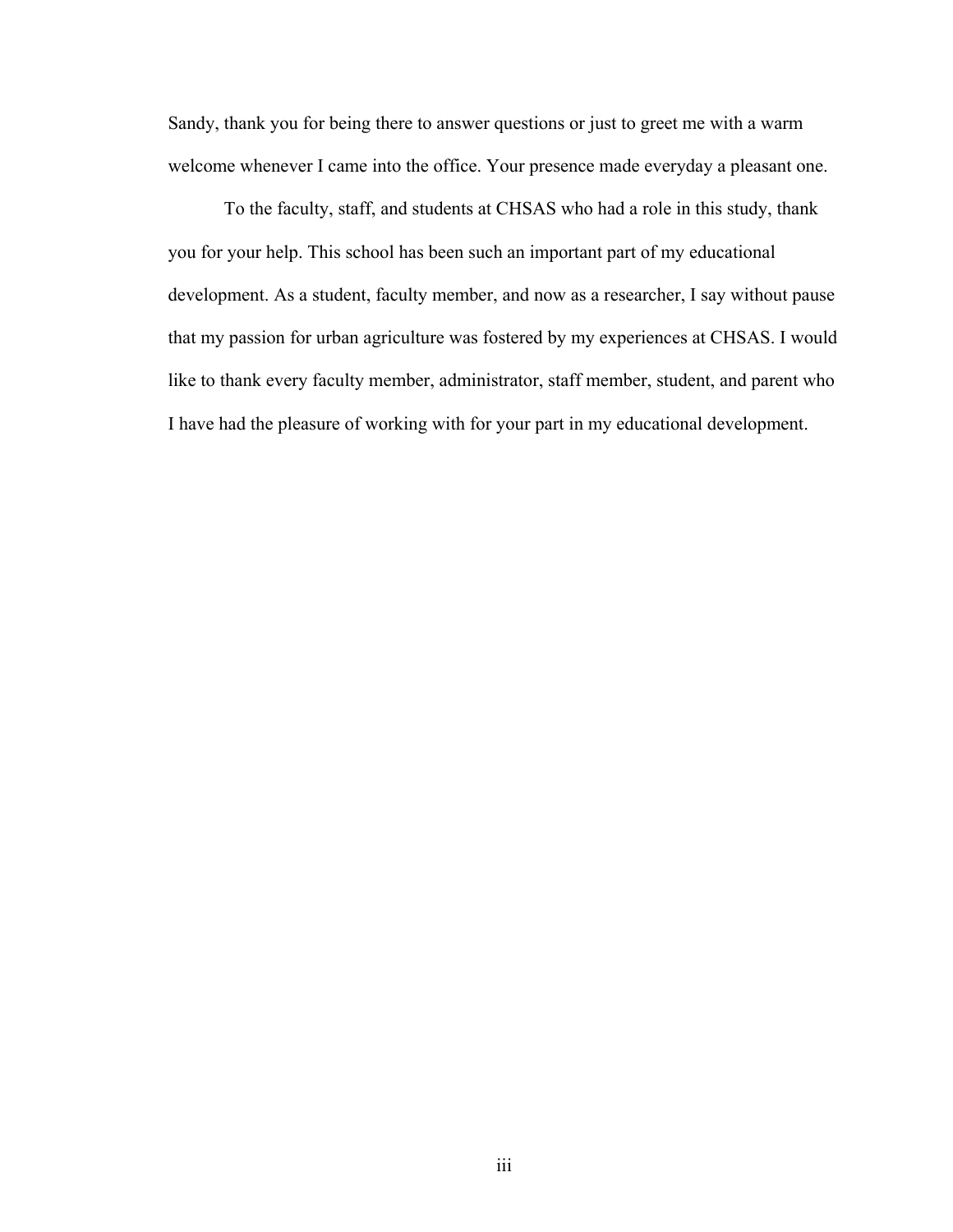Sandy, thank you for being there to answer questions or just to greet me with a warm welcome whenever I came into the office. Your presence made everyday a pleasant one.

To the faculty, staff, and students at CHSAS who had a role in this study, thank you for your help. This school has been such an important part of my educational development. As a student, faculty member, and now as a researcher, I say without pause that my passion for urban agriculture was fostered by my experiences at CHSAS. I would like to thank every faculty member, administrator, staff member, student, and parent who I have had the pleasure of working with for your part in my educational development.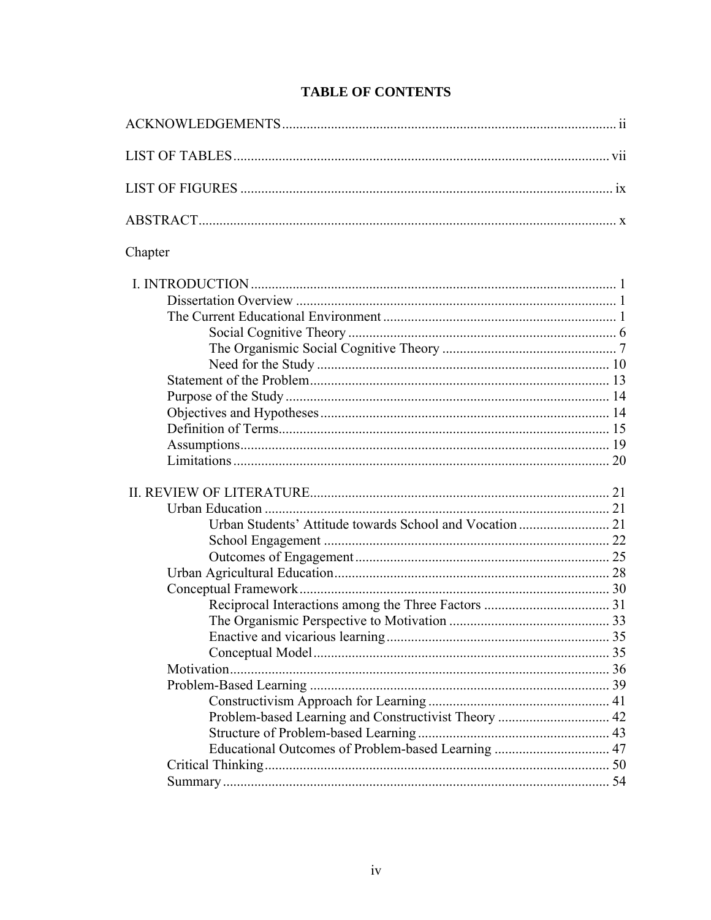# TABLE OF CONTENTS

ACKNOWLEDGEMENTS ii

LIST OF TABLES vii

LIST OF FIGURES ix

ABSTRACT x

Chapter

I. INTRODUCTION 1
- Dissertation Overview 1
- The Current Educational Environment 1
  - Social Cognitive Theory 6
  - The Organismic Social Cognitive Theory 7
  - Need for the Study 10
- Statement of the Problem 13
- Purpose of the Study 14
- Objectives and Hypotheses 14
- Definition of Terms 15
- Assumptions 19
- Limitations 20

II. REVIEW OF LITERATURE 21
- Urban Education 21
  - Urban Students' Attitude towards School and Vocation 21
  - School Engagement 22
  - Outcomes of Engagement 25
- Urban Agricultural Education 28
- Conceptual Framework 30
  - Reciprocal Interactions among the Three Factors 31
  - The Organismic Perspective to Motivation 33
  - Enactive and vicarious learning 35
  - Conceptual Model 35
- Motivation 36
- Problem-Based Learning 39
  - Constructivism Approach for Learning 41
  - Problem-based Learning and Constructivist Theory 42
  - Structure of Problem-based Learning 43
  - Educational Outcomes of Problem-based Learning 47
- Critical Thinking 50
- Summary 54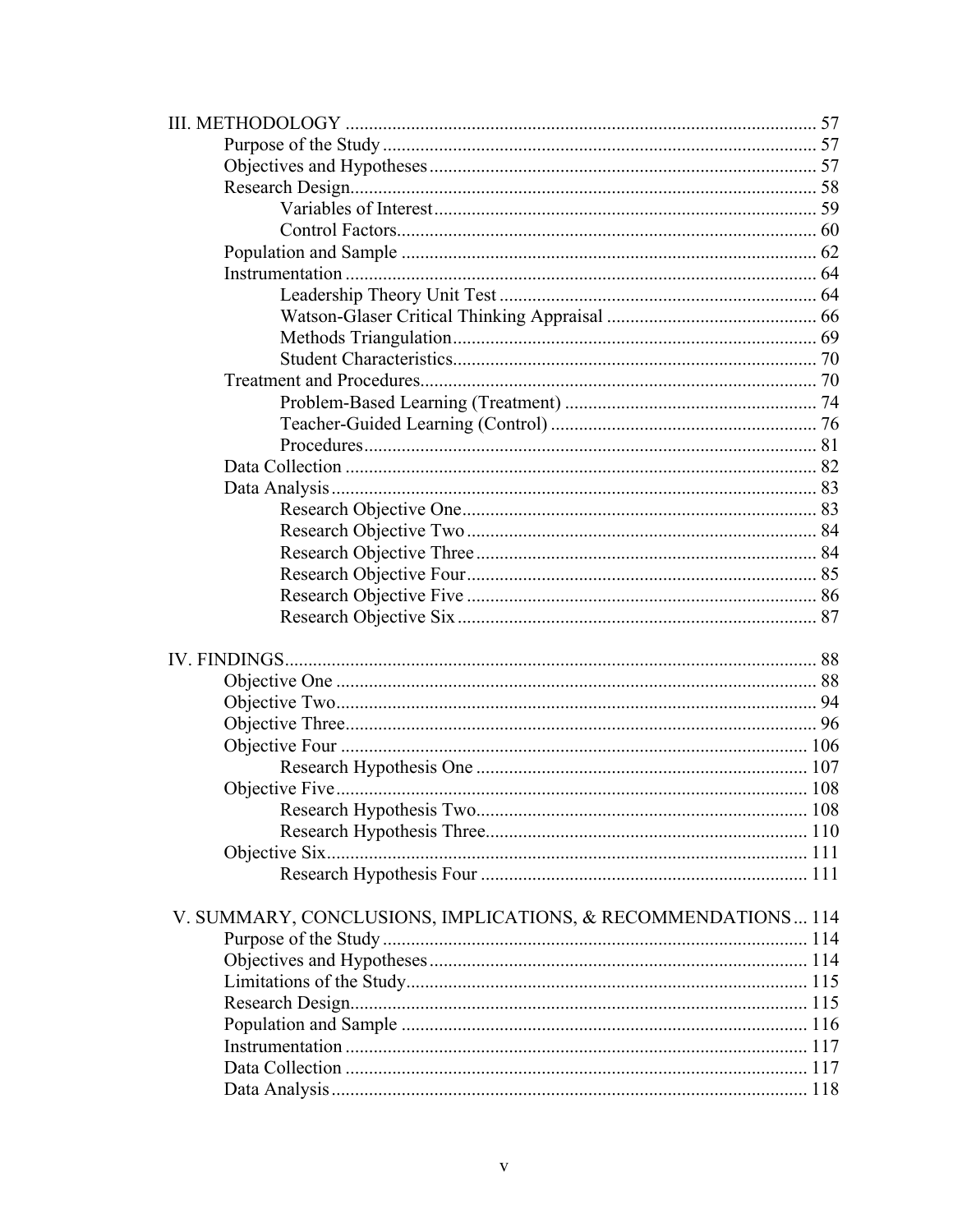III. METHODOLOGY ..................................................................................................... 57
- Purpose of the Study ............................................................................................ 57
- Objectives and Hypotheses .................................................................................. 57
- Research Design ................................................................................................... 58
  - Variables of Interest ........................................................................................ 59
  - Control Factors ................................................................................................ 60
- Population and Sample ........................................................................................ 62
- Instrumentation .................................................................................................... 64
  - Leadership Theory Unit Test ........................................................................... 64
  - Watson-Glaser Critical Thinking Appraisal .................................................... 66
  - Methods Triangulation ..................................................................................... 69
  - Student Characteristics .................................................................................... 70
- Treatment and Procedures .................................................................................... 70
  - Problem-Based Learning (Treatment) ............................................................. 74
  - Teacher-Guided Learning (Control) ................................................................ 76
  - Procedures ....................................................................................................... 81
- Data Collection .................................................................................................... 82
- Data Analysis ....................................................................................................... 83
  - Research Objective One ................................................................................... 83
  - Research Objective Two .................................................................................. 84
  - Research Objective Three ................................................................................ 84
  - Research Objective Four .................................................................................. 85
  - Research Objective Five .................................................................................. 86
  - Research Objective Six .................................................................................... 87

IV. FINDINGS ................................................................................................................ 88
- Objective One ...................................................................................................... 88
- Objective Two ...................................................................................................... 94
- Objective Three .................................................................................................... 96
- Objective Four .................................................................................................... 106
  - Research Hypothesis One ............................................................................... 107
- Objective Five ..................................................................................................... 108
  - Research Hypothesis Two ............................................................................... 108
  - Research Hypothesis Three ............................................................................. 110
- Objective Six ....................................................................................................... 111
  - Research Hypothesis Four .............................................................................. 111

V. SUMMARY, CONCLUSIONS, IMPLICATIONS, & RECOMMENDATIONS ... 114
- Purpose of the Study ........................................................................................... 114
- Objectives and Hypotheses ................................................................................. 114
- Limitations of the Study ...................................................................................... 115
- Research Design .................................................................................................. 115
- Population and Sample ....................................................................................... 116
- Instrumentation ................................................................................................... 117
- Data Collection ................................................................................................... 117
- Data Analysis ...................................................................................................... 118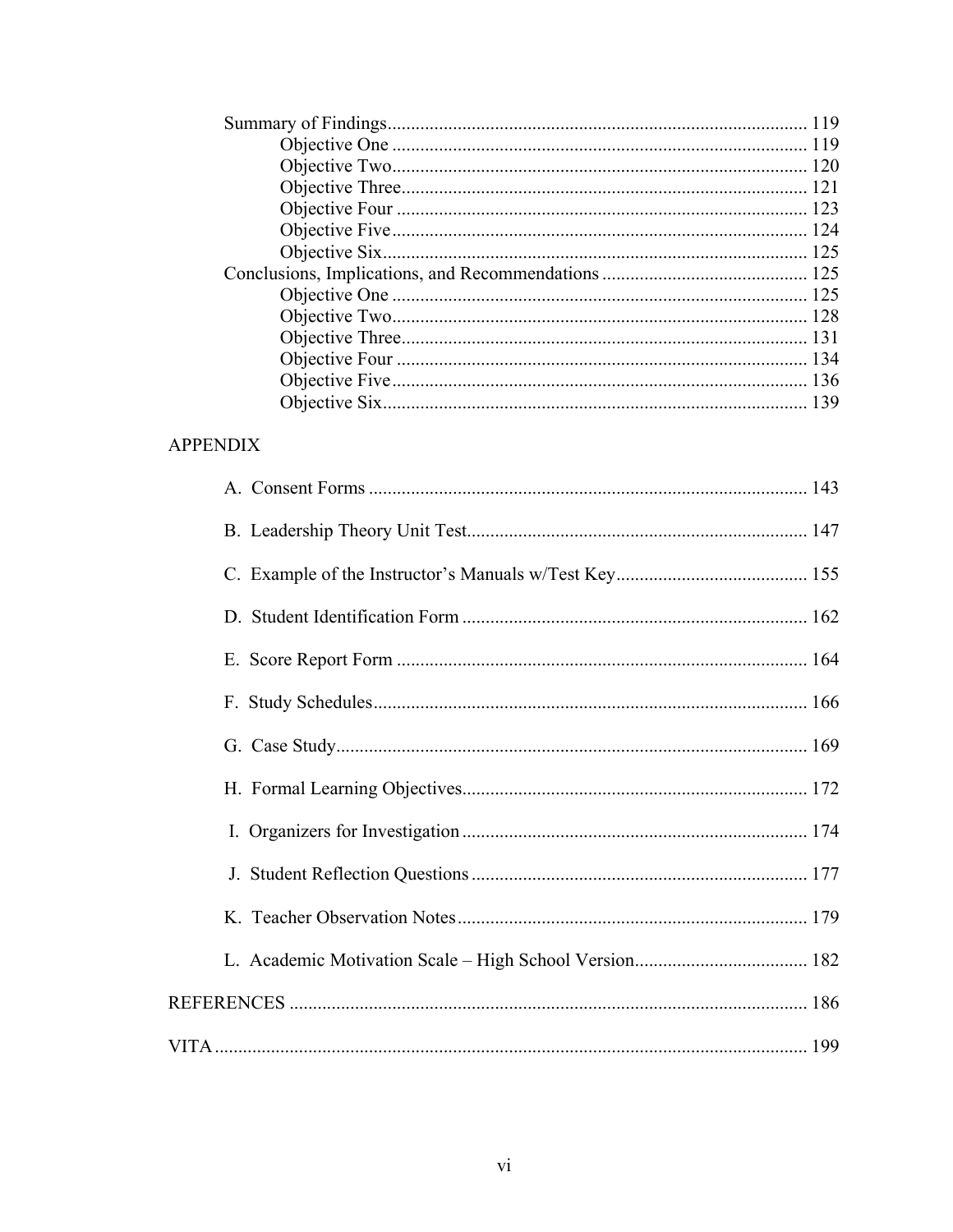Summary of Findings ........................................................................................ 119
    Objective One ........................................................................................ 119
    Objective Two........................................................................................ 120
    Objective Three...................................................................................... 121
    Objective Four ....................................................................................... 123
    Objective Five ........................................................................................ 124
    Objective Six.......................................................................................... 125
Conclusions, Implications, and Recommendations ........................................... 125
    Objective One ........................................................................................ 125
    Objective Two........................................................................................ 128
    Objective Three...................................................................................... 131
    Objective Four ....................................................................................... 134
    Objective Five ........................................................................................ 136
    Objective Six.......................................................................................... 139

APPENDIX

A. Consent Forms ............................................................................................ 143

B. Leadership Theory Unit Test........................................................................ 147

C. Example of the Instructor's Manuals w/Test Key......................................... 155

D. Student Identification Form ......................................................................... 162

E. Score Report Form ....................................................................................... 164

F. Study Schedules............................................................................................ 166

G. Case Study.................................................................................................... 169

H. Formal Learning Objectives.......................................................................... 172

I. Organizers for Investigation .......................................................................... 174

J. Student Reflection Questions ........................................................................ 177

K. Teacher Observation Notes........................................................................... 179

L. Academic Motivation Scale – High School Version..................................... 182

REFERENCES ................................................................................................. 186

VITA ................................................................................................................ 199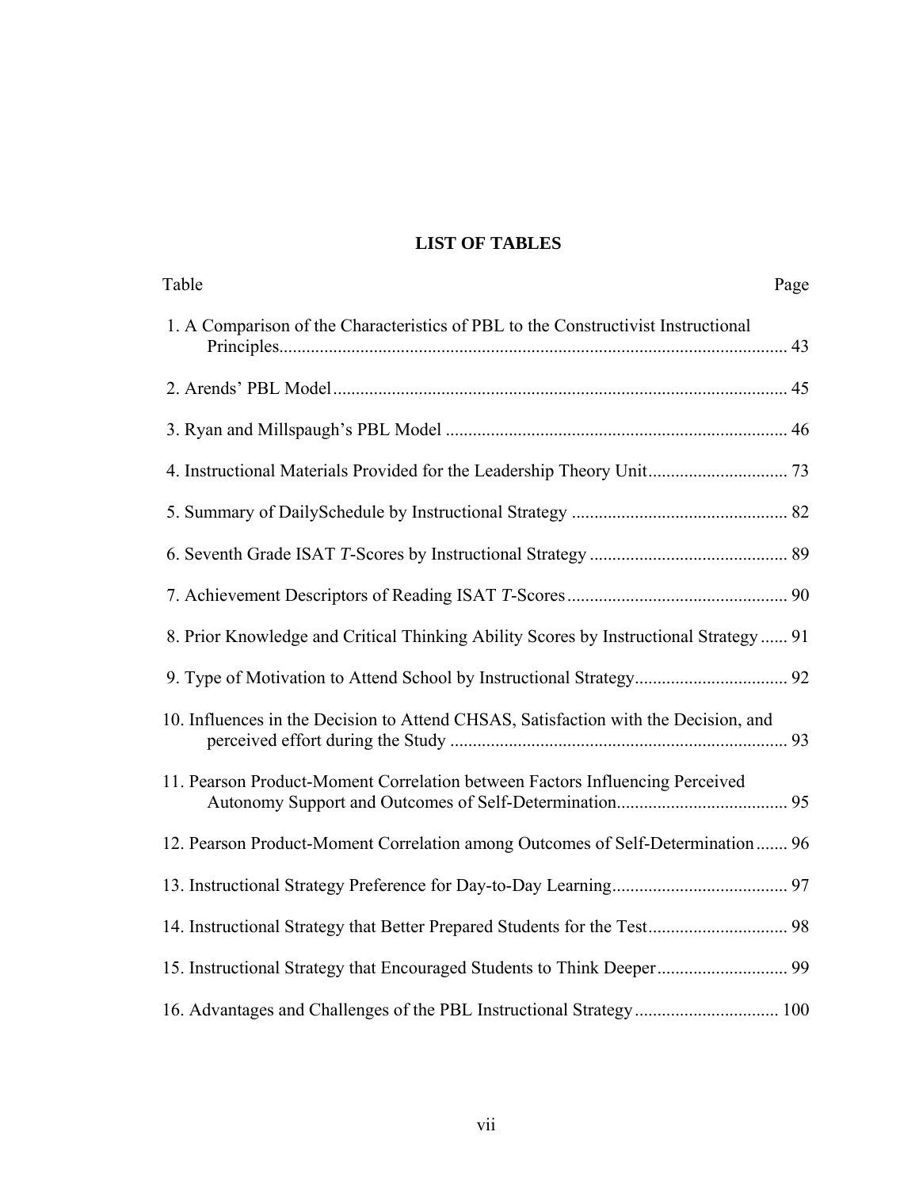# LIST OF TABLES

| Table | Page |
|---|---|
| 1. A Comparison of the Characteristics of PBL to the Constructivist Instructional Principles | 43 |
| 2. Arends' PBL Model | 45 |
| 3. Ryan and Millspaugh's PBL Model | 46 |
| 4. Instructional Materials Provided for the Leadership Theory Unit | 73 |
| 5. Summary of DailySchedule by Instructional Strategy | 82 |
| 6. Seventh Grade ISAT *T*-Scores by Instructional Strategy | 89 |
| 7. Achievement Descriptors of Reading ISAT *T*-Scores | 90 |
| 8. Prior Knowledge and Critical Thinking Ability Scores by Instructional Strategy | 91 |
| 9. Type of Motivation to Attend School by Instructional Strategy | 92 |
| 10. Influences in the Decision to Attend CHSAS, Satisfaction with the Decision, and perceived effort during the Study | 93 |
| 11. Pearson Product-Moment Correlation between Factors Influencing Perceived Autonomy Support and Outcomes of Self-Determination | 95 |
| 12. Pearson Product-Moment Correlation among Outcomes of Self-Determination | 96 |
| 13. Instructional Strategy Preference for Day-to-Day Learning | 97 |
| 14. Instructional Strategy that Better Prepared Students for the Test | 98 |
| 15. Instructional Strategy that Encouraged Students to Think Deeper | 99 |
| 16. Advantages and Challenges of the PBL Instructional Strategy | 100 |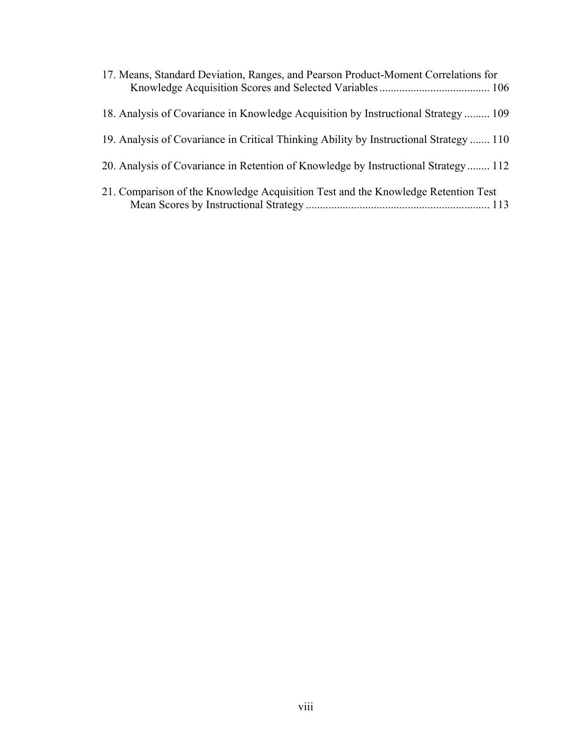17. Means, Standard Deviation, Ranges, and Pearson Product-Moment Correlations for Knowledge Acquisition Scores and Selected Variables ....................................... 106

18. Analysis of Covariance in Knowledge Acquisition by Instructional Strategy ......... 109

19. Analysis of Covariance in Critical Thinking Ability by Instructional Strategy ....... 110

20. Analysis of Covariance in Retention of Knowledge by Instructional Strategy ........ 112

21. Comparison of the Knowledge Acquisition Test and the Knowledge Retention Test Mean Scores by Instructional Strategy ................................................................ 113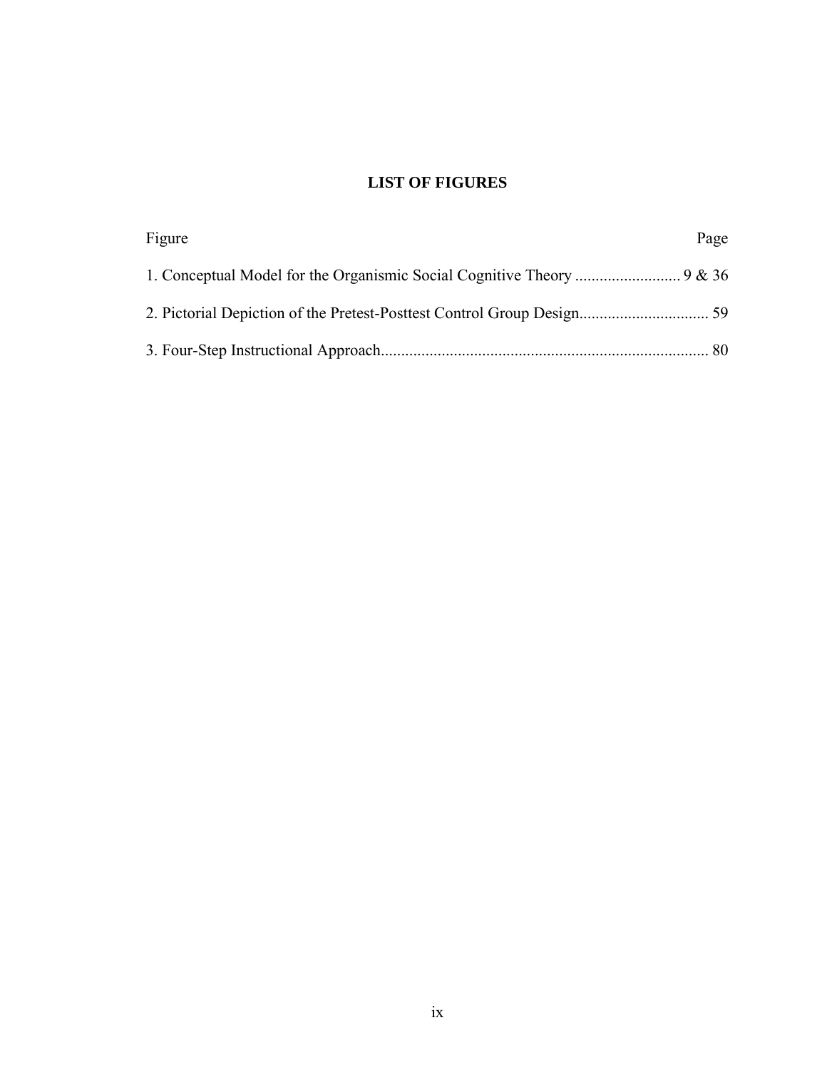# LIST OF FIGURES

| Figure | Page |
| --- | --- |
| 1. Conceptual Model for the Organismic Social Cognitive Theory | 9 & 36 |
| 2. Pictorial Depiction of the Pretest-Posttest Control Group Design | 59 |
| 3. Four-Step Instructional Approach | 80 |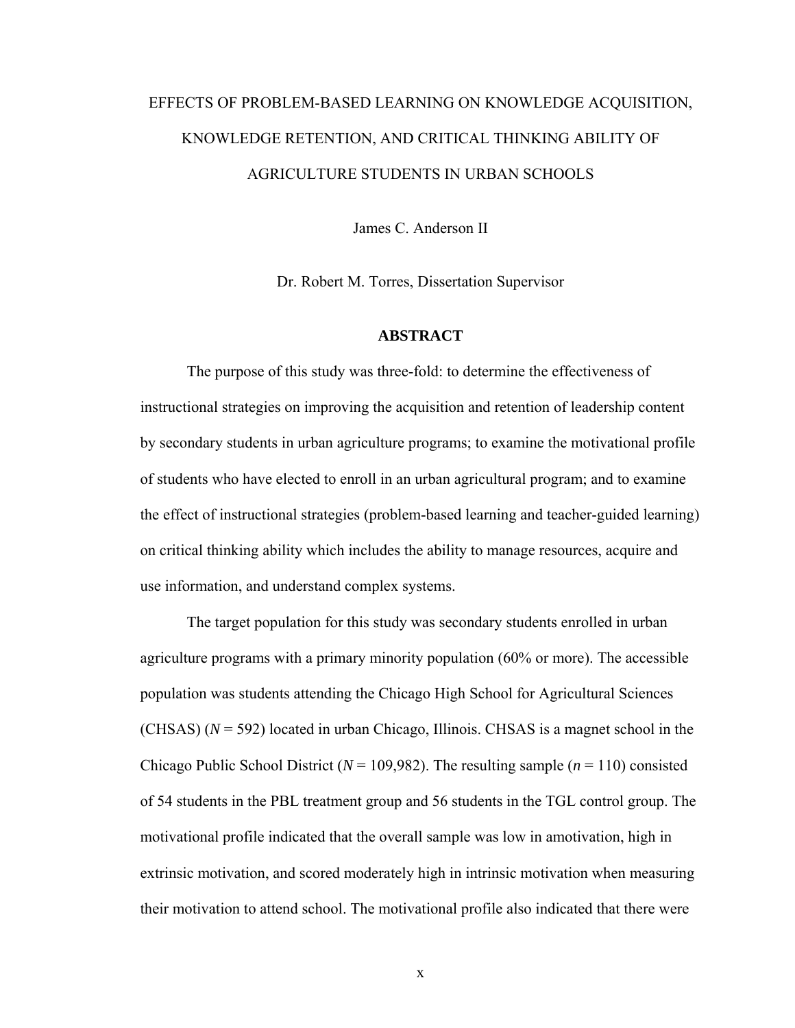EFFECTS OF PROBLEM-BASED LEARNING ON KNOWLEDGE ACQUISITION, KNOWLEDGE RETENTION, AND CRITICAL THINKING ABILITY OF AGRICULTURE STUDENTS IN URBAN SCHOOLS

James C. Anderson II

Dr. Robert M. Torres, Dissertation Supervisor

## ABSTRACT

The purpose of this study was three-fold: to determine the effectiveness of instructional strategies on improving the acquisition and retention of leadership content by secondary students in urban agriculture programs; to examine the motivational profile of students who have elected to enroll in an urban agricultural program; and to examine the effect of instructional strategies (problem-based learning and teacher-guided learning) on critical thinking ability which includes the ability to manage resources, acquire and use information, and understand complex systems.

The target population for this study was secondary students enrolled in urban agriculture programs with a primary minority population (60% or more). The accessible population was students attending the Chicago High School for Agricultural Sciences (CHSAS) ($N$ = 592) located in urban Chicago, Illinois. CHSAS is a magnet school in the Chicago Public School District ($N$ = 109,982). The resulting sample ($n$ = 110) consisted of 54 students in the PBL treatment group and 56 students in the TGL control group. The motivational profile indicated that the overall sample was low in amotivation, high in extrinsic motivation, and scored moderately high in intrinsic motivation when measuring their motivation to attend school. The motivational profile also indicated that there were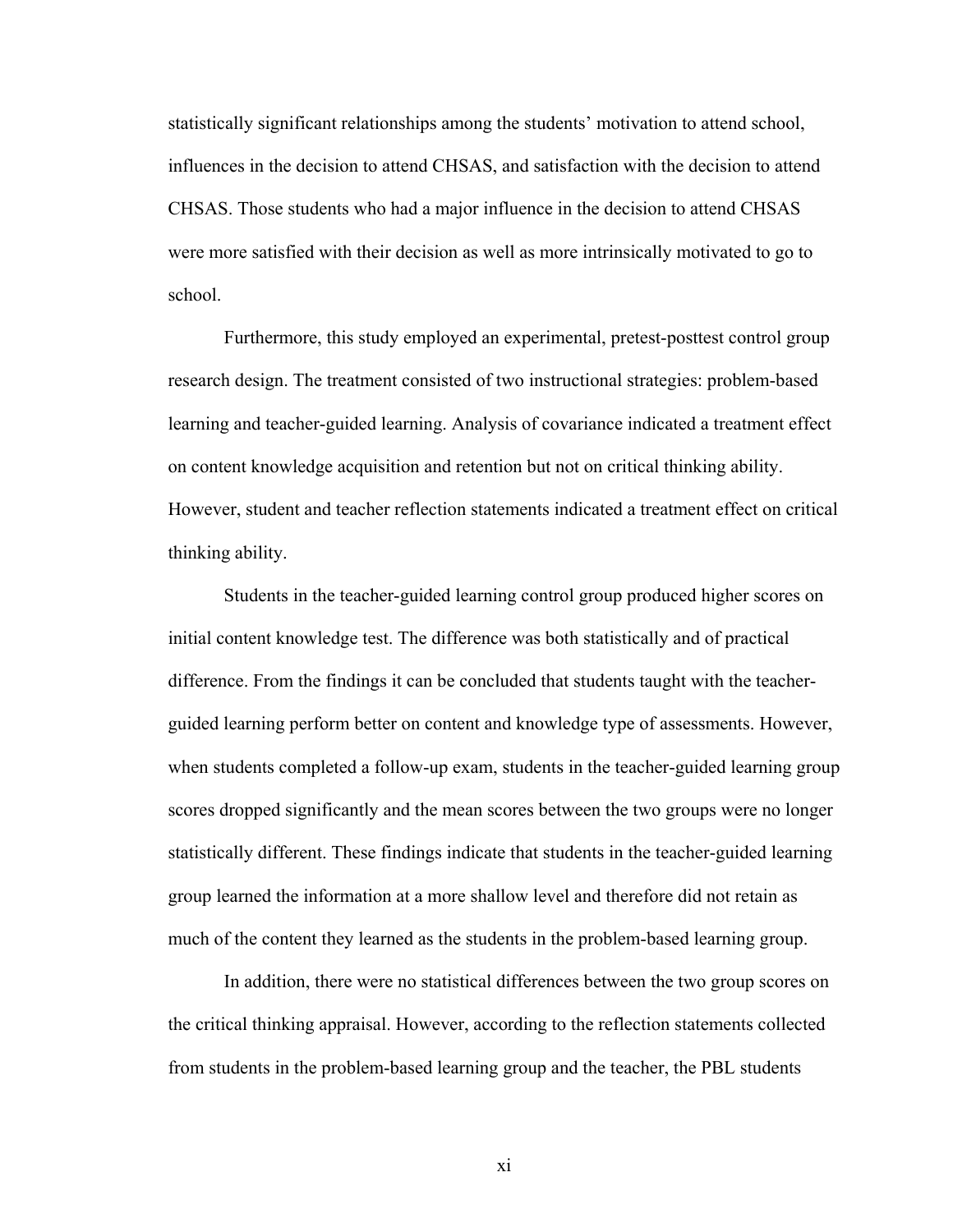statistically significant relationships among the students' motivation to attend school, influences in the decision to attend CHSAS, and satisfaction with the decision to attend CHSAS. Those students who had a major influence in the decision to attend CHSAS were more satisfied with their decision as well as more intrinsically motivated to go to school.

Furthermore, this study employed an experimental, pretest-posttest control group research design. The treatment consisted of two instructional strategies: problem-based learning and teacher-guided learning. Analysis of covariance indicated a treatment effect on content knowledge acquisition and retention but not on critical thinking ability. However, student and teacher reflection statements indicated a treatment effect on critical thinking ability.

Students in the teacher-guided learning control group produced higher scores on initial content knowledge test. The difference was both statistically and of practical difference. From the findings it can be concluded that students taught with the teacher-guided learning perform better on content and knowledge type of assessments. However, when students completed a follow-up exam, students in the teacher-guided learning group scores dropped significantly and the mean scores between the two groups were no longer statistically different. These findings indicate that students in the teacher-guided learning group learned the information at a more shallow level and therefore did not retain as much of the content they learned as the students in the problem-based learning group.

In addition, there were no statistical differences between the two group scores on the critical thinking appraisal. However, according to the reflection statements collected from students in the problem-based learning group and the teacher, the PBL students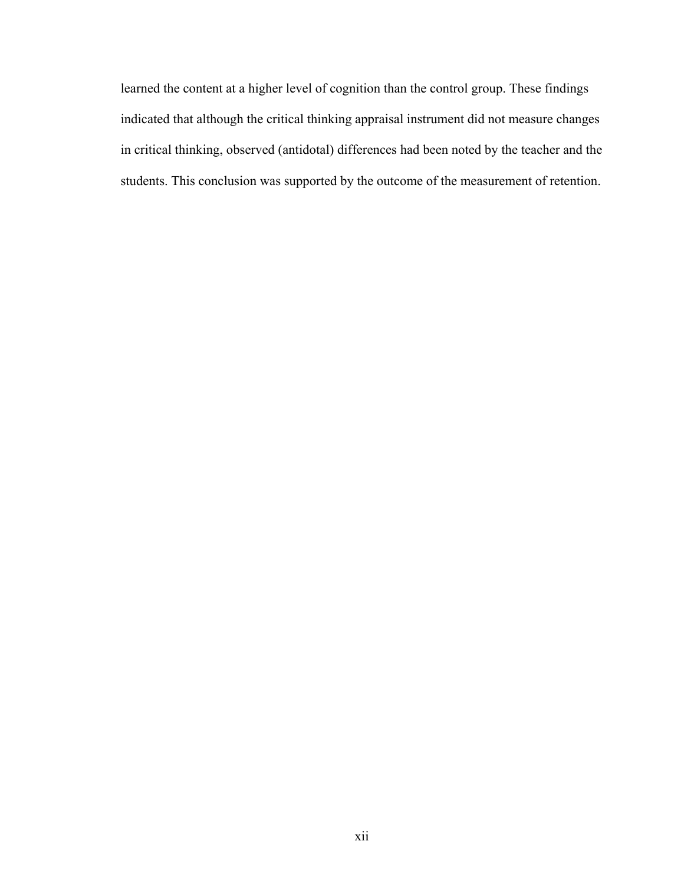learned the content at a higher level of cognition than the control group. These findings indicated that although the critical thinking appraisal instrument did not measure changes in critical thinking, observed (antidotal) differences had been noted by the teacher and the students. This conclusion was supported by the outcome of the measurement of retention.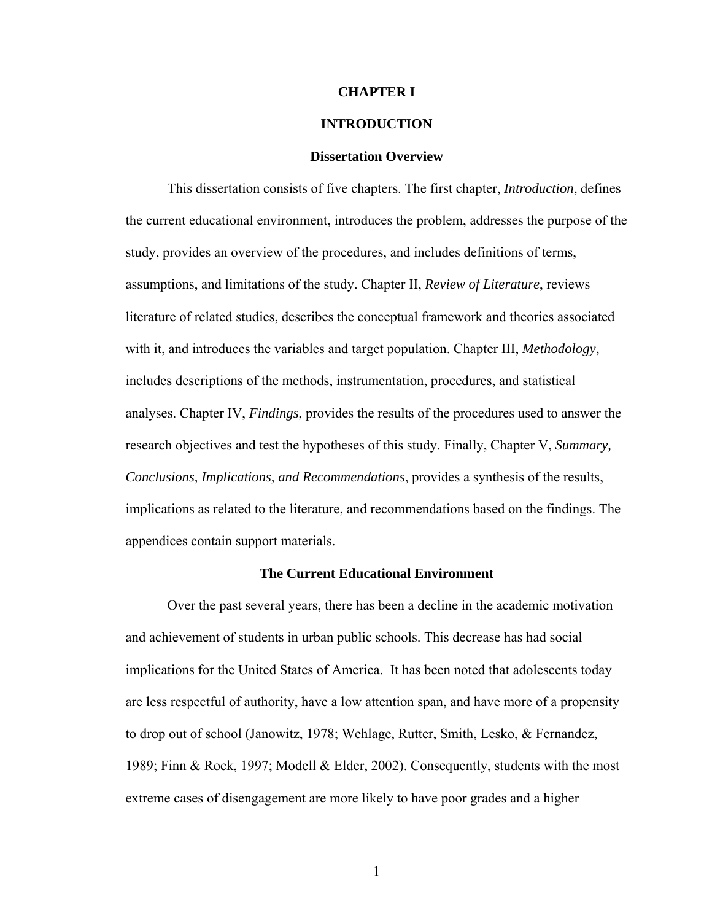# CHAPTER I

# INTRODUCTION

## Dissertation Overview

This dissertation consists of five chapters. The first chapter, *Introduction*, defines the current educational environment, introduces the problem, addresses the purpose of the study, provides an overview of the procedures, and includes definitions of terms, assumptions, and limitations of the study. Chapter II, *Review of Literature*, reviews literature of related studies, describes the conceptual framework and theories associated with it, and introduces the variables and target population. Chapter III, *Methodology*, includes descriptions of the methods, instrumentation, procedures, and statistical analyses. Chapter IV, *Findings*, provides the results of the procedures used to answer the research objectives and test the hypotheses of this study. Finally, Chapter V, *Summary, Conclusions, Implications, and Recommendations*, provides a synthesis of the results, implications as related to the literature, and recommendations based on the findings. The appendices contain support materials.

## The Current Educational Environment

Over the past several years, there has been a decline in the academic motivation and achievement of students in urban public schools. This decrease has had social implications for the United States of America. It has been noted that adolescents today are less respectful of authority, have a low attention span, and have more of a propensity to drop out of school (Janowitz, 1978; Wehlage, Rutter, Smith, Lesko, & Fernandez, 1989; Finn & Rock, 1997; Modell & Elder, 2002). Consequently, students with the most extreme cases of disengagement are more likely to have poor grades and a higher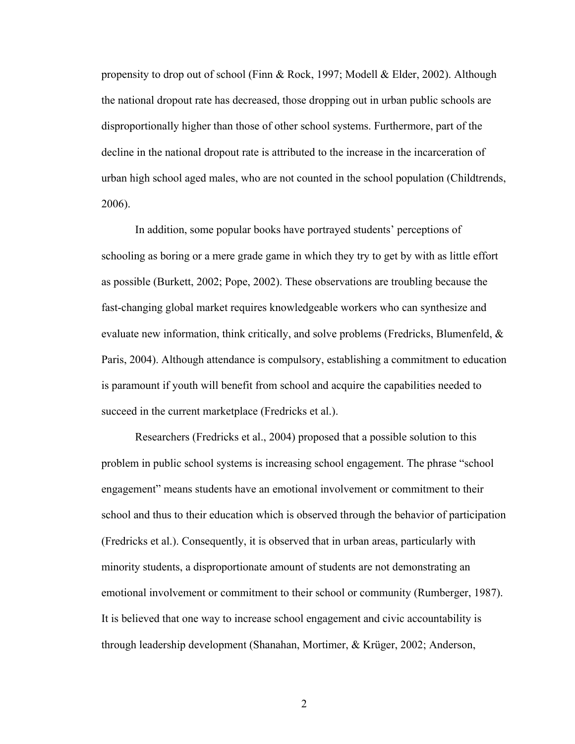propensity to drop out of school (Finn & Rock, 1997; Modell & Elder, 2002). Although the national dropout rate has decreased, those dropping out in urban public schools are disproportionally higher than those of other school systems. Furthermore, part of the decline in the national dropout rate is attributed to the increase in the incarceration of urban high school aged males, who are not counted in the school population (Childtrends, 2006).

In addition, some popular books have portrayed students' perceptions of schooling as boring or a mere grade game in which they try to get by with as little effort as possible (Burkett, 2002; Pope, 2002). These observations are troubling because the fast-changing global market requires knowledgeable workers who can synthesize and evaluate new information, think critically, and solve problems (Fredricks, Blumenfeld, & Paris, 2004). Although attendance is compulsory, establishing a commitment to education is paramount if youth will benefit from school and acquire the capabilities needed to succeed in the current marketplace (Fredricks et al.).

Researchers (Fredricks et al., 2004) proposed that a possible solution to this problem in public school systems is increasing school engagement. The phrase "school engagement" means students have an emotional involvement or commitment to their school and thus to their education which is observed through the behavior of participation (Fredricks et al.). Consequently, it is observed that in urban areas, particularly with minority students, a disproportionate amount of students are not demonstrating an emotional involvement or commitment to their school or community (Rumberger, 1987). It is believed that one way to increase school engagement and civic accountability is through leadership development (Shanahan, Mortimer, & Krüger, 2002; Anderson,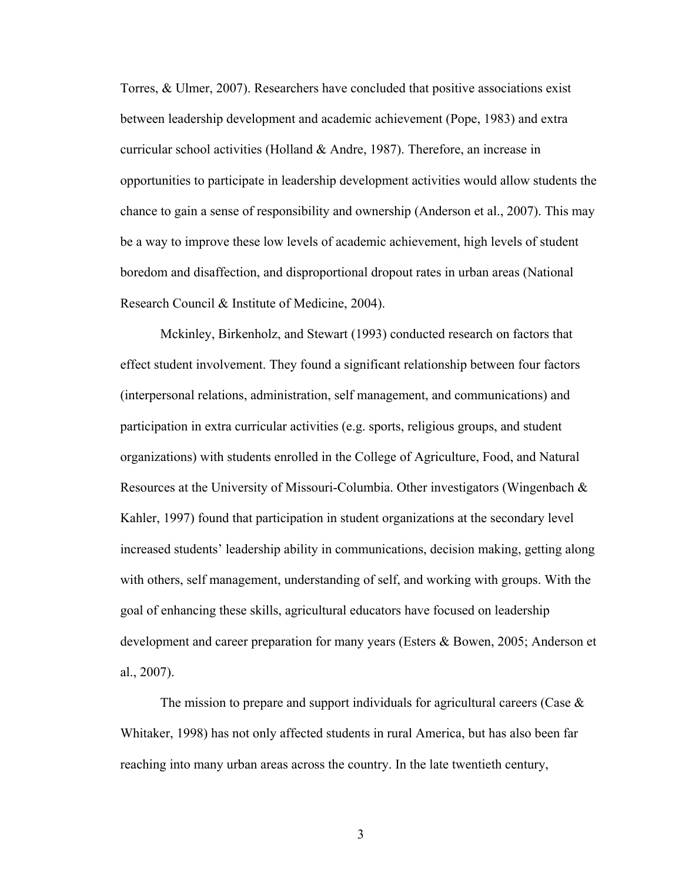Torres, & Ulmer, 2007). Researchers have concluded that positive associations exist between leadership development and academic achievement (Pope, 1983) and extra curricular school activities (Holland & Andre, 1987). Therefore, an increase in opportunities to participate in leadership development activities would allow students the chance to gain a sense of responsibility and ownership (Anderson et al., 2007). This may be a way to improve these low levels of academic achievement, high levels of student boredom and disaffection, and disproportional dropout rates in urban areas (National Research Council & Institute of Medicine, 2004).

Mckinley, Birkenholz, and Stewart (1993) conducted research on factors that effect student involvement. They found a significant relationship between four factors (interpersonal relations, administration, self management, and communications) and participation in extra curricular activities (e.g. sports, religious groups, and student organizations) with students enrolled in the College of Agriculture, Food, and Natural Resources at the University of Missouri-Columbia. Other investigators (Wingenbach & Kahler, 1997) found that participation in student organizations at the secondary level increased students' leadership ability in communications, decision making, getting along with others, self management, understanding of self, and working with groups. With the goal of enhancing these skills, agricultural educators have focused on leadership development and career preparation for many years (Esters & Bowen, 2005; Anderson et al., 2007).

The mission to prepare and support individuals for agricultural careers (Case & Whitaker, 1998) has not only affected students in rural America, but has also been far reaching into many urban areas across the country. In the late twentieth century,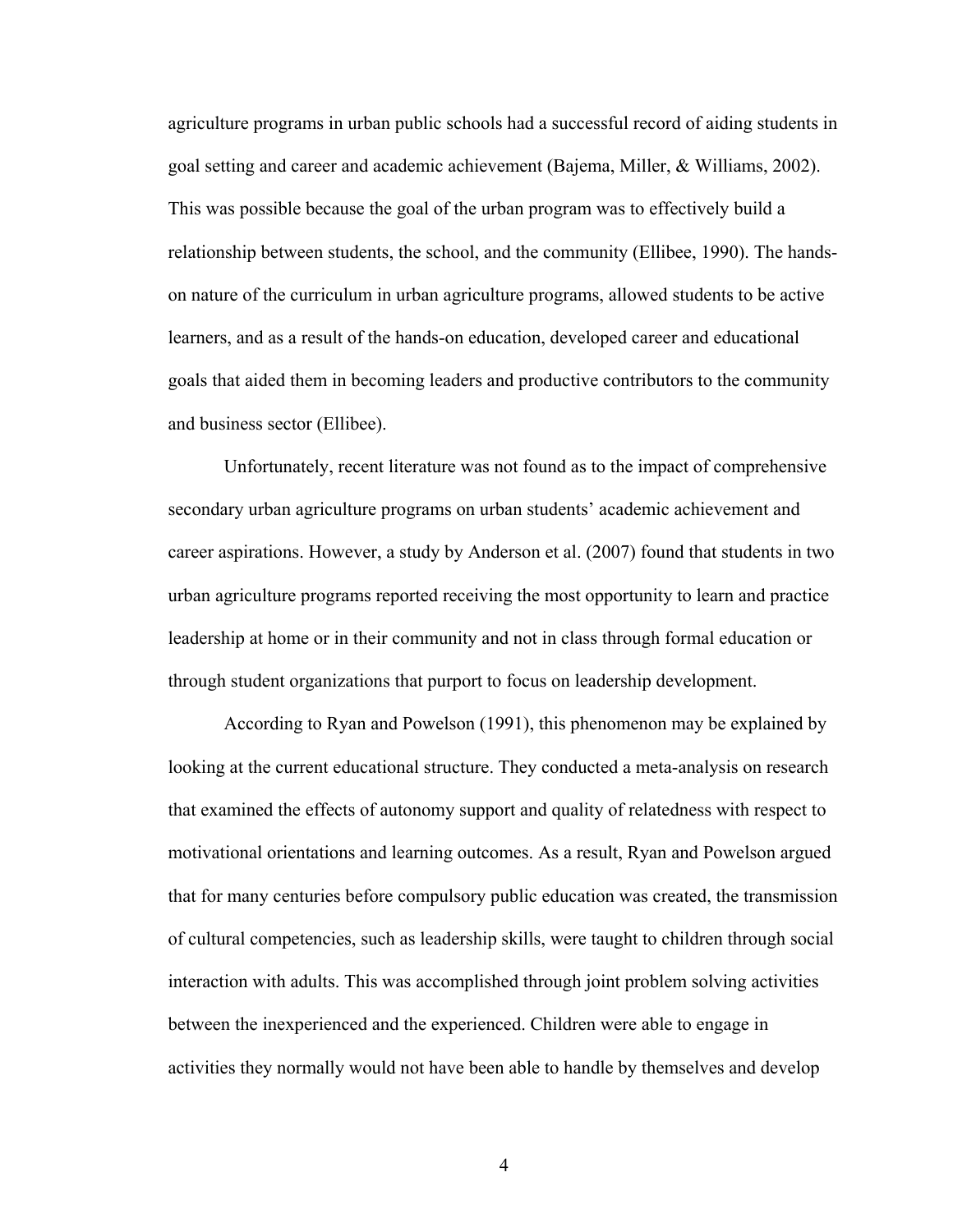agriculture programs in urban public schools had a successful record of aiding students in goal setting and career and academic achievement (Bajema, Miller, & Williams, 2002). This was possible because the goal of the urban program was to effectively build a relationship between students, the school, and the community (Ellibee, 1990). The hands-on nature of the curriculum in urban agriculture programs, allowed students to be active learners, and as a result of the hands-on education, developed career and educational goals that aided them in becoming leaders and productive contributors to the community and business sector (Ellibee).

Unfortunately, recent literature was not found as to the impact of comprehensive secondary urban agriculture programs on urban students' academic achievement and career aspirations. However, a study by Anderson et al. (2007) found that students in two urban agriculture programs reported receiving the most opportunity to learn and practice leadership at home or in their community and not in class through formal education or through student organizations that purport to focus on leadership development.

According to Ryan and Powelson (1991), this phenomenon may be explained by looking at the current educational structure. They conducted a meta-analysis on research that examined the effects of autonomy support and quality of relatedness with respect to motivational orientations and learning outcomes. As a result, Ryan and Powelson argued that for many centuries before compulsory public education was created, the transmission of cultural competencies, such as leadership skills, were taught to children through social interaction with adults. This was accomplished through joint problem solving activities between the inexperienced and the experienced. Children were able to engage in activities they normally would not have been able to handle by themselves and develop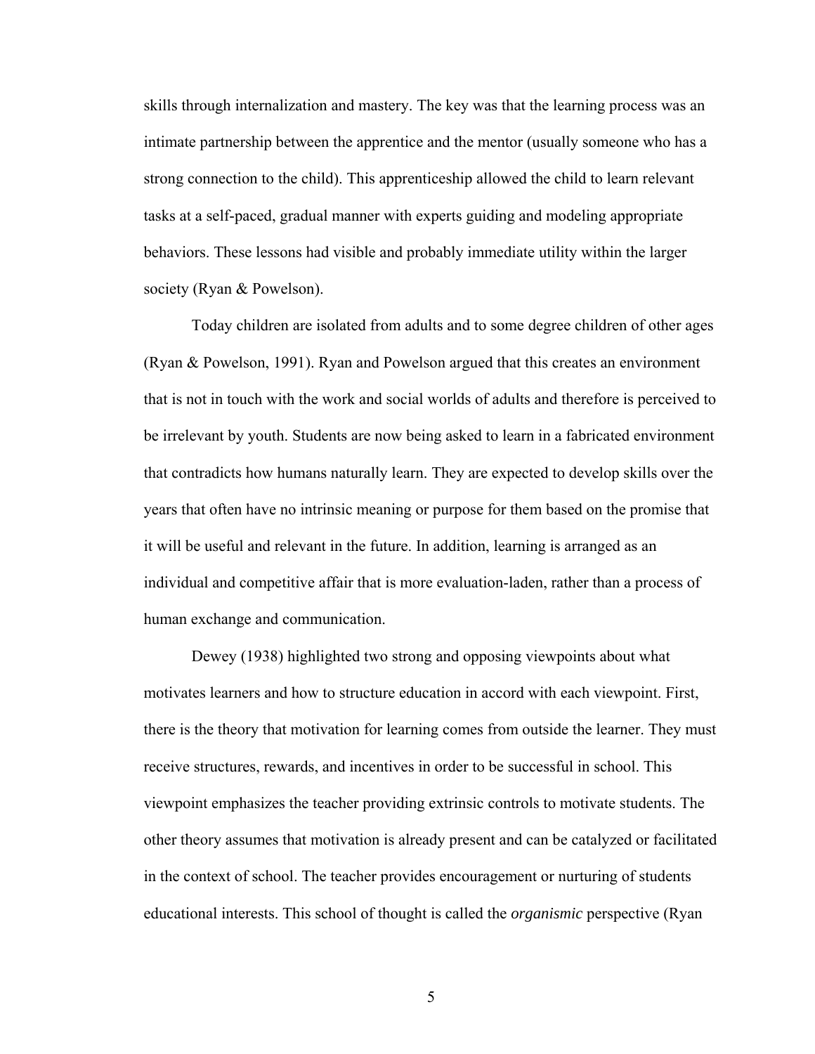skills through internalization and mastery. The key was that the learning process was an intimate partnership between the apprentice and the mentor (usually someone who has a strong connection to the child). This apprenticeship allowed the child to learn relevant tasks at a self-paced, gradual manner with experts guiding and modeling appropriate behaviors. These lessons had visible and probably immediate utility within the larger society (Ryan & Powelson).

Today children are isolated from adults and to some degree children of other ages (Ryan & Powelson, 1991). Ryan and Powelson argued that this creates an environment that is not in touch with the work and social worlds of adults and therefore is perceived to be irrelevant by youth. Students are now being asked to learn in a fabricated environment that contradicts how humans naturally learn. They are expected to develop skills over the years that often have no intrinsic meaning or purpose for them based on the promise that it will be useful and relevant in the future. In addition, learning is arranged as an individual and competitive affair that is more evaluation-laden, rather than a process of human exchange and communication.

Dewey (1938) highlighted two strong and opposing viewpoints about what motivates learners and how to structure education in accord with each viewpoint. First, there is the theory that motivation for learning comes from outside the learner. They must receive structures, rewards, and incentives in order to be successful in school. This viewpoint emphasizes the teacher providing extrinsic controls to motivate students. The other theory assumes that motivation is already present and can be catalyzed or facilitated in the context of school. The teacher provides encouragement or nurturing of students educational interests. This school of thought is called the *organismic* perspective (Ryan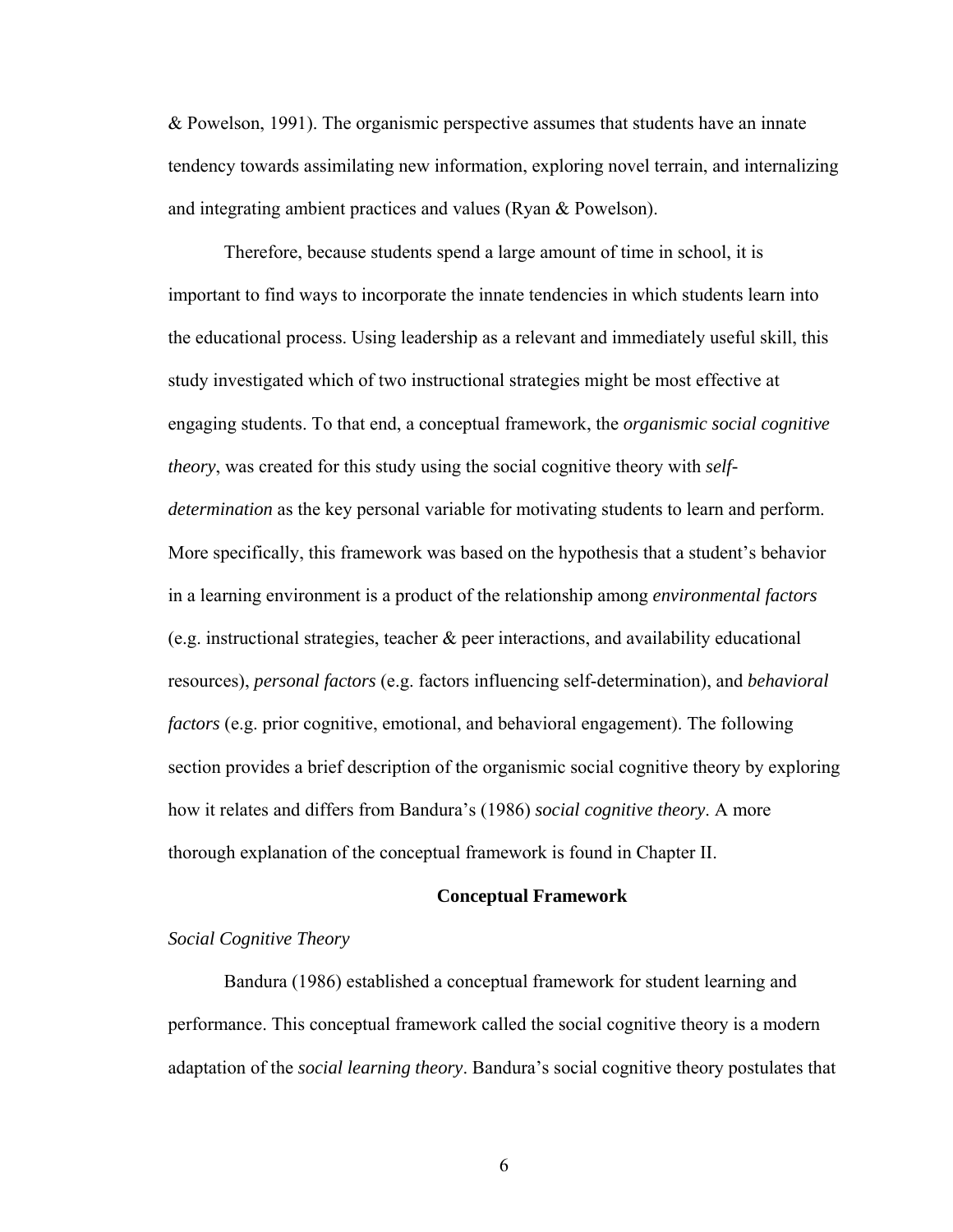& Powelson, 1991). The organismic perspective assumes that students have an innate tendency towards assimilating new information, exploring novel terrain, and internalizing and integrating ambient practices and values (Ryan & Powelson).

Therefore, because students spend a large amount of time in school, it is important to find ways to incorporate the innate tendencies in which students learn into the educational process. Using leadership as a relevant and immediately useful skill, this study investigated which of two instructional strategies might be most effective at engaging students. To that end, a conceptual framework, the *organismic social cognitive theory*, was created for this study using the social cognitive theory with *self-determination* as the key personal variable for motivating students to learn and perform. More specifically, this framework was based on the hypothesis that a student's behavior in a learning environment is a product of the relationship among *environmental factors* (e.g. instructional strategies, teacher & peer interactions, and availability educational resources), *personal factors* (e.g. factors influencing self-determination), and *behavioral factors* (e.g. prior cognitive, emotional, and behavioral engagement). The following section provides a brief description of the organismic social cognitive theory by exploring how it relates and differs from Bandura's (1986) *social cognitive theory*. A more thorough explanation of the conceptual framework is found in Chapter II.

## Conceptual Framework

### *Social Cognitive Theory*

Bandura (1986) established a conceptual framework for student learning and performance. This conceptual framework called the social cognitive theory is a modern adaptation of the *social learning theory*. Bandura's social cognitive theory postulates that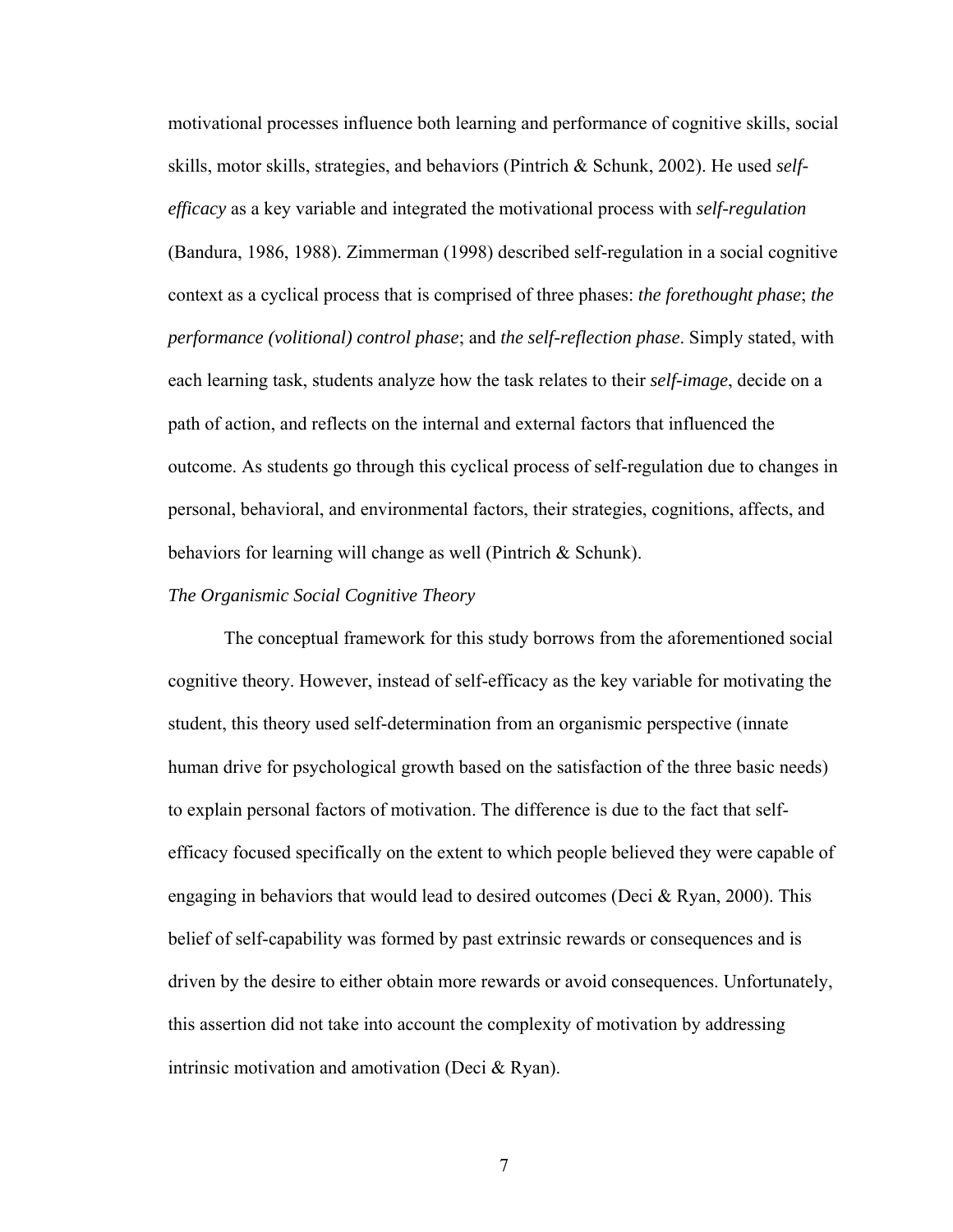motivational processes influence both learning and performance of cognitive skills, social skills, motor skills, strategies, and behaviors (Pintrich & Schunk, 2002). He used *self-efficacy* as a key variable and integrated the motivational process with *self-regulation* (Bandura, 1986, 1988). Zimmerman (1998) described self-regulation in a social cognitive context as a cyclical process that is comprised of three phases: *the forethought phase*; *the performance (volitional) control phase*; and *the self-reflection phase*. Simply stated, with each learning task, students analyze how the task relates to their *self-image*, decide on a path of action, and reflects on the internal and external factors that influenced the outcome. As students go through this cyclical process of self-regulation due to changes in personal, behavioral, and environmental factors, their strategies, cognitions, affects, and behaviors for learning will change as well (Pintrich & Schunk).

### *The Organismic Social Cognitive Theory*

The conceptual framework for this study borrows from the aforementioned social cognitive theory. However, instead of self-efficacy as the key variable for motivating the student, this theory used self-determination from an organismic perspective (innate human drive for psychological growth based on the satisfaction of the three basic needs) to explain personal factors of motivation. The difference is due to the fact that self-efficacy focused specifically on the extent to which people believed they were capable of engaging in behaviors that would lead to desired outcomes (Deci & Ryan, 2000). This belief of self-capability was formed by past extrinsic rewards or consequences and is driven by the desire to either obtain more rewards or avoid consequences. Unfortunately, this assertion did not take into account the complexity of motivation by addressing intrinsic motivation and amotivation (Deci & Ryan).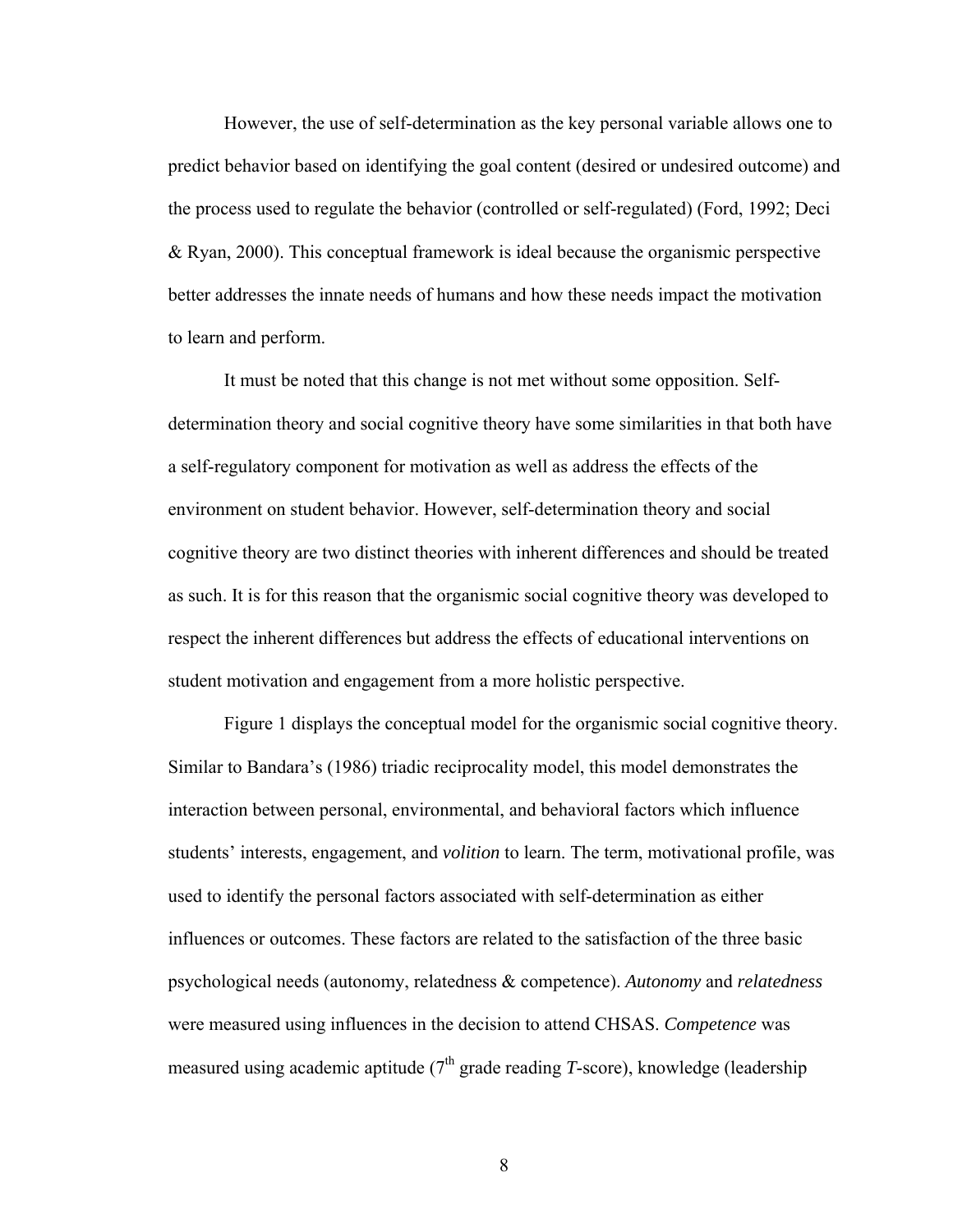However, the use of self-determination as the key personal variable allows one to predict behavior based on identifying the goal content (desired or undesired outcome) and the process used to regulate the behavior (controlled or self-regulated) (Ford, 1992; Deci & Ryan, 2000). This conceptual framework is ideal because the organismic perspective better addresses the innate needs of humans and how these needs impact the motivation to learn and perform.

It must be noted that this change is not met without some opposition. Self-determination theory and social cognitive theory have some similarities in that both have a self-regulatory component for motivation as well as address the effects of the environment on student behavior. However, self-determination theory and social cognitive theory are two distinct theories with inherent differences and should be treated as such. It is for this reason that the organismic social cognitive theory was developed to respect the inherent differences but address the effects of educational interventions on student motivation and engagement from a more holistic perspective.

Figure 1 displays the conceptual model for the organismic social cognitive theory. Similar to Bandara's (1986) triadic reciprocality model, this model demonstrates the interaction between personal, environmental, and behavioral factors which influence students' interests, engagement, and *volition* to learn. The term, motivational profile, was used to identify the personal factors associated with self-determination as either influences or outcomes. These factors are related to the satisfaction of the three basic psychological needs (autonomy, relatedness & competence). *Autonomy* and *relatedness* were measured using influences in the decision to attend CHSAS. *Competence* was measured using academic aptitude (7th grade reading *T*-score), knowledge (leadership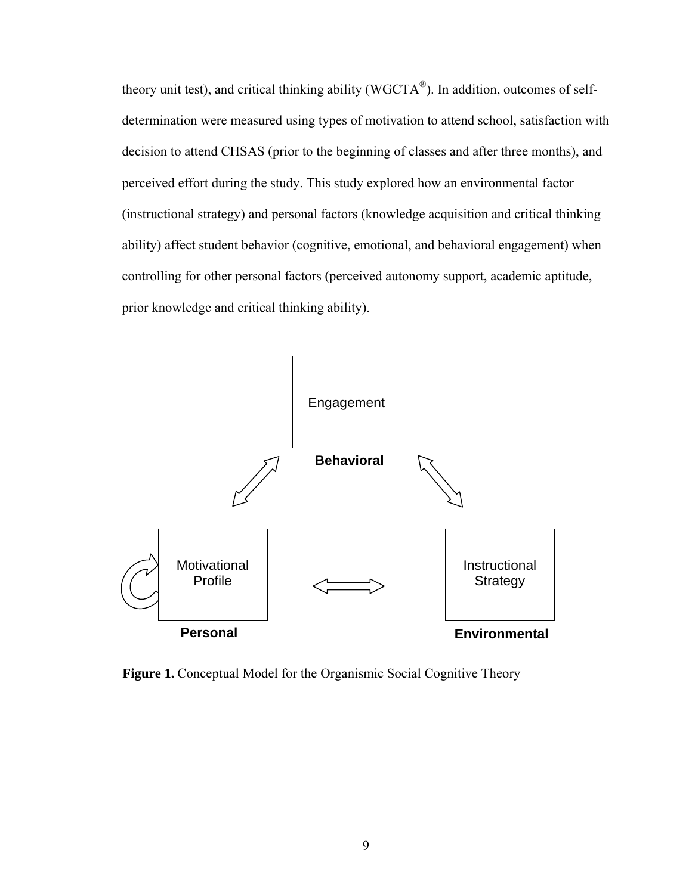theory unit test), and critical thinking ability (WGCTA®). In addition, outcomes of self-determination were measured using types of motivation to attend school, satisfaction with decision to attend CHSAS (prior to the beginning of classes and after three months), and perceived effort during the study. This study explored how an environmental factor (instructional strategy) and personal factors (knowledge acquisition and critical thinking ability) affect student behavior (cognitive, emotional, and behavioral engagement) when controlling for other personal factors (perceived autonomy support, academic aptitude, prior knowledge and critical thinking ability).

Engagement

**Behavioral**

Motivational Profile

**Personal**

Instructional Strategy

**Environmental**

**Figure 1.** Conceptual Model for the Organismic Social Cognitive Theory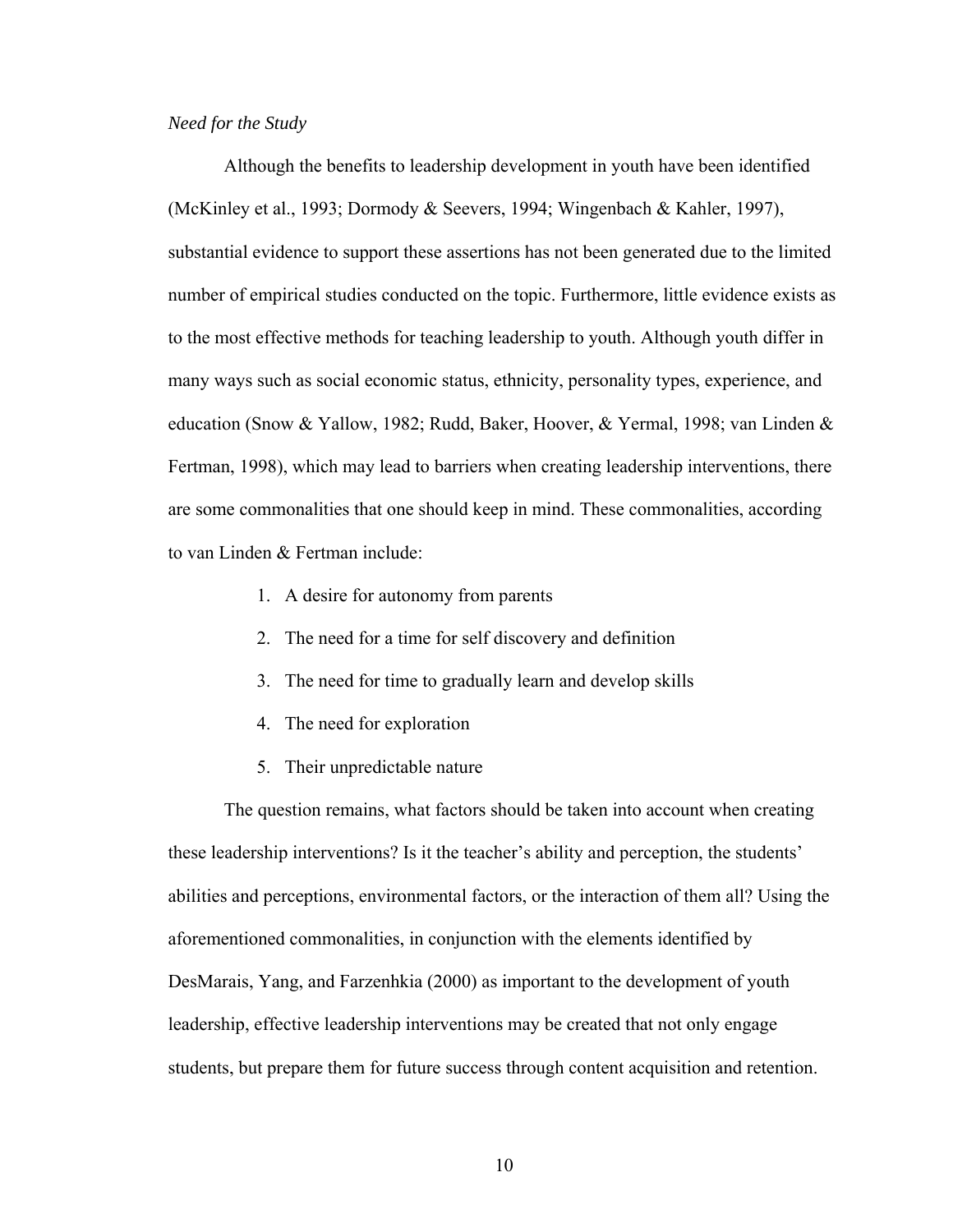*Need for the Study*

Although the benefits to leadership development in youth have been identified (McKinley et al., 1993; Dormody & Seevers, 1994; Wingenbach & Kahler, 1997), substantial evidence to support these assertions has not been generated due to the limited number of empirical studies conducted on the topic. Furthermore, little evidence exists as to the most effective methods for teaching leadership to youth. Although youth differ in many ways such as social economic status, ethnicity, personality types, experience, and education (Snow & Yallow, 1982; Rudd, Baker, Hoover, & Yermal, 1998; van Linden & Fertman, 1998), which may lead to barriers when creating leadership interventions, there are some commonalities that one should keep in mind. These commonalities, according to van Linden & Fertman include:

1. A desire for autonomy from parents
2. The need for a time for self discovery and definition
3. The need for time to gradually learn and develop skills
4. The need for exploration
5. Their unpredictable nature

The question remains, what factors should be taken into account when creating these leadership interventions? Is it the teacher's ability and perception, the students' abilities and perceptions, environmental factors, or the interaction of them all? Using the aforementioned commonalities, in conjunction with the elements identified by DesMarais, Yang, and Farzenhkia (2000) as important to the development of youth leadership, effective leadership interventions may be created that not only engage students, but prepare them for future success through content acquisition and retention.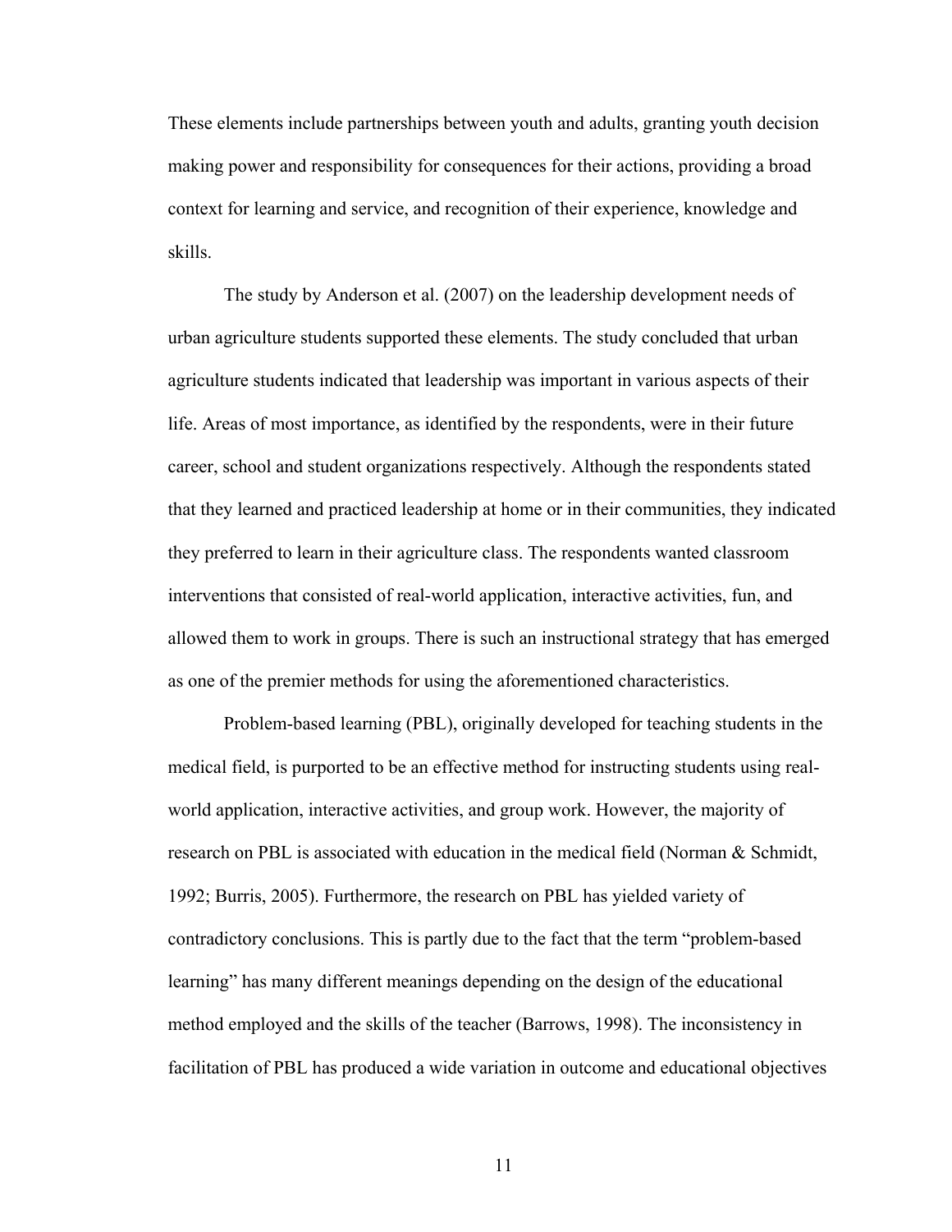These elements include partnerships between youth and adults, granting youth decision making power and responsibility for consequences for their actions, providing a broad context for learning and service, and recognition of their experience, knowledge and skills.

The study by Anderson et al. (2007) on the leadership development needs of urban agriculture students supported these elements. The study concluded that urban agriculture students indicated that leadership was important in various aspects of their life. Areas of most importance, as identified by the respondents, were in their future career, school and student organizations respectively. Although the respondents stated that they learned and practiced leadership at home or in their communities, they indicated they preferred to learn in their agriculture class. The respondents wanted classroom interventions that consisted of real-world application, interactive activities, fun, and allowed them to work in groups. There is such an instructional strategy that has emerged as one of the premier methods for using the aforementioned characteristics.

Problem-based learning (PBL), originally developed for teaching students in the medical field, is purported to be an effective method for instructing students using real-world application, interactive activities, and group work. However, the majority of research on PBL is associated with education in the medical field (Norman & Schmidt, 1992; Burris, 2005). Furthermore, the research on PBL has yielded variety of contradictory conclusions. This is partly due to the fact that the term "problem-based learning" has many different meanings depending on the design of the educational method employed and the skills of the teacher (Barrows, 1998). The inconsistency in facilitation of PBL has produced a wide variation in outcome and educational objectives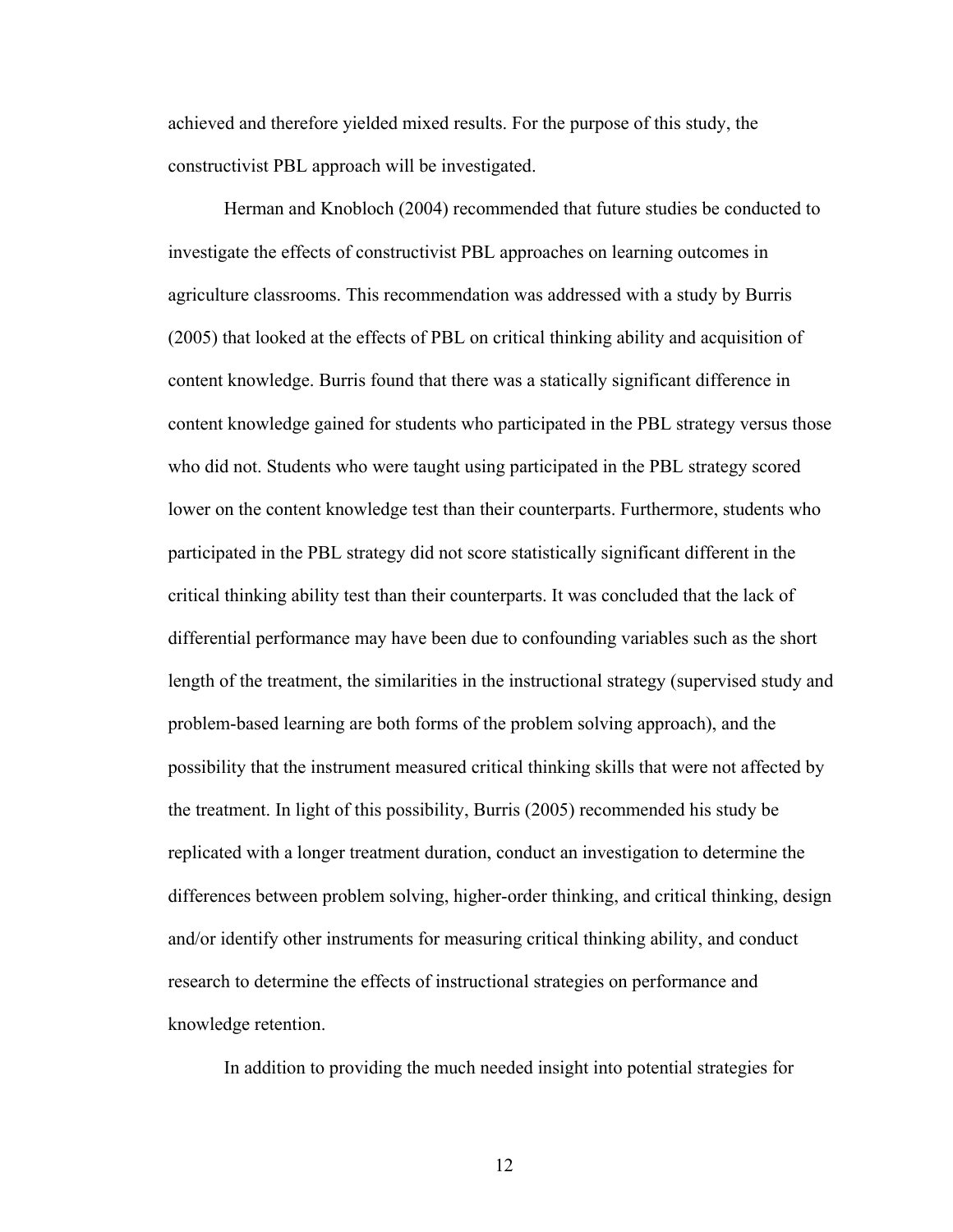achieved and therefore yielded mixed results. For the purpose of this study, the constructivist PBL approach will be investigated.

Herman and Knobloch (2004) recommended that future studies be conducted to investigate the effects of constructivist PBL approaches on learning outcomes in agriculture classrooms. This recommendation was addressed with a study by Burris (2005) that looked at the effects of PBL on critical thinking ability and acquisition of content knowledge. Burris found that there was a statically significant difference in content knowledge gained for students who participated in the PBL strategy versus those who did not. Students who were taught using participated in the PBL strategy scored lower on the content knowledge test than their counterparts. Furthermore, students who participated in the PBL strategy did not score statistically significant different in the critical thinking ability test than their counterparts. It was concluded that the lack of differential performance may have been due to confounding variables such as the short length of the treatment, the similarities in the instructional strategy (supervised study and problem-based learning are both forms of the problem solving approach), and the possibility that the instrument measured critical thinking skills that were not affected by the treatment. In light of this possibility, Burris (2005) recommended his study be replicated with a longer treatment duration, conduct an investigation to determine the differences between problem solving, higher-order thinking, and critical thinking, design and/or identify other instruments for measuring critical thinking ability, and conduct research to determine the effects of instructional strategies on performance and knowledge retention.

In addition to providing the much needed insight into potential strategies for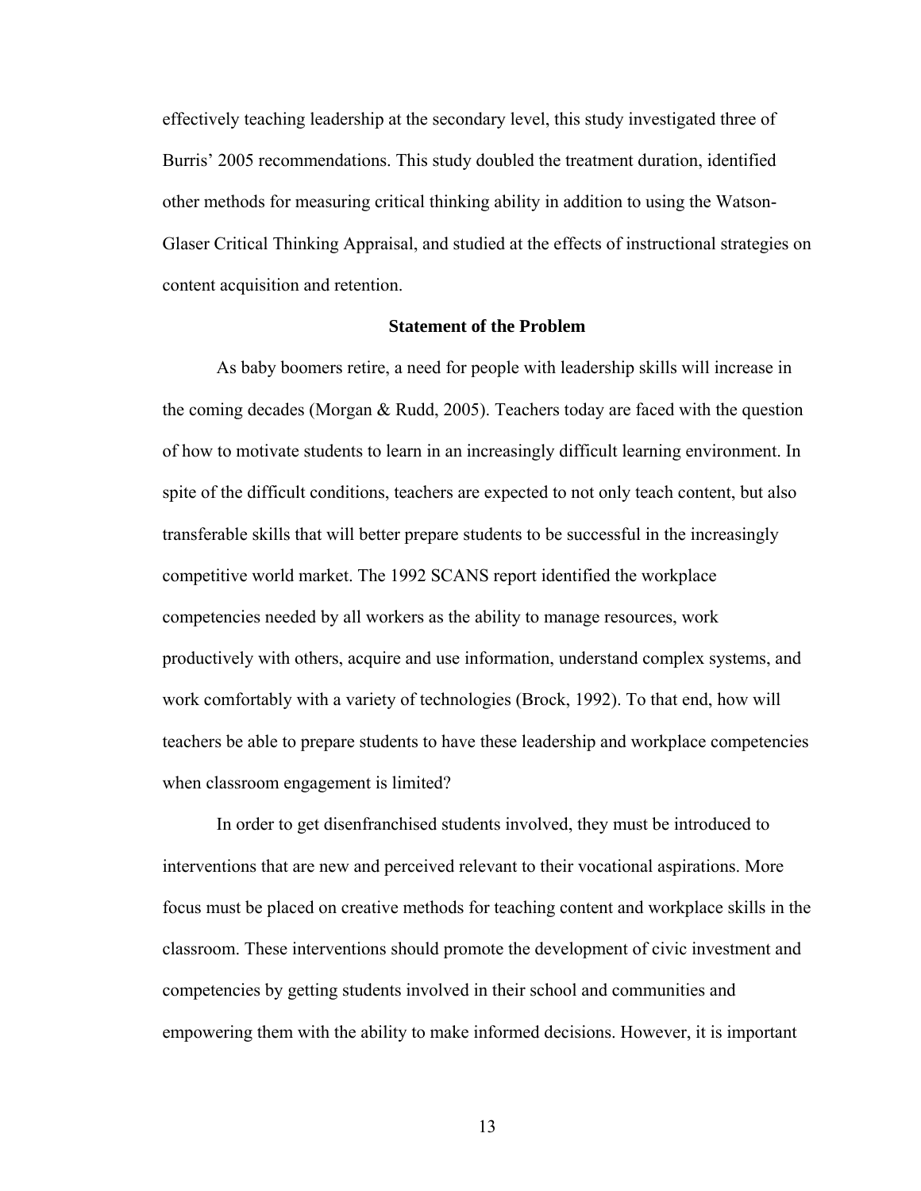effectively teaching leadership at the secondary level, this study investigated three of Burris' 2005 recommendations. This study doubled the treatment duration, identified other methods for measuring critical thinking ability in addition to using the Watson-Glaser Critical Thinking Appraisal, and studied at the effects of instructional strategies on content acquisition and retention.

## Statement of the Problem

As baby boomers retire, a need for people with leadership skills will increase in the coming decades (Morgan & Rudd, 2005). Teachers today are faced with the question of how to motivate students to learn in an increasingly difficult learning environment. In spite of the difficult conditions, teachers are expected to not only teach content, but also transferable skills that will better prepare students to be successful in the increasingly competitive world market. The 1992 SCANS report identified the workplace competencies needed by all workers as the ability to manage resources, work productively with others, acquire and use information, understand complex systems, and work comfortably with a variety of technologies (Brock, 1992). To that end, how will teachers be able to prepare students to have these leadership and workplace competencies when classroom engagement is limited?

In order to get disenfranchised students involved, they must be introduced to interventions that are new and perceived relevant to their vocational aspirations. More focus must be placed on creative methods for teaching content and workplace skills in the classroom. These interventions should promote the development of civic investment and competencies by getting students involved in their school and communities and empowering them with the ability to make informed decisions. However, it is important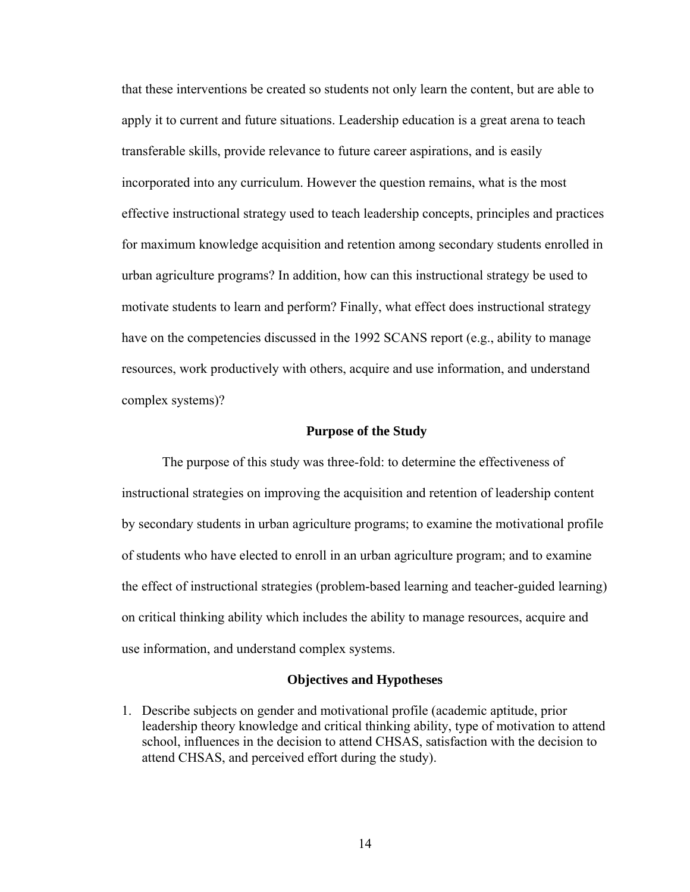that these interventions be created so students not only learn the content, but are able to apply it to current and future situations. Leadership education is a great arena to teach transferable skills, provide relevance to future career aspirations, and is easily incorporated into any curriculum. However the question remains, what is the most effective instructional strategy used to teach leadership concepts, principles and practices for maximum knowledge acquisition and retention among secondary students enrolled in urban agriculture programs? In addition, how can this instructional strategy be used to motivate students to learn and perform? Finally, what effect does instructional strategy have on the competencies discussed in the 1992 SCANS report (e.g., ability to manage resources, work productively with others, acquire and use information, and understand complex systems)?

## Purpose of the Study

The purpose of this study was three-fold: to determine the effectiveness of instructional strategies on improving the acquisition and retention of leadership content by secondary students in urban agriculture programs; to examine the motivational profile of students who have elected to enroll in an urban agriculture program; and to examine the effect of instructional strategies (problem-based learning and teacher-guided learning) on critical thinking ability which includes the ability to manage resources, acquire and use information, and understand complex systems.

## Objectives and Hypotheses

1. Describe subjects on gender and motivational profile (academic aptitude, prior leadership theory knowledge and critical thinking ability, type of motivation to attend school, influences in the decision to attend CHSAS, satisfaction with the decision to attend CHSAS, and perceived effort during the study).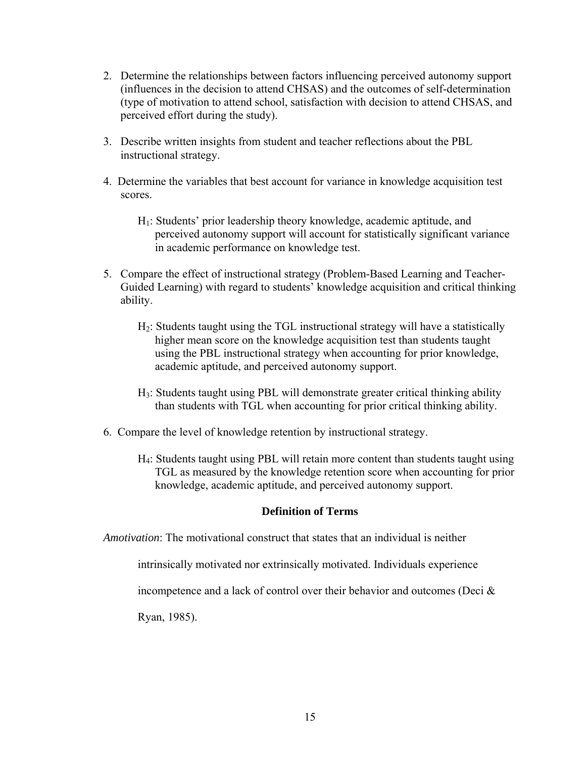2. Determine the relationships between factors influencing perceived autonomy support (influences in the decision to attend CHSAS) and the outcomes of self-determination (type of motivation to attend school, satisfaction with decision to attend CHSAS, and perceived effort during the study).

3. Describe written insights from student and teacher reflections about the PBL instructional strategy.

4. Determine the variables that best account for variance in knowledge acquisition test scores.

   $H_1$: Students' prior leadership theory knowledge, academic aptitude, and perceived autonomy support will account for statistically significant variance in academic performance on knowledge test.

5. Compare the effect of instructional strategy (Problem-Based Learning and Teacher-Guided Learning) with regard to students' knowledge acquisition and critical thinking ability.

   $H_2$: Students taught using the TGL instructional strategy will have a statistically higher mean score on the knowledge acquisition test than students taught using the PBL instructional strategy when accounting for prior knowledge, academic aptitude, and perceived autonomy support.

   $H_3$: Students taught using PBL will demonstrate greater critical thinking ability than students with TGL when accounting for prior critical thinking ability.

6. Compare the level of knowledge retention by instructional strategy.

   $H_4$: Students taught using PBL will retain more content than students taught using TGL as measured by the knowledge retention score when accounting for prior knowledge, academic aptitude, and perceived autonomy support.

## Definition of Terms

*Amotivation*: The motivational construct that states that an individual is neither intrinsically motivated nor extrinsically motivated. Individuals experience incompetence and a lack of control over their behavior and outcomes (Deci & Ryan, 1985).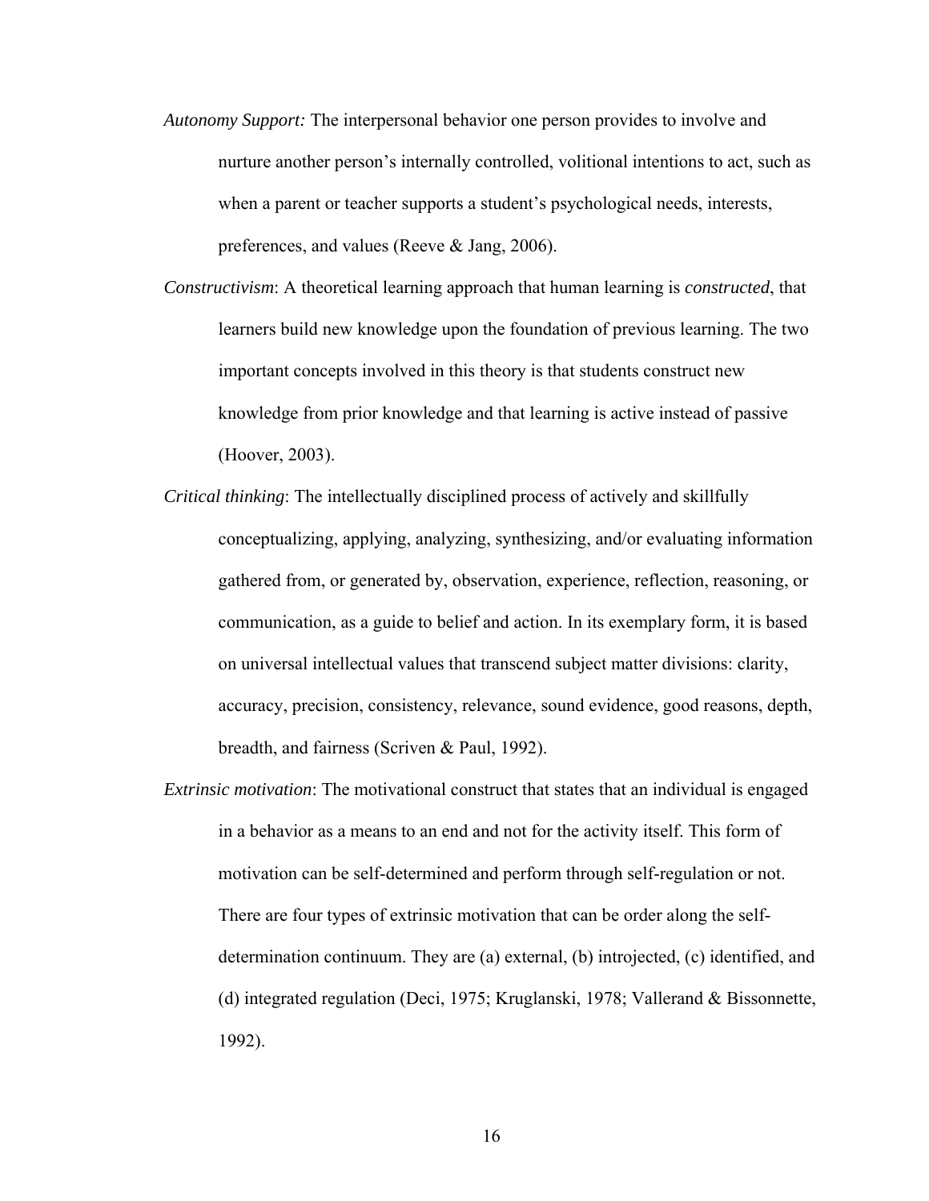*Autonomy Support:* The interpersonal behavior one person provides to involve and nurture another person's internally controlled, volitional intentions to act, such as when a parent or teacher supports a student's psychological needs, interests, preferences, and values (Reeve & Jang, 2006).

*Constructivism*: A theoretical learning approach that human learning is *constructed*, that learners build new knowledge upon the foundation of previous learning. The two important concepts involved in this theory is that students construct new knowledge from prior knowledge and that learning is active instead of passive (Hoover, 2003).

*Critical thinking*: The intellectually disciplined process of actively and skillfully conceptualizing, applying, analyzing, synthesizing, and/or evaluating information gathered from, or generated by, observation, experience, reflection, reasoning, or communication, as a guide to belief and action. In its exemplary form, it is based on universal intellectual values that transcend subject matter divisions: clarity, accuracy, precision, consistency, relevance, sound evidence, good reasons, depth, breadth, and fairness (Scriven & Paul, 1992).

*Extrinsic motivation*: The motivational construct that states that an individual is engaged in a behavior as a means to an end and not for the activity itself. This form of motivation can be self-determined and perform through self-regulation or not. There are four types of extrinsic motivation that can be order along the self-determination continuum. They are (a) external, (b) introjected, (c) identified, and (d) integrated regulation (Deci, 1975; Kruglanski, 1978; Vallerand & Bissonnette, 1992).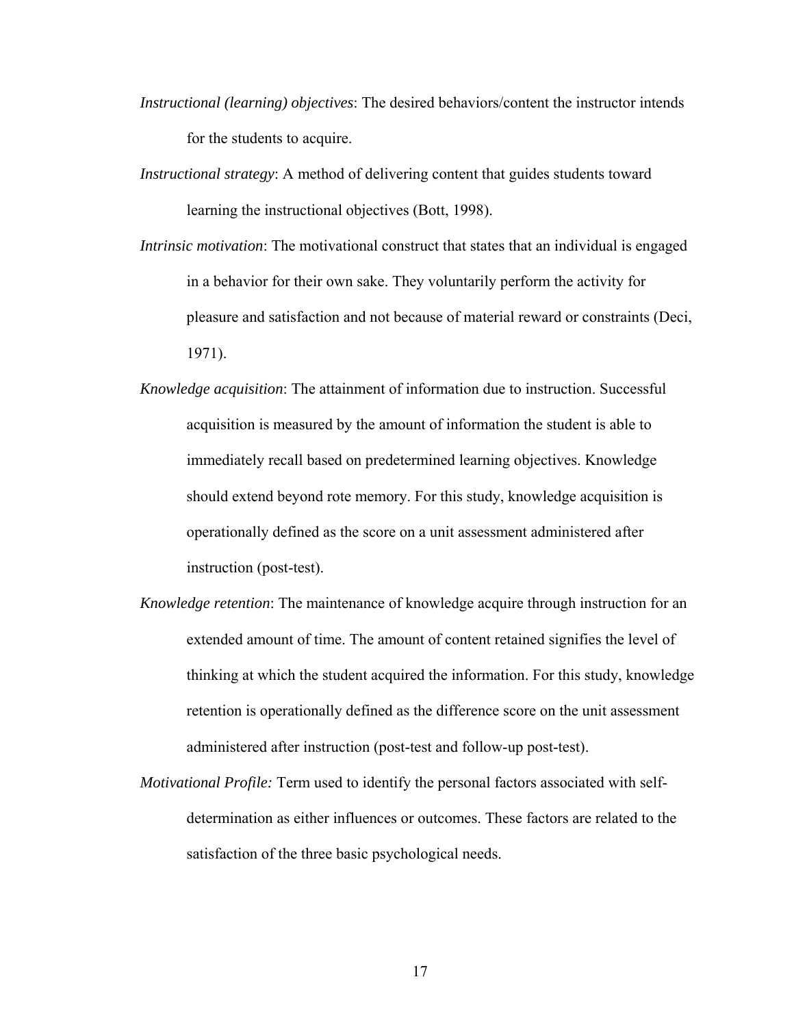*Instructional (learning) objectives*: The desired behaviors/content the instructor intends for the students to acquire.

*Instructional strategy*: A method of delivering content that guides students toward learning the instructional objectives (Bott, 1998).

*Intrinsic motivation*: The motivational construct that states that an individual is engaged in a behavior for their own sake. They voluntarily perform the activity for pleasure and satisfaction and not because of material reward or constraints (Deci, 1971).

*Knowledge acquisition*: The attainment of information due to instruction. Successful acquisition is measured by the amount of information the student is able to immediately recall based on predetermined learning objectives. Knowledge should extend beyond rote memory. For this study, knowledge acquisition is operationally defined as the score on a unit assessment administered after instruction (post-test).

*Knowledge retention*: The maintenance of knowledge acquire through instruction for an extended amount of time. The amount of content retained signifies the level of thinking at which the student acquired the information. For this study, knowledge retention is operationally defined as the difference score on the unit assessment administered after instruction (post-test and follow-up post-test).

*Motivational Profile:* Term used to identify the personal factors associated with self-determination as either influences or outcomes. These factors are related to the satisfaction of the three basic psychological needs.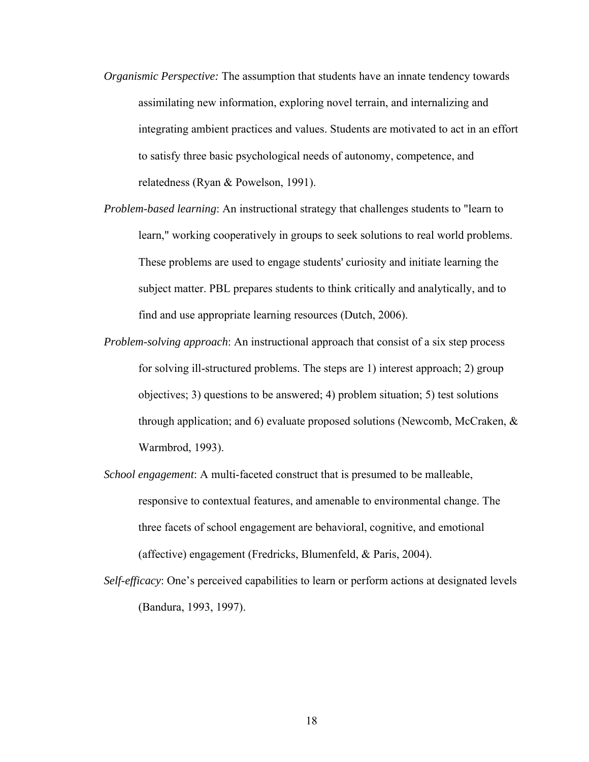*Organismic Perspective:* The assumption that students have an innate tendency towards assimilating new information, exploring novel terrain, and internalizing and integrating ambient practices and values. Students are motivated to act in an effort to satisfy three basic psychological needs of autonomy, competence, and relatedness (Ryan & Powelson, 1991).

*Problem-based learning*: An instructional strategy that challenges students to "learn to learn," working cooperatively in groups to seek solutions to real world problems. These problems are used to engage students' curiosity and initiate learning the subject matter. PBL prepares students to think critically and analytically, and to find and use appropriate learning resources (Dutch, 2006).

*Problem-solving approach*: An instructional approach that consist of a six step process for solving ill-structured problems. The steps are 1) interest approach; 2) group objectives; 3) questions to be answered; 4) problem situation; 5) test solutions through application; and 6) evaluate proposed solutions (Newcomb, McCraken, & Warmbrod, 1993).

*School engagement*: A multi-faceted construct that is presumed to be malleable, responsive to contextual features, and amenable to environmental change. The three facets of school engagement are behavioral, cognitive, and emotional (affective) engagement (Fredricks, Blumenfeld, & Paris, 2004).

*Self-efficacy*: One's perceived capabilities to learn or perform actions at designated levels (Bandura, 1993, 1997).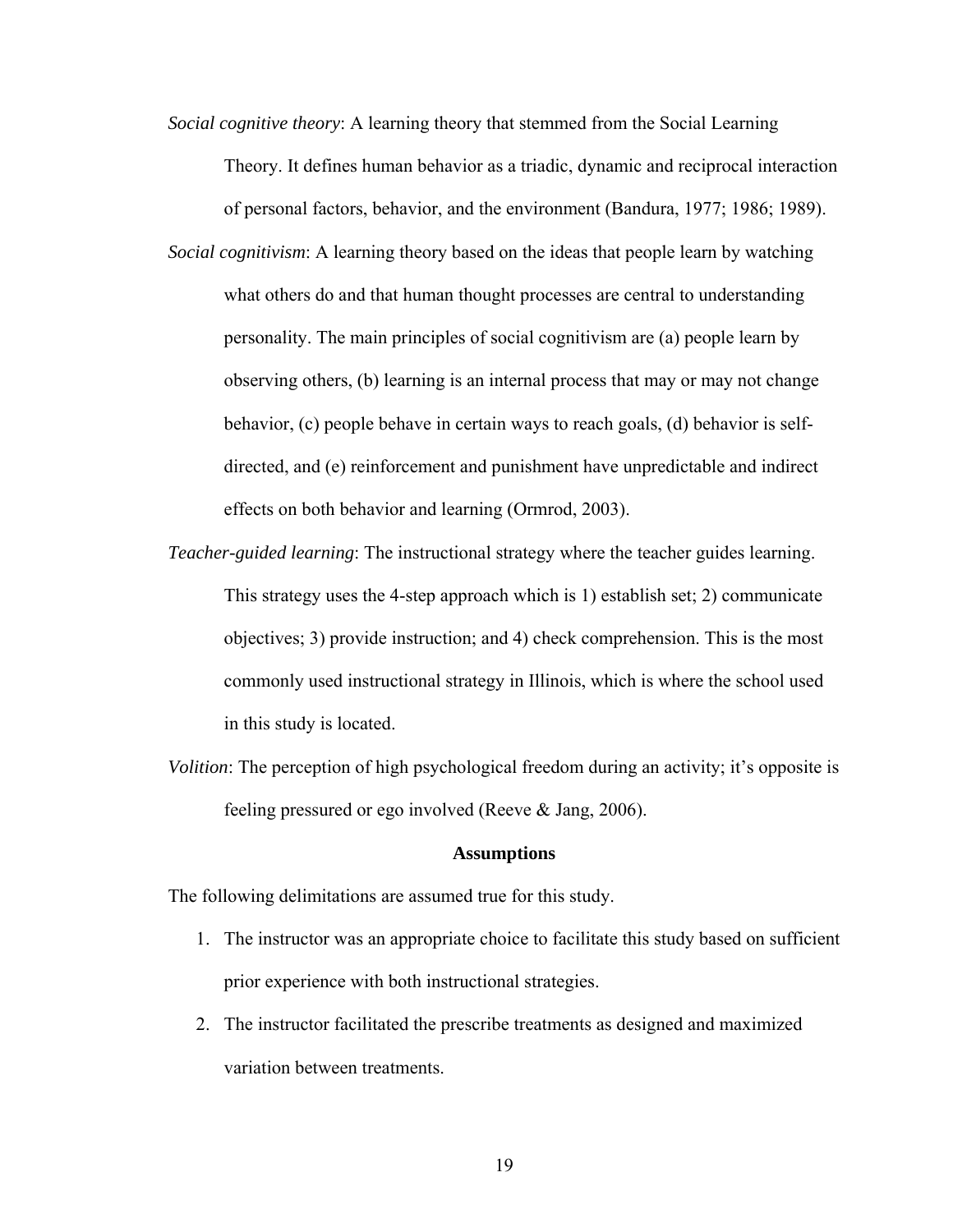*Social cognitive theory*: A learning theory that stemmed from the Social Learning Theory. It defines human behavior as a triadic, dynamic and reciprocal interaction of personal factors, behavior, and the environment (Bandura, 1977; 1986; 1989).

*Social cognitivism*: A learning theory based on the ideas that people learn by watching what others do and that human thought processes are central to understanding personality. The main principles of social cognitivism are (a) people learn by observing others, (b) learning is an internal process that may or may not change behavior, (c) people behave in certain ways to reach goals, (d) behavior is self-directed, and (e) reinforcement and punishment have unpredictable and indirect effects on both behavior and learning (Ormrod, 2003).

*Teacher-guided learning*: The instructional strategy where the teacher guides learning. This strategy uses the 4-step approach which is 1) establish set; 2) communicate objectives; 3) provide instruction; and 4) check comprehension. This is the most commonly used instructional strategy in Illinois, which is where the school used in this study is located.

*Volition*: The perception of high psychological freedom during an activity; it's opposite is feeling pressured or ego involved (Reeve & Jang, 2006).

## Assumptions

The following delimitations are assumed true for this study.

1. The instructor was an appropriate choice to facilitate this study based on sufficient prior experience with both instructional strategies.
2. The instructor facilitated the prescribe treatments as designed and maximized variation between treatments.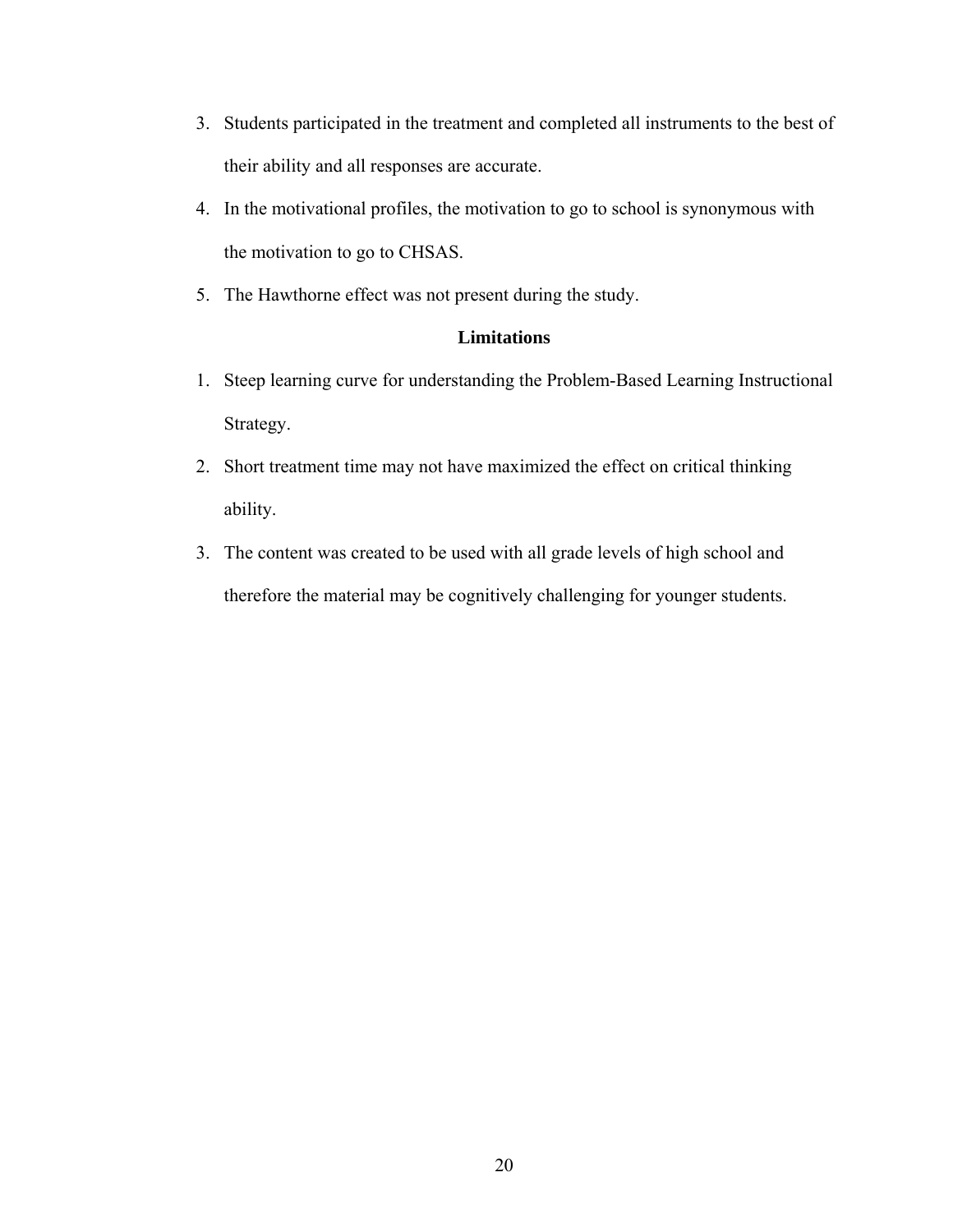3. Students participated in the treatment and completed all instruments to the best of their ability and all responses are accurate.
4. In the motivational profiles, the motivation to go to school is synonymous with the motivation to go to CHSAS.
5. The Hawthorne effect was not present during the study.

## Limitations

1. Steep learning curve for understanding the Problem-Based Learning Instructional Strategy.
2. Short treatment time may not have maximized the effect on critical thinking ability.
3. The content was created to be used with all grade levels of high school and therefore the material may be cognitively challenging for younger students.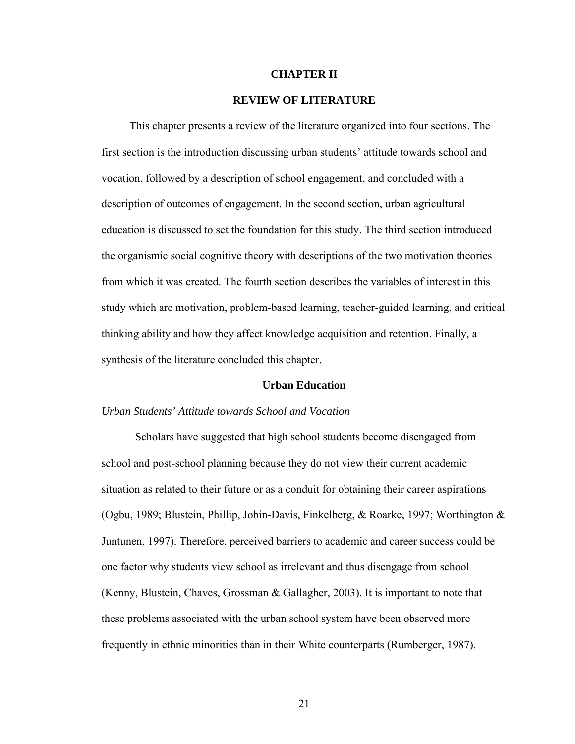# CHAPTER II

# REVIEW OF LITERATURE

This chapter presents a review of the literature organized into four sections. The first section is the introduction discussing urban students' attitude towards school and vocation, followed by a description of school engagement, and concluded with a description of outcomes of engagement. In the second section, urban agricultural education is discussed to set the foundation for this study. The third section introduced the organismic social cognitive theory with descriptions of the two motivation theories from which it was created. The fourth section describes the variables of interest in this study which are motivation, problem-based learning, teacher-guided learning, and critical thinking ability and how they affect knowledge acquisition and retention. Finally, a synthesis of the literature concluded this chapter.

## Urban Education

### *Urban Students' Attitude towards School and Vocation*

Scholars have suggested that high school students become disengaged from school and post-school planning because they do not view their current academic situation as related to their future or as a conduit for obtaining their career aspirations (Ogbu, 1989; Blustein, Phillip, Jobin-Davis, Finkelberg, & Roarke, 1997; Worthington & Juntunen, 1997). Therefore, perceived barriers to academic and career success could be one factor why students view school as irrelevant and thus disengage from school (Kenny, Blustein, Chaves, Grossman & Gallagher, 2003). It is important to note that these problems associated with the urban school system have been observed more frequently in ethnic minorities than in their White counterparts (Rumberger, 1987).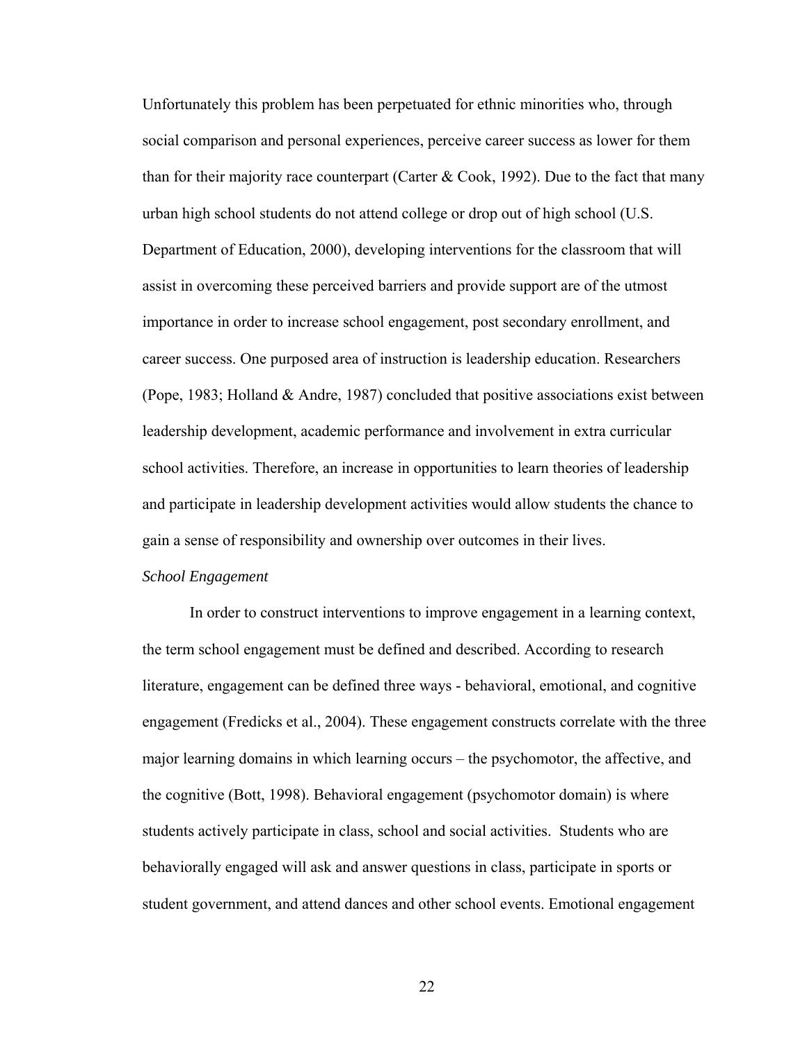Unfortunately this problem has been perpetuated for ethnic minorities who, through social comparison and personal experiences, perceive career success as lower for them than for their majority race counterpart (Carter & Cook, 1992). Due to the fact that many urban high school students do not attend college or drop out of high school (U.S. Department of Education, 2000), developing interventions for the classroom that will assist in overcoming these perceived barriers and provide support are of the utmost importance in order to increase school engagement, post secondary enrollment, and career success. One purposed area of instruction is leadership education. Researchers (Pope, 1983; Holland & Andre, 1987) concluded that positive associations exist between leadership development, academic performance and involvement in extra curricular school activities. Therefore, an increase in opportunities to learn theories of leadership and participate in leadership development activities would allow students the chance to gain a sense of responsibility and ownership over outcomes in their lives.

*School Engagement*

In order to construct interventions to improve engagement in a learning context, the term school engagement must be defined and described. According to research literature, engagement can be defined three ways - behavioral, emotional, and cognitive engagement (Fredicks et al., 2004). These engagement constructs correlate with the three major learning domains in which learning occurs – the psychomotor, the affective, and the cognitive (Bott, 1998). Behavioral engagement (psychomotor domain) is where students actively participate in class, school and social activities. Students who are behaviorally engaged will ask and answer questions in class, participate in sports or student government, and attend dances and other school events. Emotional engagement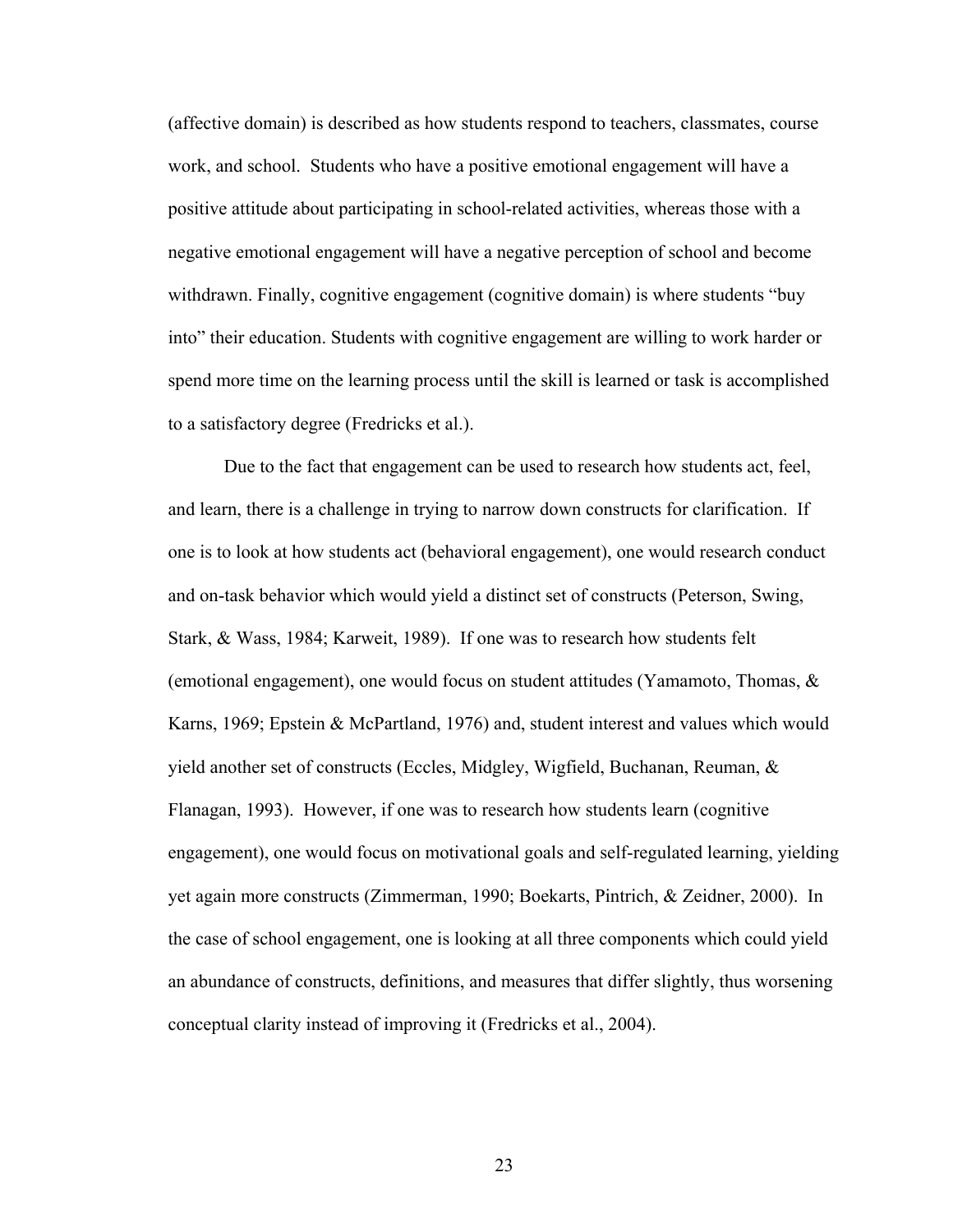(affective domain) is described as how students respond to teachers, classmates, course work, and school. Students who have a positive emotional engagement will have a positive attitude about participating in school-related activities, whereas those with a negative emotional engagement will have a negative perception of school and become withdrawn. Finally, cognitive engagement (cognitive domain) is where students "buy into" their education. Students with cognitive engagement are willing to work harder or spend more time on the learning process until the skill is learned or task is accomplished to a satisfactory degree (Fredricks et al.).

Due to the fact that engagement can be used to research how students act, feel, and learn, there is a challenge in trying to narrow down constructs for clarification. If one is to look at how students act (behavioral engagement), one would research conduct and on-task behavior which would yield a distinct set of constructs (Peterson, Swing, Stark, & Wass, 1984; Karweit, 1989). If one was to research how students felt (emotional engagement), one would focus on student attitudes (Yamamoto, Thomas, & Karns, 1969; Epstein & McPartland, 1976) and, student interest and values which would yield another set of constructs (Eccles, Midgley, Wigfield, Buchanan, Reuman, & Flanagan, 1993). However, if one was to research how students learn (cognitive engagement), one would focus on motivational goals and self-regulated learning, yielding yet again more constructs (Zimmerman, 1990; Boekarts, Pintrich, & Zeidner, 2000). In the case of school engagement, one is looking at all three components which could yield an abundance of constructs, definitions, and measures that differ slightly, thus worsening conceptual clarity instead of improving it (Fredricks et al., 2004).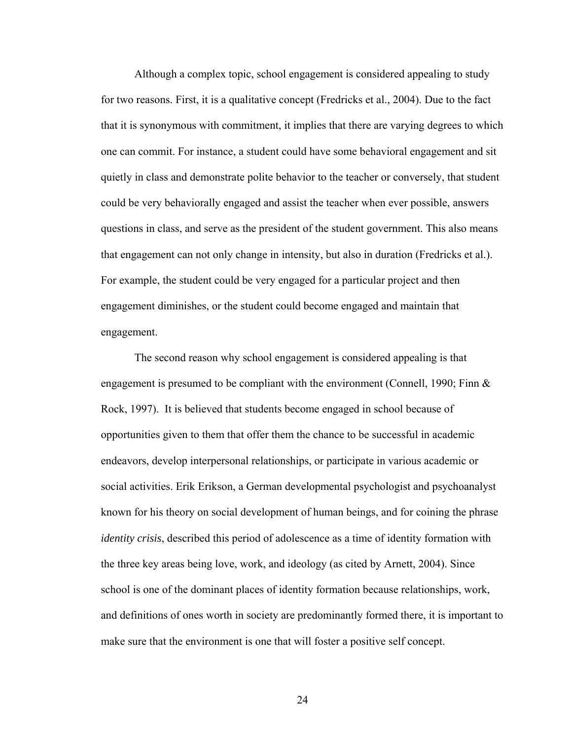Although a complex topic, school engagement is considered appealing to study for two reasons. First, it is a qualitative concept (Fredricks et al., 2004). Due to the fact that it is synonymous with commitment, it implies that there are varying degrees to which one can commit. For instance, a student could have some behavioral engagement and sit quietly in class and demonstrate polite behavior to the teacher or conversely, that student could be very behaviorally engaged and assist the teacher when ever possible, answers questions in class, and serve as the president of the student government. This also means that engagement can not only change in intensity, but also in duration (Fredricks et al.). For example, the student could be very engaged for a particular project and then engagement diminishes, or the student could become engaged and maintain that engagement.

The second reason why school engagement is considered appealing is that engagement is presumed to be compliant with the environment (Connell, 1990; Finn & Rock, 1997). It is believed that students become engaged in school because of opportunities given to them that offer them the chance to be successful in academic endeavors, develop interpersonal relationships, or participate in various academic or social activities. Erik Erikson, a German developmental psychologist and psychoanalyst known for his theory on social development of human beings, and for coining the phrase *identity crisis*, described this period of adolescence as a time of identity formation with the three key areas being love, work, and ideology (as cited by Arnett, 2004). Since school is one of the dominant places of identity formation because relationships, work, and definitions of ones worth in society are predominantly formed there, it is important to make sure that the environment is one that will foster a positive self concept.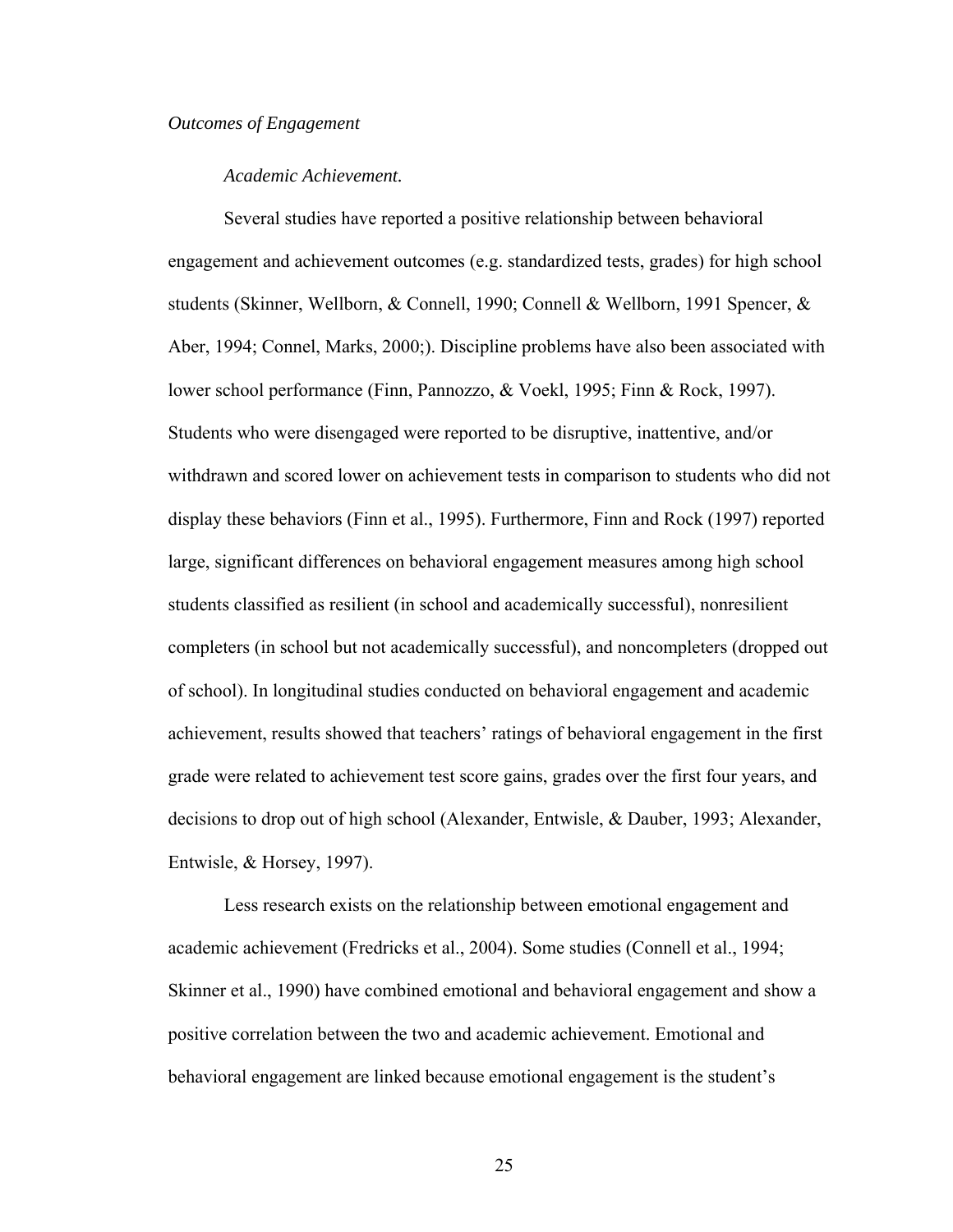*Outcomes of Engagement*

*Academic Achievement.*

Several studies have reported a positive relationship between behavioral engagement and achievement outcomes (e.g. standardized tests, grades) for high school students (Skinner, Wellborn, & Connell, 1990; Connell & Wellborn, 1991 Spencer, & Aber, 1994; Connel, Marks, 2000;). Discipline problems have also been associated with lower school performance (Finn, Pannozzo, & Voekl, 1995; Finn & Rock, 1997). Students who were disengaged were reported to be disruptive, inattentive, and/or withdrawn and scored lower on achievement tests in comparison to students who did not display these behaviors (Finn et al., 1995). Furthermore, Finn and Rock (1997) reported large, significant differences on behavioral engagement measures among high school students classified as resilient (in school and academically successful), nonresilient completers (in school but not academically successful), and noncompleters (dropped out of school). In longitudinal studies conducted on behavioral engagement and academic achievement, results showed that teachers' ratings of behavioral engagement in the first grade were related to achievement test score gains, grades over the first four years, and decisions to drop out of high school (Alexander, Entwisle, & Dauber, 1993; Alexander, Entwisle, & Horsey, 1997).

Less research exists on the relationship between emotional engagement and academic achievement (Fredricks et al., 2004). Some studies (Connell et al., 1994; Skinner et al., 1990) have combined emotional and behavioral engagement and show a positive correlation between the two and academic achievement. Emotional and behavioral engagement are linked because emotional engagement is the student's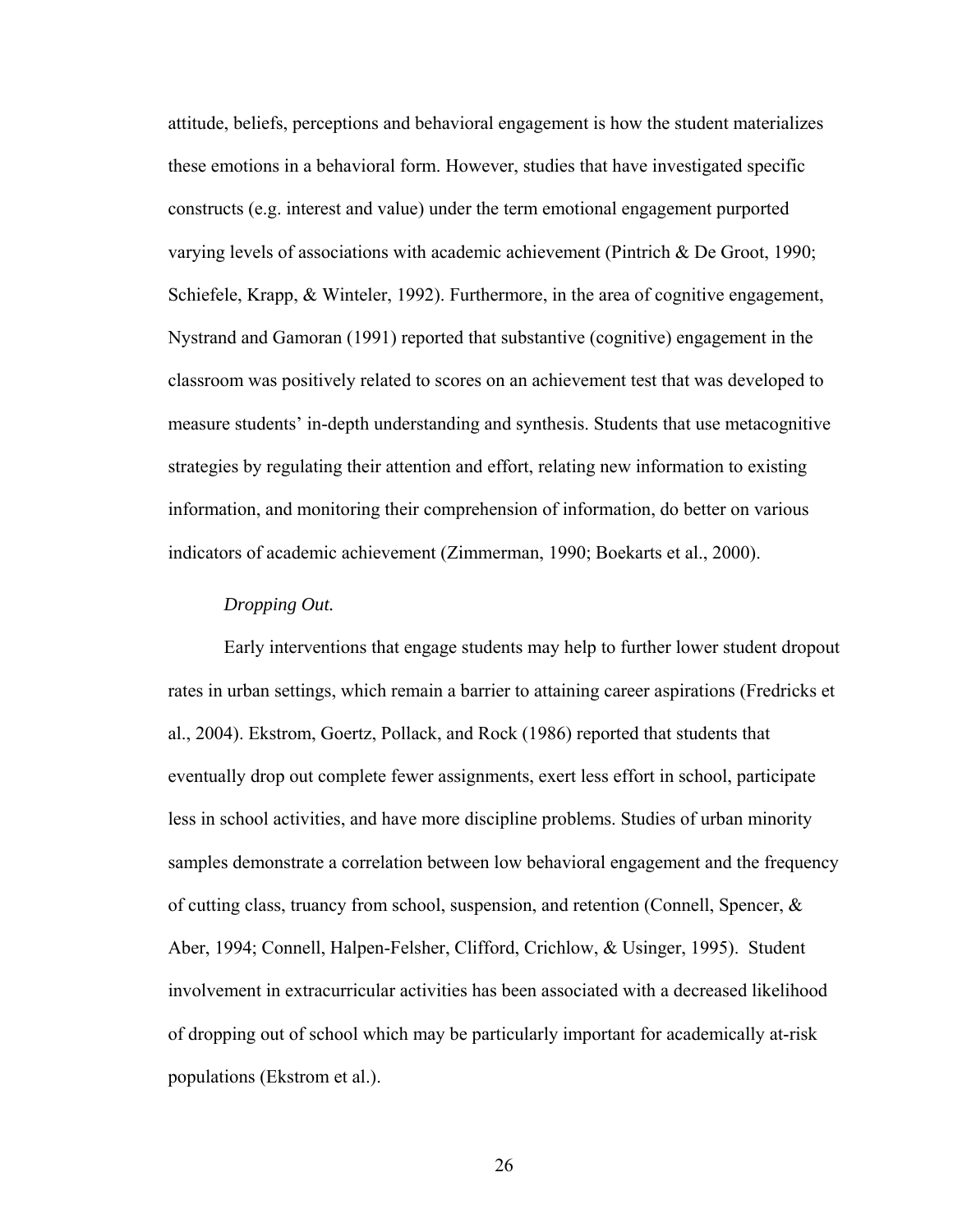attitude, beliefs, perceptions and behavioral engagement is how the student materializes these emotions in a behavioral form. However, studies that have investigated specific constructs (e.g. interest and value) under the term emotional engagement purported varying levels of associations with academic achievement (Pintrich & De Groot, 1990; Schiefele, Krapp, & Winteler, 1992). Furthermore, in the area of cognitive engagement, Nystrand and Gamoran (1991) reported that substantive (cognitive) engagement in the classroom was positively related to scores on an achievement test that was developed to measure students' in-depth understanding and synthesis. Students that use metacognitive strategies by regulating their attention and effort, relating new information to existing information, and monitoring their comprehension of information, do better on various indicators of academic achievement (Zimmerman, 1990; Boekarts et al., 2000).

*Dropping Out.*

Early interventions that engage students may help to further lower student dropout rates in urban settings, which remain a barrier to attaining career aspirations (Fredricks et al., 2004). Ekstrom, Goertz, Pollack, and Rock (1986) reported that students that eventually drop out complete fewer assignments, exert less effort in school, participate less in school activities, and have more discipline problems. Studies of urban minority samples demonstrate a correlation between low behavioral engagement and the frequency of cutting class, truancy from school, suspension, and retention (Connell, Spencer, & Aber, 1994; Connell, Halpen-Felsher, Clifford, Crichlow, & Usinger, 1995). Student involvement in extracurricular activities has been associated with a decreased likelihood of dropping out of school which may be particularly important for academically at-risk populations (Ekstrom et al.).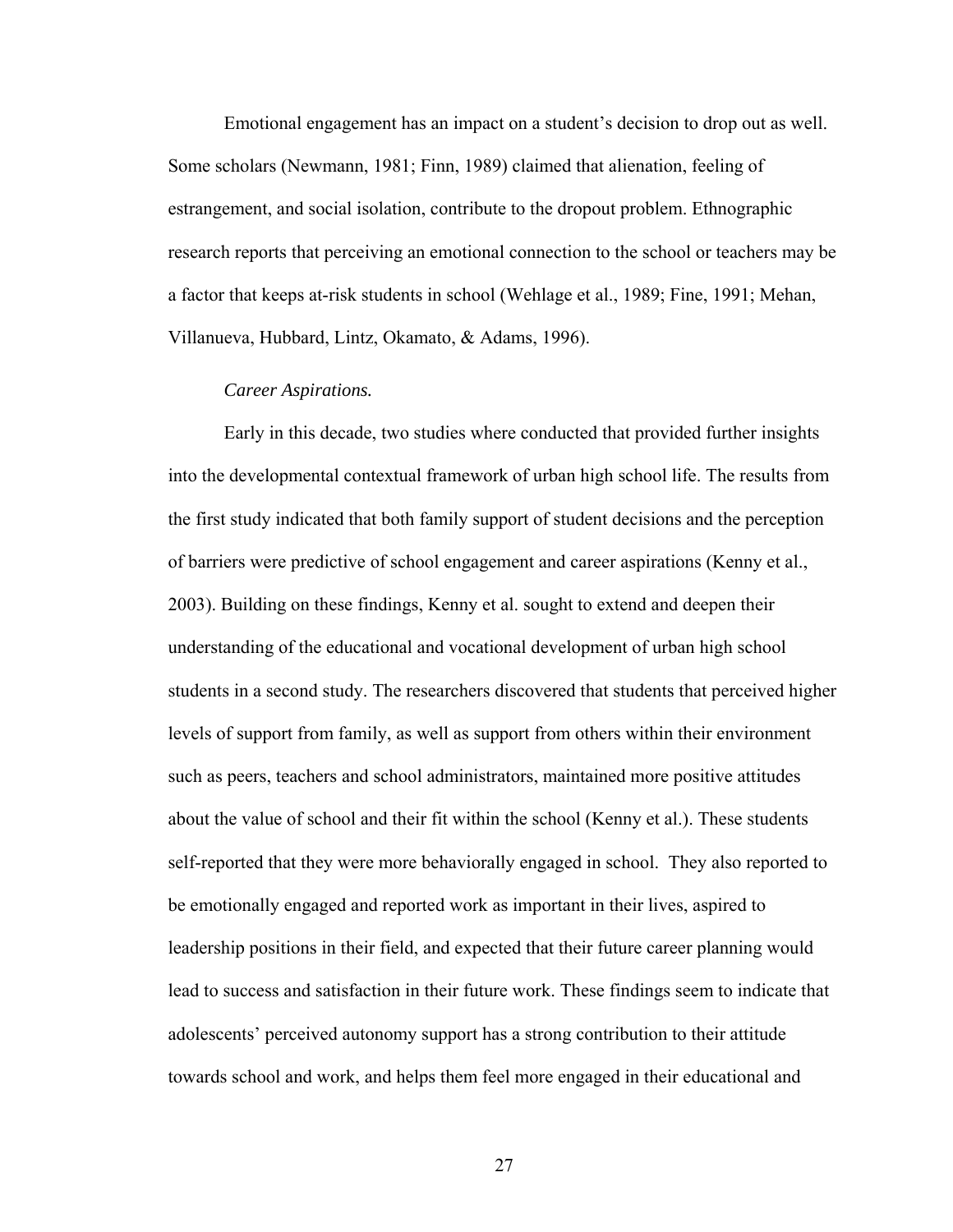Emotional engagement has an impact on a student's decision to drop out as well. Some scholars (Newmann, 1981; Finn, 1989) claimed that alienation, feeling of estrangement, and social isolation, contribute to the dropout problem. Ethnographic research reports that perceiving an emotional connection to the school or teachers may be a factor that keeps at-risk students in school (Wehlage et al., 1989; Fine, 1991; Mehan, Villanueva, Hubbard, Lintz, Okamato, & Adams, 1996).

*Career Aspirations.*

Early in this decade, two studies where conducted that provided further insights into the developmental contextual framework of urban high school life. The results from the first study indicated that both family support of student decisions and the perception of barriers were predictive of school engagement and career aspirations (Kenny et al., 2003). Building on these findings, Kenny et al. sought to extend and deepen their understanding of the educational and vocational development of urban high school students in a second study. The researchers discovered that students that perceived higher levels of support from family, as well as support from others within their environment such as peers, teachers and school administrators, maintained more positive attitudes about the value of school and their fit within the school (Kenny et al.). These students self-reported that they were more behaviorally engaged in school. They also reported to be emotionally engaged and reported work as important in their lives, aspired to leadership positions in their field, and expected that their future career planning would lead to success and satisfaction in their future work. These findings seem to indicate that adolescents' perceived autonomy support has a strong contribution to their attitude towards school and work, and helps them feel more engaged in their educational and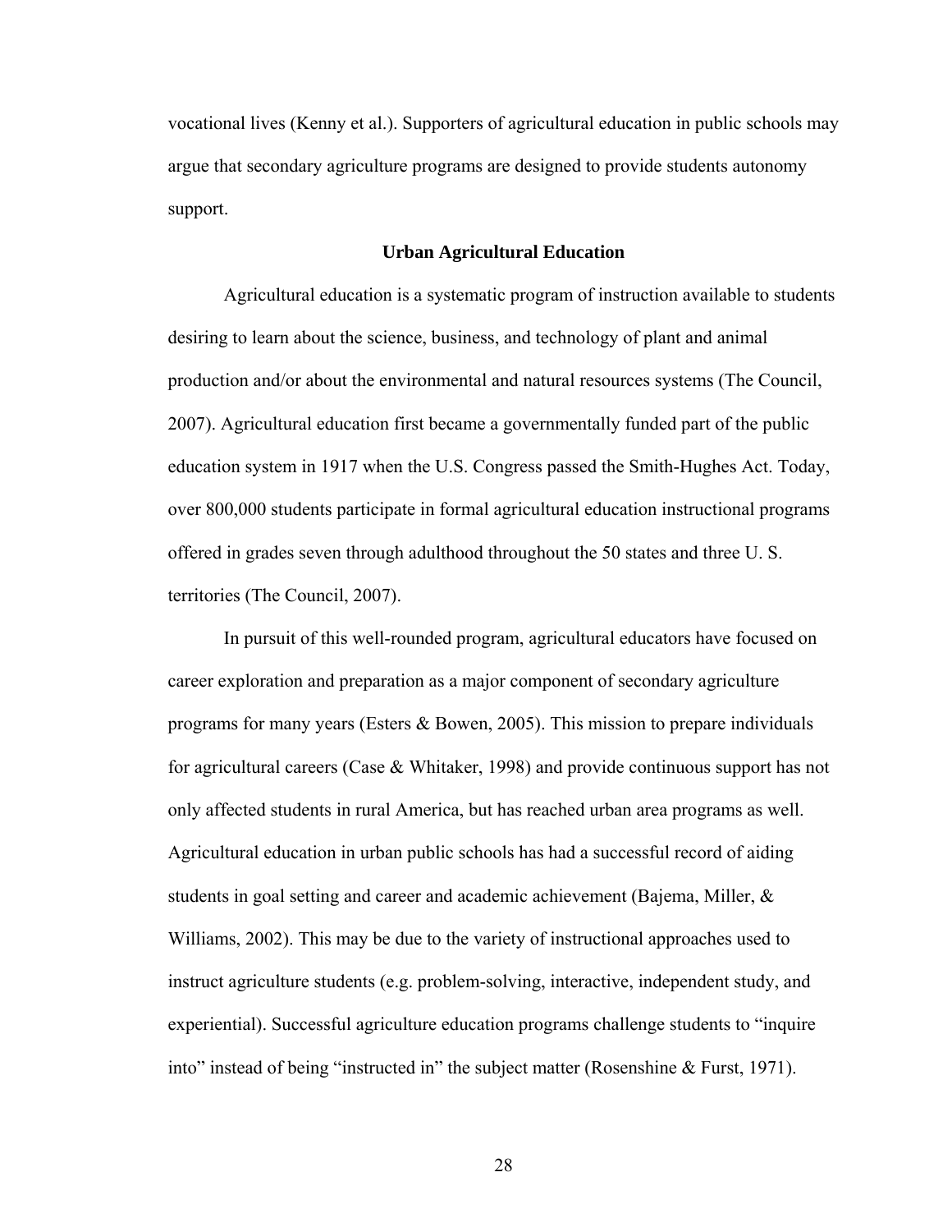vocational lives (Kenny et al.). Supporters of agricultural education in public schools may argue that secondary agriculture programs are designed to provide students autonomy support.

## Urban Agricultural Education

Agricultural education is a systematic program of instruction available to students desiring to learn about the science, business, and technology of plant and animal production and/or about the environmental and natural resources systems (The Council, 2007). Agricultural education first became a governmentally funded part of the public education system in 1917 when the U.S. Congress passed the Smith-Hughes Act. Today, over 800,000 students participate in formal agricultural education instructional programs offered in grades seven through adulthood throughout the 50 states and three U. S. territories (The Council, 2007).

In pursuit of this well-rounded program, agricultural educators have focused on career exploration and preparation as a major component of secondary agriculture programs for many years (Esters & Bowen, 2005). This mission to prepare individuals for agricultural careers (Case & Whitaker, 1998) and provide continuous support has not only affected students in rural America, but has reached urban area programs as well. Agricultural education in urban public schools has had a successful record of aiding students in goal setting and career and academic achievement (Bajema, Miller, & Williams, 2002). This may be due to the variety of instructional approaches used to instruct agriculture students (e.g. problem-solving, interactive, independent study, and experiential). Successful agriculture education programs challenge students to "inquire into" instead of being "instructed in" the subject matter (Rosenshine & Furst, 1971).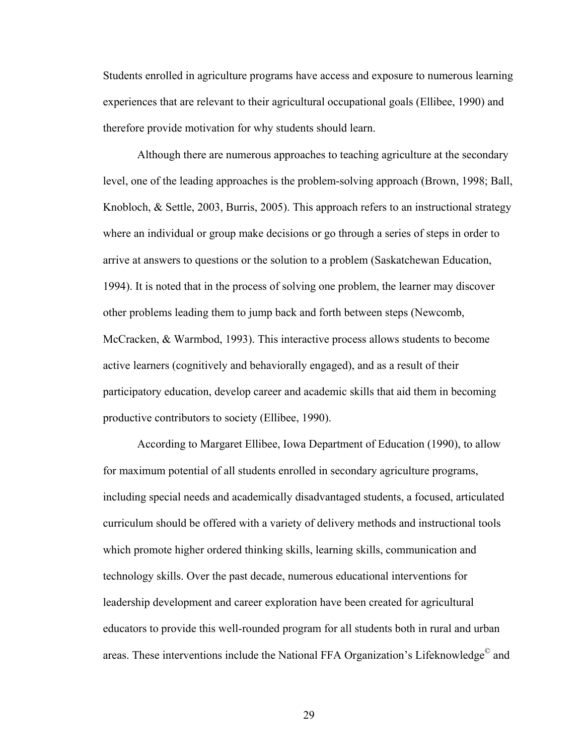Students enrolled in agriculture programs have access and exposure to numerous learning experiences that are relevant to their agricultural occupational goals (Ellibee, 1990) and therefore provide motivation for why students should learn.

Although there are numerous approaches to teaching agriculture at the secondary level, one of the leading approaches is the problem-solving approach (Brown, 1998; Ball, Knobloch, & Settle, 2003, Burris, 2005). This approach refers to an instructional strategy where an individual or group make decisions or go through a series of steps in order to arrive at answers to questions or the solution to a problem (Saskatchewan Education, 1994). It is noted that in the process of solving one problem, the learner may discover other problems leading them to jump back and forth between steps (Newcomb, McCracken, & Warmbod, 1993). This interactive process allows students to become active learners (cognitively and behaviorally engaged), and as a result of their participatory education, develop career and academic skills that aid them in becoming productive contributors to society (Ellibee, 1990).

According to Margaret Ellibee, Iowa Department of Education (1990), to allow for maximum potential of all students enrolled in secondary agriculture programs, including special needs and academically disadvantaged students, a focused, articulated curriculum should be offered with a variety of delivery methods and instructional tools which promote higher ordered thinking skills, learning skills, communication and technology skills. Over the past decade, numerous educational interventions for leadership development and career exploration have been created for agricultural educators to provide this well-rounded program for all students both in rural and urban areas. These interventions include the National FFA Organization's Lifeknowledge© and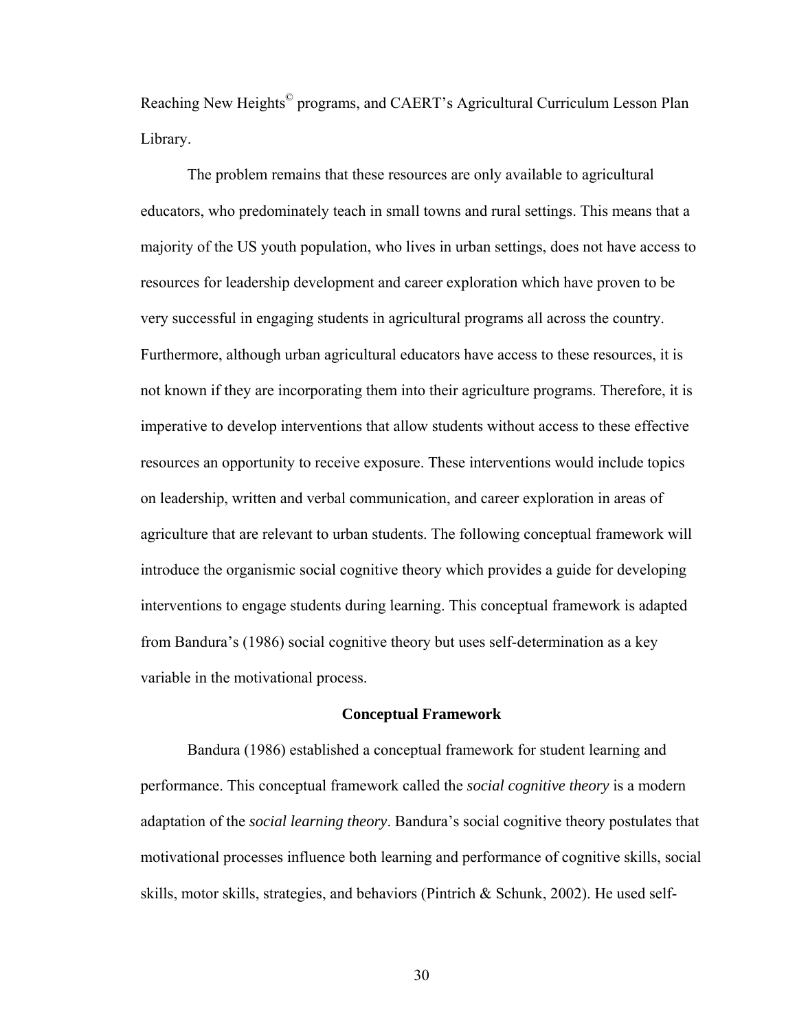Reaching New Heights© programs, and CAERT's Agricultural Curriculum Lesson Plan Library.

The problem remains that these resources are only available to agricultural educators, who predominately teach in small towns and rural settings. This means that a majority of the US youth population, who lives in urban settings, does not have access to resources for leadership development and career exploration which have proven to be very successful in engaging students in agricultural programs all across the country. Furthermore, although urban agricultural educators have access to these resources, it is not known if they are incorporating them into their agriculture programs. Therefore, it is imperative to develop interventions that allow students without access to these effective resources an opportunity to receive exposure. These interventions would include topics on leadership, written and verbal communication, and career exploration in areas of agriculture that are relevant to urban students. The following conceptual framework will introduce the organismic social cognitive theory which provides a guide for developing interventions to engage students during learning. This conceptual framework is adapted from Bandura's (1986) social cognitive theory but uses self-determination as a key variable in the motivational process.

## Conceptual Framework

Bandura (1986) established a conceptual framework for student learning and performance. This conceptual framework called the *social cognitive theory* is a modern adaptation of the *social learning theory*. Bandura's social cognitive theory postulates that motivational processes influence both learning and performance of cognitive skills, social skills, motor skills, strategies, and behaviors (Pintrich & Schunk, 2002). He used self-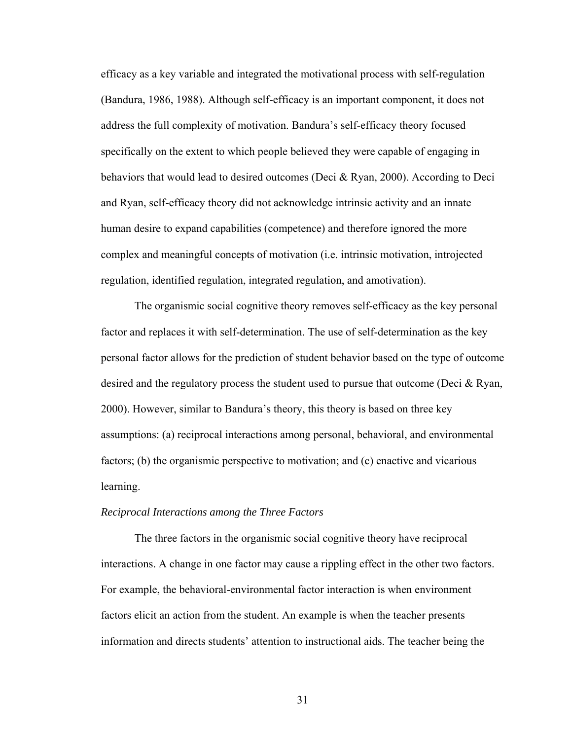efficacy as a key variable and integrated the motivational process with self-regulation (Bandura, 1986, 1988). Although self-efficacy is an important component, it does not address the full complexity of motivation. Bandura's self-efficacy theory focused specifically on the extent to which people believed they were capable of engaging in behaviors that would lead to desired outcomes (Deci & Ryan, 2000). According to Deci and Ryan, self-efficacy theory did not acknowledge intrinsic activity and an innate human desire to expand capabilities (competence) and therefore ignored the more complex and meaningful concepts of motivation (i.e. intrinsic motivation, introjected regulation, identified regulation, integrated regulation, and amotivation).

The organismic social cognitive theory removes self-efficacy as the key personal factor and replaces it with self-determination. The use of self-determination as the key personal factor allows for the prediction of student behavior based on the type of outcome desired and the regulatory process the student used to pursue that outcome (Deci & Ryan, 2000). However, similar to Bandura's theory, this theory is based on three key assumptions: (a) reciprocal interactions among personal, behavioral, and environmental factors; (b) the organismic perspective to motivation; and (c) enactive and vicarious learning.

*Reciprocal Interactions among the Three Factors*

The three factors in the organismic social cognitive theory have reciprocal interactions. A change in one factor may cause a rippling effect in the other two factors. For example, the behavioral-environmental factor interaction is when environment factors elicit an action from the student. An example is when the teacher presents information and directs students' attention to instructional aids. The teacher being the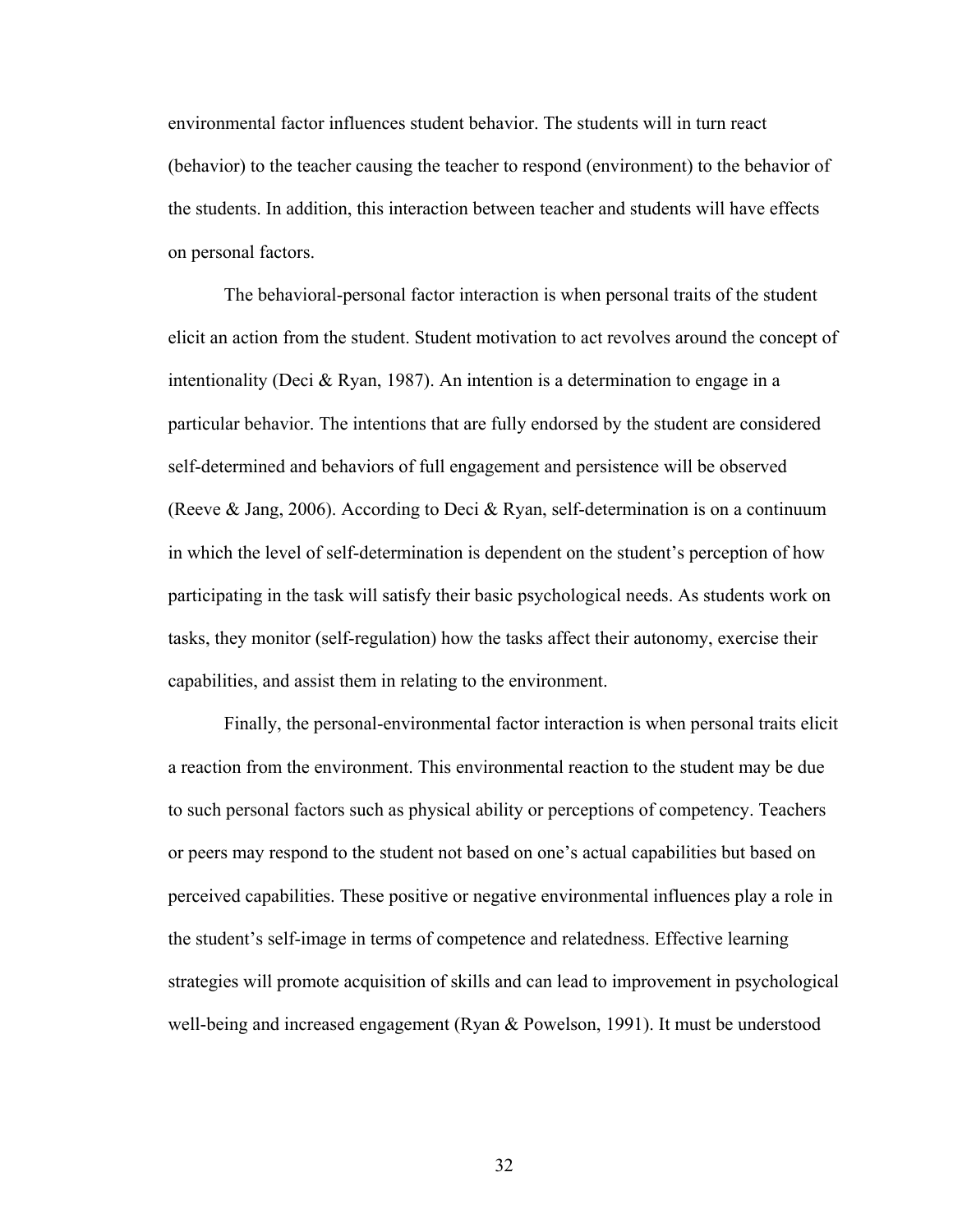environmental factor influences student behavior. The students will in turn react (behavior) to the teacher causing the teacher to respond (environment) to the behavior of the students. In addition, this interaction between teacher and students will have effects on personal factors.

The behavioral-personal factor interaction is when personal traits of the student elicit an action from the student. Student motivation to act revolves around the concept of intentionality (Deci & Ryan, 1987). An intention is a determination to engage in a particular behavior. The intentions that are fully endorsed by the student are considered self-determined and behaviors of full engagement and persistence will be observed (Reeve & Jang, 2006). According to Deci & Ryan, self-determination is on a continuum in which the level of self-determination is dependent on the student's perception of how participating in the task will satisfy their basic psychological needs. As students work on tasks, they monitor (self-regulation) how the tasks affect their autonomy, exercise their capabilities, and assist them in relating to the environment.

Finally, the personal-environmental factor interaction is when personal traits elicit a reaction from the environment. This environmental reaction to the student may be due to such personal factors such as physical ability or perceptions of competency. Teachers or peers may respond to the student not based on one's actual capabilities but based on perceived capabilities. These positive or negative environmental influences play a role in the student's self-image in terms of competence and relatedness. Effective learning strategies will promote acquisition of skills and can lead to improvement in psychological well-being and increased engagement (Ryan & Powelson, 1991). It must be understood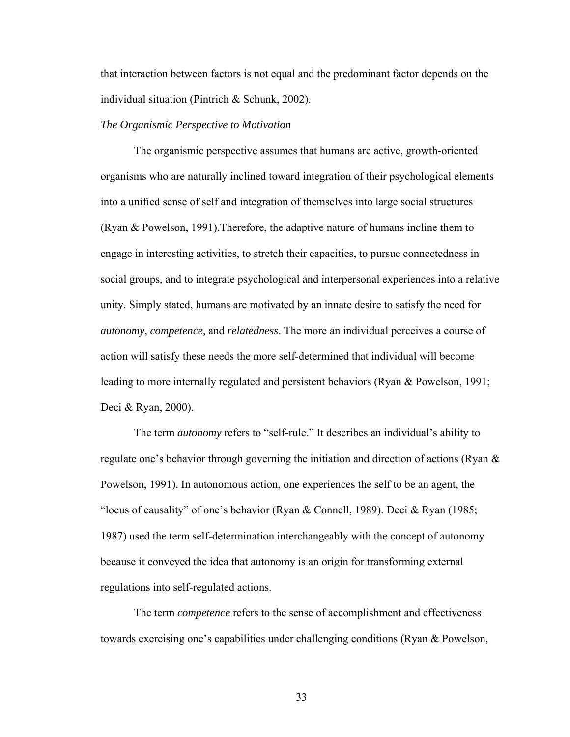that interaction between factors is not equal and the predominant factor depends on the individual situation (Pintrich & Schunk, 2002).

*The Organismic Perspective to Motivation*

The organismic perspective assumes that humans are active, growth-oriented organisms who are naturally inclined toward integration of their psychological elements into a unified sense of self and integration of themselves into large social structures (Ryan & Powelson, 1991).Therefore, the adaptive nature of humans incline them to engage in interesting activities, to stretch their capacities, to pursue connectedness in social groups, and to integrate psychological and interpersonal experiences into a relative unity. Simply stated, humans are motivated by an innate desire to satisfy the need for *autonomy*, *competence,* and *relatedness*. The more an individual perceives a course of action will satisfy these needs the more self-determined that individual will become leading to more internally regulated and persistent behaviors (Ryan & Powelson, 1991; Deci & Ryan, 2000).

The term *autonomy* refers to "self-rule." It describes an individual's ability to regulate one's behavior through governing the initiation and direction of actions (Ryan & Powelson, 1991). In autonomous action, one experiences the self to be an agent, the "locus of causality" of one's behavior (Ryan & Connell, 1989). Deci & Ryan (1985; 1987) used the term self-determination interchangeably with the concept of autonomy because it conveyed the idea that autonomy is an origin for transforming external regulations into self-regulated actions.

The term *competence* refers to the sense of accomplishment and effectiveness towards exercising one's capabilities under challenging conditions (Ryan & Powelson,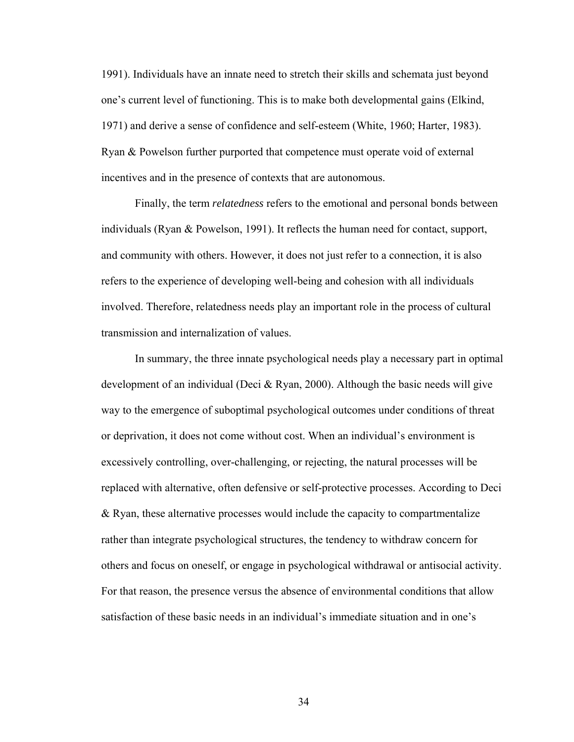1991). Individuals have an innate need to stretch their skills and schemata just beyond one's current level of functioning. This is to make both developmental gains (Elkind, 1971) and derive a sense of confidence and self-esteem (White, 1960; Harter, 1983). Ryan & Powelson further purported that competence must operate void of external incentives and in the presence of contexts that are autonomous.

Finally, the term *relatedness* refers to the emotional and personal bonds between individuals (Ryan & Powelson, 1991). It reflects the human need for contact, support, and community with others. However, it does not just refer to a connection, it is also refers to the experience of developing well-being and cohesion with all individuals involved. Therefore, relatedness needs play an important role in the process of cultural transmission and internalization of values.

In summary, the three innate psychological needs play a necessary part in optimal development of an individual (Deci & Ryan, 2000). Although the basic needs will give way to the emergence of suboptimal psychological outcomes under conditions of threat or deprivation, it does not come without cost. When an individual's environment is excessively controlling, over-challenging, or rejecting, the natural processes will be replaced with alternative, often defensive or self-protective processes. According to Deci & Ryan, these alternative processes would include the capacity to compartmentalize rather than integrate psychological structures, the tendency to withdraw concern for others and focus on oneself, or engage in psychological withdrawal or antisocial activity. For that reason, the presence versus the absence of environmental conditions that allow satisfaction of these basic needs in an individual's immediate situation and in one's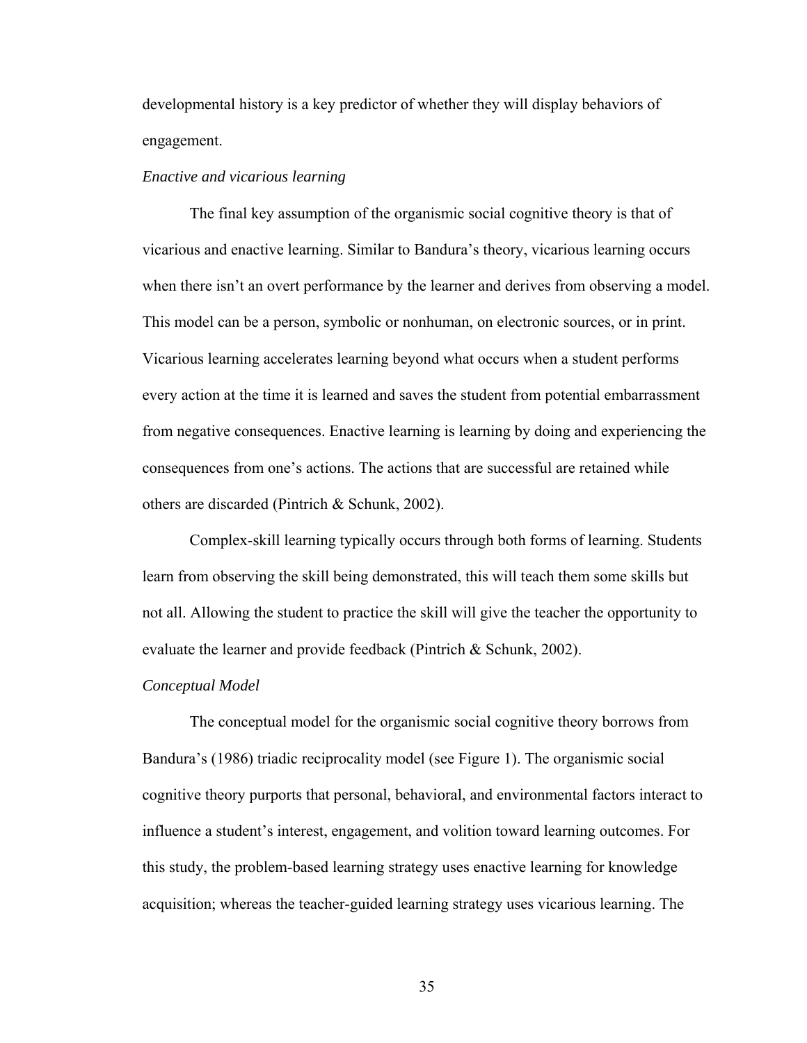developmental history is a key predictor of whether they will display behaviors of engagement.

*Enactive and vicarious learning*

The final key assumption of the organismic social cognitive theory is that of vicarious and enactive learning. Similar to Bandura's theory, vicarious learning occurs when there isn't an overt performance by the learner and derives from observing a model. This model can be a person, symbolic or nonhuman, on electronic sources, or in print. Vicarious learning accelerates learning beyond what occurs when a student performs every action at the time it is learned and saves the student from potential embarrassment from negative consequences. Enactive learning is learning by doing and experiencing the consequences from one's actions. The actions that are successful are retained while others are discarded (Pintrich & Schunk, 2002).

Complex-skill learning typically occurs through both forms of learning. Students learn from observing the skill being demonstrated, this will teach them some skills but not all. Allowing the student to practice the skill will give the teacher the opportunity to evaluate the learner and provide feedback (Pintrich & Schunk, 2002).

*Conceptual Model*

The conceptual model for the organismic social cognitive theory borrows from Bandura's (1986) triadic reciprocality model (see Figure 1). The organismic social cognitive theory purports that personal, behavioral, and environmental factors interact to influence a student's interest, engagement, and volition toward learning outcomes. For this study, the problem-based learning strategy uses enactive learning for knowledge acquisition; whereas the teacher-guided learning strategy uses vicarious learning. The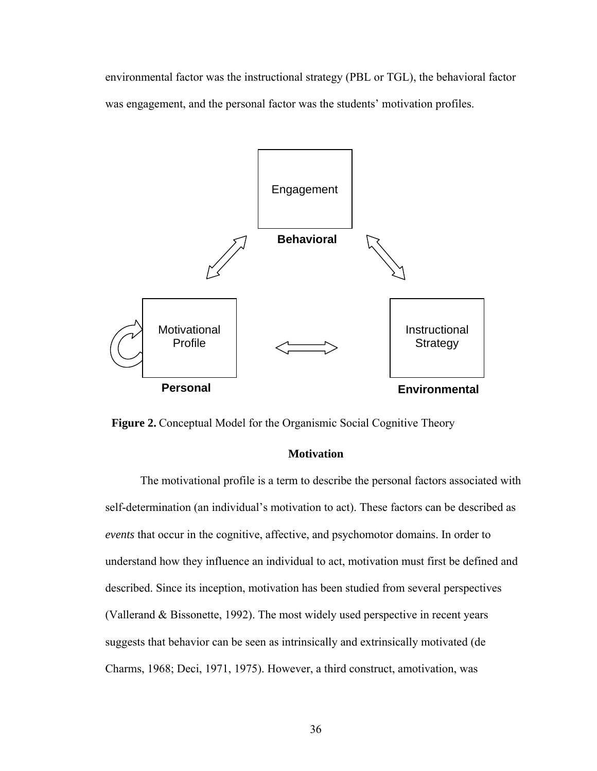environmental factor was the instructional strategy (PBL or TGL), the behavioral factor was engagement, and the personal factor was the students' motivation profiles.

**Figure 2.** Conceptual Model for the Organismic Social Cognitive Theory

### Motivation

The motivational profile is a term to describe the personal factors associated with self-determination (an individual's motivation to act). These factors can be described as *events* that occur in the cognitive, affective, and psychomotor domains. In order to understand how they influence an individual to act, motivation must first be defined and described. Since its inception, motivation has been studied from several perspectives (Vallerand & Bissonette, 1992). The most widely used perspective in recent years suggests that behavior can be seen as intrinsically and extrinsically motivated (de Charms, 1968; Deci, 1971, 1975). However, a third construct, amotivation, was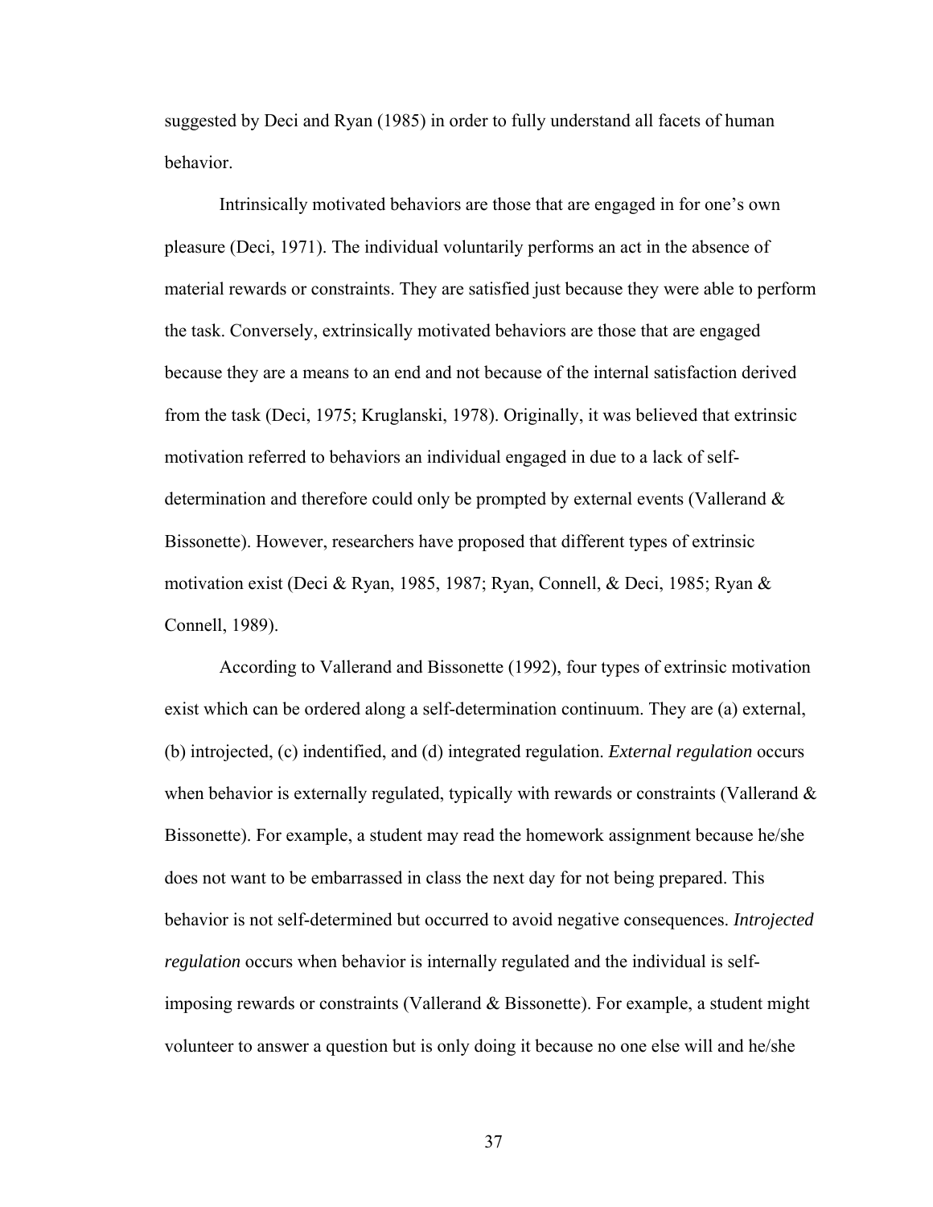suggested by Deci and Ryan (1985) in order to fully understand all facets of human behavior.

Intrinsically motivated behaviors are those that are engaged in for one's own pleasure (Deci, 1971). The individual voluntarily performs an act in the absence of material rewards or constraints. They are satisfied just because they were able to perform the task. Conversely, extrinsically motivated behaviors are those that are engaged because they are a means to an end and not because of the internal satisfaction derived from the task (Deci, 1975; Kruglanski, 1978). Originally, it was believed that extrinsic motivation referred to behaviors an individual engaged in due to a lack of self-determination and therefore could only be prompted by external events (Vallerand & Bissonette). However, researchers have proposed that different types of extrinsic motivation exist (Deci & Ryan, 1985, 1987; Ryan, Connell, & Deci, 1985; Ryan & Connell, 1989).

According to Vallerand and Bissonette (1992), four types of extrinsic motivation exist which can be ordered along a self-determination continuum. They are (a) external, (b) introjected, (c) indentified, and (d) integrated regulation. *External regulation* occurs when behavior is externally regulated, typically with rewards or constraints (Vallerand & Bissonette). For example, a student may read the homework assignment because he/she does not want to be embarrassed in class the next day for not being prepared. This behavior is not self-determined but occurred to avoid negative consequences. *Introjected regulation* occurs when behavior is internally regulated and the individual is self-imposing rewards or constraints (Vallerand & Bissonette). For example, a student might volunteer to answer a question but is only doing it because no one else will and he/she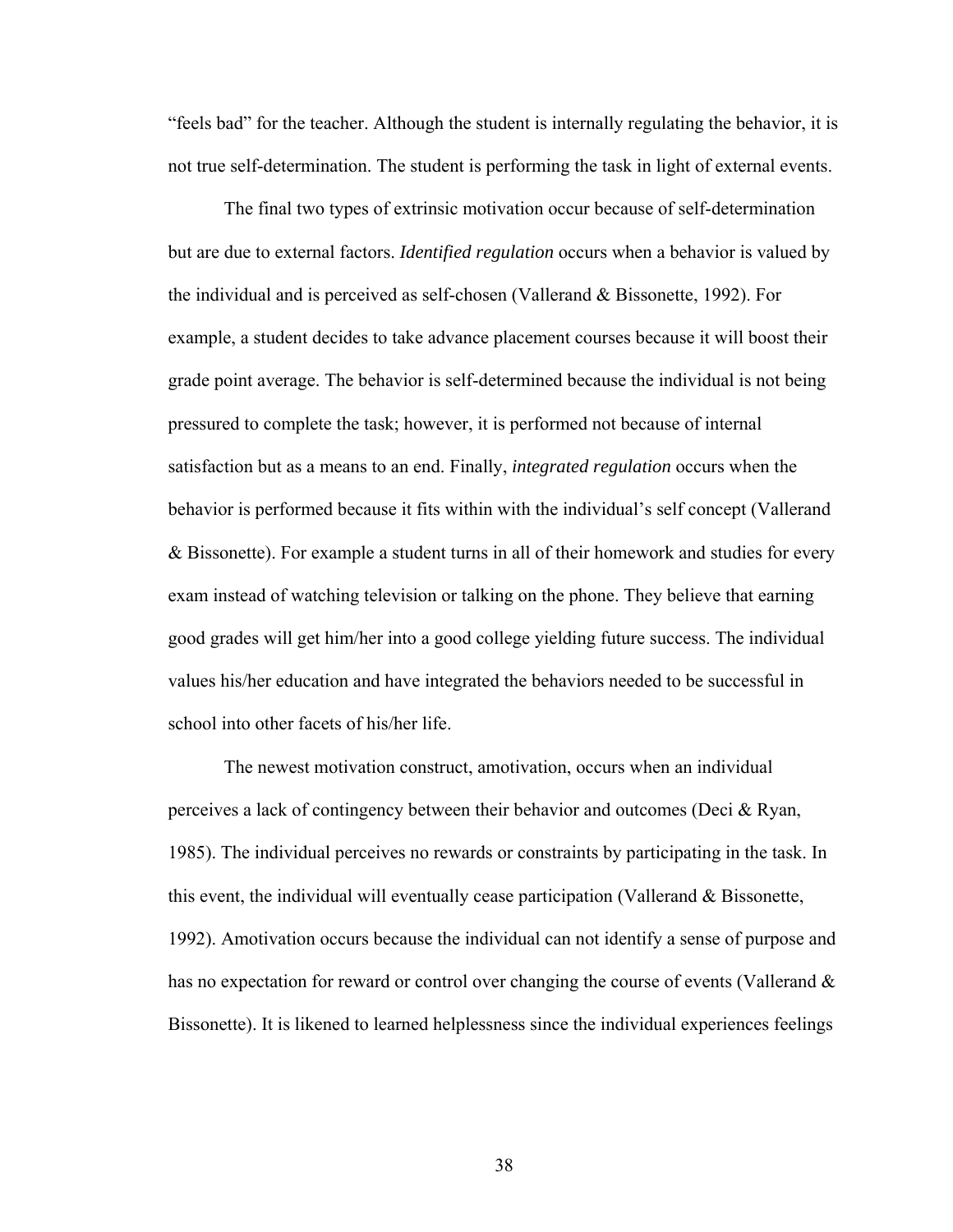"feels bad" for the teacher. Although the student is internally regulating the behavior, it is not true self-determination. The student is performing the task in light of external events.

The final two types of extrinsic motivation occur because of self-determination but are due to external factors. *Identified regulation* occurs when a behavior is valued by the individual and is perceived as self-chosen (Vallerand & Bissonette, 1992). For example, a student decides to take advance placement courses because it will boost their grade point average. The behavior is self-determined because the individual is not being pressured to complete the task; however, it is performed not because of internal satisfaction but as a means to an end. Finally, *integrated regulation* occurs when the behavior is performed because it fits within with the individual's self concept (Vallerand & Bissonette). For example a student turns in all of their homework and studies for every exam instead of watching television or talking on the phone. They believe that earning good grades will get him/her into a good college yielding future success. The individual values his/her education and have integrated the behaviors needed to be successful in school into other facets of his/her life.

The newest motivation construct, amotivation, occurs when an individual perceives a lack of contingency between their behavior and outcomes (Deci & Ryan, 1985). The individual perceives no rewards or constraints by participating in the task. In this event, the individual will eventually cease participation (Vallerand & Bissonette, 1992). Amotivation occurs because the individual can not identify a sense of purpose and has no expectation for reward or control over changing the course of events (Vallerand & Bissonette). It is likened to learned helplessness since the individual experiences feelings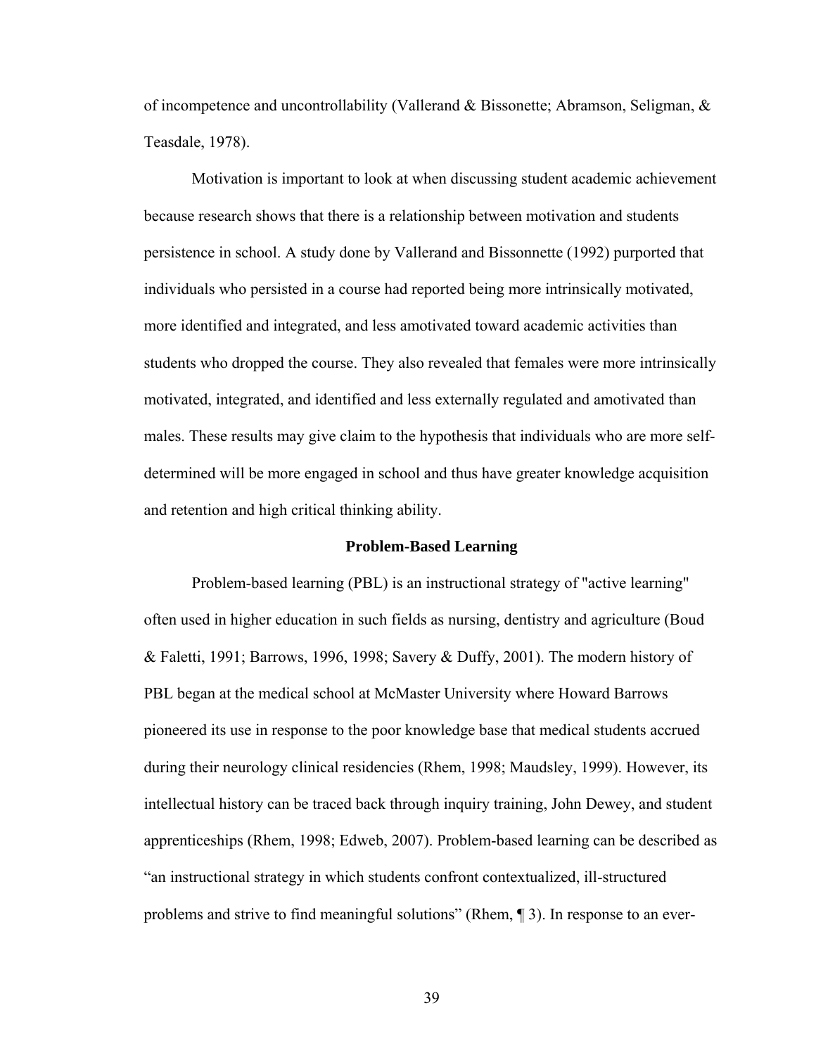of incompetence and uncontrollability (Vallerand & Bissonette; Abramson, Seligman, & Teasdale, 1978).

Motivation is important to look at when discussing student academic achievement because research shows that there is a relationship between motivation and students persistence in school. A study done by Vallerand and Bissonnette (1992) purported that individuals who persisted in a course had reported being more intrinsically motivated, more identified and integrated, and less amotivated toward academic activities than students who dropped the course. They also revealed that females were more intrinsically motivated, integrated, and identified and less externally regulated and amotivated than males. These results may give claim to the hypothesis that individuals who are more self-determined will be more engaged in school and thus have greater knowledge acquisition and retention and high critical thinking ability.

## Problem-Based Learning

Problem-based learning (PBL) is an instructional strategy of "active learning" often used in higher education in such fields as nursing, dentistry and agriculture (Boud & Faletti, 1991; Barrows, 1996, 1998; Savery & Duffy, 2001). The modern history of PBL began at the medical school at McMaster University where Howard Barrows pioneered its use in response to the poor knowledge base that medical students accrued during their neurology clinical residencies (Rhem, 1998; Maudsley, 1999). However, its intellectual history can be traced back through inquiry training, John Dewey, and student apprenticeships (Rhem, 1998; Edweb, 2007). Problem-based learning can be described as "an instructional strategy in which students confront contextualized, ill-structured problems and strive to find meaningful solutions" (Rhem, ¶ 3). In response to an ever-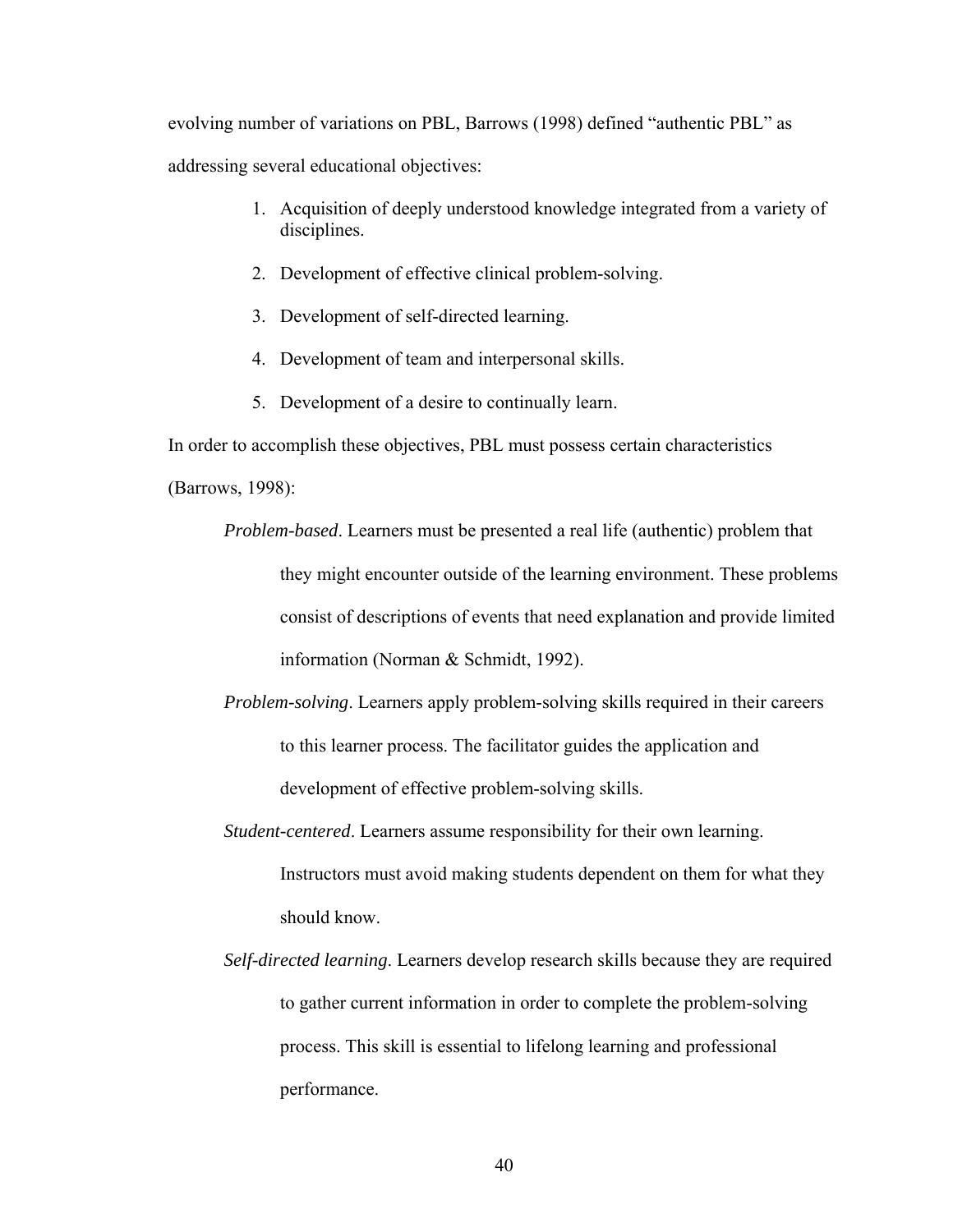evolving number of variations on PBL, Barrows (1998) defined "authentic PBL" as addressing several educational objectives:

1. Acquisition of deeply understood knowledge integrated from a variety of disciplines.
2. Development of effective clinical problem-solving.
3. Development of self-directed learning.
4. Development of team and interpersonal skills.
5. Development of a desire to continually learn.

In order to accomplish these objectives, PBL must possess certain characteristics (Barrows, 1998):

*Problem-based*. Learners must be presented a real life (authentic) problem that they might encounter outside of the learning environment. These problems consist of descriptions of events that need explanation and provide limited information (Norman & Schmidt, 1992).

*Problem-solving*. Learners apply problem-solving skills required in their careers to this learner process. The facilitator guides the application and development of effective problem-solving skills.

*Student-centered*. Learners assume responsibility for their own learning. Instructors must avoid making students dependent on them for what they should know.

*Self-directed learning*. Learners develop research skills because they are required to gather current information in order to complete the problem-solving process. This skill is essential to lifelong learning and professional performance.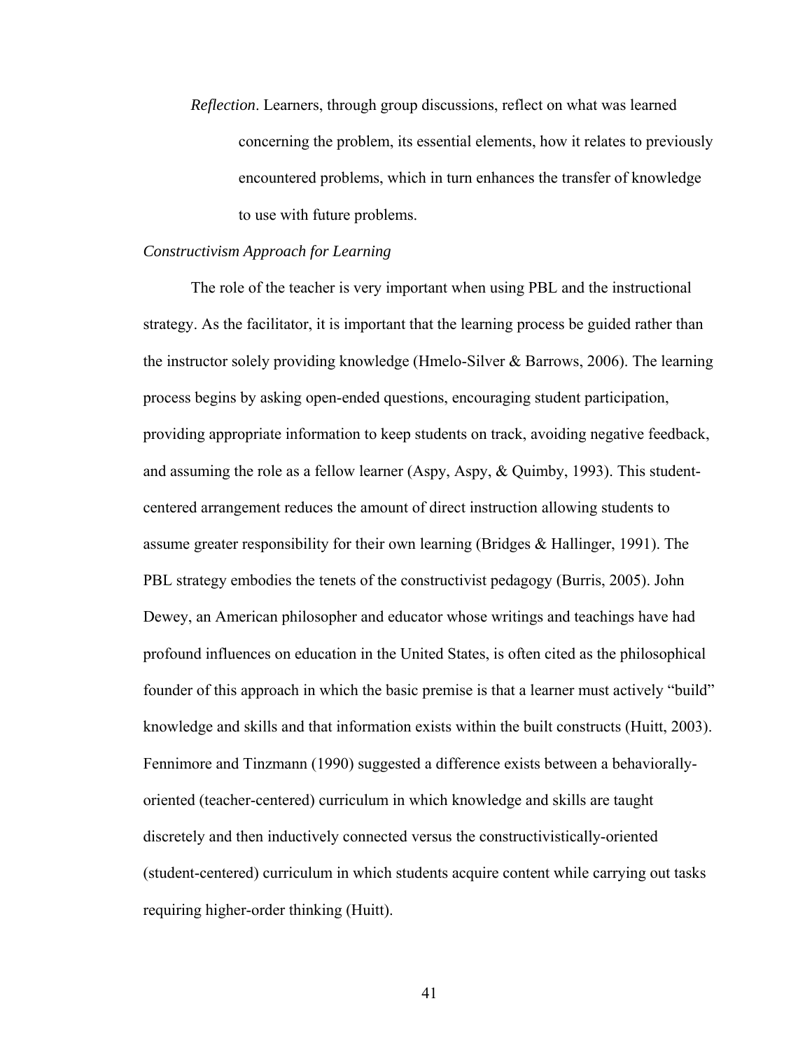*Reflection*. Learners, through group discussions, reflect on what was learned concerning the problem, its essential elements, how it relates to previously encountered problems, which in turn enhances the transfer of knowledge to use with future problems.

*Constructivism Approach for Learning*

The role of the teacher is very important when using PBL and the instructional strategy. As the facilitator, it is important that the learning process be guided rather than the instructor solely providing knowledge (Hmelo-Silver & Barrows, 2006). The learning process begins by asking open-ended questions, encouraging student participation, providing appropriate information to keep students on track, avoiding negative feedback, and assuming the role as a fellow learner (Aspy, Aspy, & Quimby, 1993). This student-centered arrangement reduces the amount of direct instruction allowing students to assume greater responsibility for their own learning (Bridges & Hallinger, 1991). The PBL strategy embodies the tenets of the constructivist pedagogy (Burris, 2005). John Dewey, an American philosopher and educator whose writings and teachings have had profound influences on education in the United States, is often cited as the philosophical founder of this approach in which the basic premise is that a learner must actively "build" knowledge and skills and that information exists within the built constructs (Huitt, 2003). Fennimore and Tinzmann (1990) suggested a difference exists between a behaviorally-oriented (teacher-centered) curriculum in which knowledge and skills are taught discretely and then inductively connected versus the constructivistically-oriented (student-centered) curriculum in which students acquire content while carrying out tasks requiring higher-order thinking (Huitt).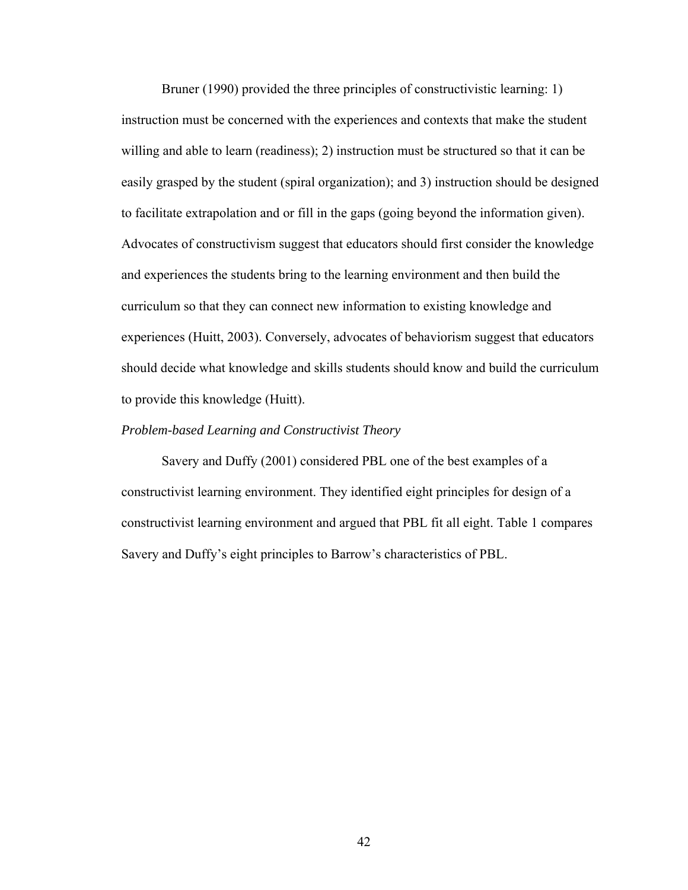Bruner (1990) provided the three principles of constructivistic learning: 1) instruction must be concerned with the experiences and contexts that make the student willing and able to learn (readiness); 2) instruction must be structured so that it can be easily grasped by the student (spiral organization); and 3) instruction should be designed to facilitate extrapolation and or fill in the gaps (going beyond the information given). Advocates of constructivism suggest that educators should first consider the knowledge and experiences the students bring to the learning environment and then build the curriculum so that they can connect new information to existing knowledge and experiences (Huitt, 2003). Conversely, advocates of behaviorism suggest that educators should decide what knowledge and skills students should know and build the curriculum to provide this knowledge (Huitt).

### *Problem-based Learning and Constructivist Theory*

Savery and Duffy (2001) considered PBL one of the best examples of a constructivist learning environment. They identified eight principles for design of a constructivist learning environment and argued that PBL fit all eight. Table 1 compares Savery and Duffy's eight principles to Barrow's characteristics of PBL.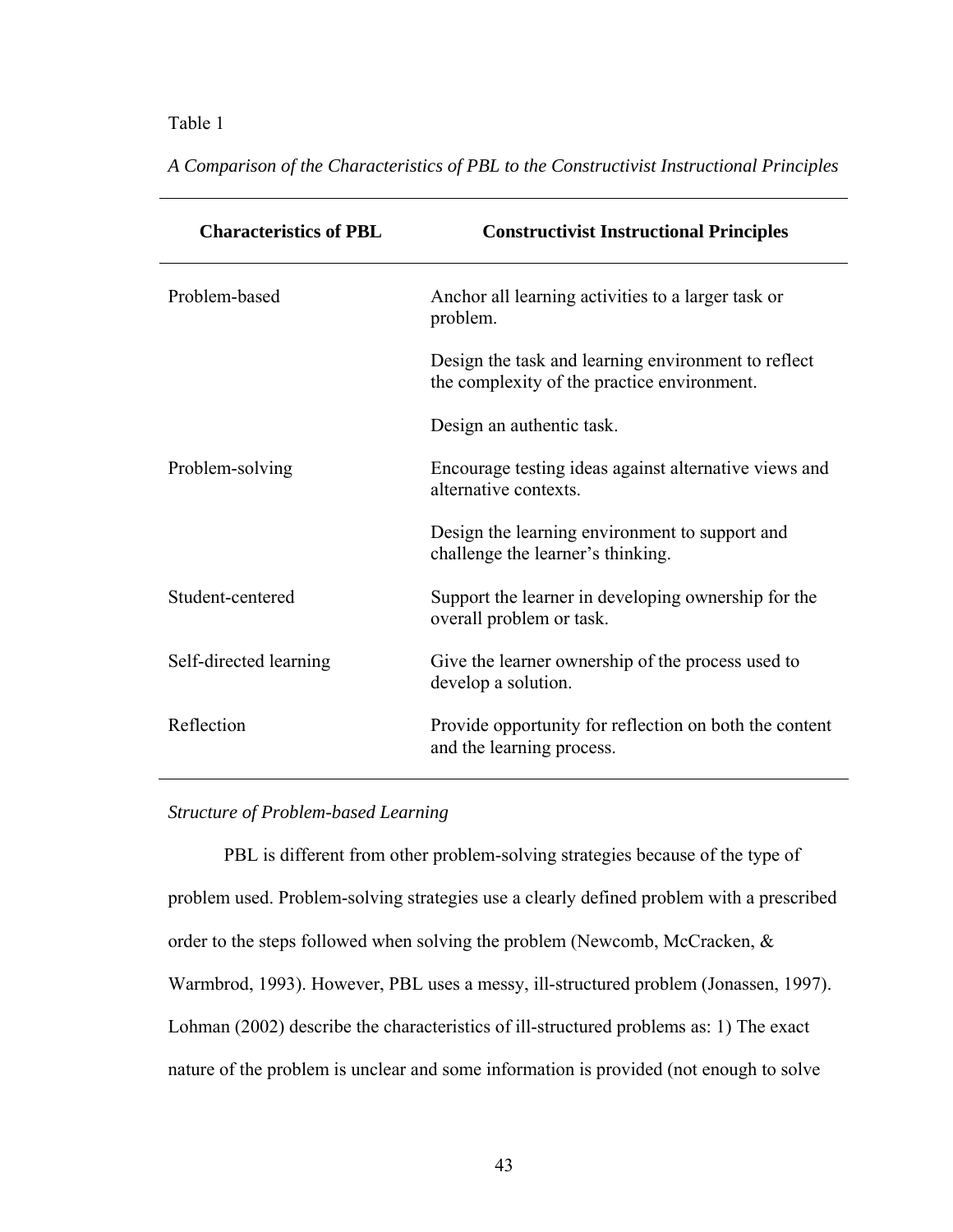Table 1

*A Comparison of the Characteristics of PBL to the Constructivist Instructional Principles*

| Characteristics of PBL | Constructivist Instructional Principles |
|---|---|
| Problem-based | Anchor all learning activities to a larger task or problem. |
| | Design the task and learning environment to reflect the complexity of the practice environment. |
| | Design an authentic task. |
| Problem-solving | Encourage testing ideas against alternative views and alternative contexts. |
| | Design the learning environment to support and challenge the learner's thinking. |
| Student-centered | Support the learner in developing ownership for the overall problem or task. |
| Self-directed learning | Give the learner ownership of the process used to develop a solution. |
| Reflection | Provide opportunity for reflection on both the content and the learning process. |

*Structure of Problem-based Learning*

PBL is different from other problem-solving strategies because of the type of problem used. Problem-solving strategies use a clearly defined problem with a prescribed order to the steps followed when solving the problem (Newcomb, McCracken, & Warmbrod, 1993). However, PBL uses a messy, ill-structured problem (Jonassen, 1997). Lohman (2002) describe the characteristics of ill-structured problems as: 1) The exact nature of the problem is unclear and some information is provided (not enough to solve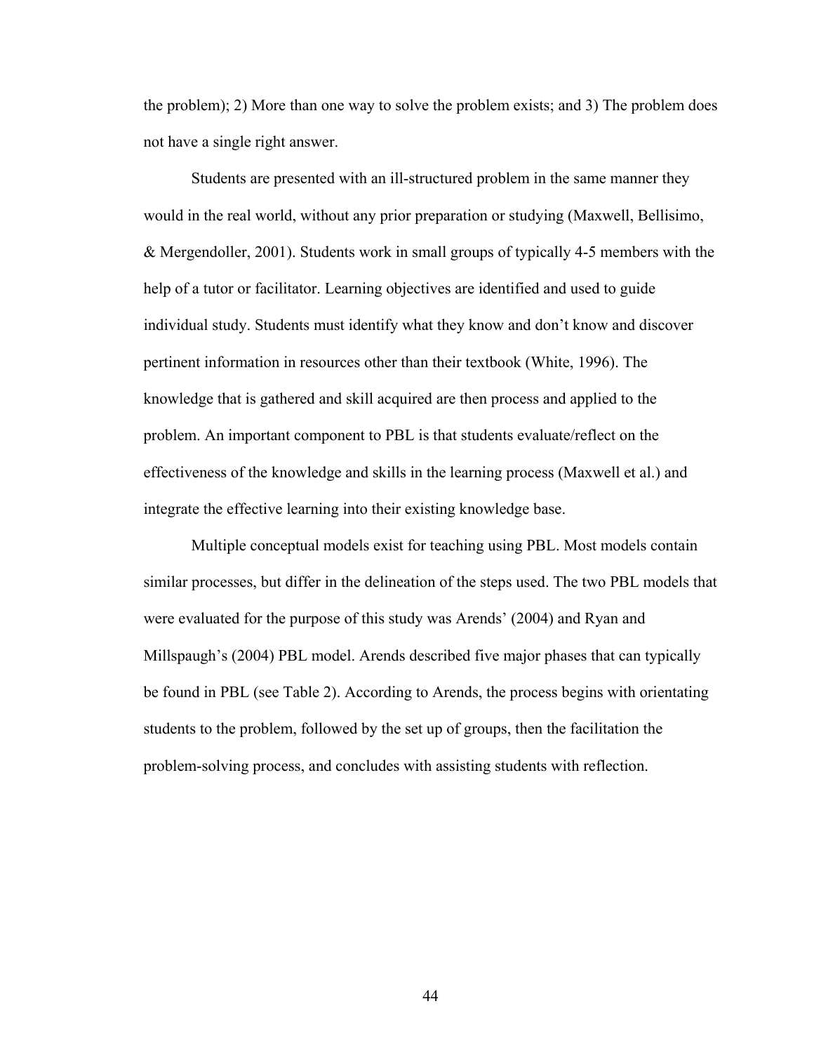the problem); 2) More than one way to solve the problem exists; and 3) The problem does not have a single right answer.

Students are presented with an ill-structured problem in the same manner they would in the real world, without any prior preparation or studying (Maxwell, Bellisimo, & Mergendoller, 2001). Students work in small groups of typically 4-5 members with the help of a tutor or facilitator. Learning objectives are identified and used to guide individual study. Students must identify what they know and don't know and discover pertinent information in resources other than their textbook (White, 1996). The knowledge that is gathered and skill acquired are then process and applied to the problem. An important component to PBL is that students evaluate/reflect on the effectiveness of the knowledge and skills in the learning process (Maxwell et al.) and integrate the effective learning into their existing knowledge base.

Multiple conceptual models exist for teaching using PBL. Most models contain similar processes, but differ in the delineation of the steps used. The two PBL models that were evaluated for the purpose of this study was Arends' (2004) and Ryan and Millspaugh's (2004) PBL model. Arends described five major phases that can typically be found in PBL (see Table 2). According to Arends, the process begins with orientating students to the problem, followed by the set up of groups, then the facilitation the problem-solving process, and concludes with assisting students with reflection.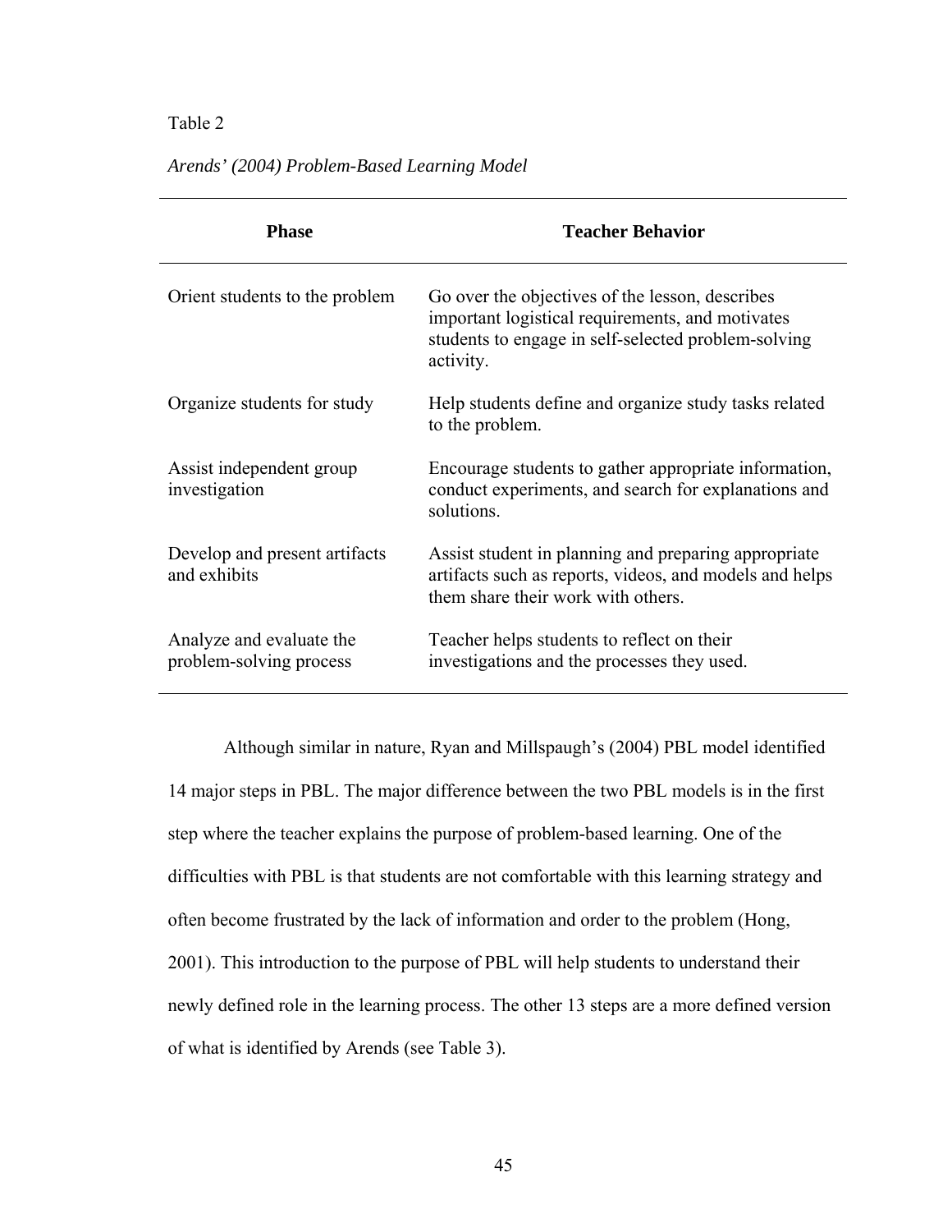Table 2

*Arends' (2004) Problem-Based Learning Model*

| Phase | Teacher Behavior |
| --- | --- |
| Orient students to the problem | Go over the objectives of the lesson, describes important logistical requirements, and motivates students to engage in self-selected problem-solving activity. |
| Organize students for study | Help students define and organize study tasks related to the problem. |
| Assist independent group investigation | Encourage students to gather appropriate information, conduct experiments, and search for explanations and solutions. |
| Develop and present artifacts and exhibits | Assist student in planning and preparing appropriate artifacts such as reports, videos, and models and helps them share their work with others. |
| Analyze and evaluate the problem-solving process | Teacher helps students to reflect on their investigations and the processes they used. |

Although similar in nature, Ryan and Millspaugh's (2004) PBL model identified 14 major steps in PBL. The major difference between the two PBL models is in the first step where the teacher explains the purpose of problem-based learning. One of the difficulties with PBL is that students are not comfortable with this learning strategy and often become frustrated by the lack of information and order to the problem (Hong, 2001). This introduction to the purpose of PBL will help students to understand their newly defined role in the learning process. The other 13 steps are a more defined version of what is identified by Arends (see Table 3).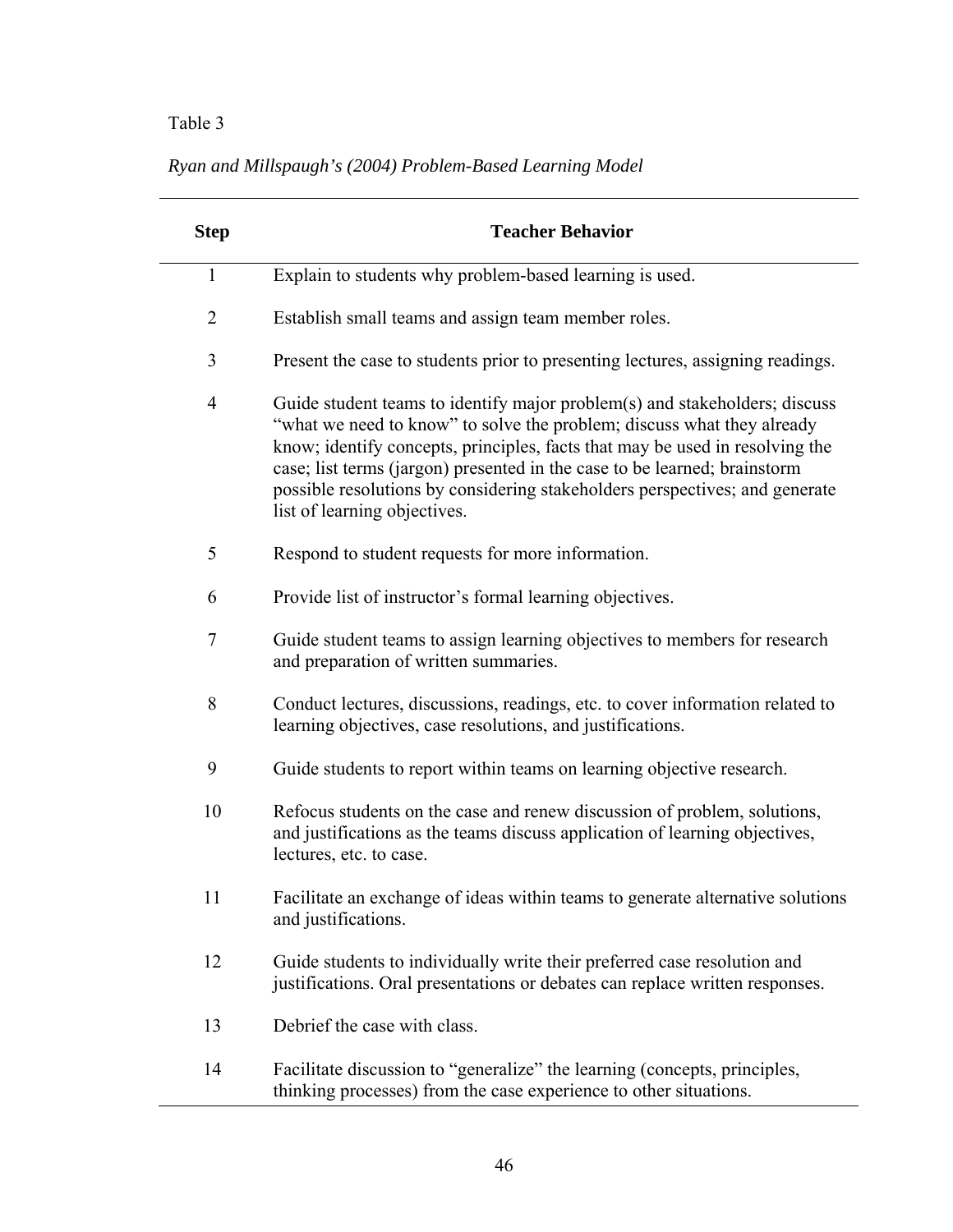Table 3

*Ryan and Millspaugh's (2004) Problem-Based Learning Model*

| Step | Teacher Behavior |
|---|---|
| 1 | Explain to students why problem-based learning is used. |
| 2 | Establish small teams and assign team member roles. |
| 3 | Present the case to students prior to presenting lectures, assigning readings. |
| 4 | Guide student teams to identify major problem(s) and stakeholders; discuss "what we need to know" to solve the problem; discuss what they already know; identify concepts, principles, facts that may be used in resolving the case; list terms (jargon) presented in the case to be learned; brainstorm possible resolutions by considering stakeholders perspectives; and generate list of learning objectives. |
| 5 | Respond to student requests for more information. |
| 6 | Provide list of instructor's formal learning objectives. |
| 7 | Guide student teams to assign learning objectives to members for research and preparation of written summaries. |
| 8 | Conduct lectures, discussions, readings, etc. to cover information related to learning objectives, case resolutions, and justifications. |
| 9 | Guide students to report within teams on learning objective research. |
| 10 | Refocus students on the case and renew discussion of problem, solutions, and justifications as the teams discuss application of learning objectives, lectures, etc. to case. |
| 11 | Facilitate an exchange of ideas within teams to generate alternative solutions and justifications. |
| 12 | Guide students to individually write their preferred case resolution and justifications. Oral presentations or debates can replace written responses. |
| 13 | Debrief the case with class. |
| 14 | Facilitate discussion to "generalize" the learning (concepts, principles, thinking processes) from the case experience to other situations. |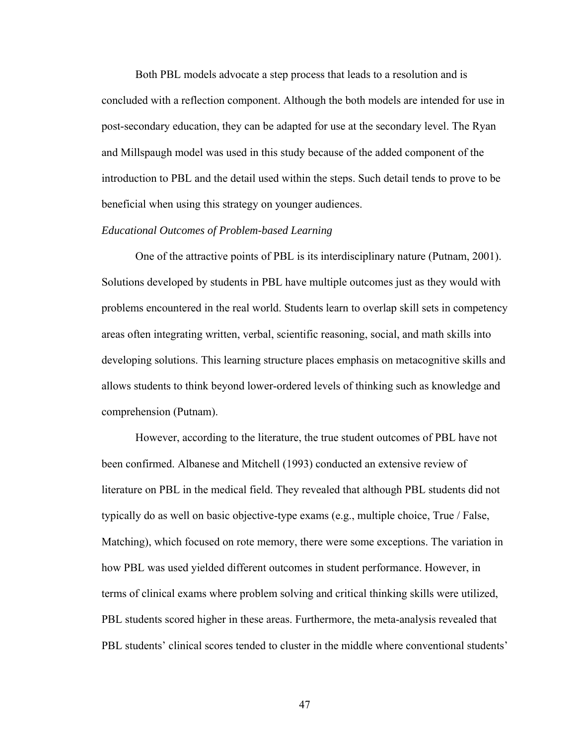Both PBL models advocate a step process that leads to a resolution and is concluded with a reflection component. Although the both models are intended for use in post-secondary education, they can be adapted for use at the secondary level. The Ryan and Millspaugh model was used in this study because of the added component of the introduction to PBL and the detail used within the steps. Such detail tends to prove to be beneficial when using this strategy on younger audiences.

*Educational Outcomes of Problem-based Learning*

One of the attractive points of PBL is its interdisciplinary nature (Putnam, 2001). Solutions developed by students in PBL have multiple outcomes just as they would with problems encountered in the real world. Students learn to overlap skill sets in competency areas often integrating written, verbal, scientific reasoning, social, and math skills into developing solutions. This learning structure places emphasis on metacognitive skills and allows students to think beyond lower-ordered levels of thinking such as knowledge and comprehension (Putnam).

However, according to the literature, the true student outcomes of PBL have not been confirmed. Albanese and Mitchell (1993) conducted an extensive review of literature on PBL in the medical field. They revealed that although PBL students did not typically do as well on basic objective-type exams (e.g., multiple choice, True / False, Matching), which focused on rote memory, there were some exceptions. The variation in how PBL was used yielded different outcomes in student performance. However, in terms of clinical exams where problem solving and critical thinking skills were utilized, PBL students scored higher in these areas. Furthermore, the meta-analysis revealed that PBL students' clinical scores tended to cluster in the middle where conventional students'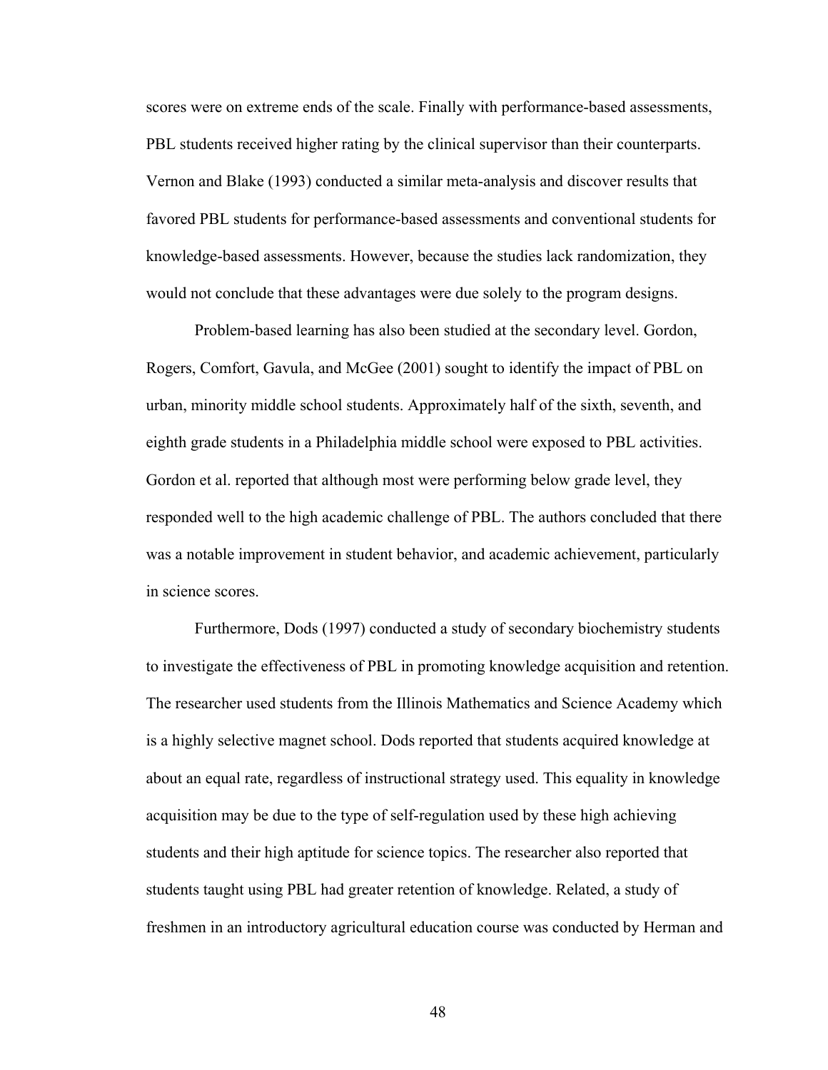scores were on extreme ends of the scale. Finally with performance-based assessments, PBL students received higher rating by the clinical supervisor than their counterparts. Vernon and Blake (1993) conducted a similar meta-analysis and discover results that favored PBL students for performance-based assessments and conventional students for knowledge-based assessments. However, because the studies lack randomization, they would not conclude that these advantages were due solely to the program designs.

Problem-based learning has also been studied at the secondary level. Gordon, Rogers, Comfort, Gavula, and McGee (2001) sought to identify the impact of PBL on urban, minority middle school students. Approximately half of the sixth, seventh, and eighth grade students in a Philadelphia middle school were exposed to PBL activities. Gordon et al. reported that although most were performing below grade level, they responded well to the high academic challenge of PBL. The authors concluded that there was a notable improvement in student behavior, and academic achievement, particularly in science scores.

Furthermore, Dods (1997) conducted a study of secondary biochemistry students to investigate the effectiveness of PBL in promoting knowledge acquisition and retention. The researcher used students from the Illinois Mathematics and Science Academy which is a highly selective magnet school. Dods reported that students acquired knowledge at about an equal rate, regardless of instructional strategy used. This equality in knowledge acquisition may be due to the type of self-regulation used by these high achieving students and their high aptitude for science topics. The researcher also reported that students taught using PBL had greater retention of knowledge. Related, a study of freshmen in an introductory agricultural education course was conducted by Herman and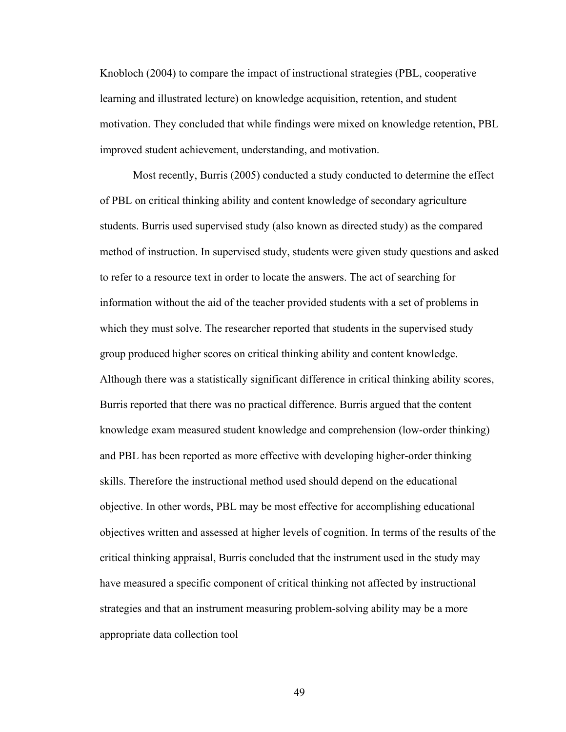Knobloch (2004) to compare the impact of instructional strategies (PBL, cooperative learning and illustrated lecture) on knowledge acquisition, retention, and student motivation. They concluded that while findings were mixed on knowledge retention, PBL improved student achievement, understanding, and motivation.

Most recently, Burris (2005) conducted a study conducted to determine the effect of PBL on critical thinking ability and content knowledge of secondary agriculture students. Burris used supervised study (also known as directed study) as the compared method of instruction. In supervised study, students were given study questions and asked to refer to a resource text in order to locate the answers. The act of searching for information without the aid of the teacher provided students with a set of problems in which they must solve. The researcher reported that students in the supervised study group produced higher scores on critical thinking ability and content knowledge. Although there was a statistically significant difference in critical thinking ability scores, Burris reported that there was no practical difference. Burris argued that the content knowledge exam measured student knowledge and comprehension (low-order thinking) and PBL has been reported as more effective with developing higher-order thinking skills. Therefore the instructional method used should depend on the educational objective. In other words, PBL may be most effective for accomplishing educational objectives written and assessed at higher levels of cognition. In terms of the results of the critical thinking appraisal, Burris concluded that the instrument used in the study may have measured a specific component of critical thinking not affected by instructional strategies and that an instrument measuring problem-solving ability may be a more appropriate data collection tool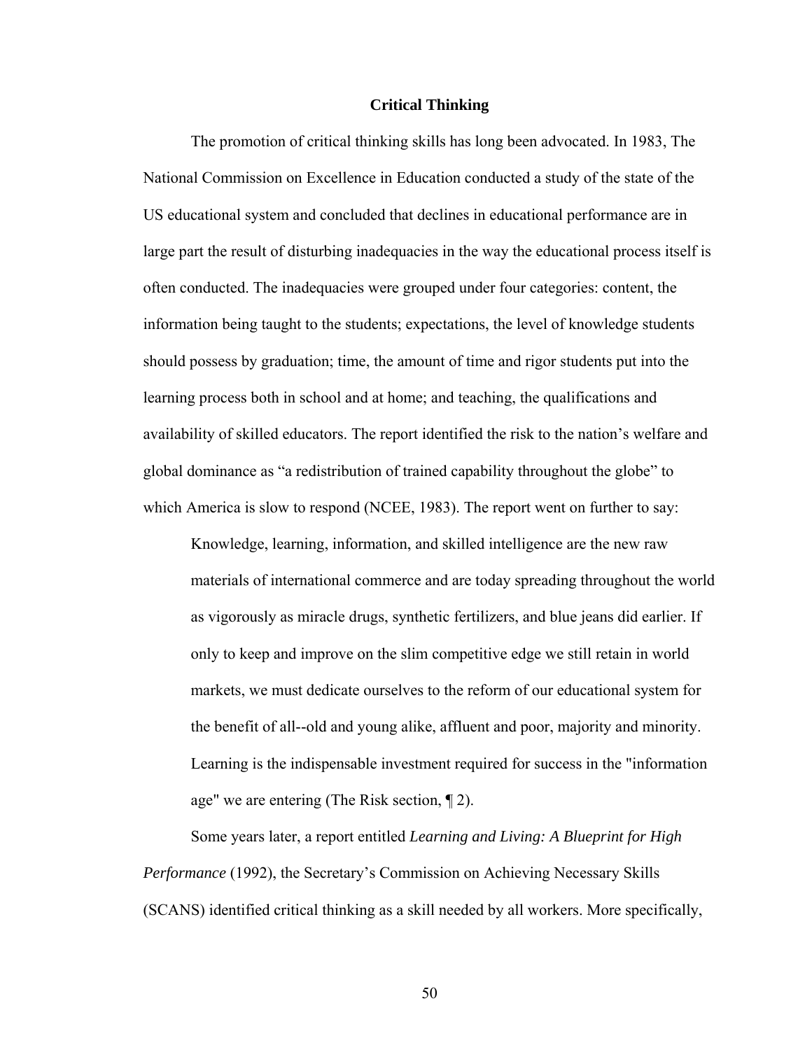## Critical Thinking

The promotion of critical thinking skills has long been advocated. In 1983, The National Commission on Excellence in Education conducted a study of the state of the US educational system and concluded that declines in educational performance are in large part the result of disturbing inadequacies in the way the educational process itself is often conducted. The inadequacies were grouped under four categories: content, the information being taught to the students; expectations, the level of knowledge students should possess by graduation; time, the amount of time and rigor students put into the learning process both in school and at home; and teaching, the qualifications and availability of skilled educators. The report identified the risk to the nation's welfare and global dominance as "a redistribution of trained capability throughout the globe" to which America is slow to respond (NCEE, 1983). The report went on further to say:

> Knowledge, learning, information, and skilled intelligence are the new raw materials of international commerce and are today spreading throughout the world as vigorously as miracle drugs, synthetic fertilizers, and blue jeans did earlier. If only to keep and improve on the slim competitive edge we still retain in world markets, we must dedicate ourselves to the reform of our educational system for the benefit of all--old and young alike, affluent and poor, majority and minority. Learning is the indispensable investment required for success in the "information age" we are entering (The Risk section, ¶ 2).

Some years later, a report entitled *Learning and Living: A Blueprint for High Performance* (1992), the Secretary's Commission on Achieving Necessary Skills (SCANS) identified critical thinking as a skill needed by all workers. More specifically,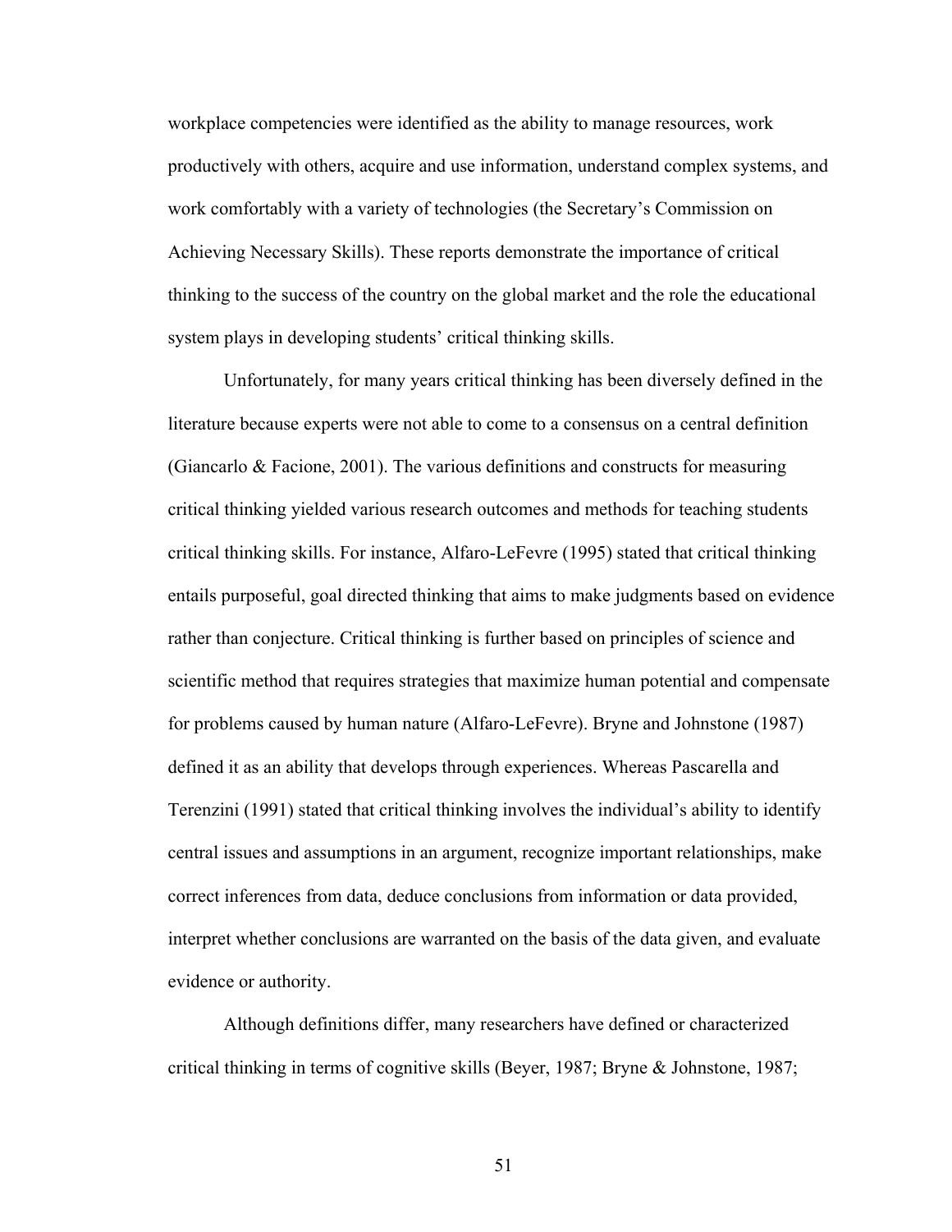workplace competencies were identified as the ability to manage resources, work productively with others, acquire and use information, understand complex systems, and work comfortably with a variety of technologies (the Secretary's Commission on Achieving Necessary Skills). These reports demonstrate the importance of critical thinking to the success of the country on the global market and the role the educational system plays in developing students' critical thinking skills.

Unfortunately, for many years critical thinking has been diversely defined in the literature because experts were not able to come to a consensus on a central definition (Giancarlo & Facione, 2001). The various definitions and constructs for measuring critical thinking yielded various research outcomes and methods for teaching students critical thinking skills. For instance, Alfaro-LeFevre (1995) stated that critical thinking entails purposeful, goal directed thinking that aims to make judgments based on evidence rather than conjecture. Critical thinking is further based on principles of science and scientific method that requires strategies that maximize human potential and compensate for problems caused by human nature (Alfaro-LeFevre). Bryne and Johnstone (1987) defined it as an ability that develops through experiences. Whereas Pascarella and Terenzini (1991) stated that critical thinking involves the individual's ability to identify central issues and assumptions in an argument, recognize important relationships, make correct inferences from data, deduce conclusions from information or data provided, interpret whether conclusions are warranted on the basis of the data given, and evaluate evidence or authority.

Although definitions differ, many researchers have defined or characterized critical thinking in terms of cognitive skills (Beyer, 1987; Bryne & Johnstone, 1987;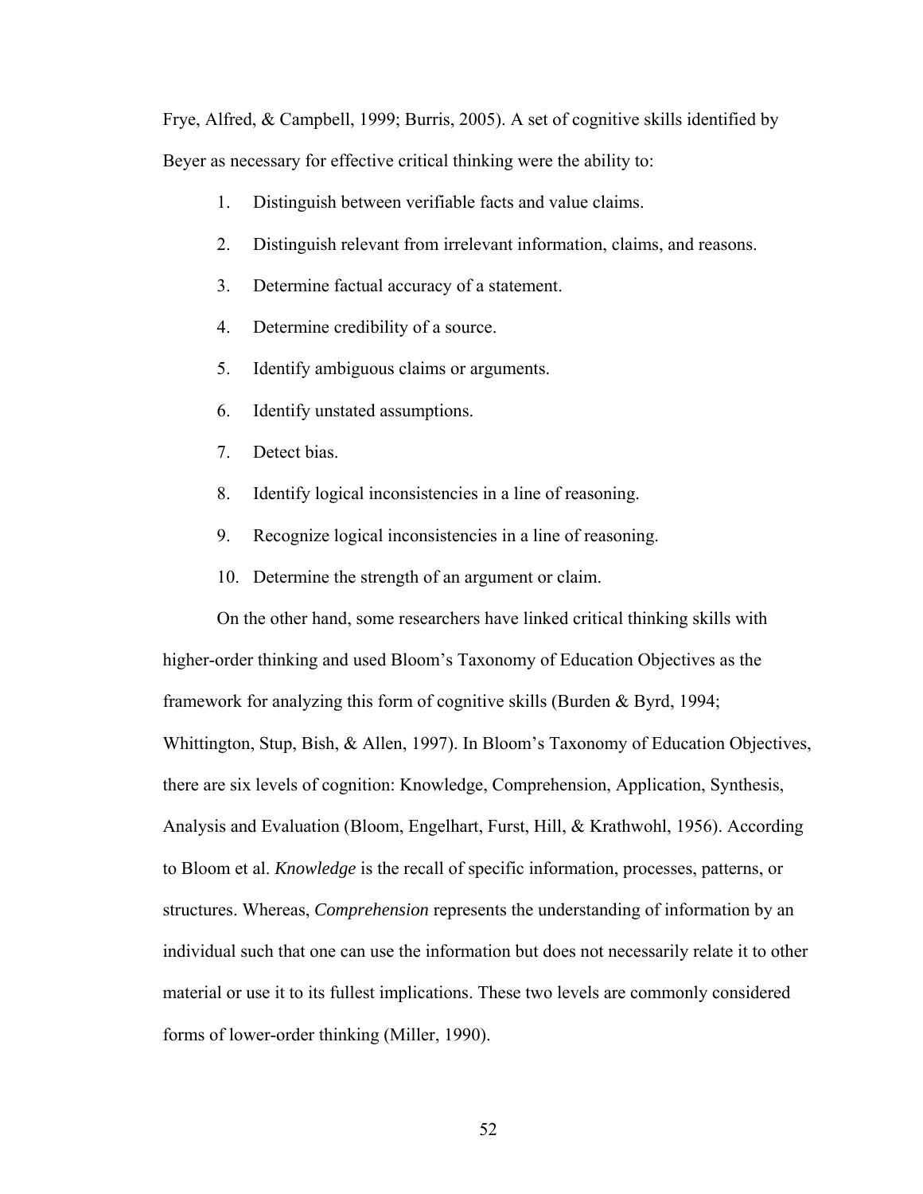Frye, Alfred, & Campbell, 1999; Burris, 2005). A set of cognitive skills identified by Beyer as necessary for effective critical thinking were the ability to:

1. Distinguish between verifiable facts and value claims.
2. Distinguish relevant from irrelevant information, claims, and reasons.
3. Determine factual accuracy of a statement.
4. Determine credibility of a source.
5. Identify ambiguous claims or arguments.
6. Identify unstated assumptions.
7. Detect bias.
8. Identify logical inconsistencies in a line of reasoning.
9. Recognize logical inconsistencies in a line of reasoning.
10. Determine the strength of an argument or claim.

On the other hand, some researchers have linked critical thinking skills with higher-order thinking and used Bloom's Taxonomy of Education Objectives as the framework for analyzing this form of cognitive skills (Burden & Byrd, 1994; Whittington, Stup, Bish, & Allen, 1997). In Bloom's Taxonomy of Education Objectives, there are six levels of cognition: Knowledge, Comprehension, Application, Synthesis, Analysis and Evaluation (Bloom, Engelhart, Furst, Hill, & Krathwohl, 1956). According to Bloom et al. *Knowledge* is the recall of specific information, processes, patterns, or structures. Whereas, *Comprehension* represents the understanding of information by an individual such that one can use the information but does not necessarily relate it to other material or use it to its fullest implications. These two levels are commonly considered forms of lower-order thinking (Miller, 1990).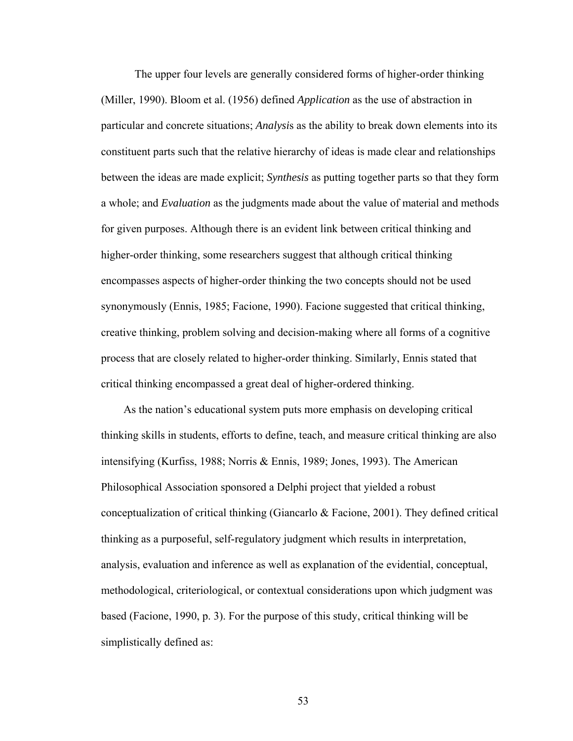The upper four levels are generally considered forms of higher-order thinking (Miller, 1990). Bloom et al. (1956) defined *Application* as the use of abstraction in particular and concrete situations; *Analysis* as the ability to break down elements into its constituent parts such that the relative hierarchy of ideas is made clear and relationships between the ideas are made explicit; *Synthesis* as putting together parts so that they form a whole; and *Evaluation* as the judgments made about the value of material and methods for given purposes. Although there is an evident link between critical thinking and higher-order thinking, some researchers suggest that although critical thinking encompasses aspects of higher-order thinking the two concepts should not be used synonymously (Ennis, 1985; Facione, 1990). Facione suggested that critical thinking, creative thinking, problem solving and decision-making where all forms of a cognitive process that are closely related to higher-order thinking. Similarly, Ennis stated that critical thinking encompassed a great deal of higher-ordered thinking.

As the nation's educational system puts more emphasis on developing critical thinking skills in students, efforts to define, teach, and measure critical thinking are also intensifying (Kurfiss, 1988; Norris & Ennis, 1989; Jones, 1993). The American Philosophical Association sponsored a Delphi project that yielded a robust conceptualization of critical thinking (Giancarlo & Facione, 2001). They defined critical thinking as a purposeful, self-regulatory judgment which results in interpretation, analysis, evaluation and inference as well as explanation of the evidential, conceptual, methodological, criteriological, or contextual considerations upon which judgment was based (Facione, 1990, p. 3). For the purpose of this study, critical thinking will be simplistically defined as: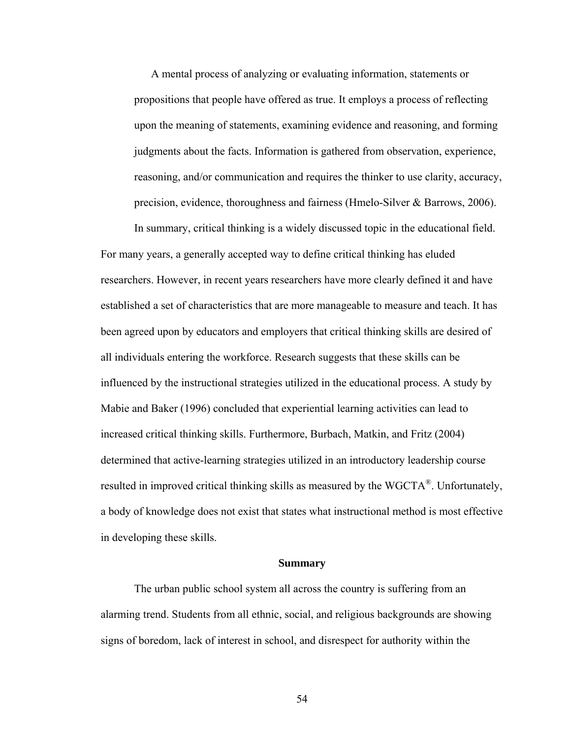> A mental process of analyzing or evaluating information, statements or propositions that people have offered as true. It employs a process of reflecting upon the meaning of statements, examining evidence and reasoning, and forming judgments about the facts. Information is gathered from observation, experience, reasoning, and/or communication and requires the thinker to use clarity, accuracy, precision, evidence, thoroughness and fairness (Hmelo-Silver & Barrows, 2006).

In summary, critical thinking is a widely discussed topic in the educational field. For many years, a generally accepted way to define critical thinking has eluded researchers. However, in recent years researchers have more clearly defined it and have established a set of characteristics that are more manageable to measure and teach. It has been agreed upon by educators and employers that critical thinking skills are desired of all individuals entering the workforce. Research suggests that these skills can be influenced by the instructional strategies utilized in the educational process. A study by Mabie and Baker (1996) concluded that experiential learning activities can lead to increased critical thinking skills. Furthermore, Burbach, Matkin, and Fritz (2004) determined that active-learning strategies utilized in an introductory leadership course resulted in improved critical thinking skills as measured by the WGCTA®. Unfortunately, a body of knowledge does not exist that states what instructional method is most effective in developing these skills.

## Summary

The urban public school system all across the country is suffering from an alarming trend. Students from all ethnic, social, and religious backgrounds are showing signs of boredom, lack of interest in school, and disrespect for authority within the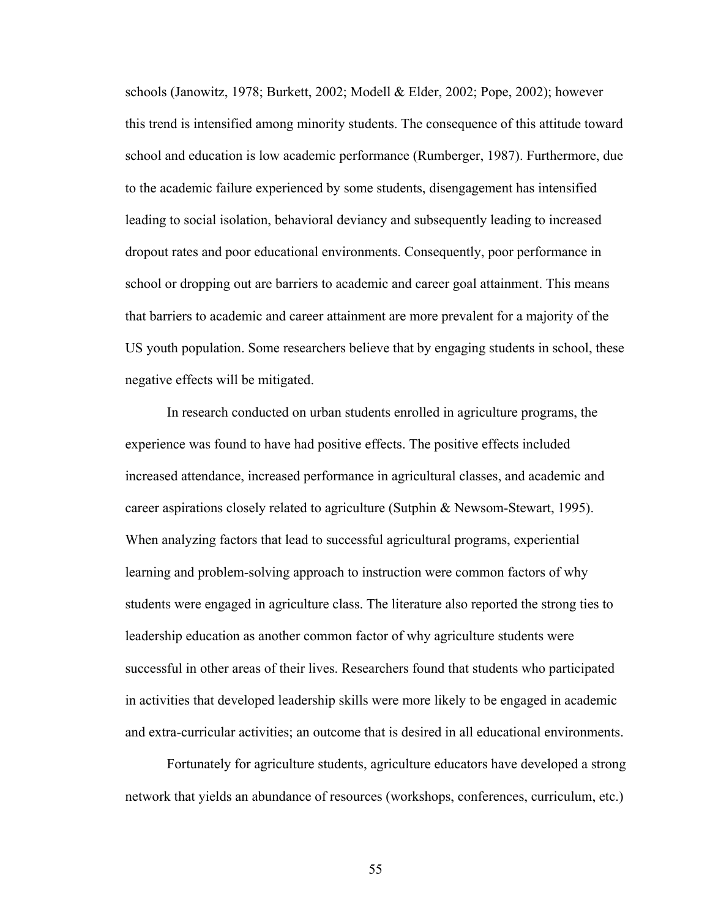schools (Janowitz, 1978; Burkett, 2002; Modell & Elder, 2002; Pope, 2002); however this trend is intensified among minority students. The consequence of this attitude toward school and education is low academic performance (Rumberger, 1987). Furthermore, due to the academic failure experienced by some students, disengagement has intensified leading to social isolation, behavioral deviancy and subsequently leading to increased dropout rates and poor educational environments. Consequently, poor performance in school or dropping out are barriers to academic and career goal attainment. This means that barriers to academic and career attainment are more prevalent for a majority of the US youth population. Some researchers believe that by engaging students in school, these negative effects will be mitigated.

In research conducted on urban students enrolled in agriculture programs, the experience was found to have had positive effects. The positive effects included increased attendance, increased performance in agricultural classes, and academic and career aspirations closely related to agriculture (Sutphin & Newsom-Stewart, 1995). When analyzing factors that lead to successful agricultural programs, experiential learning and problem-solving approach to instruction were common factors of why students were engaged in agriculture class. The literature also reported the strong ties to leadership education as another common factor of why agriculture students were successful in other areas of their lives. Researchers found that students who participated in activities that developed leadership skills were more likely to be engaged in academic and extra-curricular activities; an outcome that is desired in all educational environments.

Fortunately for agriculture students, agriculture educators have developed a strong network that yields an abundance of resources (workshops, conferences, curriculum, etc.)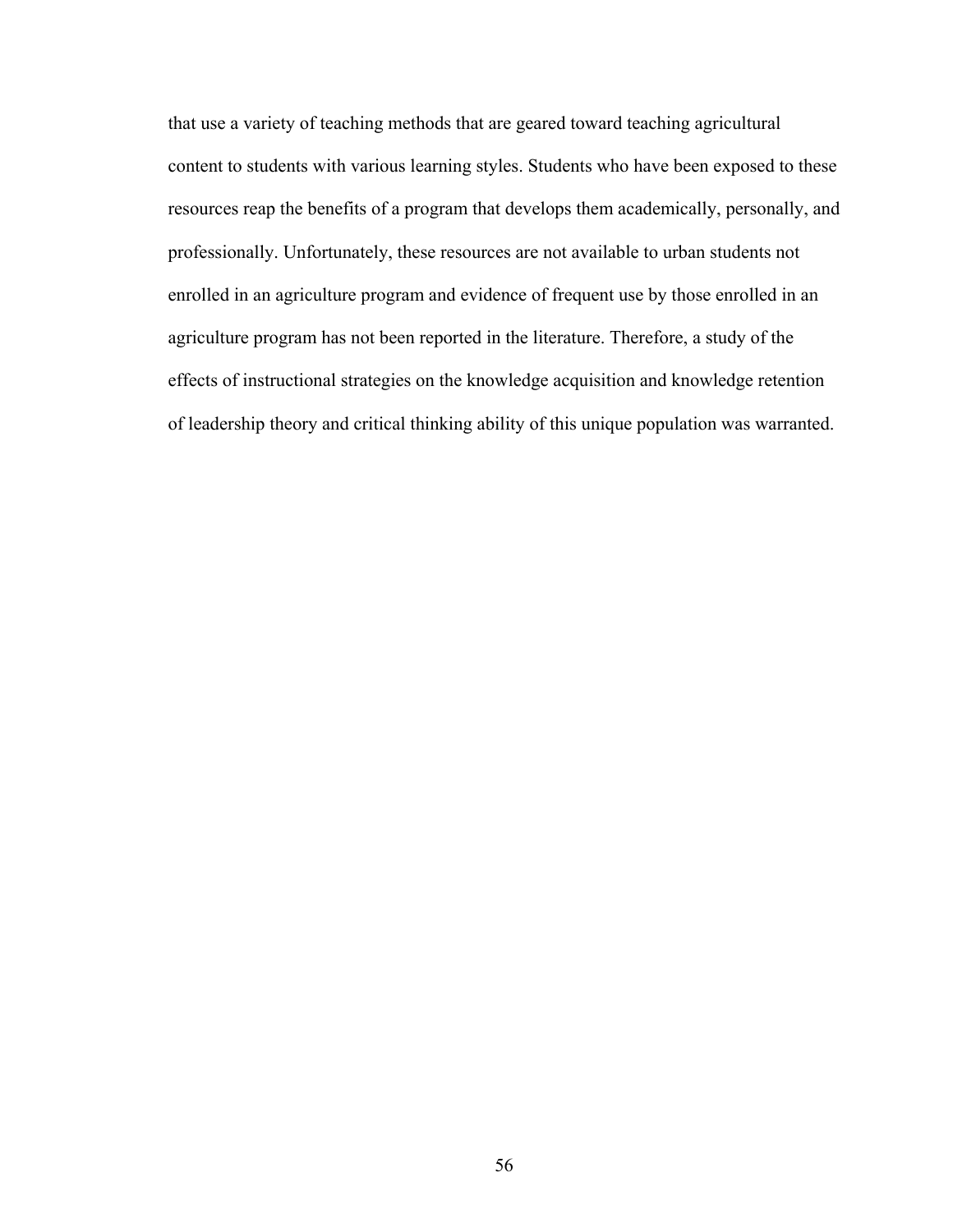that use a variety of teaching methods that are geared toward teaching agricultural content to students with various learning styles. Students who have been exposed to these resources reap the benefits of a program that develops them academically, personally, and professionally. Unfortunately, these resources are not available to urban students not enrolled in an agriculture program and evidence of frequent use by those enrolled in an agriculture program has not been reported in the literature. Therefore, a study of the effects of instructional strategies on the knowledge acquisition and knowledge retention of leadership theory and critical thinking ability of this unique population was warranted.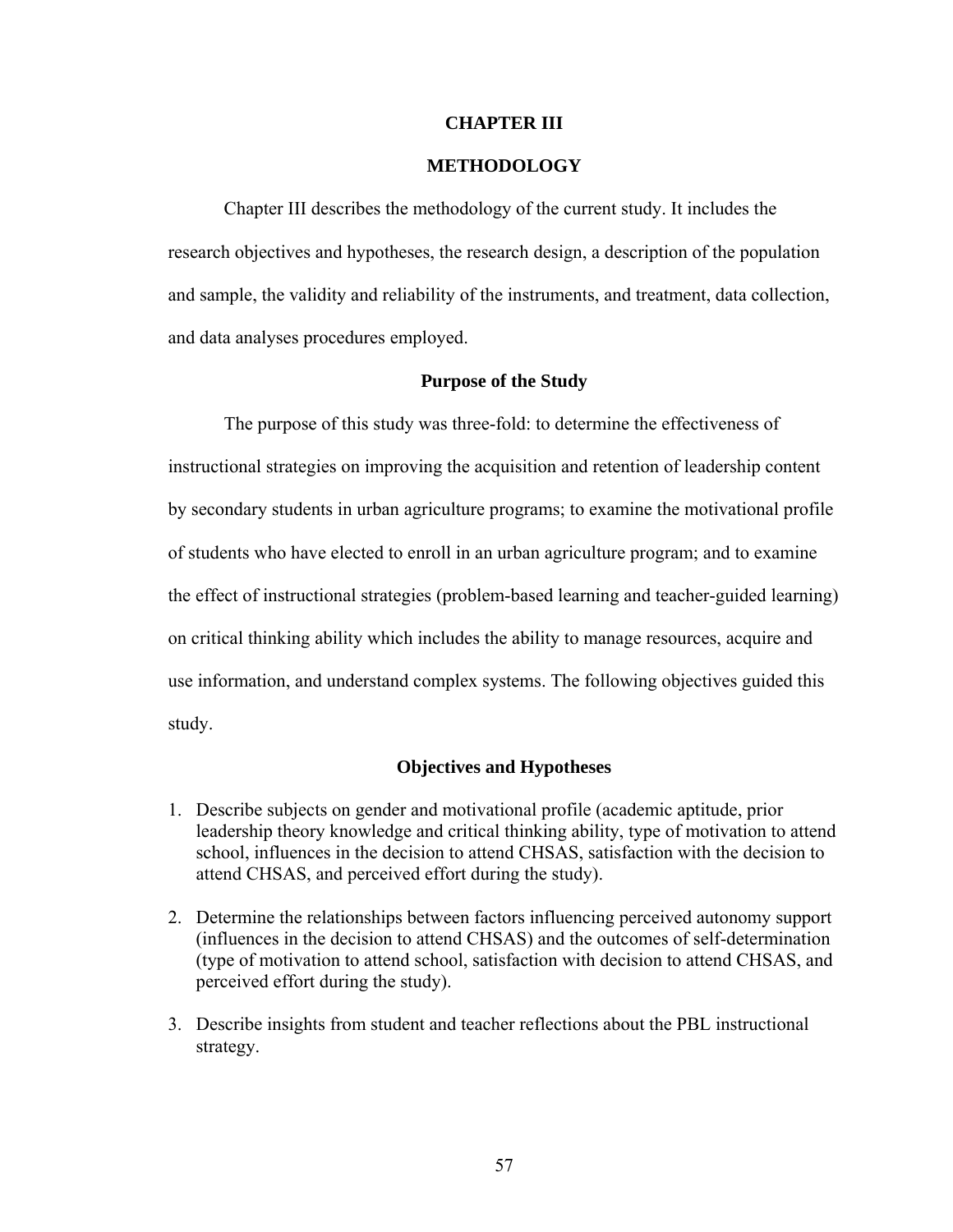# CHAPTER III

# METHODOLOGY

Chapter III describes the methodology of the current study. It includes the research objectives and hypotheses, the research design, a description of the population and sample, the validity and reliability of the instruments, and treatment, data collection, and data analyses procedures employed.

## Purpose of the Study

The purpose of this study was three-fold: to determine the effectiveness of instructional strategies on improving the acquisition and retention of leadership content by secondary students in urban agriculture programs; to examine the motivational profile of students who have elected to enroll in an urban agriculture program; and to examine the effect of instructional strategies (problem-based learning and teacher-guided learning) on critical thinking ability which includes the ability to manage resources, acquire and use information, and understand complex systems. The following objectives guided this study.

## Objectives and Hypotheses

1. Describe subjects on gender and motivational profile (academic aptitude, prior leadership theory knowledge and critical thinking ability, type of motivation to attend school, influences in the decision to attend CHSAS, satisfaction with the decision to attend CHSAS, and perceived effort during the study).

2. Determine the relationships between factors influencing perceived autonomy support (influences in the decision to attend CHSAS) and the outcomes of self-determination (type of motivation to attend school, satisfaction with decision to attend CHSAS, and perceived effort during the study).

3. Describe insights from student and teacher reflections about the PBL instructional strategy.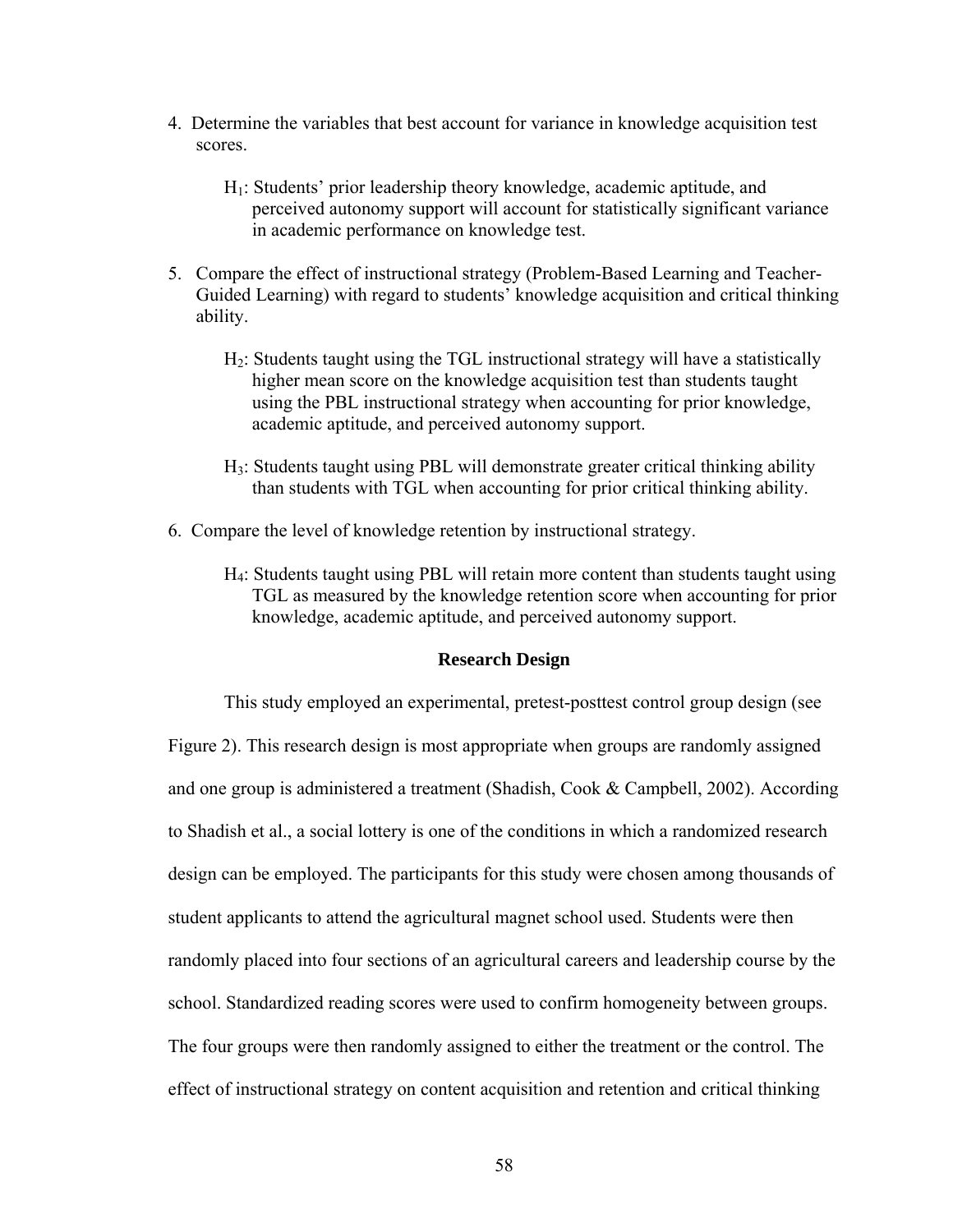4. Determine the variables that best account for variance in knowledge acquisition test scores.

   $H_1$: Students' prior leadership theory knowledge, academic aptitude, and perceived autonomy support will account for statistically significant variance in academic performance on knowledge test.

5. Compare the effect of instructional strategy (Problem-Based Learning and Teacher-Guided Learning) with regard to students' knowledge acquisition and critical thinking ability.

   $H_2$: Students taught using the TGL instructional strategy will have a statistically higher mean score on the knowledge acquisition test than students taught using the PBL instructional strategy when accounting for prior knowledge, academic aptitude, and perceived autonomy support.

   $H_3$: Students taught using PBL will demonstrate greater critical thinking ability than students with TGL when accounting for prior critical thinking ability.

6. Compare the level of knowledge retention by instructional strategy.

   $H_4$: Students taught using PBL will retain more content than students taught using TGL as measured by the knowledge retention score when accounting for prior knowledge, academic aptitude, and perceived autonomy support.

## Research Design

This study employed an experimental, pretest-posttest control group design (see Figure 2). This research design is most appropriate when groups are randomly assigned and one group is administered a treatment (Shadish, Cook & Campbell, 2002). According to Shadish et al., a social lottery is one of the conditions in which a randomized research design can be employed. The participants for this study were chosen among thousands of student applicants to attend the agricultural magnet school used. Students were then randomly placed into four sections of an agricultural careers and leadership course by the school. Standardized reading scores were used to confirm homogeneity between groups. The four groups were then randomly assigned to either the treatment or the control. The effect of instructional strategy on content acquisition and retention and critical thinking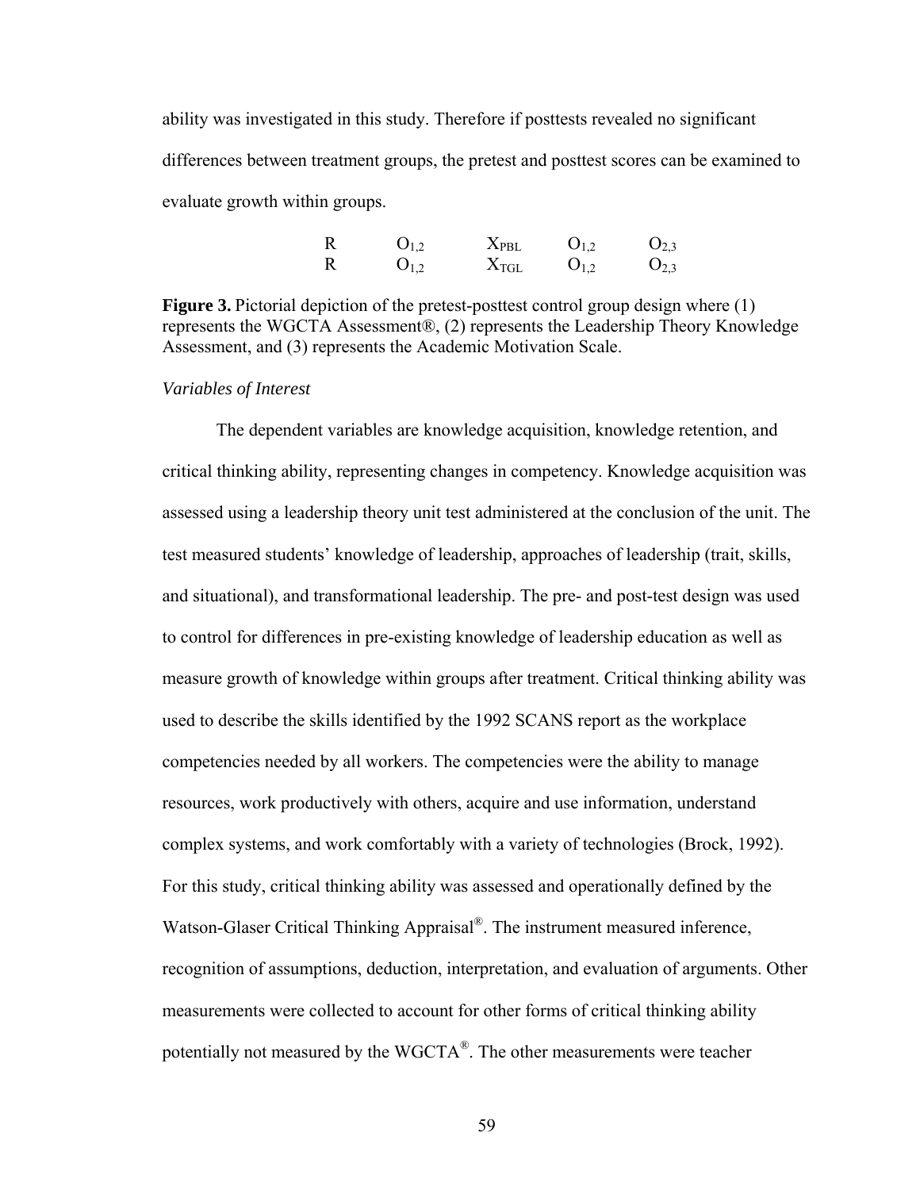ability was investigated in this study. Therefore if posttests revealed no significant differences between treatment groups, the pretest and posttest scores can be examined to evaluate growth within groups.

$$
\begin{array}{ccccc}
R & O_{1,2} & X_{PBL} & O_{1,2} & O_{2,3} \\
R & O_{1,2} & X_{TGL} & O_{1,2} & O_{2,3}
\end{array}
$$

**Figure 3.** Pictorial depiction of the pretest-posttest control group design where (1) represents the WGCTA Assessment®, (2) represents the Leadership Theory Knowledge Assessment, and (3) represents the Academic Motivation Scale.

*Variables of Interest*

The dependent variables are knowledge acquisition, knowledge retention, and critical thinking ability, representing changes in competency. Knowledge acquisition was assessed using a leadership theory unit test administered at the conclusion of the unit. The test measured students' knowledge of leadership, approaches of leadership (trait, skills, and situational), and transformational leadership. The pre- and post-test design was used to control for differences in pre-existing knowledge of leadership education as well as measure growth of knowledge within groups after treatment. Critical thinking ability was used to describe the skills identified by the 1992 SCANS report as the workplace competencies needed by all workers. The competencies were the ability to manage resources, work productively with others, acquire and use information, understand complex systems, and work comfortably with a variety of technologies (Brock, 1992). For this study, critical thinking ability was assessed and operationally defined by the Watson-Glaser Critical Thinking Appraisal®. The instrument measured inference, recognition of assumptions, deduction, interpretation, and evaluation of arguments. Other measurements were collected to account for other forms of critical thinking ability potentially not measured by the WGCTA®. The other measurements were teacher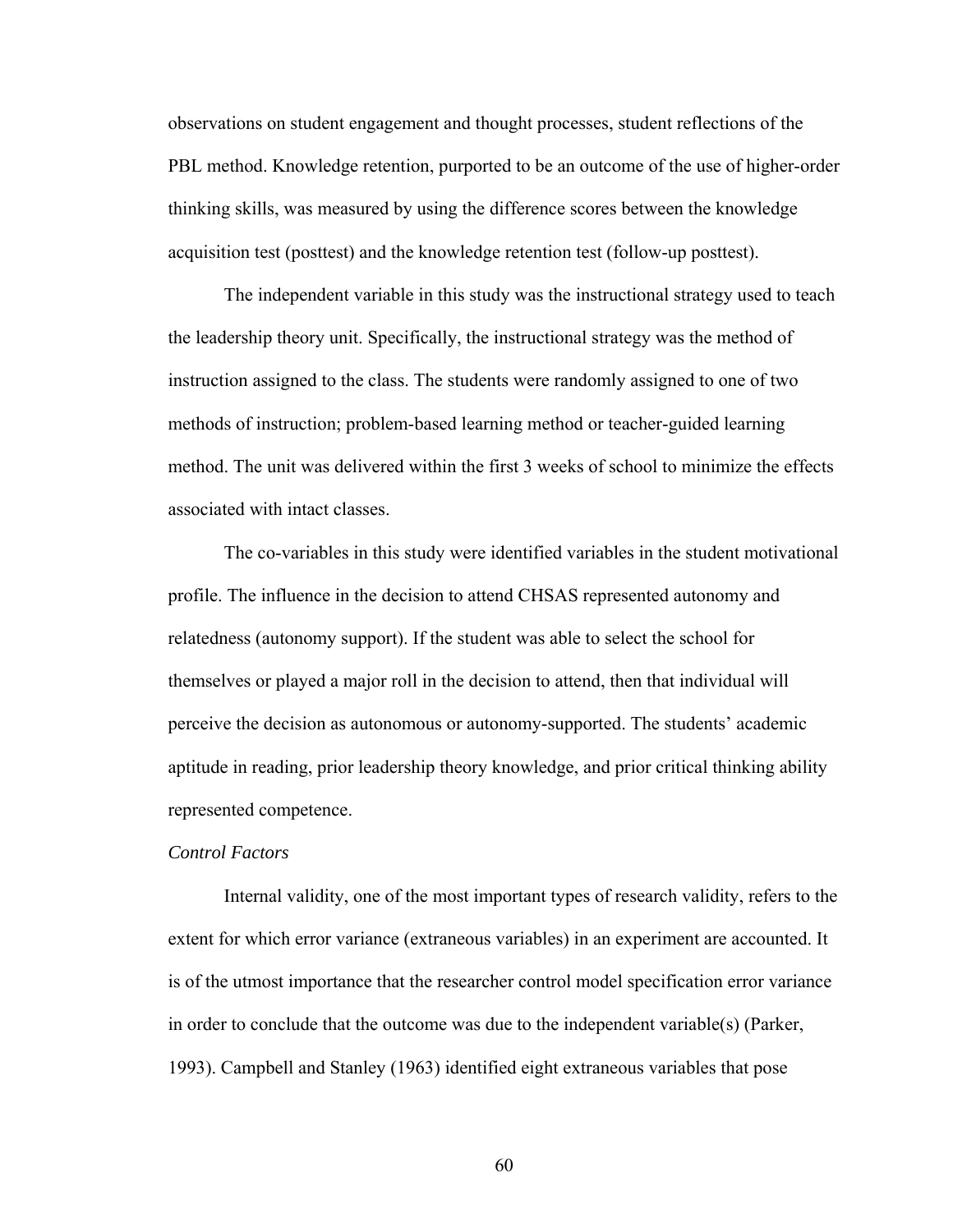observations on student engagement and thought processes, student reflections of the PBL method. Knowledge retention, purported to be an outcome of the use of higher-order thinking skills, was measured by using the difference scores between the knowledge acquisition test (posttest) and the knowledge retention test (follow-up posttest).

The independent variable in this study was the instructional strategy used to teach the leadership theory unit. Specifically, the instructional strategy was the method of instruction assigned to the class. The students were randomly assigned to one of two methods of instruction; problem-based learning method or teacher-guided learning method. The unit was delivered within the first 3 weeks of school to minimize the effects associated with intact classes.

The co-variables in this study were identified variables in the student motivational profile. The influence in the decision to attend CHSAS represented autonomy and relatedness (autonomy support). If the student was able to select the school for themselves or played a major roll in the decision to attend, then that individual will perceive the decision as autonomous or autonomy-supported. The students' academic aptitude in reading, prior leadership theory knowledge, and prior critical thinking ability represented competence.

*Control Factors*

Internal validity, one of the most important types of research validity, refers to the extent for which error variance (extraneous variables) in an experiment are accounted. It is of the utmost importance that the researcher control model specification error variance in order to conclude that the outcome was due to the independent variable(s) (Parker, 1993). Campbell and Stanley (1963) identified eight extraneous variables that pose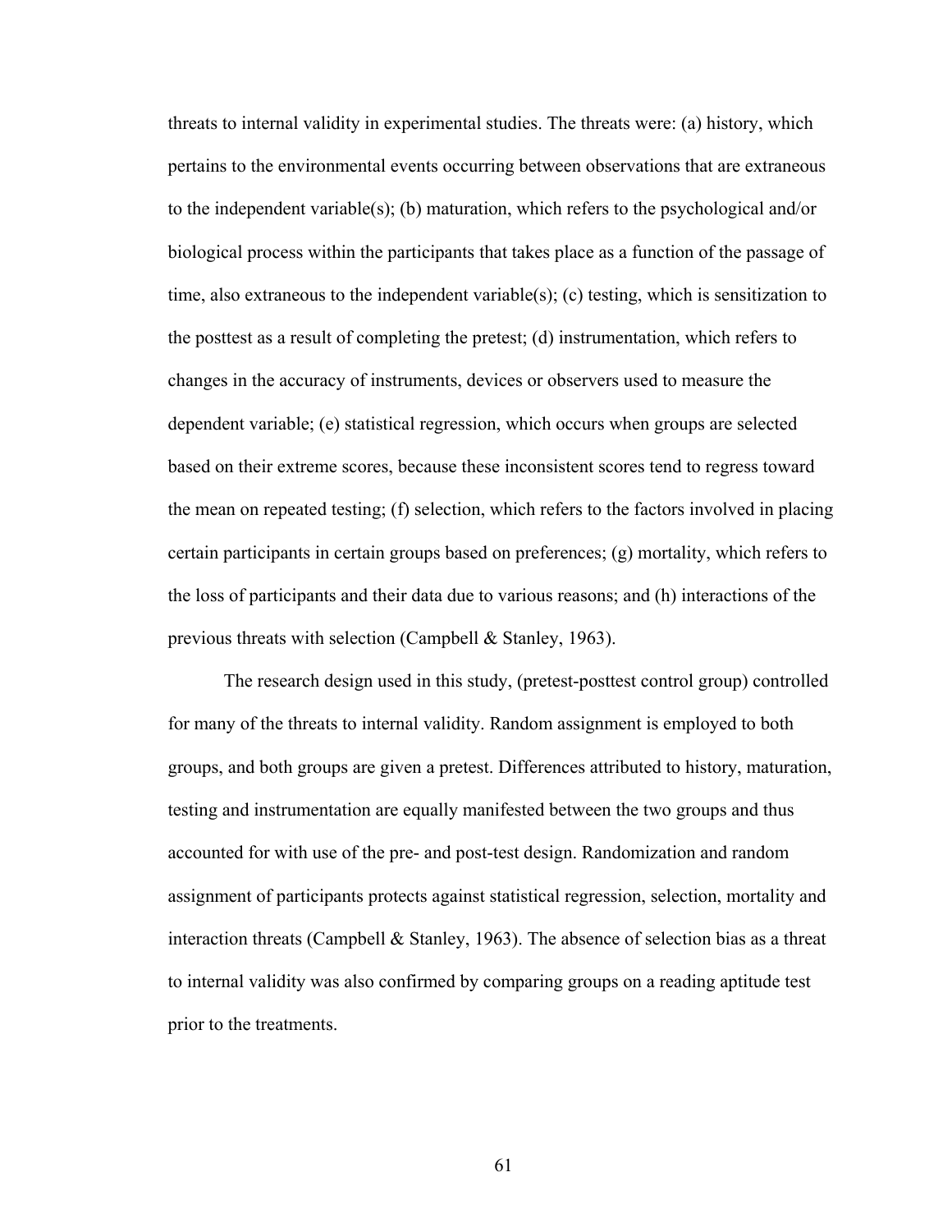threats to internal validity in experimental studies. The threats were: (a) history, which pertains to the environmental events occurring between observations that are extraneous to the independent variable(s); (b) maturation, which refers to the psychological and/or biological process within the participants that takes place as a function of the passage of time, also extraneous to the independent variable(s); (c) testing, which is sensitization to the posttest as a result of completing the pretest; (d) instrumentation, which refers to changes in the accuracy of instruments, devices or observers used to measure the dependent variable; (e) statistical regression, which occurs when groups are selected based on their extreme scores, because these inconsistent scores tend to regress toward the mean on repeated testing; (f) selection, which refers to the factors involved in placing certain participants in certain groups based on preferences; (g) mortality, which refers to the loss of participants and their data due to various reasons; and (h) interactions of the previous threats with selection (Campbell & Stanley, 1963).

The research design used in this study, (pretest-posttest control group) controlled for many of the threats to internal validity. Random assignment is employed to both groups, and both groups are given a pretest. Differences attributed to history, maturation, testing and instrumentation are equally manifested between the two groups and thus accounted for with use of the pre- and post-test design. Randomization and random assignment of participants protects against statistical regression, selection, mortality and interaction threats (Campbell & Stanley, 1963). The absence of selection bias as a threat to internal validity was also confirmed by comparing groups on a reading aptitude test prior to the treatments.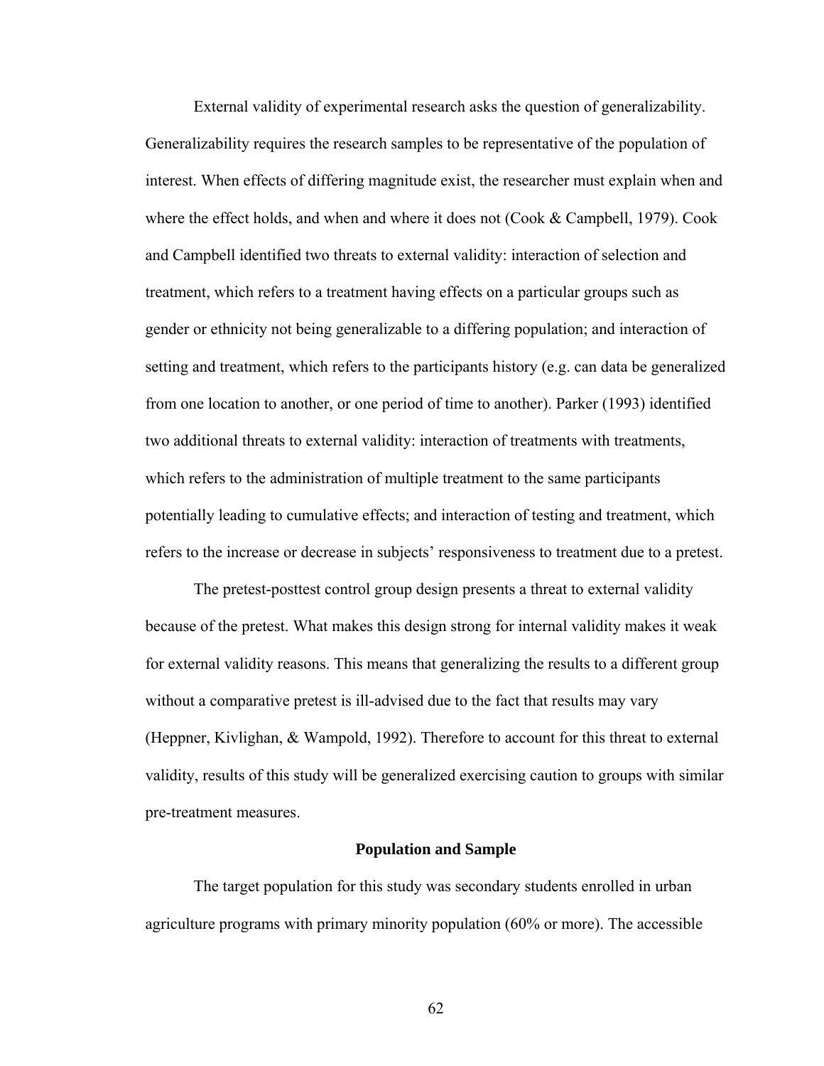External validity of experimental research asks the question of generalizability. Generalizability requires the research samples to be representative of the population of interest. When effects of differing magnitude exist, the researcher must explain when and where the effect holds, and when and where it does not (Cook & Campbell, 1979). Cook and Campbell identified two threats to external validity: interaction of selection and treatment, which refers to a treatment having effects on a particular groups such as gender or ethnicity not being generalizable to a differing population; and interaction of setting and treatment, which refers to the participants history (e.g. can data be generalized from one location to another, or one period of time to another). Parker (1993) identified two additional threats to external validity: interaction of treatments with treatments, which refers to the administration of multiple treatment to the same participants potentially leading to cumulative effects; and interaction of testing and treatment, which refers to the increase or decrease in subjects' responsiveness to treatment due to a pretest.

The pretest-posttest control group design presents a threat to external validity because of the pretest. What makes this design strong for internal validity makes it weak for external validity reasons. This means that generalizing the results to a different group without a comparative pretest is ill-advised due to the fact that results may vary (Heppner, Kivlighan, & Wampold, 1992). Therefore to account for this threat to external validity, results of this study will be generalized exercising caution to groups with similar pre-treatment measures.

## Population and Sample

The target population for this study was secondary students enrolled in urban agriculture programs with primary minority population (60% or more). The accessible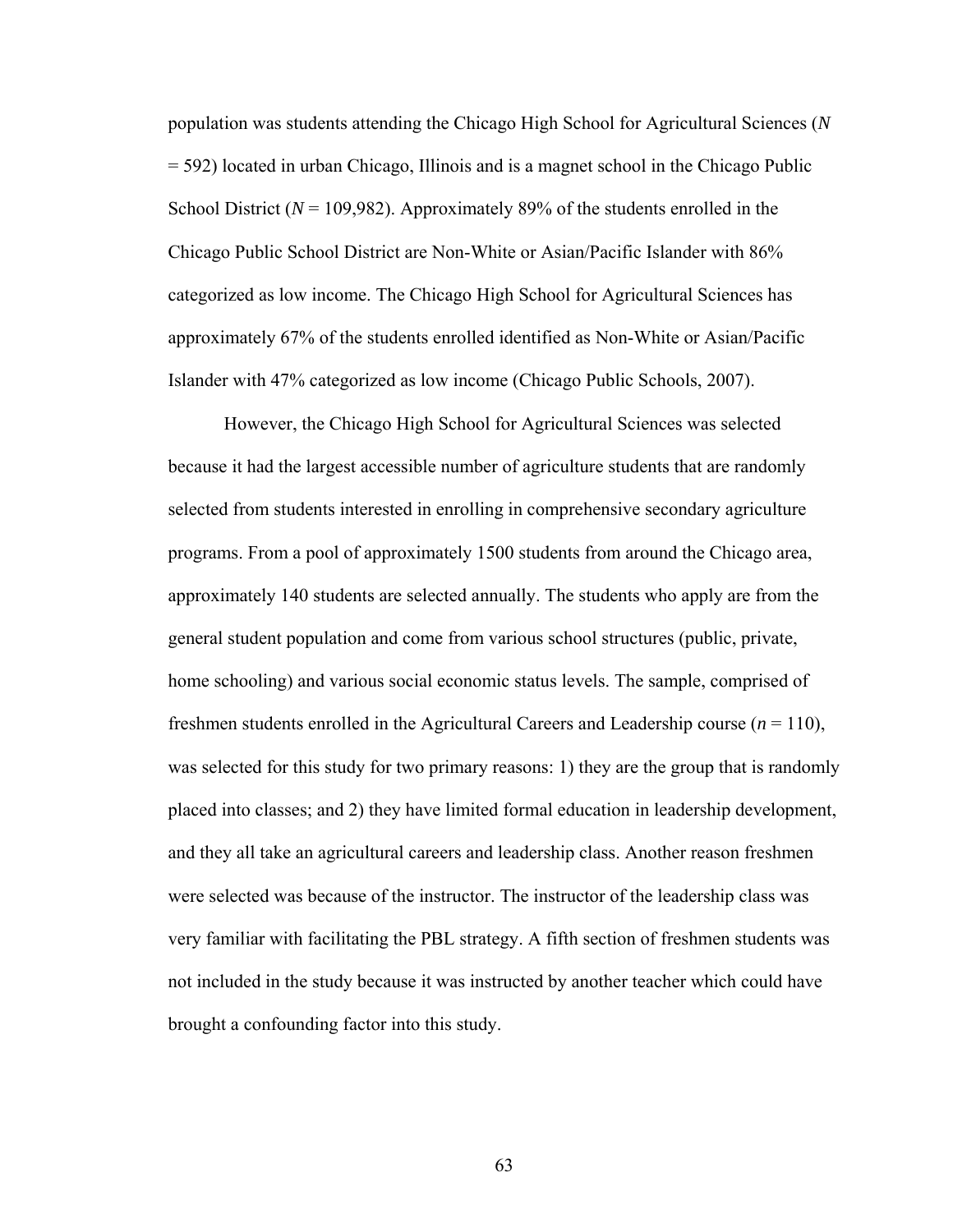population was students attending the Chicago High School for Agricultural Sciences ($N$ = 592) located in urban Chicago, Illinois and is a magnet school in the Chicago Public School District ($N$ = 109,982). Approximately 89% of the students enrolled in the Chicago Public School District are Non-White or Asian/Pacific Islander with 86% categorized as low income. The Chicago High School for Agricultural Sciences has approximately 67% of the students enrolled identified as Non-White or Asian/Pacific Islander with 47% categorized as low income (Chicago Public Schools, 2007).

However, the Chicago High School for Agricultural Sciences was selected because it had the largest accessible number of agriculture students that are randomly selected from students interested in enrolling in comprehensive secondary agriculture programs. From a pool of approximately 1500 students from around the Chicago area, approximately 140 students are selected annually. The students who apply are from the general student population and come from various school structures (public, private, home schooling) and various social economic status levels. The sample, comprised of freshmen students enrolled in the Agricultural Careers and Leadership course ($n$ = 110), was selected for this study for two primary reasons: 1) they are the group that is randomly placed into classes; and 2) they have limited formal education in leadership development, and they all take an agricultural careers and leadership class. Another reason freshmen were selected was because of the instructor. The instructor of the leadership class was very familiar with facilitating the PBL strategy. A fifth section of freshmen students was not included in the study because it was instructed by another teacher which could have brought a confounding factor into this study.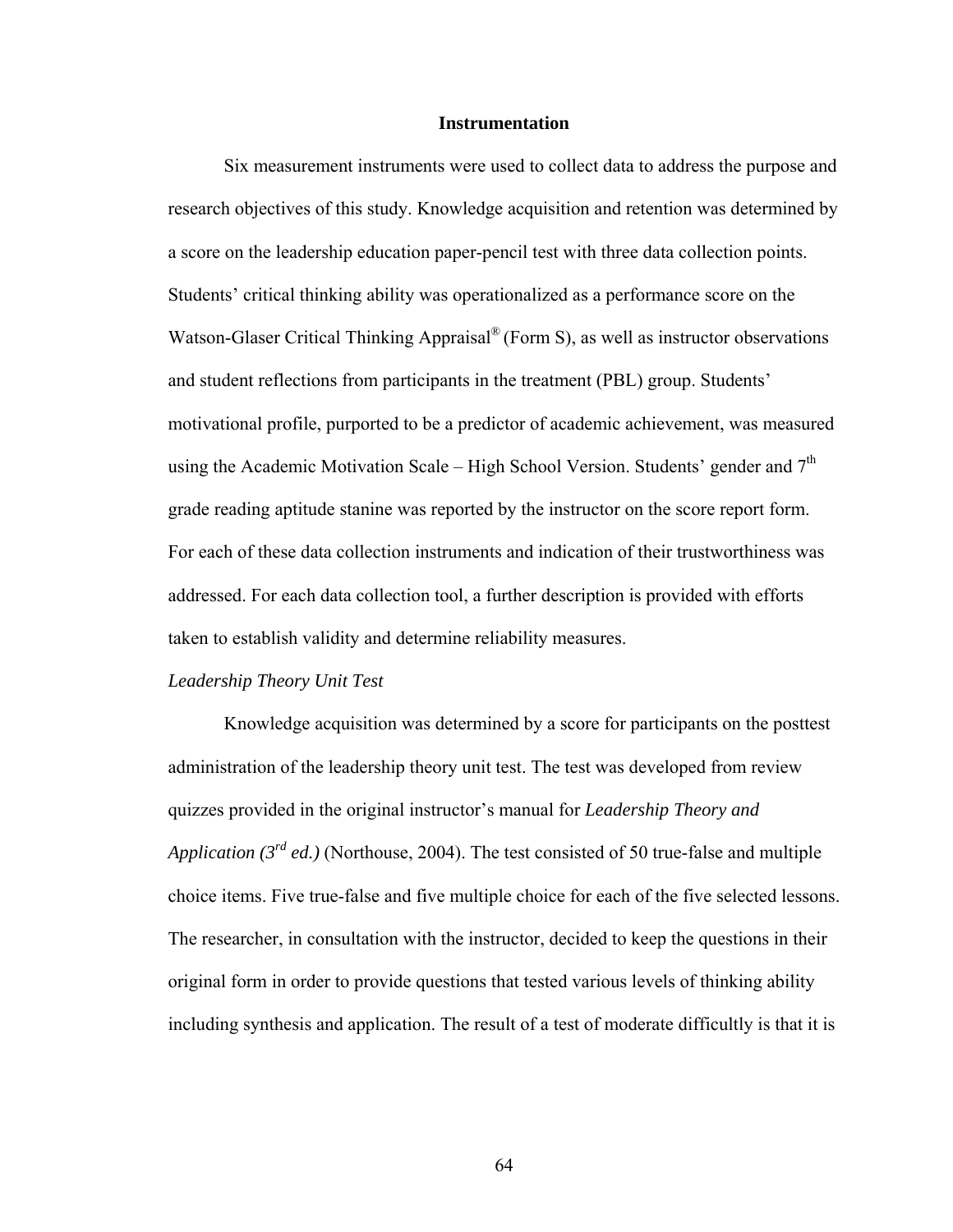## Instrumentation

Six measurement instruments were used to collect data to address the purpose and research objectives of this study. Knowledge acquisition and retention was determined by a score on the leadership education paper-pencil test with three data collection points. Students' critical thinking ability was operationalized as a performance score on the Watson-Glaser Critical Thinking Appraisal® (Form S), as well as instructor observations and student reflections from participants in the treatment (PBL) group. Students' motivational profile, purported to be a predictor of academic achievement, was measured using the Academic Motivation Scale – High School Version. Students' gender and 7th grade reading aptitude stanine was reported by the instructor on the score report form. For each of these data collection instruments and indication of their trustworthiness was addressed. For each data collection tool, a further description is provided with efforts taken to establish validity and determine reliability measures.

*Leadership Theory Unit Test*

Knowledge acquisition was determined by a score for participants on the posttest administration of the leadership theory unit test. The test was developed from review quizzes provided in the original instructor's manual for *Leadership Theory and Application (3rd ed.)* (Northouse, 2004). The test consisted of 50 true-false and multiple choice items. Five true-false and five multiple choice for each of the five selected lessons. The researcher, in consultation with the instructor, decided to keep the questions in their original form in order to provide questions that tested various levels of thinking ability including synthesis and application. The result of a test of moderate difficultly is that it is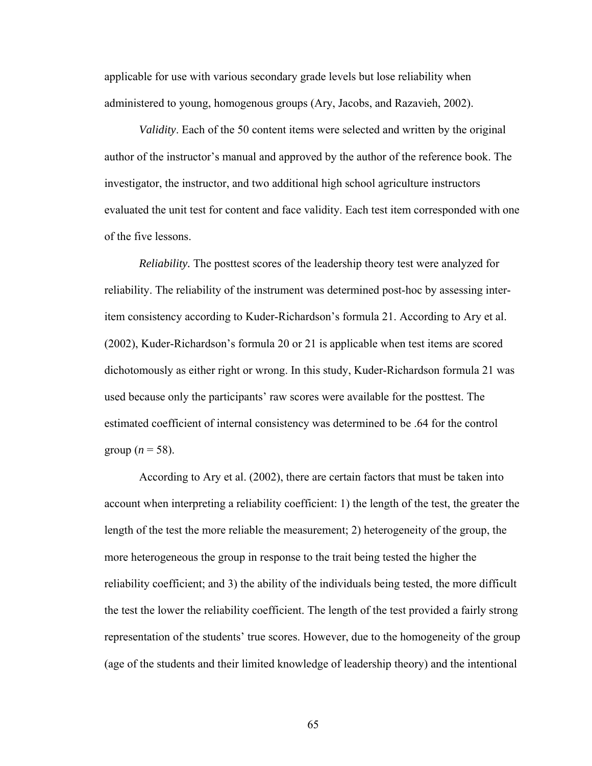applicable for use with various secondary grade levels but lose reliability when administered to young, homogenous groups (Ary, Jacobs, and Razavieh, 2002).

*Validity*. Each of the 50 content items were selected and written by the original author of the instructor's manual and approved by the author of the reference book. The investigator, the instructor, and two additional high school agriculture instructors evaluated the unit test for content and face validity. Each test item corresponded with one of the five lessons.

*Reliability.* The posttest scores of the leadership theory test were analyzed for reliability. The reliability of the instrument was determined post-hoc by assessing inter-item consistency according to Kuder-Richardson's formula 21. According to Ary et al. (2002), Kuder-Richardson's formula 20 or 21 is applicable when test items are scored dichotomously as either right or wrong. In this study, Kuder-Richardson formula 21 was used because only the participants' raw scores were available for the posttest. The estimated coefficient of internal consistency was determined to be .64 for the control group ($n$ = 58).

According to Ary et al. (2002), there are certain factors that must be taken into account when interpreting a reliability coefficient: 1) the length of the test, the greater the length of the test the more reliable the measurement; 2) heterogeneity of the group, the more heterogeneous the group in response to the trait being tested the higher the reliability coefficient; and 3) the ability of the individuals being tested, the more difficult the test the lower the reliability coefficient. The length of the test provided a fairly strong representation of the students' true scores. However, due to the homogeneity of the group (age of the students and their limited knowledge of leadership theory) and the intentional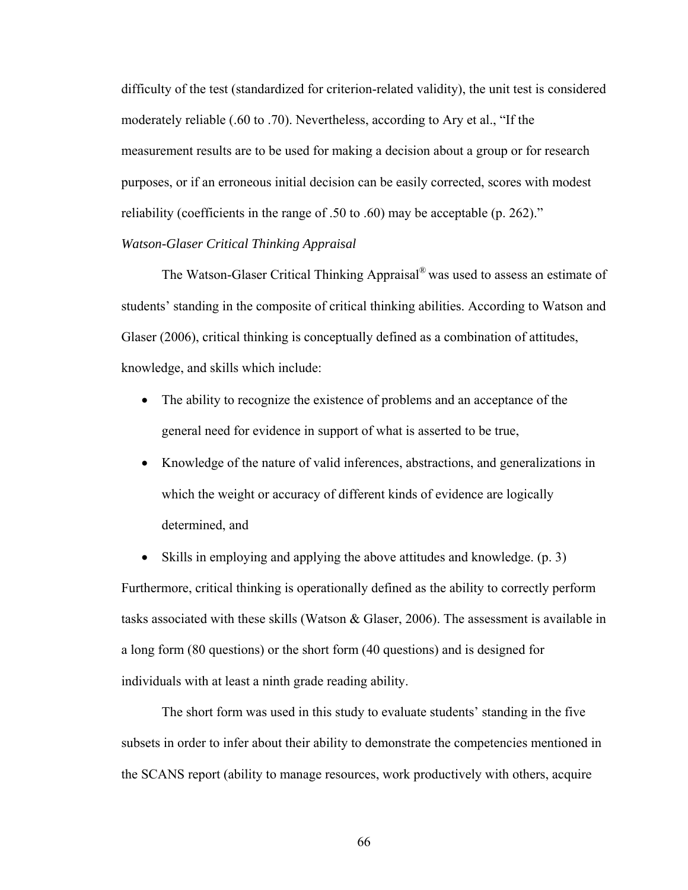difficulty of the test (standardized for criterion-related validity), the unit test is considered moderately reliable (.60 to .70). Nevertheless, according to Ary et al., "If the measurement results are to be used for making a decision about a group or for research purposes, or if an erroneous initial decision can be easily corrected, scores with modest reliability (coefficients in the range of .50 to .60) may be acceptable (p. 262)."

*Watson-Glaser Critical Thinking Appraisal*

The Watson-Glaser Critical Thinking Appraisal® was used to assess an estimate of students' standing in the composite of critical thinking abilities. According to Watson and Glaser (2006), critical thinking is conceptually defined as a combination of attitudes, knowledge, and skills which include:

- The ability to recognize the existence of problems and an acceptance of the general need for evidence in support of what is asserted to be true,
- Knowledge of the nature of valid inferences, abstractions, and generalizations in which the weight or accuracy of different kinds of evidence are logically determined, and
- Skills in employing and applying the above attitudes and knowledge. (p. 3)

Furthermore, critical thinking is operationally defined as the ability to correctly perform tasks associated with these skills (Watson & Glaser, 2006). The assessment is available in a long form (80 questions) or the short form (40 questions) and is designed for individuals with at least a ninth grade reading ability.

The short form was used in this study to evaluate students' standing in the five subsets in order to infer about their ability to demonstrate the competencies mentioned in the SCANS report (ability to manage resources, work productively with others, acquire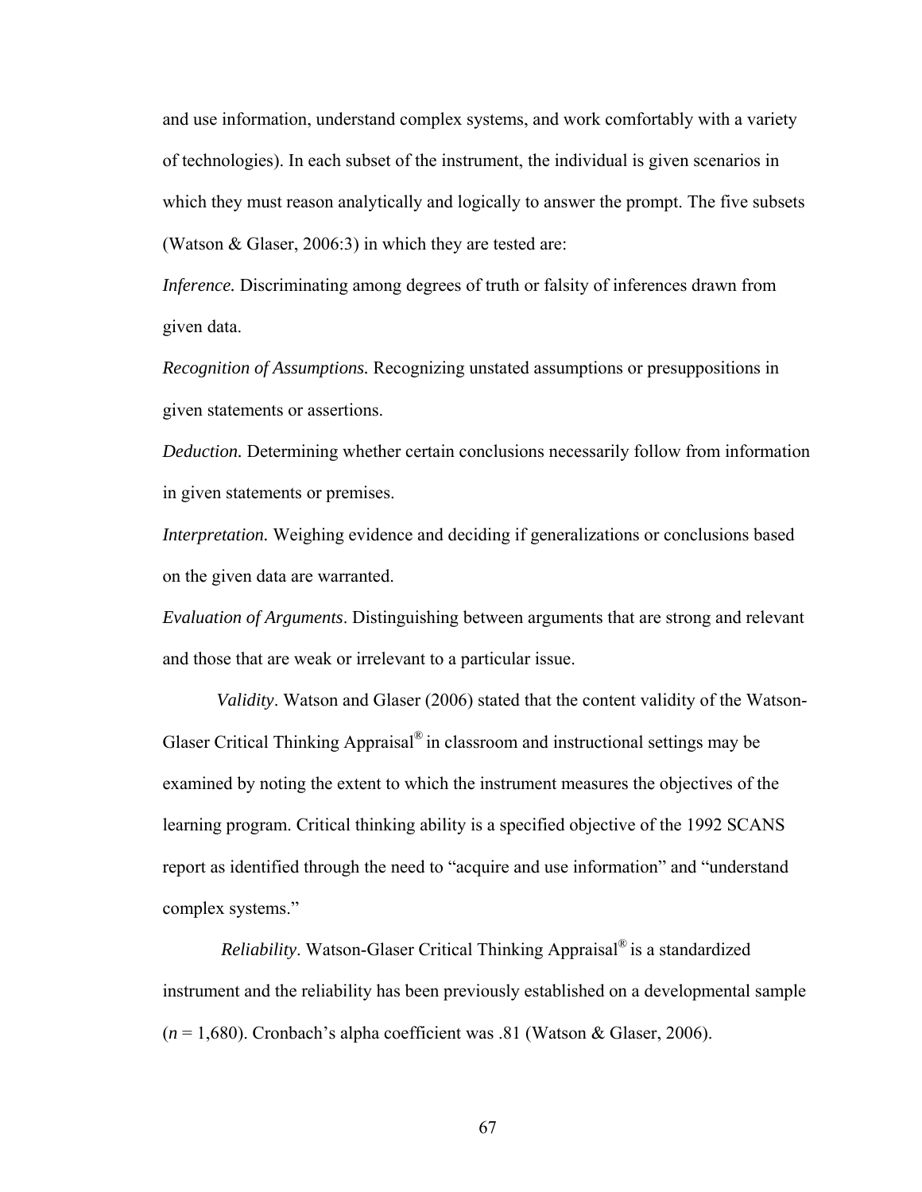and use information, understand complex systems, and work comfortably with a variety of technologies). In each subset of the instrument, the individual is given scenarios in which they must reason analytically and logically to answer the prompt. The five subsets (Watson & Glaser, 2006:3) in which they are tested are:

*Inference.* Discriminating among degrees of truth or falsity of inferences drawn from given data.

*Recognition of Assumptions.* Recognizing unstated assumptions or presuppositions in given statements or assertions.

*Deduction.* Determining whether certain conclusions necessarily follow from information in given statements or premises.

*Interpretation.* Weighing evidence and deciding if generalizations or conclusions based on the given data are warranted.

*Evaluation of Arguments*. Distinguishing between arguments that are strong and relevant and those that are weak or irrelevant to a particular issue.

*Validity*. Watson and Glaser (2006) stated that the content validity of the Watson-Glaser Critical Thinking Appraisal® in classroom and instructional settings may be examined by noting the extent to which the instrument measures the objectives of the learning program. Critical thinking ability is a specified objective of the 1992 SCANS report as identified through the need to "acquire and use information" and "understand complex systems."

*Reliability*. Watson-Glaser Critical Thinking Appraisal® is a standardized instrument and the reliability has been previously established on a developmental sample ($n$ = 1,680). Cronbach's alpha coefficient was .81 (Watson & Glaser, 2006).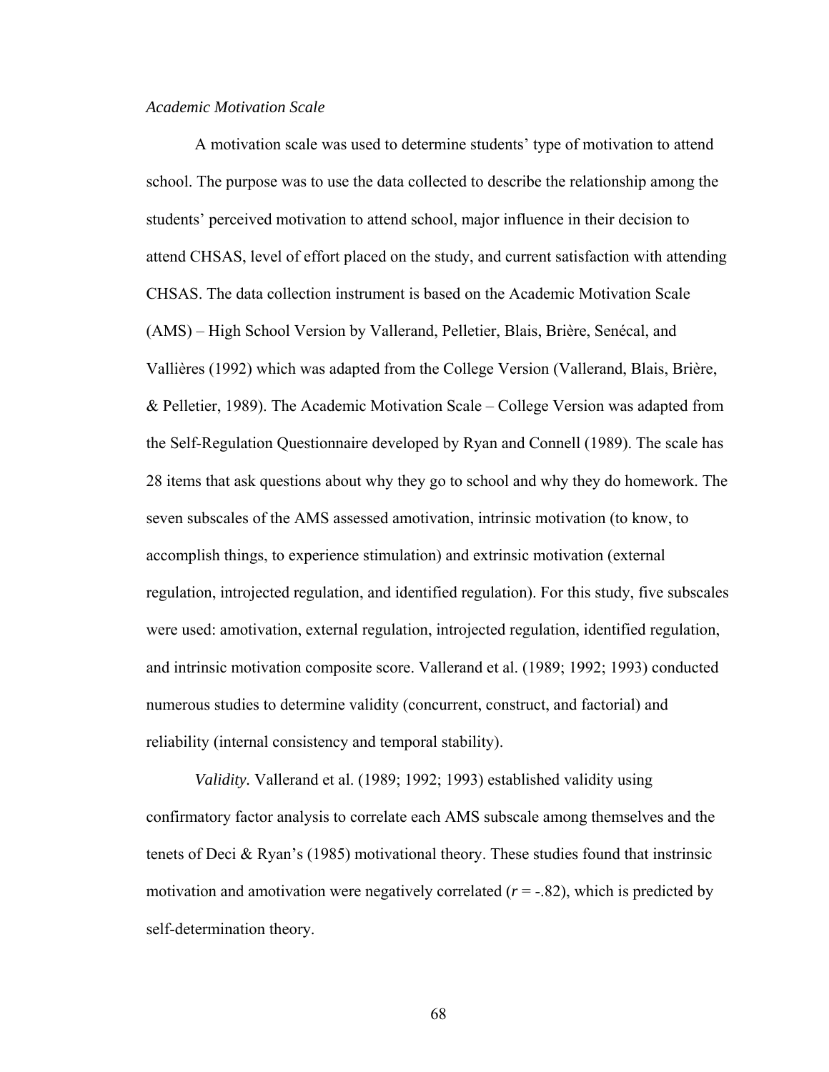*Academic Motivation Scale*

A motivation scale was used to determine students' type of motivation to attend school. The purpose was to use the data collected to describe the relationship among the students' perceived motivation to attend school, major influence in their decision to attend CHSAS, level of effort placed on the study, and current satisfaction with attending CHSAS. The data collection instrument is based on the Academic Motivation Scale (AMS) – High School Version by Vallerand, Pelletier, Blais, Brière, Senécal, and Vallières (1992) which was adapted from the College Version (Vallerand, Blais, Brière, & Pelletier, 1989). The Academic Motivation Scale – College Version was adapted from the Self-Regulation Questionnaire developed by Ryan and Connell (1989). The scale has 28 items that ask questions about why they go to school and why they do homework. The seven subscales of the AMS assessed amotivation, intrinsic motivation (to know, to accomplish things, to experience stimulation) and extrinsic motivation (external regulation, introjected regulation, and identified regulation). For this study, five subscales were used: amotivation, external regulation, introjected regulation, identified regulation, and intrinsic motivation composite score. Vallerand et al. (1989; 1992; 1993) conducted numerous studies to determine validity (concurrent, construct, and factorial) and reliability (internal consistency and temporal stability).

*Validity.* Vallerand et al. (1989; 1992; 1993) established validity using confirmatory factor analysis to correlate each AMS subscale among themselves and the tenets of Deci & Ryan's (1985) motivational theory. These studies found that instrinsic motivation and amotivation were negatively correlated ($r = -.82$), which is predicted by self-determination theory.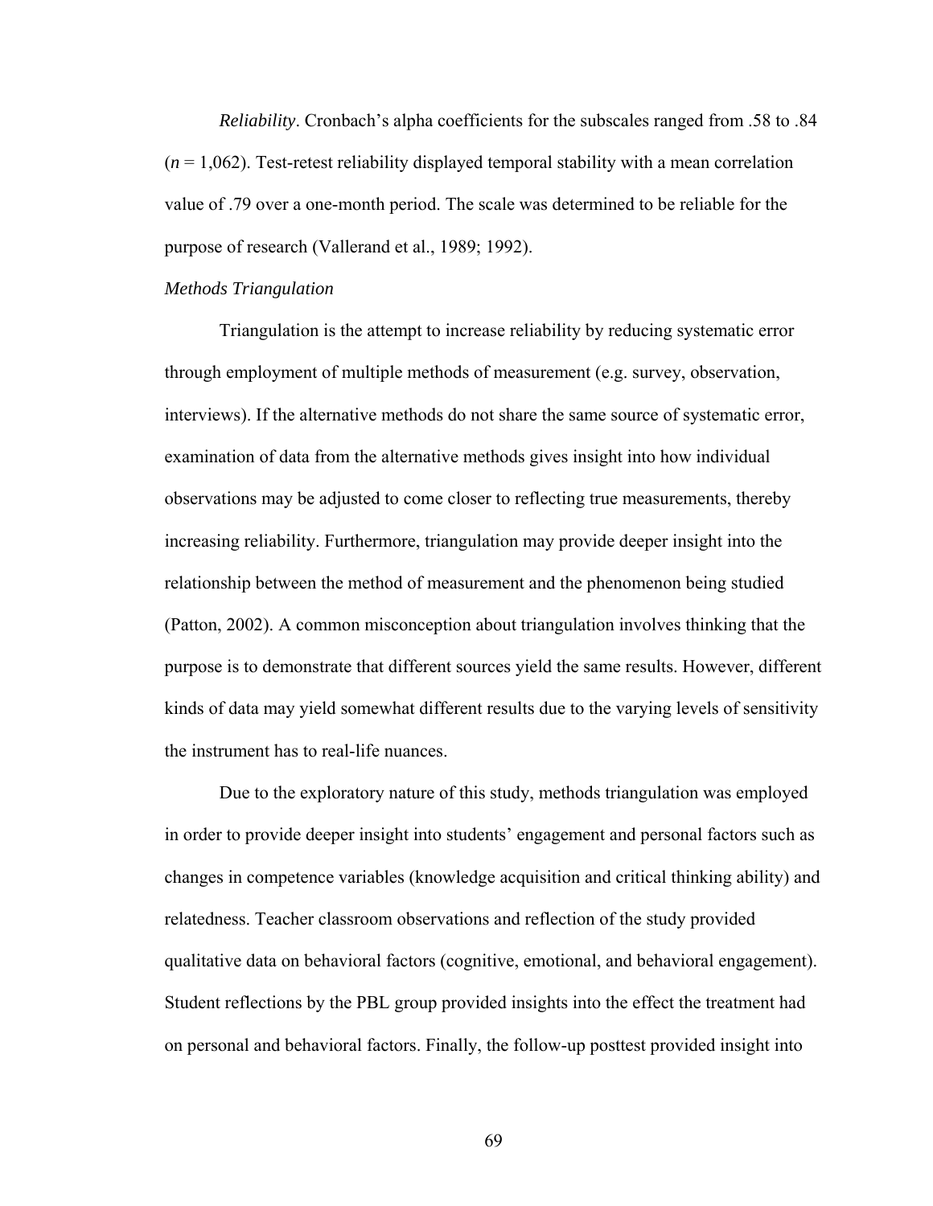*Reliability*. Cronbach's alpha coefficients for the subscales ranged from .58 to .84 ($n$ = 1,062). Test-retest reliability displayed temporal stability with a mean correlation value of .79 over a one-month period. The scale was determined to be reliable for the purpose of research (Vallerand et al., 1989; 1992).

*Methods Triangulation*

Triangulation is the attempt to increase reliability by reducing systematic error through employment of multiple methods of measurement (e.g. survey, observation, interviews). If the alternative methods do not share the same source of systematic error, examination of data from the alternative methods gives insight into how individual observations may be adjusted to come closer to reflecting true measurements, thereby increasing reliability. Furthermore, triangulation may provide deeper insight into the relationship between the method of measurement and the phenomenon being studied (Patton, 2002). A common misconception about triangulation involves thinking that the purpose is to demonstrate that different sources yield the same results. However, different kinds of data may yield somewhat different results due to the varying levels of sensitivity the instrument has to real-life nuances.

Due to the exploratory nature of this study, methods triangulation was employed in order to provide deeper insight into students' engagement and personal factors such as changes in competence variables (knowledge acquisition and critical thinking ability) and relatedness. Teacher classroom observations and reflection of the study provided qualitative data on behavioral factors (cognitive, emotional, and behavioral engagement). Student reflections by the PBL group provided insights into the effect the treatment had on personal and behavioral factors. Finally, the follow-up posttest provided insight into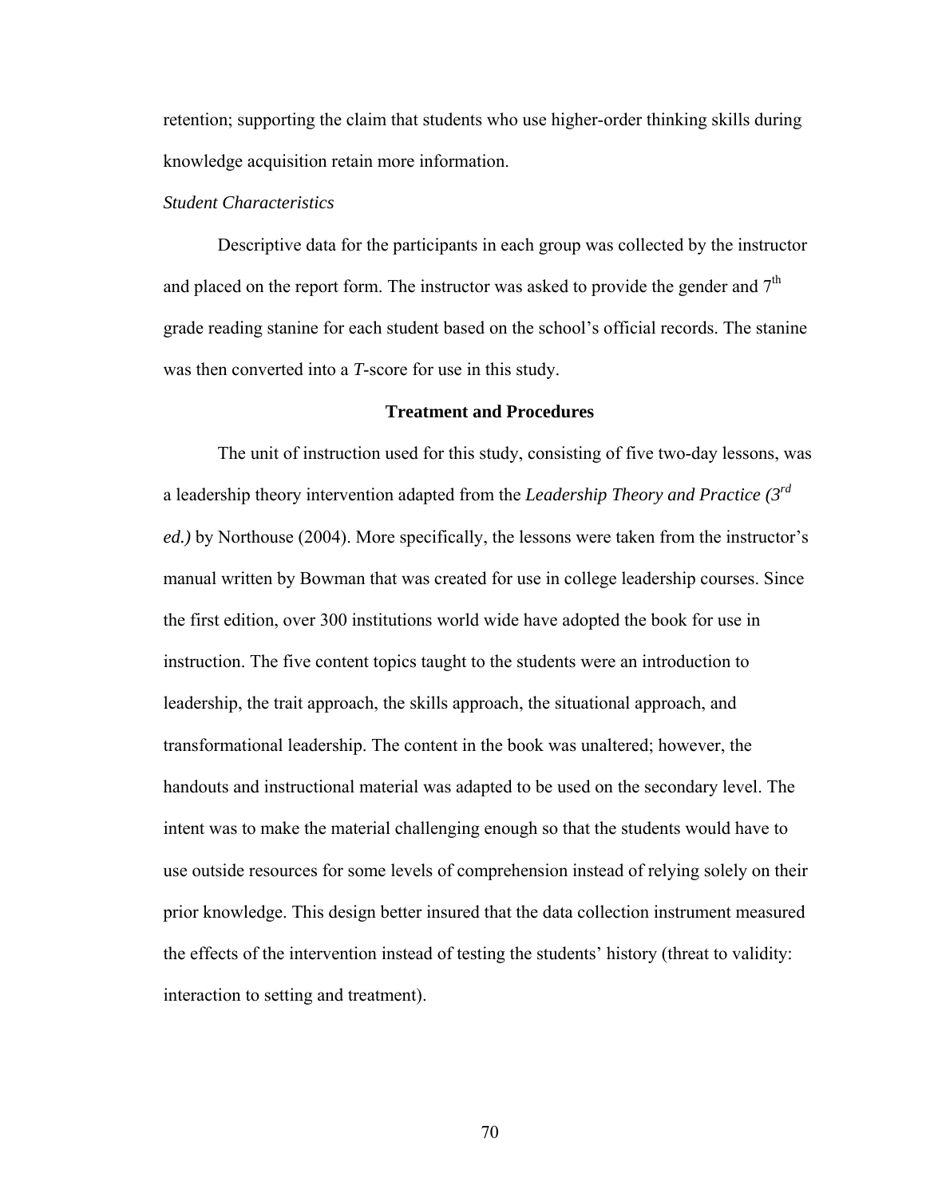retention; supporting the claim that students who use higher-order thinking skills during knowledge acquisition retain more information.

*Student Characteristics*

Descriptive data for the participants in each group was collected by the instructor and placed on the report form. The instructor was asked to provide the gender and 7th grade reading stanine for each student based on the school's official records. The stanine was then converted into a *T*-score for use in this study.

## Treatment and Procedures

The unit of instruction used for this study, consisting of five two-day lessons, was a leadership theory intervention adapted from the *Leadership Theory and Practice (3rd ed.)* by Northouse (2004). More specifically, the lessons were taken from the instructor's manual written by Bowman that was created for use in college leadership courses. Since the first edition, over 300 institutions world wide have adopted the book for use in instruction. The five content topics taught to the students were an introduction to leadership, the trait approach, the skills approach, the situational approach, and transformational leadership. The content in the book was unaltered; however, the handouts and instructional material was adapted to be used on the secondary level. The intent was to make the material challenging enough so that the students would have to use outside resources for some levels of comprehension instead of relying solely on their prior knowledge. This design better insured that the data collection instrument measured the effects of the intervention instead of testing the students' history (threat to validity: interaction to setting and treatment).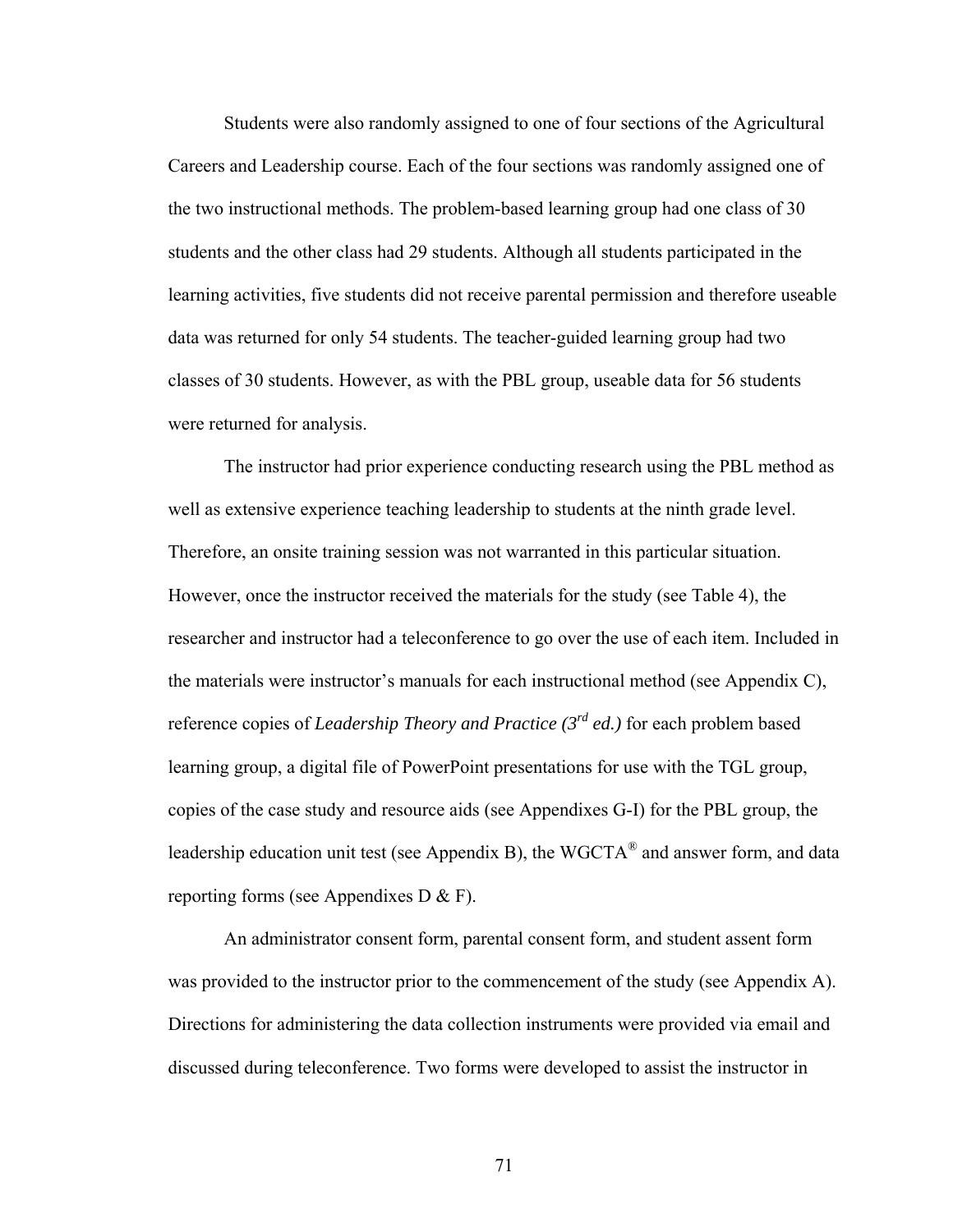Students were also randomly assigned to one of four sections of the Agricultural Careers and Leadership course. Each of the four sections was randomly assigned one of the two instructional methods. The problem-based learning group had one class of 30 students and the other class had 29 students. Although all students participated in the learning activities, five students did not receive parental permission and therefore useable data was returned for only 54 students. The teacher-guided learning group had two classes of 30 students. However, as with the PBL group, useable data for 56 students were returned for analysis.

The instructor had prior experience conducting research using the PBL method as well as extensive experience teaching leadership to students at the ninth grade level. Therefore, an onsite training session was not warranted in this particular situation. However, once the instructor received the materials for the study (see Table 4), the researcher and instructor had a teleconference to go over the use of each item. Included in the materials were instructor's manuals for each instructional method (see Appendix C), reference copies of *Leadership Theory and Practice (3rd ed.)* for each problem based learning group, a digital file of PowerPoint presentations for use with the TGL group, copies of the case study and resource aids (see Appendixes G-I) for the PBL group, the leadership education unit test (see Appendix B), the WGCTA® and answer form, and data reporting forms (see Appendixes D & F).

An administrator consent form, parental consent form, and student assent form was provided to the instructor prior to the commencement of the study (see Appendix A). Directions for administering the data collection instruments were provided via email and discussed during teleconference. Two forms were developed to assist the instructor in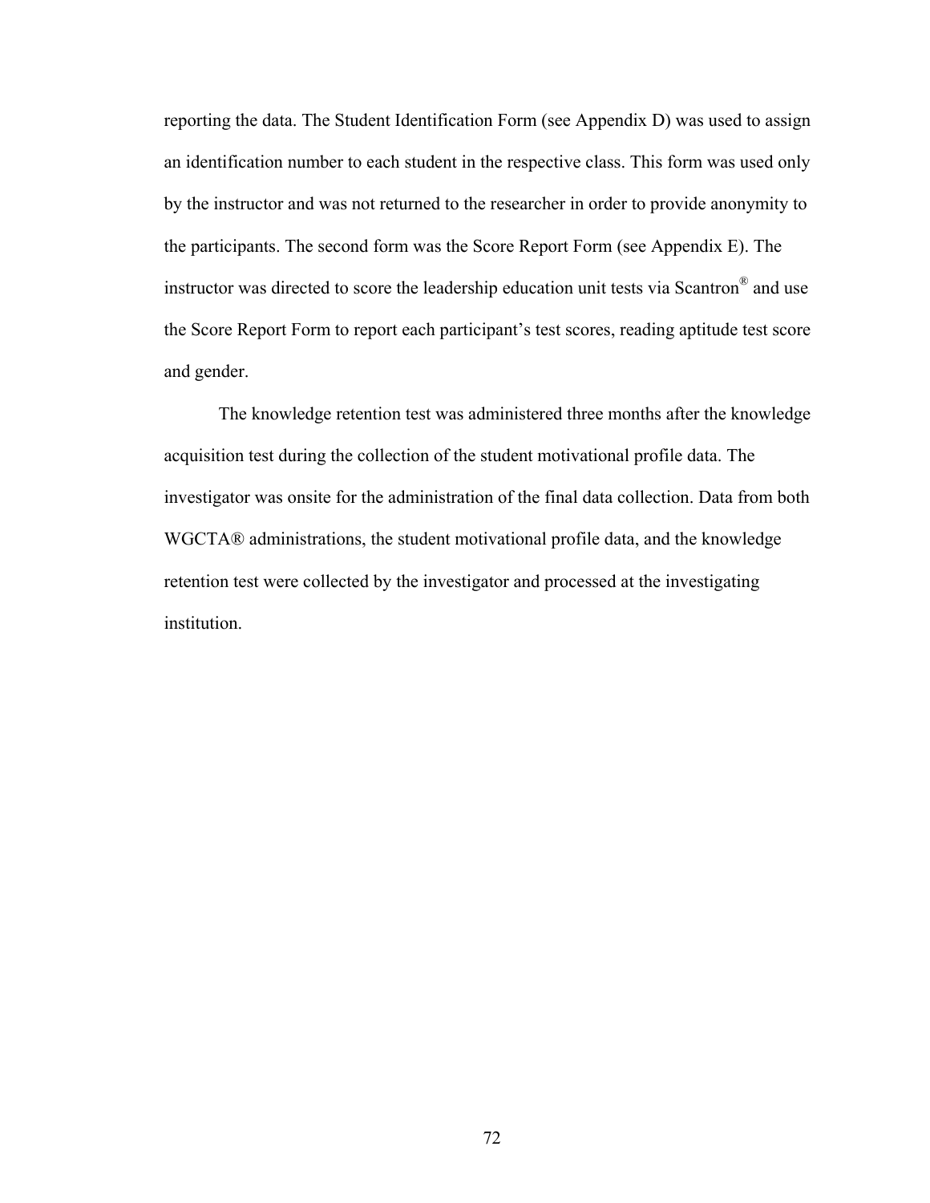reporting the data. The Student Identification Form (see Appendix D) was used to assign an identification number to each student in the respective class. This form was used only by the instructor and was not returned to the researcher in order to provide anonymity to the participants. The second form was the Score Report Form (see Appendix E). The instructor was directed to score the leadership education unit tests via Scantron® and use the Score Report Form to report each participant's test scores, reading aptitude test score and gender.

The knowledge retention test was administered three months after the knowledge acquisition test during the collection of the student motivational profile data. The investigator was onsite for the administration of the final data collection. Data from both WGCTA® administrations, the student motivational profile data, and the knowledge retention test were collected by the investigator and processed at the investigating institution.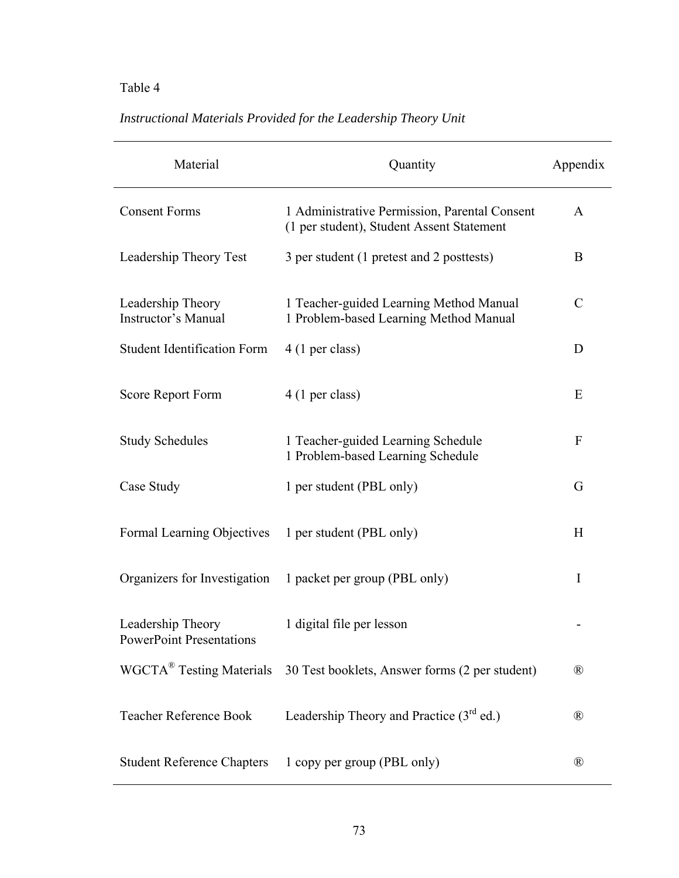Table 4

*Instructional Materials Provided for the Leadership Theory Unit*

| Material | Quantity | Appendix |
|---|---|---|
| Consent Forms | 1 Administrative Permission, Parental Consent (1 per student), Student Assent Statement | A |
| Leadership Theory Test | 3 per student (1 pretest and 2 posttests) | B |
| Leadership Theory Instructor's Manual | 1 Teacher-guided Learning Method Manual<br>1 Problem-based Learning Method Manual | C |
| Student Identification Form | 4 (1 per class) | D |
| Score Report Form | 4 (1 per class) | E |
| Study Schedules | 1 Teacher-guided Learning Schedule<br>1 Problem-based Learning Schedule | F |
| Case Study | 1 per student (PBL only) | G |
| Formal Learning Objectives | 1 per student (PBL only) | H |
| Organizers for Investigation | 1 packet per group (PBL only) | I |
| Leadership Theory PowerPoint Presentations | 1 digital file per lesson | - |
| WGCTA® Testing Materials | 30 Test booklets, Answer forms (2 per student) | ® |
| Teacher Reference Book | Leadership Theory and Practice (3rd ed.) | ® |
| Student Reference Chapters | 1 copy per group (PBL only) | ® |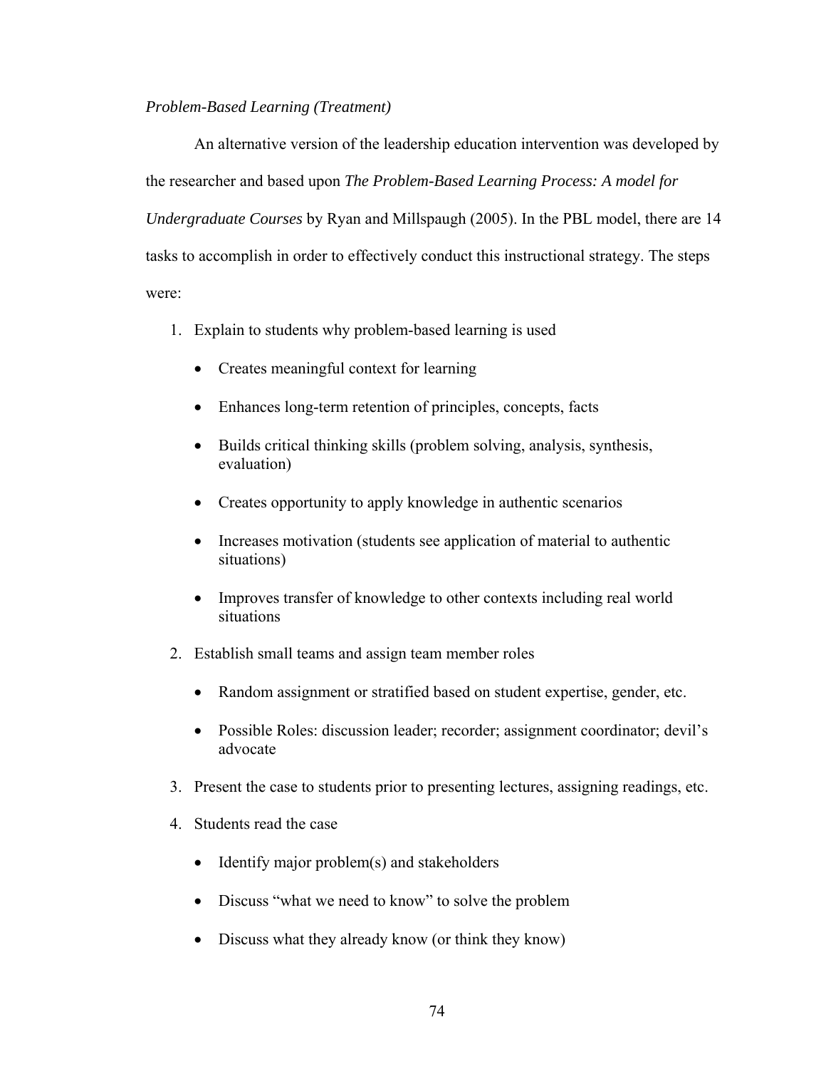*Problem-Based Learning (Treatment)*

An alternative version of the leadership education intervention was developed by the researcher and based upon *The Problem-Based Learning Process: A model for Undergraduate Courses* by Ryan and Millspaugh (2005). In the PBL model, there are 14 tasks to accomplish in order to effectively conduct this instructional strategy. The steps were:

1. Explain to students why problem-based learning is used
   - Creates meaningful context for learning
   - Enhances long-term retention of principles, concepts, facts
   - Builds critical thinking skills (problem solving, analysis, synthesis, evaluation)
   - Creates opportunity to apply knowledge in authentic scenarios
   - Increases motivation (students see application of material to authentic situations)
   - Improves transfer of knowledge to other contexts including real world situations
2. Establish small teams and assign team member roles
   - Random assignment or stratified based on student expertise, gender, etc.
   - Possible Roles: discussion leader; recorder; assignment coordinator; devil's advocate
3. Present the case to students prior to presenting lectures, assigning readings, etc.
4. Students read the case
   - Identify major problem(s) and stakeholders
   - Discuss "what we need to know" to solve the problem
   - Discuss what they already know (or think they know)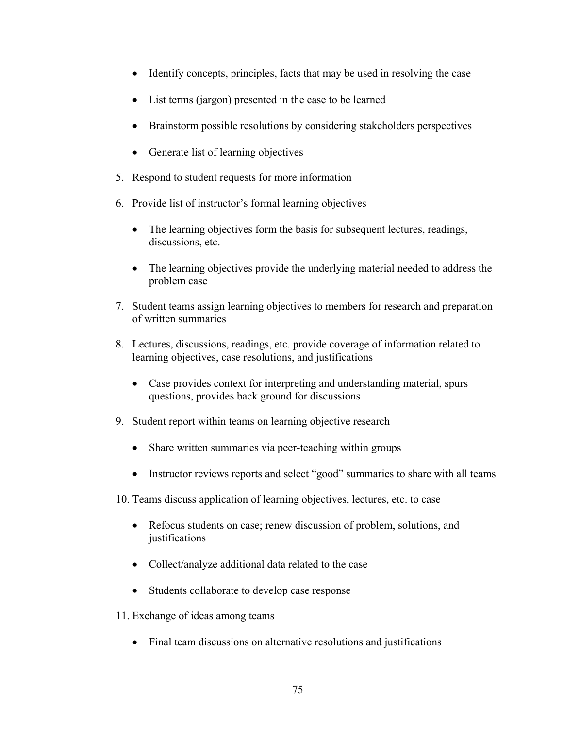- Identify concepts, principles, facts that may be used in resolving the case
- List terms (jargon) presented in the case to be learned
- Brainstorm possible resolutions by considering stakeholders perspectives
- Generate list of learning objectives

5. Respond to student requests for more information

6. Provide list of instructor's formal learning objectives

   - The learning objectives form the basis for subsequent lectures, readings, discussions, etc.
   - The learning objectives provide the underlying material needed to address the problem case

7. Student teams assign learning objectives to members for research and preparation of written summaries

8. Lectures, discussions, readings, etc. provide coverage of information related to learning objectives, case resolutions, and justifications

   - Case provides context for interpreting and understanding material, spurs questions, provides back ground for discussions

9. Student report within teams on learning objective research

   - Share written summaries via peer-teaching within groups
   - Instructor reviews reports and select "good" summaries to share with all teams

10. Teams discuss application of learning objectives, lectures, etc. to case

    - Refocus students on case; renew discussion of problem, solutions, and justifications
    - Collect/analyze additional data related to the case
    - Students collaborate to develop case response

11. Exchange of ideas among teams

    - Final team discussions on alternative resolutions and justifications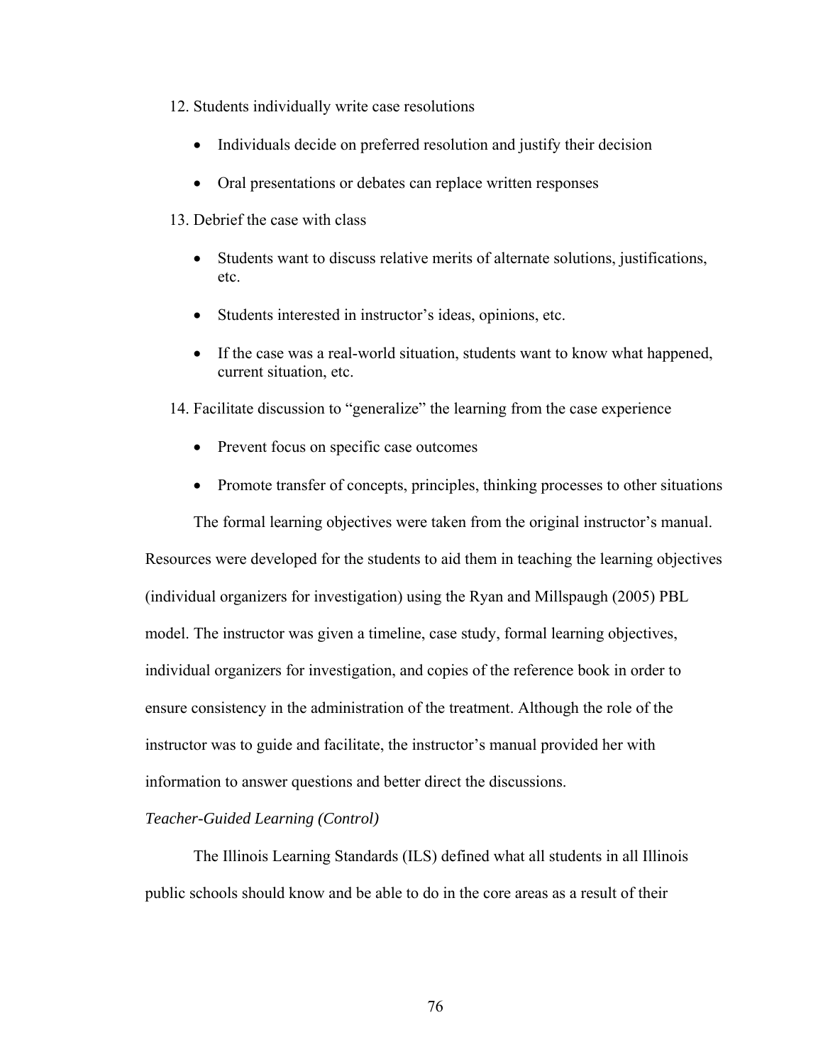12. Students individually write case resolutions

    - Individuals decide on preferred resolution and justify their decision
    - Oral presentations or debates can replace written responses

13. Debrief the case with class

    - Students want to discuss relative merits of alternate solutions, justifications, etc.
    - Students interested in instructor's ideas, opinions, etc.
    - If the case was a real-world situation, students want to know what happened, current situation, etc.

14. Facilitate discussion to "generalize" the learning from the case experience

    - Prevent focus on specific case outcomes
    - Promote transfer of concepts, principles, thinking processes to other situations

The formal learning objectives were taken from the original instructor's manual. Resources were developed for the students to aid them in teaching the learning objectives (individual organizers for investigation) using the Ryan and Millspaugh (2005) PBL model. The instructor was given a timeline, case study, formal learning objectives, individual organizers for investigation, and copies of the reference book in order to ensure consistency in the administration of the treatment. Although the role of the instructor was to guide and facilitate, the instructor's manual provided her with information to answer questions and better direct the discussions.

*Teacher-Guided Learning (Control)*

The Illinois Learning Standards (ILS) defined what all students in all Illinois public schools should know and be able to do in the core areas as a result of their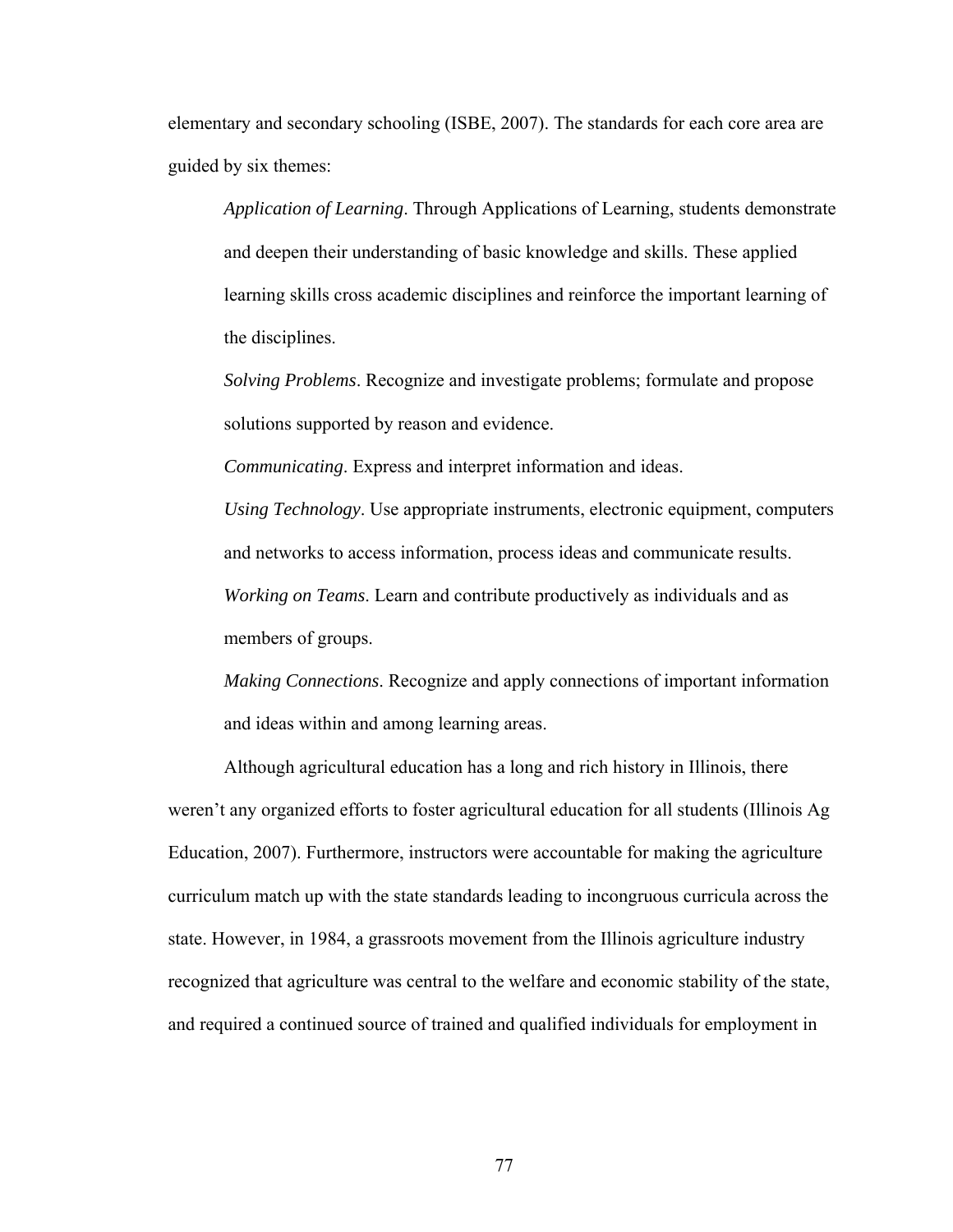elementary and secondary schooling (ISBE, 2007). The standards for each core area are guided by six themes:

> *Application of Learning*. Through Applications of Learning, students demonstrate and deepen their understanding of basic knowledge and skills. These applied learning skills cross academic disciplines and reinforce the important learning of the disciplines.
>
> *Solving Problems*. Recognize and investigate problems; formulate and propose solutions supported by reason and evidence.
>
> *Communicating*. Express and interpret information and ideas.
>
> *Using Technology*. Use appropriate instruments, electronic equipment, computers and networks to access information, process ideas and communicate results.
>
> *Working on Teams*. Learn and contribute productively as individuals and as members of groups.
>
> *Making Connections*. Recognize and apply connections of important information and ideas within and among learning areas.

Although agricultural education has a long and rich history in Illinois, there weren't any organized efforts to foster agricultural education for all students (Illinois Ag Education, 2007). Furthermore, instructors were accountable for making the agriculture curriculum match up with the state standards leading to incongruous curricula across the state. However, in 1984, a grassroots movement from the Illinois agriculture industry recognized that agriculture was central to the welfare and economic stability of the state, and required a continued source of trained and qualified individuals for employment in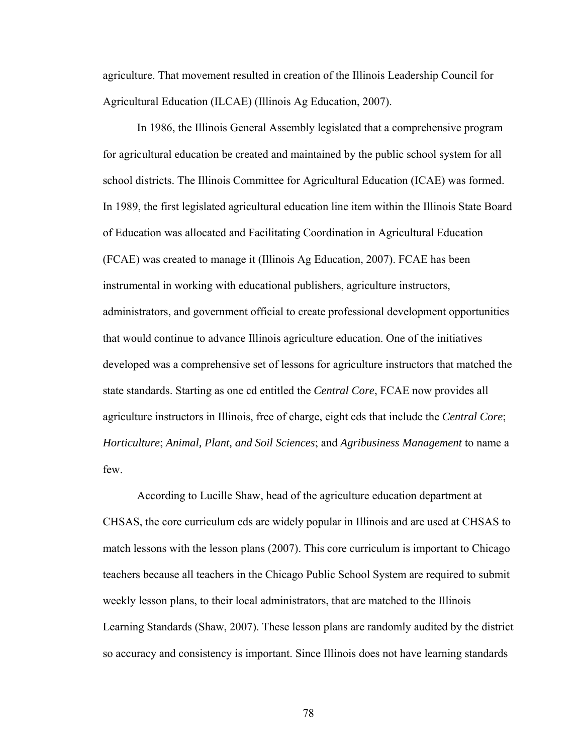agriculture. That movement resulted in creation of the Illinois Leadership Council for Agricultural Education (ILCAE) (Illinois Ag Education, 2007).

In 1986, the Illinois General Assembly legislated that a comprehensive program for agricultural education be created and maintained by the public school system for all school districts. The Illinois Committee for Agricultural Education (ICAE) was formed. In 1989, the first legislated agricultural education line item within the Illinois State Board of Education was allocated and Facilitating Coordination in Agricultural Education (FCAE) was created to manage it (Illinois Ag Education, 2007). FCAE has been instrumental in working with educational publishers, agriculture instructors, administrators, and government official to create professional development opportunities that would continue to advance Illinois agriculture education. One of the initiatives developed was a comprehensive set of lessons for agriculture instructors that matched the state standards. Starting as one cd entitled the *Central Core*, FCAE now provides all agriculture instructors in Illinois, free of charge, eight cds that include the *Central Core*; *Horticulture*; *Animal, Plant, and Soil Sciences*; and *Agribusiness Management* to name a few.

According to Lucille Shaw, head of the agriculture education department at CHSAS, the core curriculum cds are widely popular in Illinois and are used at CHSAS to match lessons with the lesson plans (2007). This core curriculum is important to Chicago teachers because all teachers in the Chicago Public School System are required to submit weekly lesson plans, to their local administrators, that are matched to the Illinois Learning Standards (Shaw, 2007). These lesson plans are randomly audited by the district so accuracy and consistency is important. Since Illinois does not have learning standards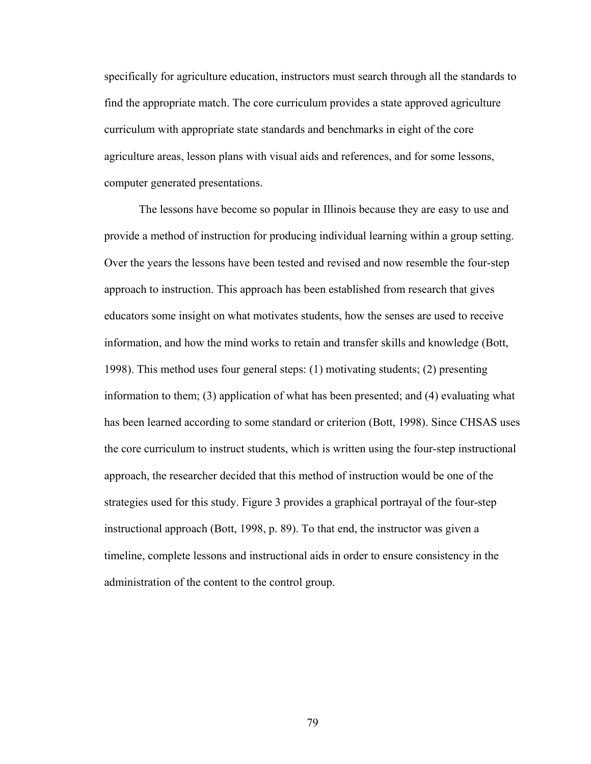specifically for agriculture education, instructors must search through all the standards to find the appropriate match. The core curriculum provides a state approved agriculture curriculum with appropriate state standards and benchmarks in eight of the core agriculture areas, lesson plans with visual aids and references, and for some lessons, computer generated presentations.

The lessons have become so popular in Illinois because they are easy to use and provide a method of instruction for producing individual learning within a group setting. Over the years the lessons have been tested and revised and now resemble the four-step approach to instruction. This approach has been established from research that gives educators some insight on what motivates students, how the senses are used to receive information, and how the mind works to retain and transfer skills and knowledge (Bott, 1998). This method uses four general steps: (1) motivating students; (2) presenting information to them; (3) application of what has been presented; and (4) evaluating what has been learned according to some standard or criterion (Bott, 1998). Since CHSAS uses the core curriculum to instruct students, which is written using the four-step instructional approach, the researcher decided that this method of instruction would be one of the strategies used for this study. Figure 3 provides a graphical portrayal of the four-step instructional approach (Bott, 1998, p. 89). To that end, the instructor was given a timeline, complete lessons and instructional aids in order to ensure consistency in the administration of the content to the control group.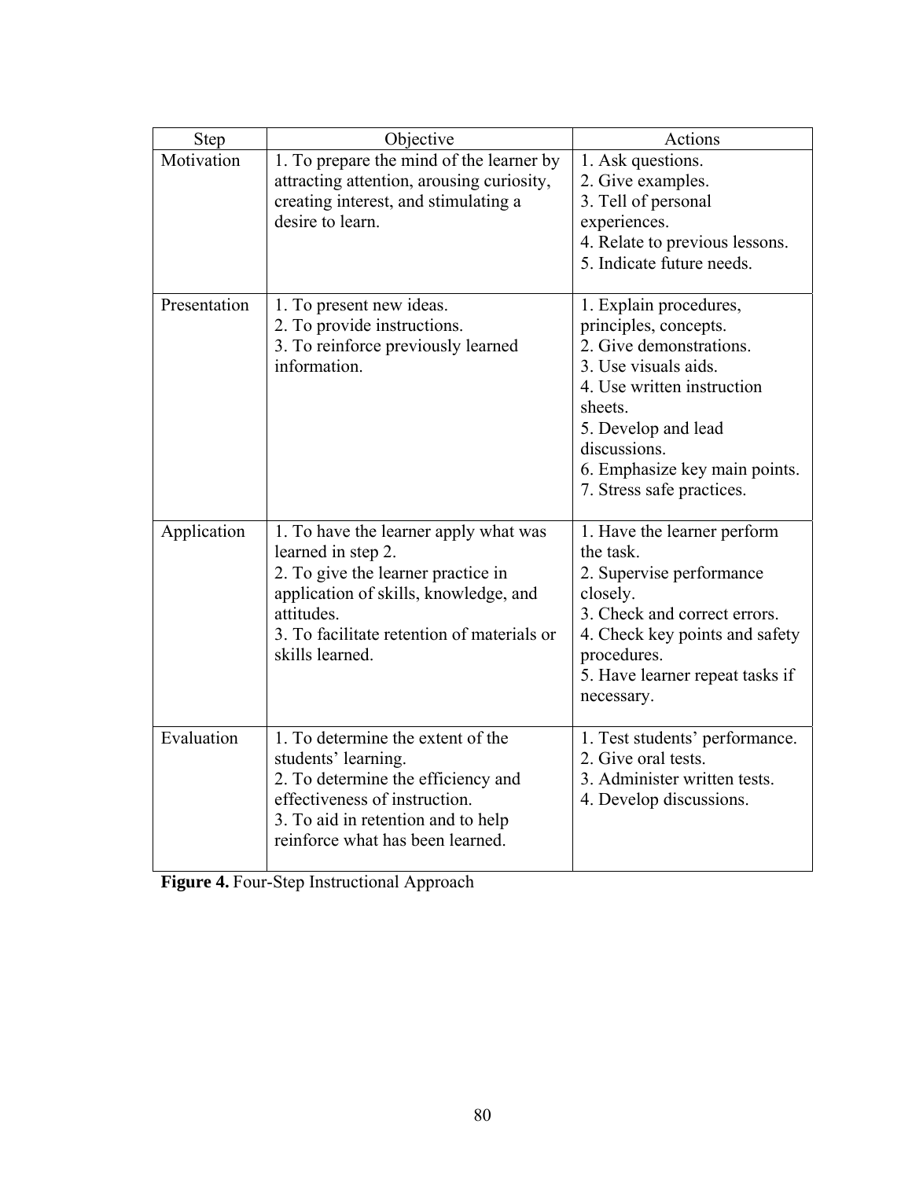| Step | Objective | Actions |
|---|---|---|
| Motivation | 1. To prepare the mind of the learner by attracting attention, arousing curiosity, creating interest, and stimulating a desire to learn. | 1. Ask questions.<br>2. Give examples.<br>3. Tell of personal experiences.<br>4. Relate to previous lessons.<br>5. Indicate future needs. |
| Presentation | 1. To present new ideas.<br>2. To provide instructions.<br>3. To reinforce previously learned information. | 1. Explain procedures, principles, concepts.<br>2. Give demonstrations.<br>3. Use visuals aids.<br>4. Use written instruction sheets.<br>5. Develop and lead discussions.<br>6. Emphasize key main points.<br>7. Stress safe practices. |
| Application | 1. To have the learner apply what was learned in step 2.<br>2. To give the learner practice in application of skills, knowledge, and attitudes.<br>3. To facilitate retention of materials or skills learned. | 1. Have the learner perform the task.<br>2. Supervise performance closely.<br>3. Check and correct errors.<br>4. Check key points and safety procedures.<br>5. Have learner repeat tasks if necessary. |
| Evaluation | 1. To determine the extent of the students' learning.<br>2. To determine the efficiency and effectiveness of instruction.<br>3. To aid in retention and to help reinforce what has been learned. | 1. Test students' performance.<br>2. Give oral tests.<br>3. Administer written tests.<br>4. Develop discussions. |

**Figure 4.** Four-Step Instructional Approach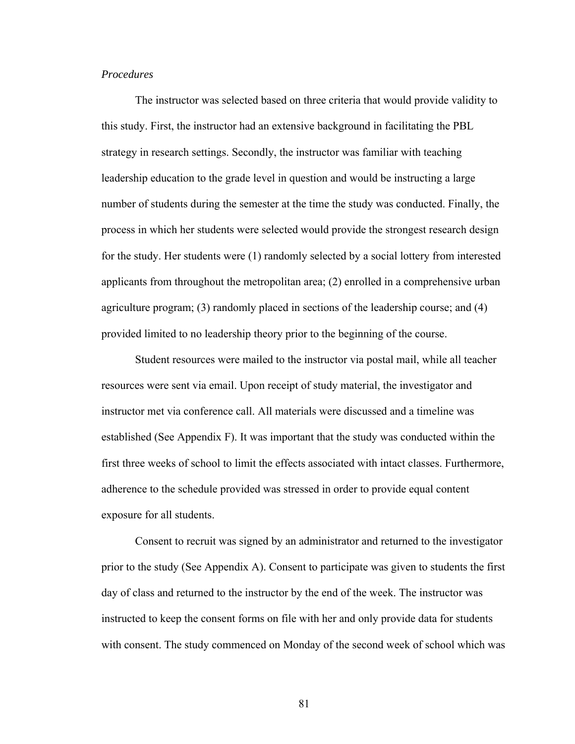*Procedures*

The instructor was selected based on three criteria that would provide validity to this study. First, the instructor had an extensive background in facilitating the PBL strategy in research settings. Secondly, the instructor was familiar with teaching leadership education to the grade level in question and would be instructing a large number of students during the semester at the time the study was conducted. Finally, the process in which her students were selected would provide the strongest research design for the study. Her students were (1) randomly selected by a social lottery from interested applicants from throughout the metropolitan area; (2) enrolled in a comprehensive urban agriculture program; (3) randomly placed in sections of the leadership course; and (4) provided limited to no leadership theory prior to the beginning of the course.

Student resources were mailed to the instructor via postal mail, while all teacher resources were sent via email. Upon receipt of study material, the investigator and instructor met via conference call. All materials were discussed and a timeline was established (See Appendix F). It was important that the study was conducted within the first three weeks of school to limit the effects associated with intact classes. Furthermore, adherence to the schedule provided was stressed in order to provide equal content exposure for all students.

Consent to recruit was signed by an administrator and returned to the investigator prior to the study (See Appendix A). Consent to participate was given to students the first day of class and returned to the instructor by the end of the week. The instructor was instructed to keep the consent forms on file with her and only provide data for students with consent. The study commenced on Monday of the second week of school which was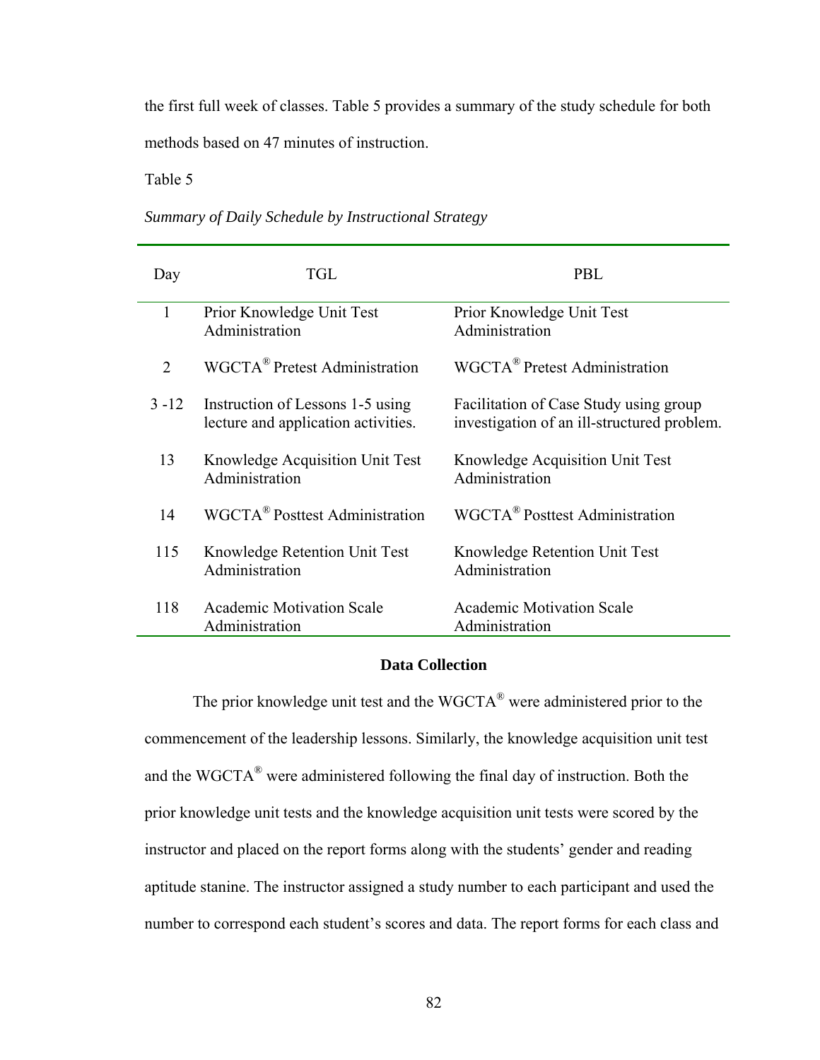the first full week of classes. Table 5 provides a summary of the study schedule for both methods based on 47 minutes of instruction.

Table 5

*Summary of Daily Schedule by Instructional Strategy*

| Day | TGL | PBL |
|---|---|---|
| 1 | Prior Knowledge Unit Test Administration | Prior Knowledge Unit Test Administration |
| 2 | WGCTA® Pretest Administration | WGCTA® Pretest Administration |
| 3 -12 | Instruction of Lessons 1-5 using lecture and application activities. | Facilitation of Case Study using group investigation of an ill-structured problem. |
| 13 | Knowledge Acquisition Unit Test Administration | Knowledge Acquisition Unit Test Administration |
| 14 | WGCTA® Posttest Administration | WGCTA® Posttest Administration |
| 115 | Knowledge Retention Unit Test Administration | Knowledge Retention Unit Test Administration |
| 118 | Academic Motivation Scale Administration | Academic Motivation Scale Administration |

## Data Collection

The prior knowledge unit test and the WGCTA® were administered prior to the commencement of the leadership lessons. Similarly, the knowledge acquisition unit test and the WGCTA® were administered following the final day of instruction. Both the prior knowledge unit tests and the knowledge acquisition unit tests were scored by the instructor and placed on the report forms along with the students' gender and reading aptitude stanine. The instructor assigned a study number to each participant and used the number to correspond each student's scores and data. The report forms for each class and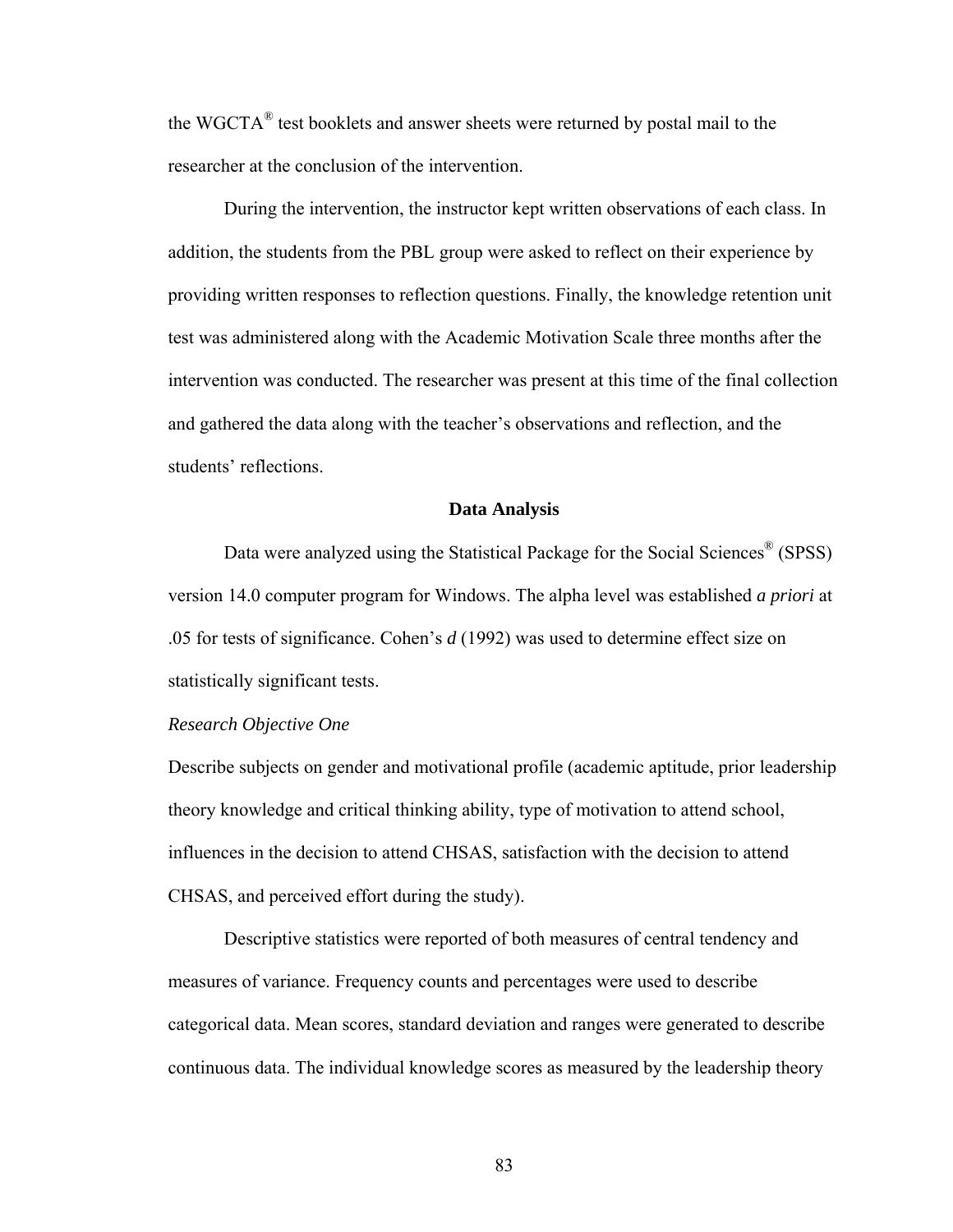the WGCTA® test booklets and answer sheets were returned by postal mail to the researcher at the conclusion of the intervention.

During the intervention, the instructor kept written observations of each class. In addition, the students from the PBL group were asked to reflect on their experience by providing written responses to reflection questions. Finally, the knowledge retention unit test was administered along with the Academic Motivation Scale three months after the intervention was conducted. The researcher was present at this time of the final collection and gathered the data along with the teacher's observations and reflection, and the students' reflections.

## Data Analysis

Data were analyzed using the Statistical Package for the Social Sciences® (SPSS) version 14.0 computer program for Windows. The alpha level was established *a priori* at .05 for tests of significance. Cohen's *d* (1992) was used to determine effect size on statistically significant tests.

*Research Objective One*

Describe subjects on gender and motivational profile (academic aptitude, prior leadership theory knowledge and critical thinking ability, type of motivation to attend school, influences in the decision to attend CHSAS, satisfaction with the decision to attend CHSAS, and perceived effort during the study).

Descriptive statistics were reported of both measures of central tendency and measures of variance. Frequency counts and percentages were used to describe categorical data. Mean scores, standard deviation and ranges were generated to describe continuous data. The individual knowledge scores as measured by the leadership theory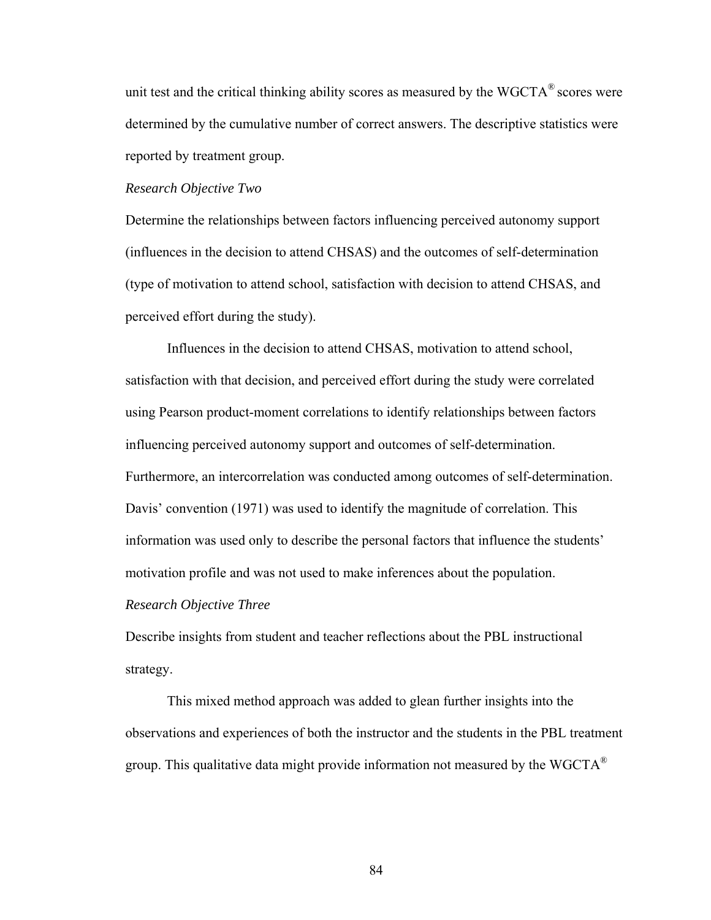unit test and the critical thinking ability scores as measured by the WGCTA® scores were determined by the cumulative number of correct answers. The descriptive statistics were reported by treatment group.

*Research Objective Two*

Determine the relationships between factors influencing perceived autonomy support (influences in the decision to attend CHSAS) and the outcomes of self-determination (type of motivation to attend school, satisfaction with decision to attend CHSAS, and perceived effort during the study).

Influences in the decision to attend CHSAS, motivation to attend school, satisfaction with that decision, and perceived effort during the study were correlated using Pearson product-moment correlations to identify relationships between factors influencing perceived autonomy support and outcomes of self-determination. Furthermore, an intercorrelation was conducted among outcomes of self-determination. Davis' convention (1971) was used to identify the magnitude of correlation. This information was used only to describe the personal factors that influence the students' motivation profile and was not used to make inferences about the population.

*Research Objective Three*

Describe insights from student and teacher reflections about the PBL instructional strategy.

This mixed method approach was added to glean further insights into the observations and experiences of both the instructor and the students in the PBL treatment group. This qualitative data might provide information not measured by the WGCTA®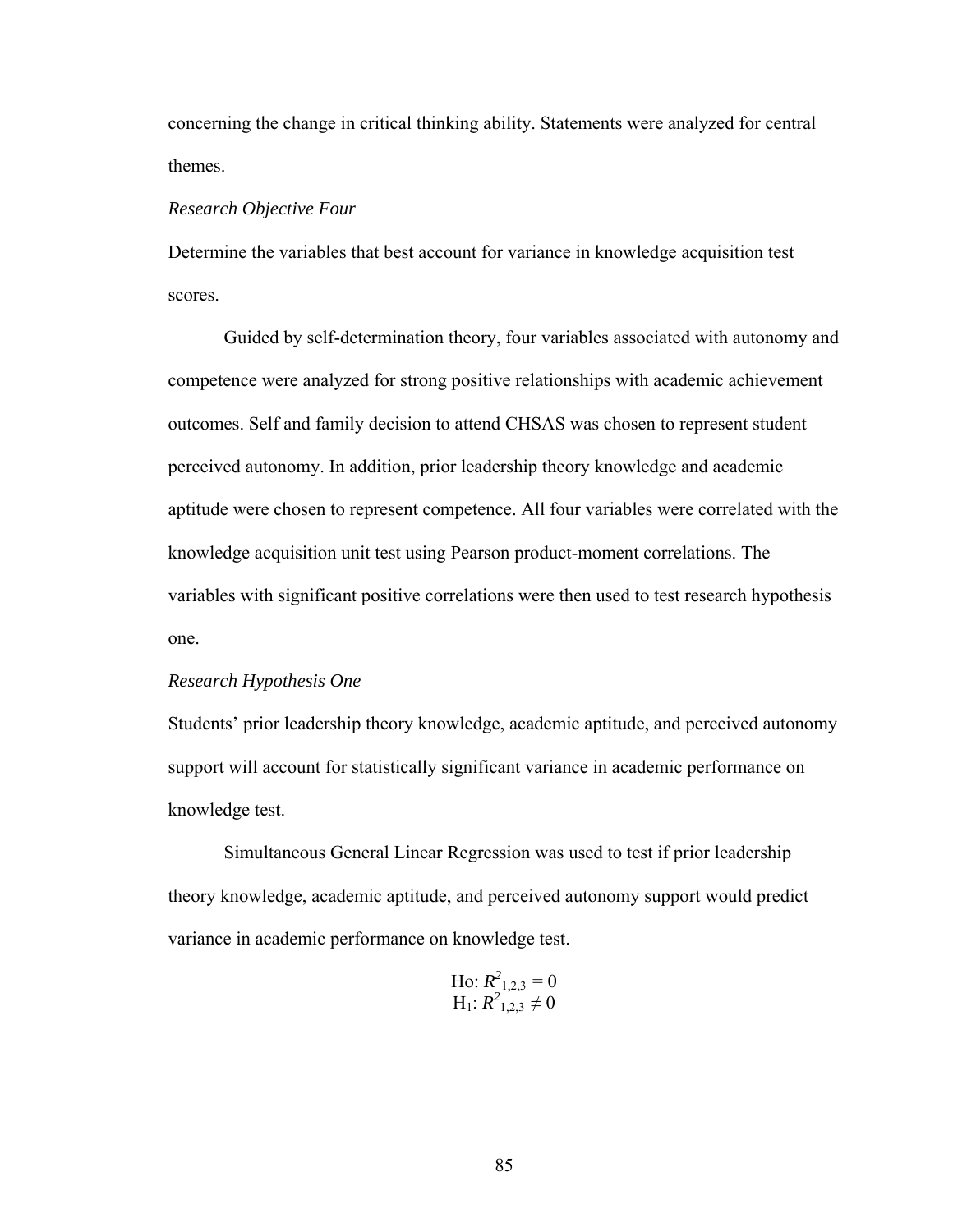concerning the change in critical thinking ability. Statements were analyzed for central themes.

*Research Objective Four*

Determine the variables that best account for variance in knowledge acquisition test scores.

Guided by self-determination theory, four variables associated with autonomy and competence were analyzed for strong positive relationships with academic achievement outcomes. Self and family decision to attend CHSAS was chosen to represent student perceived autonomy. In addition, prior leadership theory knowledge and academic aptitude were chosen to represent competence. All four variables were correlated with the knowledge acquisition unit test using Pearson product-moment correlations. The variables with significant positive correlations were then used to test research hypothesis one.

*Research Hypothesis One*

Students' prior leadership theory knowledge, academic aptitude, and perceived autonomy support will account for statistically significant variance in academic performance on knowledge test.

Simultaneous General Linear Regression was used to test if prior leadership theory knowledge, academic aptitude, and perceived autonomy support would predict variance in academic performance on knowledge test.

$$\text{Ho: } R^2_{1,2,3} = 0$$
$$\text{H}_1\text{: } R^2_{1,2,3} \neq 0$$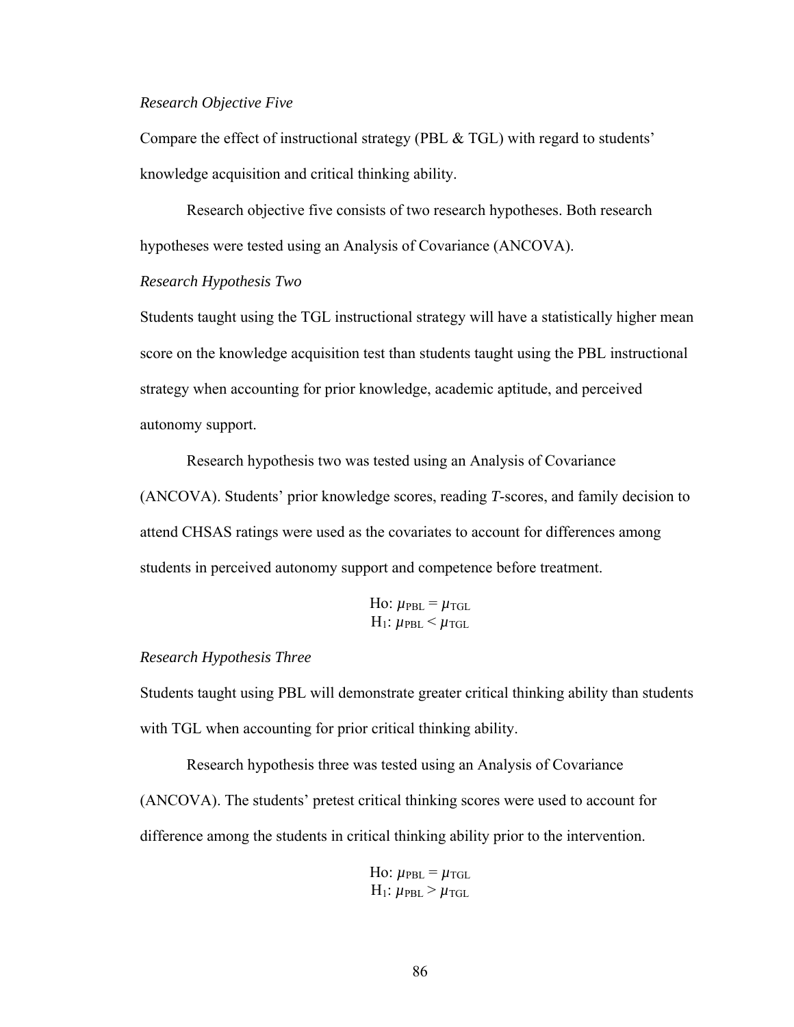*Research Objective Five*

Compare the effect of instructional strategy (PBL & TGL) with regard to students' knowledge acquisition and critical thinking ability.

Research objective five consists of two research hypotheses. Both research hypotheses were tested using an Analysis of Covariance (ANCOVA).

*Research Hypothesis Two*

Students taught using the TGL instructional strategy will have a statistically higher mean score on the knowledge acquisition test than students taught using the PBL instructional strategy when accounting for prior knowledge, academic aptitude, and perceived autonomy support.

Research hypothesis two was tested using an Analysis of Covariance (ANCOVA). Students' prior knowledge scores, reading *T*-scores, and family decision to attend CHSAS ratings were used as the covariates to account for differences among students in perceived autonomy support and competence before treatment.

$$\text{Ho: } \mu_{\text{PBL}} = \mu_{\text{TGL}}$$
$$\text{H}_1\text{: } \mu_{\text{PBL}} < \mu_{\text{TGL}}$$

*Research Hypothesis Three*

Students taught using PBL will demonstrate greater critical thinking ability than students with TGL when accounting for prior critical thinking ability.

Research hypothesis three was tested using an Analysis of Covariance (ANCOVA). The students' pretest critical thinking scores were used to account for difference among the students in critical thinking ability prior to the intervention.

$$\text{Ho: } \mu_{\text{PBL}} = \mu_{\text{TGL}}$$
$$\text{H}_1\text{: } \mu_{\text{PBL}} > \mu_{\text{TGL}}$$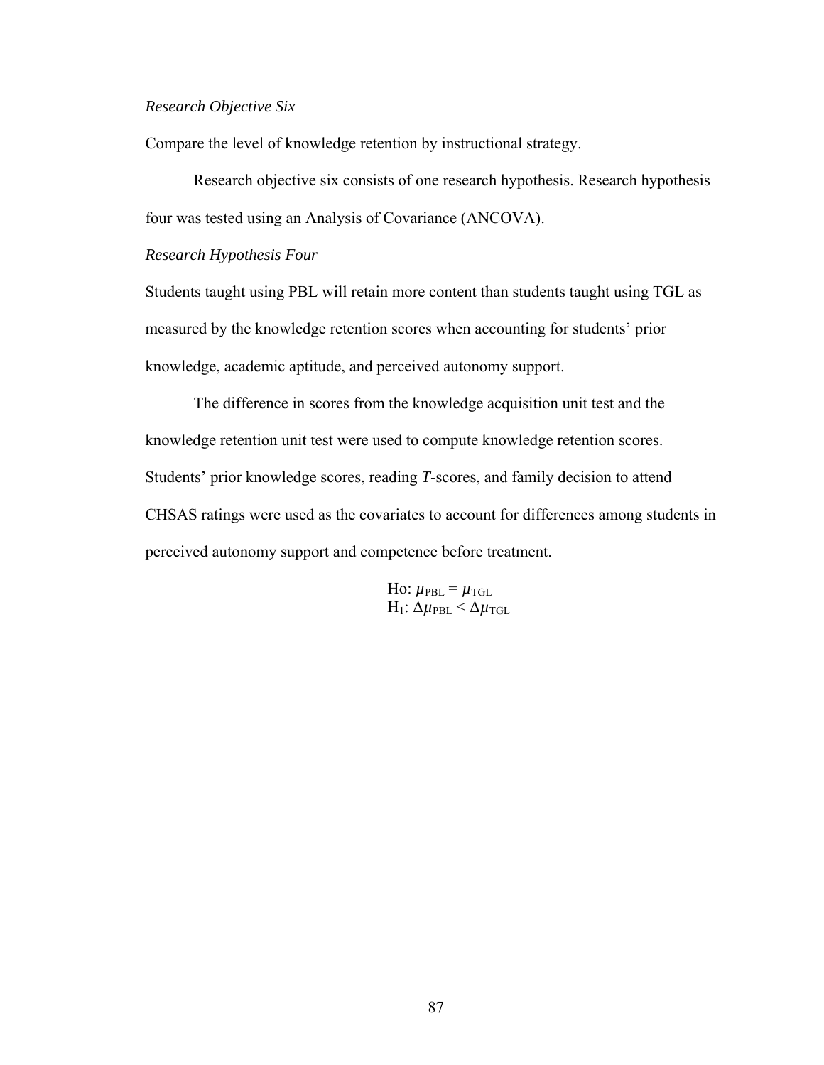*Research Objective Six*

Compare the level of knowledge retention by instructional strategy.

Research objective six consists of one research hypothesis. Research hypothesis four was tested using an Analysis of Covariance (ANCOVA).

*Research Hypothesis Four*

Students taught using PBL will retain more content than students taught using TGL as measured by the knowledge retention scores when accounting for students' prior knowledge, academic aptitude, and perceived autonomy support.

The difference in scores from the knowledge acquisition unit test and the knowledge retention unit test were used to compute knowledge retention scores. Students' prior knowledge scores, reading *T*-scores, and family decision to attend CHSAS ratings were used as the covariates to account for differences among students in perceived autonomy support and competence before treatment.

$$\text{Ho: } \mu_{\text{PBL}} = \mu_{\text{TGL}}$$
$$\text{H}_1\text{: } \Delta\mu_{\text{PBL}} < \Delta\mu_{\text{TGL}}$$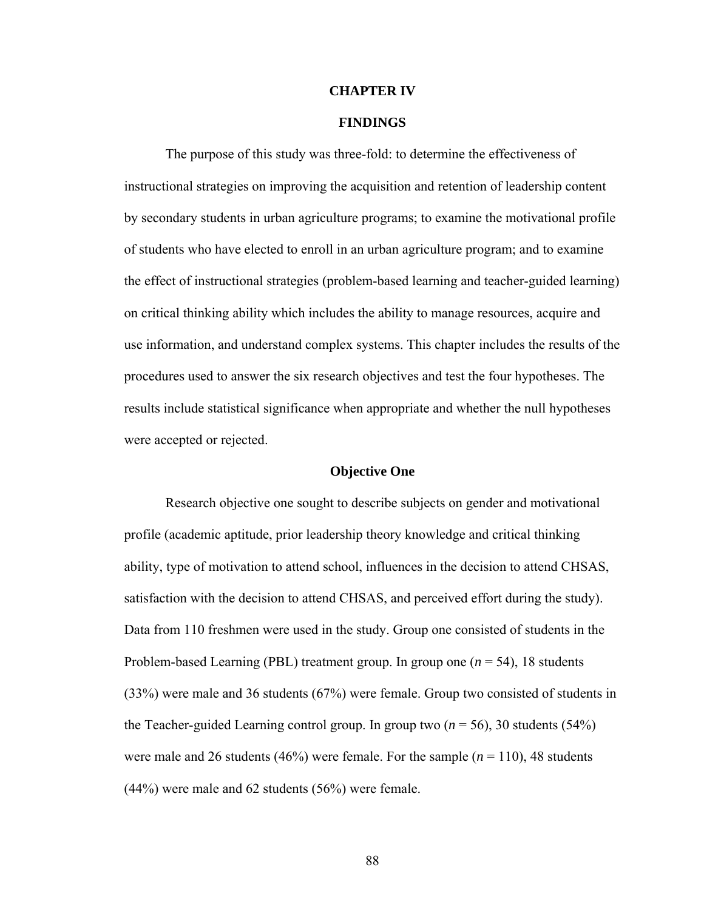# CHAPTER IV

# FINDINGS

The purpose of this study was three-fold: to determine the effectiveness of instructional strategies on improving the acquisition and retention of leadership content by secondary students in urban agriculture programs; to examine the motivational profile of students who have elected to enroll in an urban agriculture program; and to examine the effect of instructional strategies (problem-based learning and teacher-guided learning) on critical thinking ability which includes the ability to manage resources, acquire and use information, and understand complex systems. This chapter includes the results of the procedures used to answer the six research objectives and test the four hypotheses. The results include statistical significance when appropriate and whether the null hypotheses were accepted or rejected.

## Objective One

Research objective one sought to describe subjects on gender and motivational profile (academic aptitude, prior leadership theory knowledge and critical thinking ability, type of motivation to attend school, influences in the decision to attend CHSAS, satisfaction with the decision to attend CHSAS, and perceived effort during the study). Data from 110 freshmen were used in the study. Group one consisted of students in the Problem-based Learning (PBL) treatment group. In group one ($n$ = 54), 18 students (33%) were male and 36 students (67%) were female. Group two consisted of students in the Teacher-guided Learning control group. In group two ($n$ = 56), 30 students (54%) were male and 26 students (46%) were female. For the sample ($n$ = 110), 48 students (44%) were male and 62 students (56%) were female.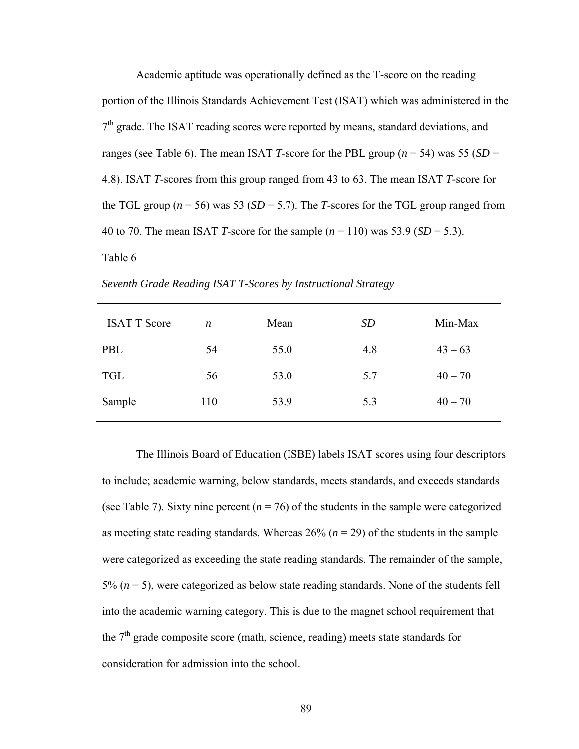Academic aptitude was operationally defined as the T-score on the reading portion of the Illinois Standards Achievement Test (ISAT) which was administered in the 7th grade. The ISAT reading scores were reported by means, standard deviations, and ranges (see Table 6). The mean ISAT *T*-score for the PBL group (*n* = 54) was 55 (*SD* = 4.8). ISAT *T*-scores from this group ranged from 43 to 63. The mean ISAT *T*-score for the TGL group (*n* = 56) was 53 (*SD* = 5.7). The *T*-scores for the TGL group ranged from 40 to 70. The mean ISAT *T*-score for the sample (*n* = 110) was 53.9 (*SD* = 5.3).

Table 6

*Seventh Grade Reading ISAT T-Scores by Instructional Strategy*

| ISAT T Score | *n* | Mean | *SD* | Min-Max |
|---|---|---|---|---|
| PBL | 54 | 55.0 | 4.8 | 43 – 63 |
| TGL | 56 | 53.0 | 5.7 | 40 – 70 |
| Sample | 110 | 53.9 | 5.3 | 40 – 70 |

The Illinois Board of Education (ISBE) labels ISAT scores using four descriptors to include; academic warning, below standards, meets standards, and exceeds standards (see Table 7). Sixty nine percent (*n* = 76) of the students in the sample were categorized as meeting state reading standards. Whereas 26% (*n* = 29) of the students in the sample were categorized as exceeding the state reading standards. The remainder of the sample, 5% (*n* = 5), were categorized as below state reading standards. None of the students fell into the academic warning category. This is due to the magnet school requirement that the 7th grade composite score (math, science, reading) meets state standards for consideration for admission into the school.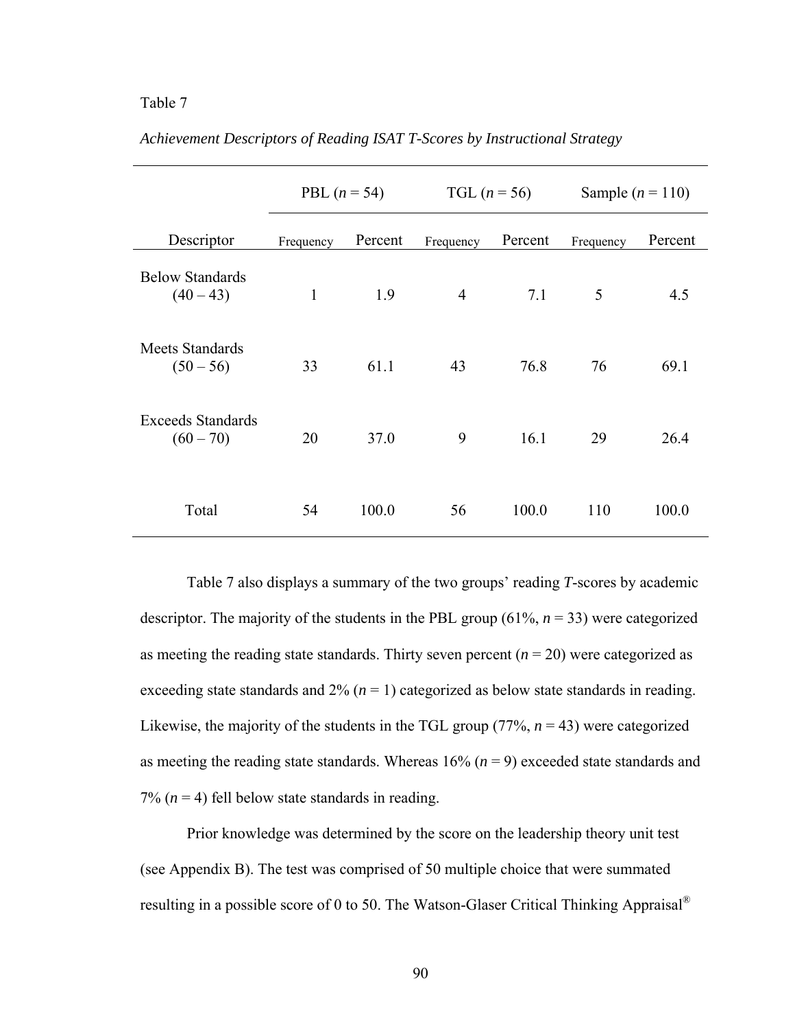Table 7

*Achievement Descriptors of Reading ISAT T-Scores by Instructional Strategy*

| | PBL (*n* = 54) | | TGL (*n* = 56) | | Sample (*n* = 110) | |
|---|---|---|---|---|---|---|
| Descriptor | Frequency | Percent | Frequency | Percent | Frequency | Percent |
| Below Standards (40 – 43) | 1 | 1.9 | 4 | 7.1 | 5 | 4.5 |
| Meets Standards (50 – 56) | 33 | 61.1 | 43 | 76.8 | 76 | 69.1 |
| Exceeds Standards (60 – 70) | 20 | 37.0 | 9 | 16.1 | 29 | 26.4 |
| Total | 54 | 100.0 | 56 | 100.0 | 110 | 100.0 |

Table 7 also displays a summary of the two groups' reading *T*-scores by academic descriptor. The majority of the students in the PBL group (61%, *n* = 33) were categorized as meeting the reading state standards. Thirty seven percent (*n* = 20) were categorized as exceeding state standards and 2% (*n* = 1) categorized as below state standards in reading. Likewise, the majority of the students in the TGL group (77%, *n* = 43) were categorized as meeting the reading state standards. Whereas 16% (*n* = 9) exceeded state standards and 7% (*n* = 4) fell below state standards in reading.

Prior knowledge was determined by the score on the leadership theory unit test (see Appendix B). The test was comprised of 50 multiple choice that were summated resulting in a possible score of 0 to 50. The Watson-Glaser Critical Thinking Appraisal®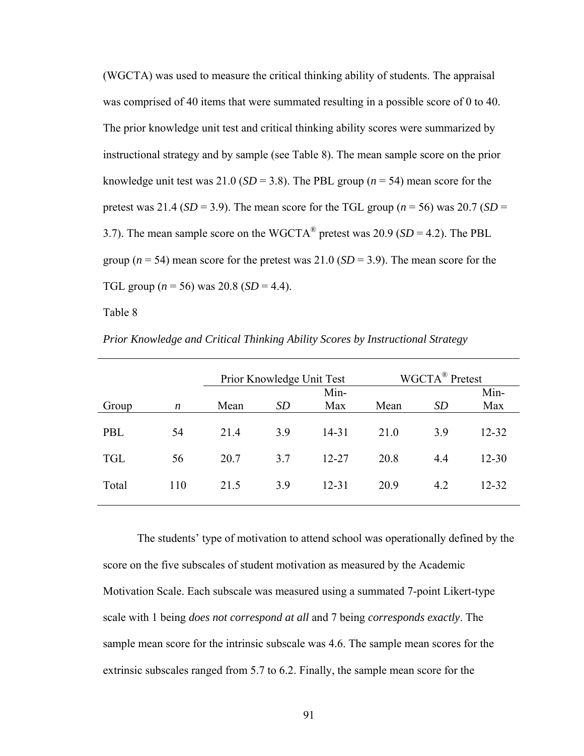(WGCTA) was used to measure the critical thinking ability of students. The appraisal was comprised of 40 items that were summated resulting in a possible score of 0 to 40. The prior knowledge unit test and critical thinking ability scores were summarized by instructional strategy and by sample (see Table 8). The mean sample score on the prior knowledge unit test was 21.0 (*SD* = 3.8). The PBL group (*n* = 54) mean score for the pretest was 21.4 (*SD* = 3.9). The mean score for the TGL group (*n* = 56) was 20.7 (*SD* = 3.7). The mean sample score on the WGCTA® pretest was 20.9 (*SD* = 4.2). The PBL group (*n* = 54) mean score for the pretest was 21.0 (*SD* = 3.9). The mean score for the TGL group (*n* = 56) was 20.8 (*SD* = 4.4).

Table 8

*Prior Knowledge and Critical Thinking Ability Scores by Instructional Strategy*

| | | Prior Knowledge Unit Test | | | WGCTA® Pretest | | |
|---|---|---|---|---|---|---|---|
| Group | *n* | Mean | *SD* | Min-Max | Mean | *SD* | Min-Max |
| PBL | 54 | 21.4 | 3.9 | 14-31 | 21.0 | 3.9 | 12-32 |
| TGL | 56 | 20.7 | 3.7 | 12-27 | 20.8 | 4.4 | 12-30 |
| Total | 110 | 21.5 | 3.9 | 12-31 | 20.9 | 4.2 | 12-32 |

The students' type of motivation to attend school was operationally defined by the score on the five subscales of student motivation as measured by the Academic Motivation Scale. Each subscale was measured using a summated 7-point Likert-type scale with 1 being *does not correspond at all* and 7 being *corresponds exactly*. The sample mean score for the intrinsic subscale was 4.6. The sample mean scores for the extrinsic subscales ranged from 5.7 to 6.2. Finally, the sample mean score for the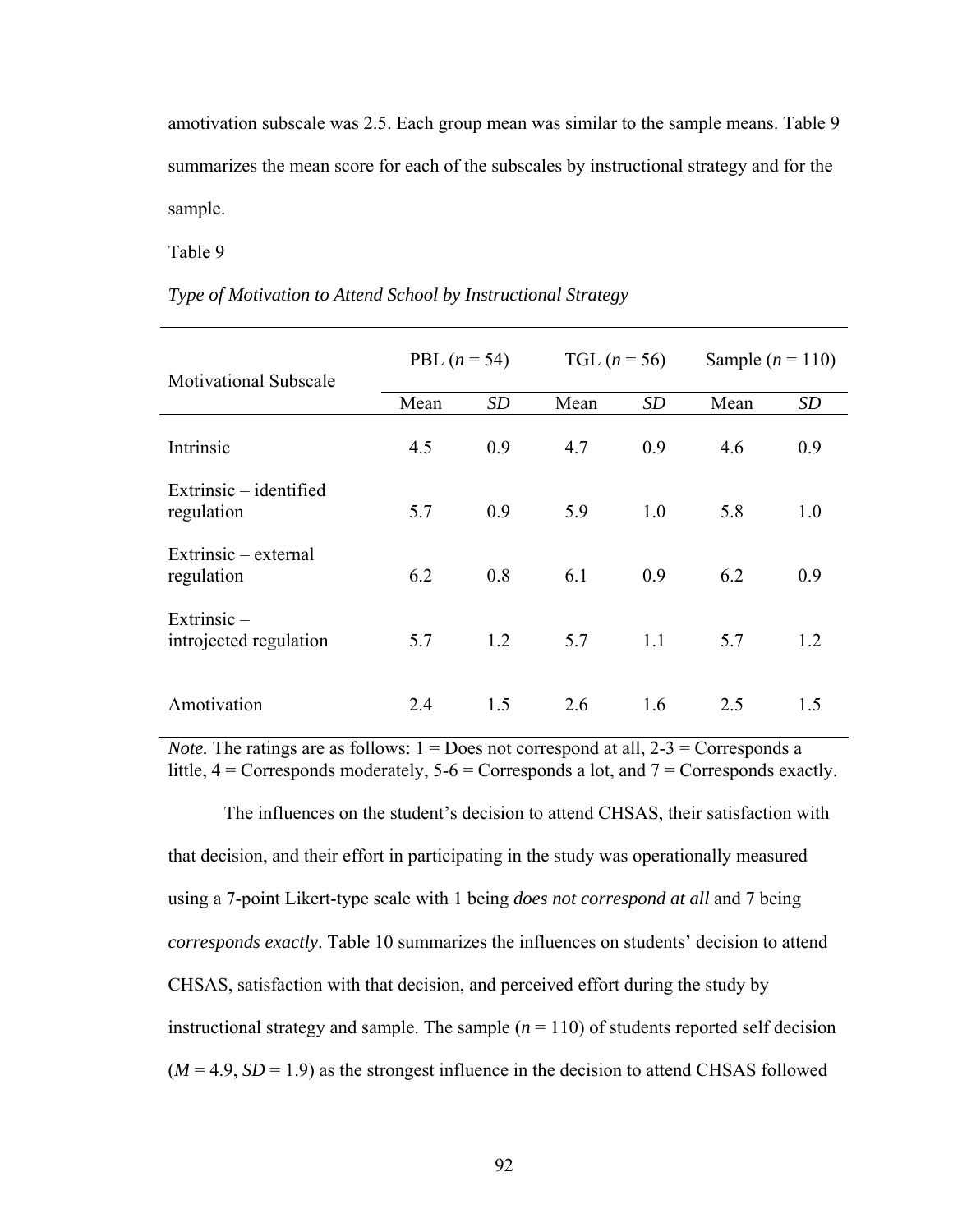amotivation subscale was 2.5. Each group mean was similar to the sample means. Table 9 summarizes the mean score for each of the subscales by instructional strategy and for the sample.

Table 9

*Type of Motivation to Attend School by Instructional Strategy*

| Motivational Subscale | PBL ($n$ = 54) | | TGL ($n$ = 56) | | Sample ($n$ = 110) | |
|---|---|---|---|---|---|---|
| | Mean | *SD* | Mean | *SD* | Mean | *SD* |
| Intrinsic | 4.5 | 0.9 | 4.7 | 0.9 | 4.6 | 0.9 |
| Extrinsic – identified regulation | 5.7 | 0.9 | 5.9 | 1.0 | 5.8 | 1.0 |
| Extrinsic – external regulation | 6.2 | 0.8 | 6.1 | 0.9 | 6.2 | 0.9 |
| Extrinsic – introjected regulation | 5.7 | 1.2 | 5.7 | 1.1 | 5.7 | 1.2 |
| Amotivation | 2.4 | 1.5 | 2.6 | 1.6 | 2.5 | 1.5 |

*Note.* The ratings are as follows: 1 = Does not correspond at all, 2-3 = Corresponds a little, 4 = Corresponds moderately, 5-6 = Corresponds a lot, and 7 = Corresponds exactly.

The influences on the student's decision to attend CHSAS, their satisfaction with that decision, and their effort in participating in the study was operationally measured using a 7-point Likert-type scale with 1 being *does not correspond at all* and 7 being *corresponds exactly*. Table 10 summarizes the influences on students' decision to attend CHSAS, satisfaction with that decision, and perceived effort during the study by instructional strategy and sample. The sample ($n$ = 110) of students reported self decision ($M$ = 4.9, $SD$ = 1.9) as the strongest influence in the decision to attend CHSAS followed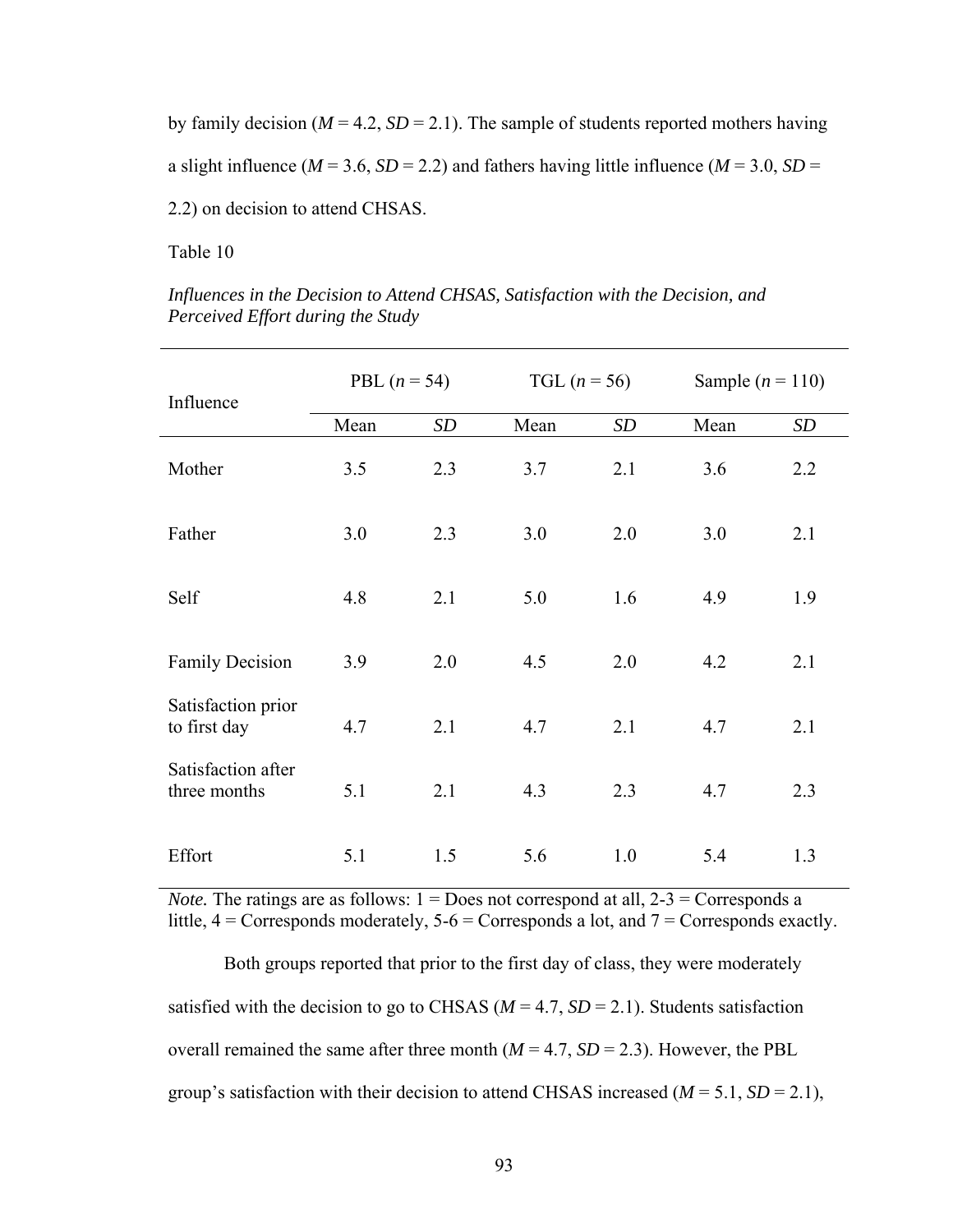by family decision ($M$ = 4.2, $SD$ = 2.1). The sample of students reported mothers having a slight influence ($M$ = 3.6, $SD$ = 2.2) and fathers having little influence ($M$ = 3.0, $SD$ = 2.2) on decision to attend CHSAS.

Table 10

*Influences in the Decision to Attend CHSAS, Satisfaction with the Decision, and Perceived Effort during the Study*

| Influence | PBL ($n$ = 54) | | TGL ($n$ = 56) | | Sample ($n$ = 110) | |
|---|---|---|---|---|---|---|
| | Mean | *SD* | Mean | *SD* | Mean | *SD* |
| Mother | 3.5 | 2.3 | 3.7 | 2.1 | 3.6 | 2.2 |
| Father | 3.0 | 2.3 | 3.0 | 2.0 | 3.0 | 2.1 |
| Self | 4.8 | 2.1 | 5.0 | 1.6 | 4.9 | 1.9 |
| Family Decision | 3.9 | 2.0 | 4.5 | 2.0 | 4.2 | 2.1 |
| Satisfaction prior to first day | 4.7 | 2.1 | 4.7 | 2.1 | 4.7 | 2.1 |
| Satisfaction after three months | 5.1 | 2.1 | 4.3 | 2.3 | 4.7 | 2.3 |
| Effort | 5.1 | 1.5 | 5.6 | 1.0 | 5.4 | 1.3 |

*Note.* The ratings are as follows: 1 = Does not correspond at all, 2-3 = Corresponds a little, 4 = Corresponds moderately, 5-6 = Corresponds a lot, and 7 = Corresponds exactly.

Both groups reported that prior to the first day of class, they were moderately satisfied with the decision to go to CHSAS ($M$ = 4.7, $SD$ = 2.1). Students satisfaction overall remained the same after three month ($M$ = 4.7, $SD$ = 2.3). However, the PBL group's satisfaction with their decision to attend CHSAS increased ($M$ = 5.1, $SD$ = 2.1),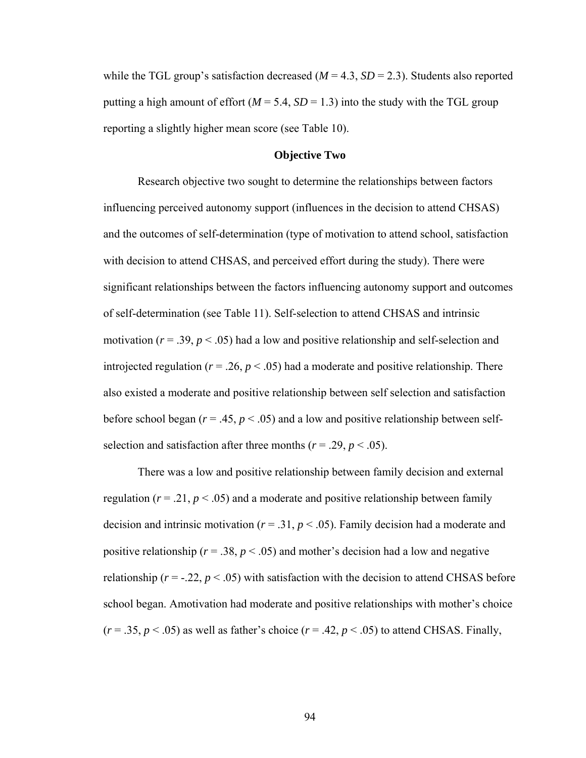while the TGL group's satisfaction decreased ($M = 4.3$, $SD = 2.3$). Students also reported putting a high amount of effort ($M = 5.4$, $SD = 1.3$) into the study with the TGL group reporting a slightly higher mean score (see Table 10).

## Objective Two

Research objective two sought to determine the relationships between factors influencing perceived autonomy support (influences in the decision to attend CHSAS) and the outcomes of self-determination (type of motivation to attend school, satisfaction with decision to attend CHSAS, and perceived effort during the study). There were significant relationships between the factors influencing autonomy support and outcomes of self-determination (see Table 11). Self-selection to attend CHSAS and intrinsic motivation ($r = .39$, $p < .05$) had a low and positive relationship and self-selection and introjected regulation ($r = .26$, $p < .05$) had a moderate and positive relationship. There also existed a moderate and positive relationship between self selection and satisfaction before school began ($r = .45$, $p < .05$) and a low and positive relationship between self-selection and satisfaction after three months ($r = .29$, $p < .05$).

There was a low and positive relationship between family decision and external regulation ($r = .21$, $p < .05$) and a moderate and positive relationship between family decision and intrinsic motivation ($r = .31$, $p < .05$). Family decision had a moderate and positive relationship ($r = .38$, $p < .05$) and mother's decision had a low and negative relationship ($r = -.22$, $p < .05$) with satisfaction with the decision to attend CHSAS before school began. Amotivation had moderate and positive relationships with mother's choice ($r = .35$, $p < .05$) as well as father's choice ($r = .42$, $p < .05$) to attend CHSAS. Finally,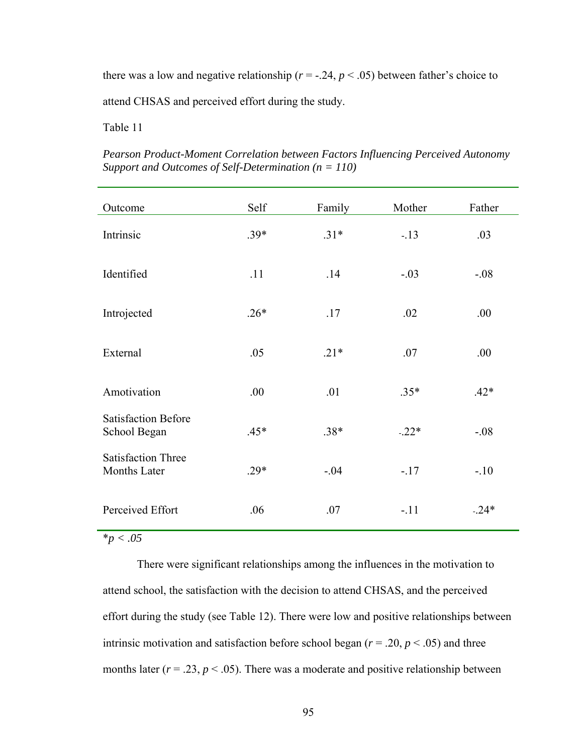there was a low and negative relationship ($r$ = -.24, $p$ < .05) between father's choice to attend CHSAS and perceived effort during the study.

Table 11

*Pearson Product-Moment Correlation between Factors Influencing Perceived Autonomy Support and Outcomes of Self-Determination (n = 110)*

| Outcome | Self | Family | Mother | Father |
|---|---|---|---|---|
| Intrinsic | .39* | .31* | -.13 | .03 |
| Identified | .11 | .14 | -.03 | -.08 |
| Introjected | .26* | .17 | .02 | .00 |
| External | .05 | .21* | .07 | .00 |
| Amotivation | .00 | .01 | .35* | .42* |
| Satisfaction Before School Began | .45* | .38* | -.22* | -.08 |
| Satisfaction Three Months Later | .29* | -.04 | -.17 | -.10 |
| Perceived Effort | .06 | .07 | -.11 | -.24* |

**p < .05*

There were significant relationships among the influences in the motivation to attend school, the satisfaction with the decision to attend CHSAS, and the perceived effort during the study (see Table 12). There were low and positive relationships between intrinsic motivation and satisfaction before school began ($r$ = .20, $p$ < .05) and three months later ($r$ = .23, $p$ < .05). There was a moderate and positive relationship between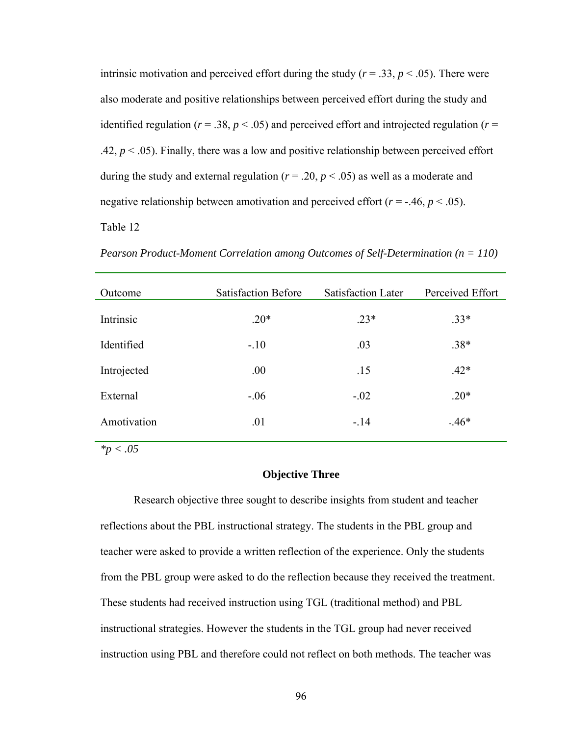intrinsic motivation and perceived effort during the study ($r = .33$, $p < .05$). There were also moderate and positive relationships between perceived effort during the study and identified regulation ($r = .38$, $p < .05$) and perceived effort and introjected regulation ($r = .42$, $p < .05$). Finally, there was a low and positive relationship between perceived effort during the study and external regulation ($r = .20$, $p < .05$) as well as a moderate and negative relationship between amotivation and perceived effort ($r = -.46$, $p < .05$).

Table 12

*Pearson Product-Moment Correlation among Outcomes of Self-Determination (n = 110)*

| Outcome | Satisfaction Before | Satisfaction Later | Perceived Effort |
|---|---|---|---|
| Intrinsic | .20* | .23* | .33* |
| Identified | -.10 | .03 | .38* |
| Introjected | .00 | .15 | .42* |
| External | -.06 | -.02 | .20* |
| Amotivation | .01 | -.14 | -.46* |

**p < .05*

### Objective Three

Research objective three sought to describe insights from student and teacher reflections about the PBL instructional strategy. The students in the PBL group and teacher were asked to provide a written reflection of the experience. Only the students from the PBL group were asked to do the reflection because they received the treatment. These students had received instruction using TGL (traditional method) and PBL instructional strategies. However the students in the TGL group had never received instruction using PBL and therefore could not reflect on both methods. The teacher was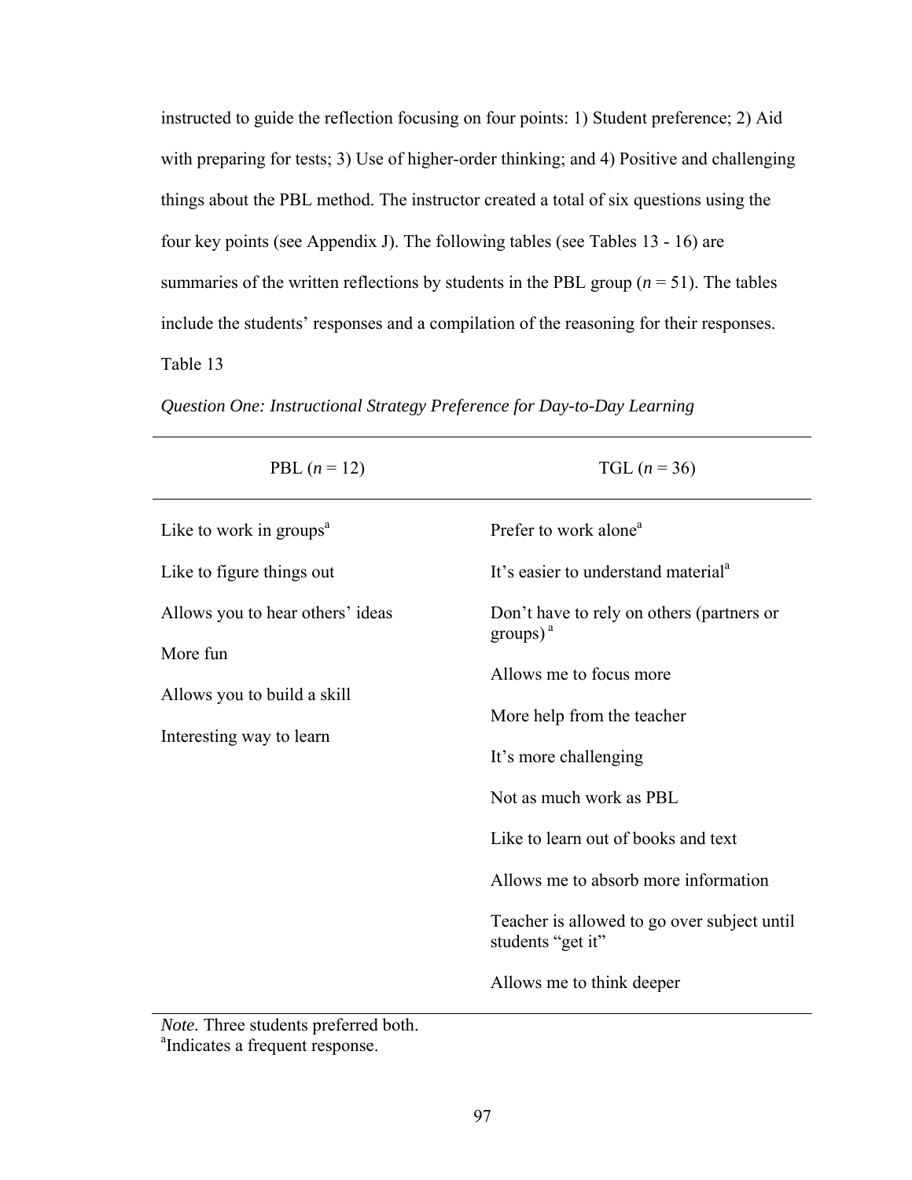instructed to guide the reflection focusing on four points: 1) Student preference; 2) Aid with preparing for tests; 3) Use of higher-order thinking; and 4) Positive and challenging things about the PBL method. The instructor created a total of six questions using the four key points (see Appendix J). The following tables (see Tables 13 - 16) are summaries of the written reflections by students in the PBL group ($n$ = 51). The tables include the students' responses and a compilation of the reasoning for their responses.

Table 13

*Question One: Instructional Strategy Preference for Day-to-Day Learning*

| PBL ($n$ = 12) | TGL ($n$ = 36) |
|---|---|
| Like to work in groups[a] | Prefer to work alone[a] |
| Like to figure things out | It's easier to understand material[a] |
| Allows you to hear others' ideas | Don't have to rely on others (partners or groups) [a] |
| More fun | Allows me to focus more |
| Allows you to build a skill | More help from the teacher |
| Interesting way to learn | It's more challenging |
| | Not as much work as PBL |
| | Like to learn out of books and text |
| | Allows me to absorb more information |
| | Teacher is allowed to go over subject until students "get it" |
| | Allows me to think deeper |

*Note.* Three students preferred both.
[a]Indicates a frequent response.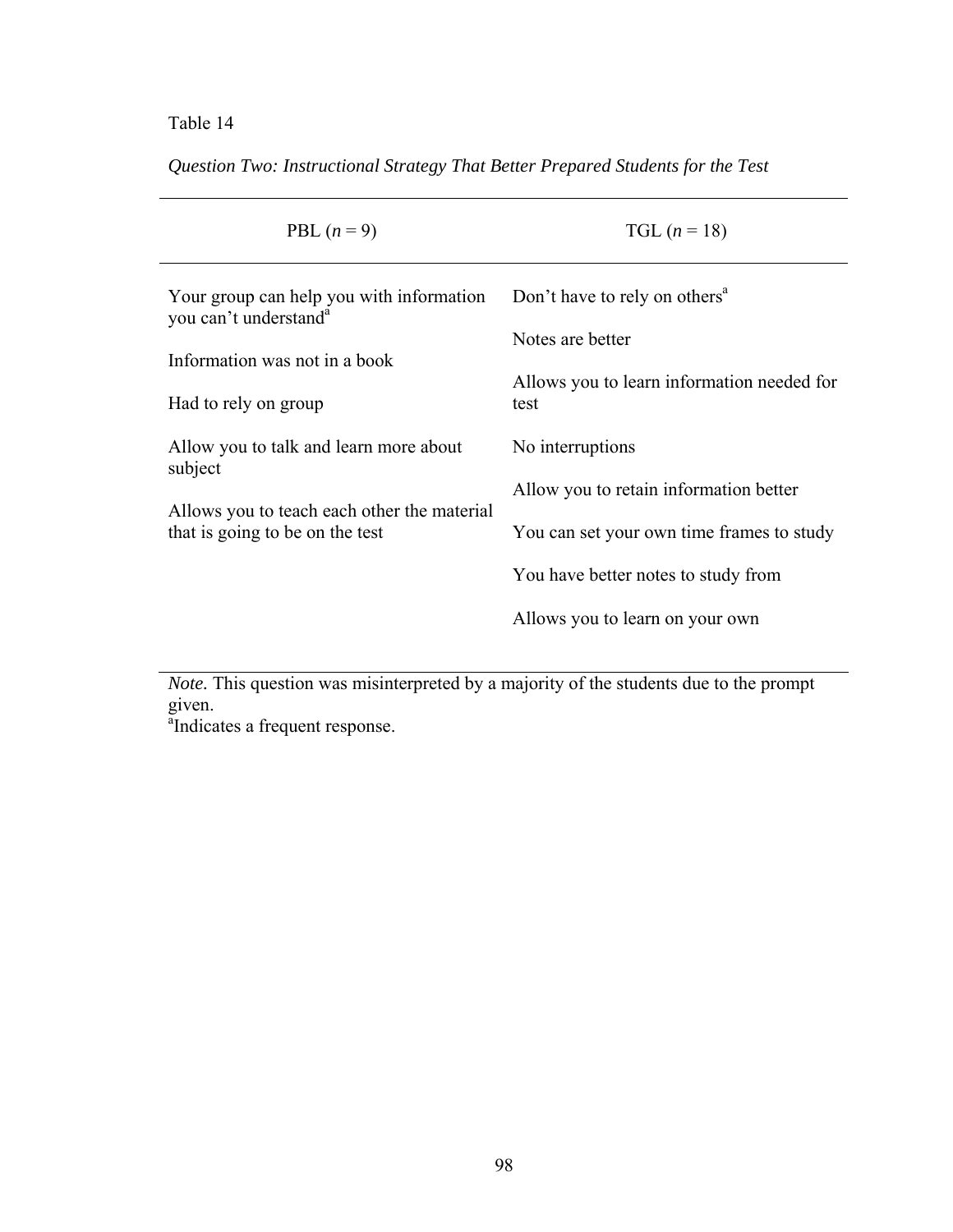Table 14

*Question Two: Instructional Strategy That Better Prepared Students for the Test*

| PBL ($n$ = 9) | TGL ($n$ = 18) |
|---|---|
| Your group can help you with information you can't understand[a] | Don't have to rely on others[a] |
| Information was not in a book | Notes are better |
| Had to rely on group | Allows you to learn information needed for test |
| Allow you to talk and learn more about subject | No interruptions |
| Allows you to teach each other the material that is going to be on the test | Allow you to retain information better |
| | You can set your own time frames to study |
| | You have better notes to study from |
| | Allows you to learn on your own |

*Note.* This question was misinterpreted by a majority of the students due to the prompt given.
[a]Indicates a frequent response.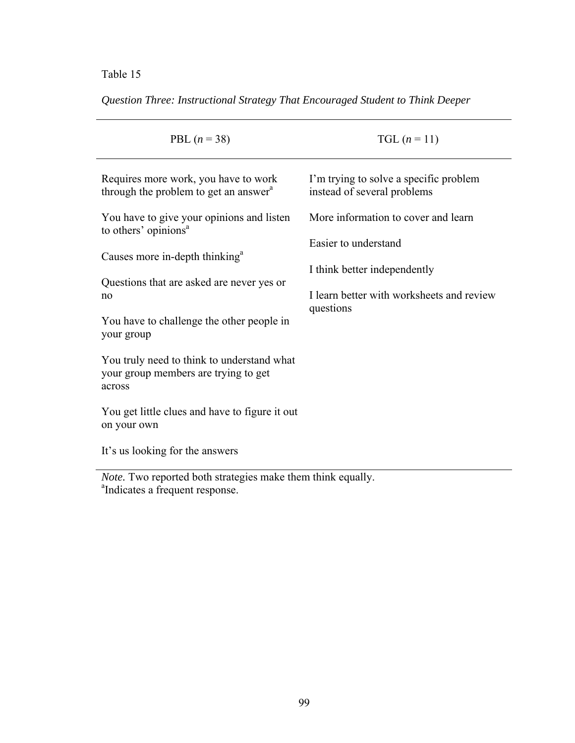Table 15

*Question Three: Instructional Strategy That Encouraged Student to Think Deeper*

| PBL ($n$ = 38) | TGL ($n$ = 11) |
|---|---|
| Requires more work, you have to work through the problem to get an answer[a] | I'm trying to solve a specific problem instead of several problems |
| You have to give your opinions and listen to others' opinions[a] | More information to cover and learn |
| Causes more in-depth thinking[a] | Easier to understand |
| Questions that are asked are never yes or no | I think better independently |
| You have to challenge the other people in your group | I learn better with worksheets and review questions |
| You truly need to think to understand what your group members are trying to get across | |
| You get little clues and have to figure it out on your own | |
| It's us looking for the answers | |

*Note.* Two reported both strategies make them think equally.
[a]Indicates a frequent response.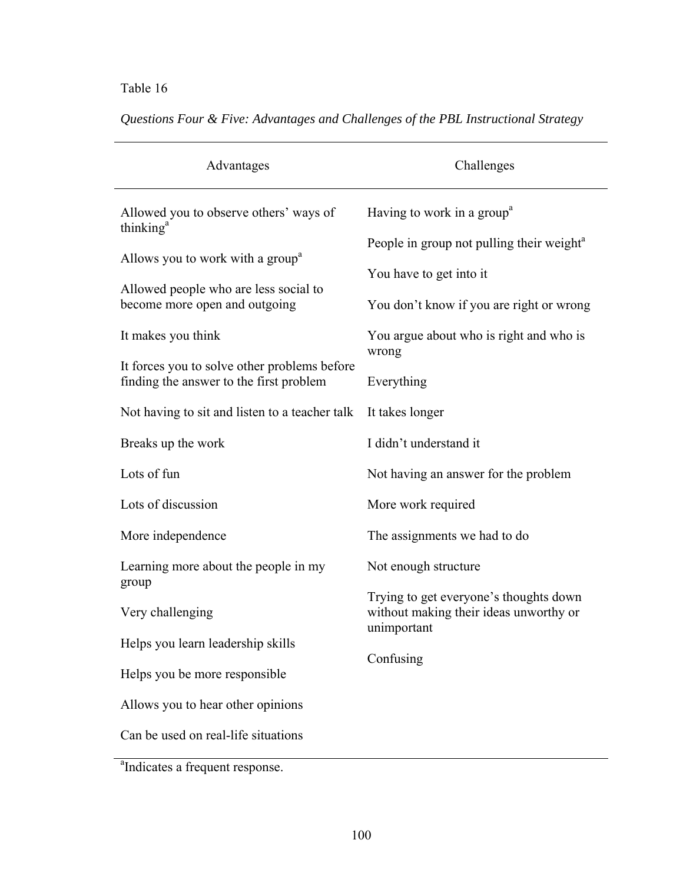Table 16

*Questions Four & Five: Advantages and Challenges of the PBL Instructional Strategy*

| Advantages | Challenges |
| --- | --- |
| Allowed you to observe others' ways of thinking[a] | Having to work in a group[a] |
| Allows you to work with a group[a] | People in group not pulling their weight[a] |
| Allowed people who are less social to become more open and outgoing | You have to get into it |
| It makes you think | You don't know if you are right or wrong |
| It forces you to solve other problems before finding the answer to the first problem | You argue about who is right and who is wrong |
| Not having to sit and listen to a teacher talk | Everything |
| Breaks up the work | It takes longer |
| Lots of fun | I didn't understand it |
| Lots of discussion | Not having an answer for the problem |
| More independence | More work required |
| Learning more about the people in my group | The assignments we had to do |
| Very challenging | Not enough structure |
| Helps you learn leadership skills | Trying to get everyone's thoughts down without making their ideas unworthy or unimportant |
| Helps you be more responsible | Confusing |
| Allows you to hear other opinions | |
| Can be used on real-life situations | |

[a]Indicates a frequent response.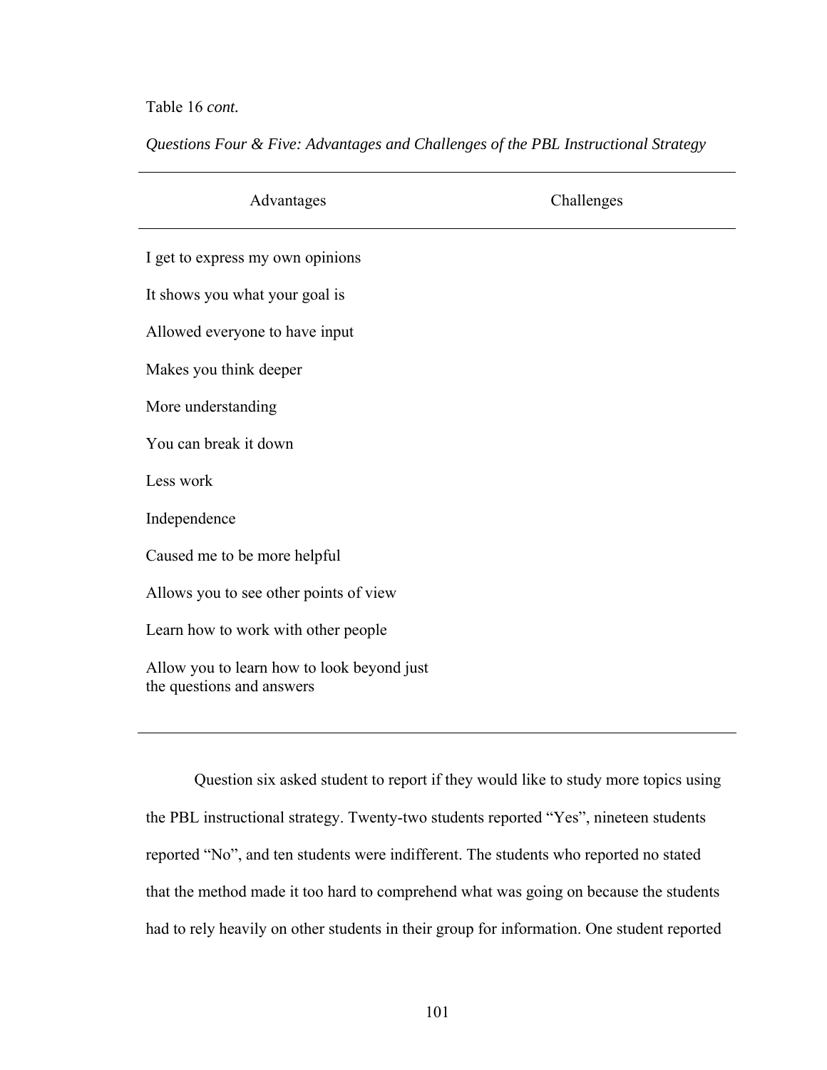Table 16 *cont.*

*Questions Four & Five: Advantages and Challenges of the PBL Instructional Strategy*

| Advantages | Challenges |
|---|---|
| I get to express my own opinions | |
| It shows you what your goal is | |
| Allowed everyone to have input | |
| Makes you think deeper | |
| More understanding | |
| You can break it down | |
| Less work | |
| Independence | |
| Caused me to be more helpful | |
| Allows you to see other points of view | |
| Learn how to work with other people | |
| Allow you to learn how to look beyond just the questions and answers | |

Question six asked student to report if they would like to study more topics using the PBL instructional strategy. Twenty-two students reported "Yes", nineteen students reported "No", and ten students were indifferent. The students who reported no stated that the method made it too hard to comprehend what was going on because the students had to rely heavily on other students in their group for information. One student reported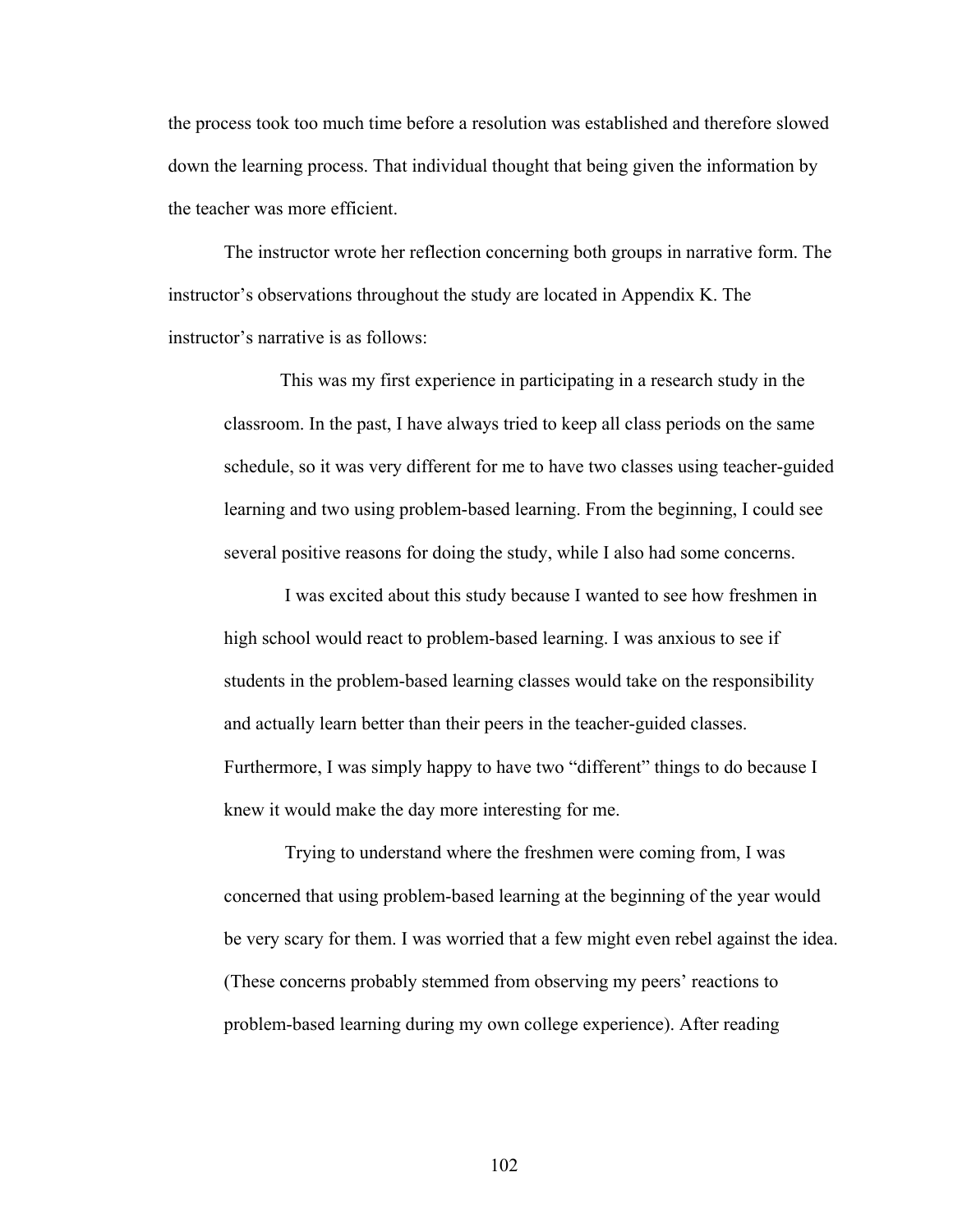the process took too much time before a resolution was established and therefore slowed down the learning process. That individual thought that being given the information by the teacher was more efficient.

The instructor wrote her reflection concerning both groups in narrative form. The instructor's observations throughout the study are located in Appendix K. The instructor's narrative is as follows:

> This was my first experience in participating in a research study in the classroom. In the past, I have always tried to keep all class periods on the same schedule, so it was very different for me to have two classes using teacher-guided learning and two using problem-based learning. From the beginning, I could see several positive reasons for doing the study, while I also had some concerns.
>
> I was excited about this study because I wanted to see how freshmen in high school would react to problem-based learning. I was anxious to see if students in the problem-based learning classes would take on the responsibility and actually learn better than their peers in the teacher-guided classes. Furthermore, I was simply happy to have two "different" things to do because I knew it would make the day more interesting for me.
>
> Trying to understand where the freshmen were coming from, I was concerned that using problem-based learning at the beginning of the year would be very scary for them. I was worried that a few might even rebel against the idea. (These concerns probably stemmed from observing my peers' reactions to problem-based learning during my own college experience). After reading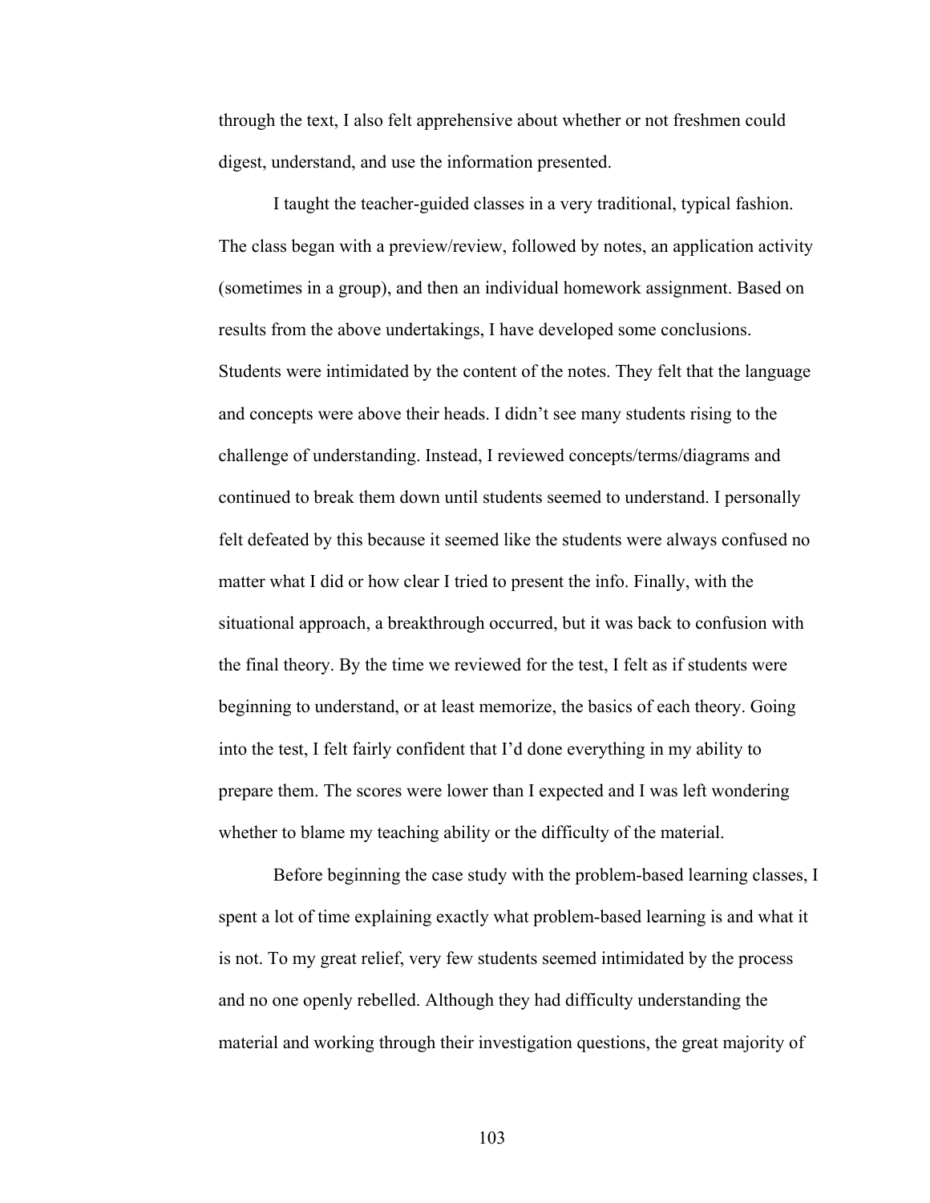through the text, I also felt apprehensive about whether or not freshmen could digest, understand, and use the information presented.

I taught the teacher-guided classes in a very traditional, typical fashion. The class began with a preview/review, followed by notes, an application activity (sometimes in a group), and then an individual homework assignment. Based on results from the above undertakings, I have developed some conclusions. Students were intimidated by the content of the notes. They felt that the language and concepts were above their heads. I didn't see many students rising to the challenge of understanding. Instead, I reviewed concepts/terms/diagrams and continued to break them down until students seemed to understand. I personally felt defeated by this because it seemed like the students were always confused no matter what I did or how clear I tried to present the info. Finally, with the situational approach, a breakthrough occurred, but it was back to confusion with the final theory. By the time we reviewed for the test, I felt as if students were beginning to understand, or at least memorize, the basics of each theory. Going into the test, I felt fairly confident that I'd done everything in my ability to prepare them. The scores were lower than I expected and I was left wondering whether to blame my teaching ability or the difficulty of the material.

Before beginning the case study with the problem-based learning classes, I spent a lot of time explaining exactly what problem-based learning is and what it is not. To my great relief, very few students seemed intimidated by the process and no one openly rebelled. Although they had difficulty understanding the material and working through their investigation questions, the great majority of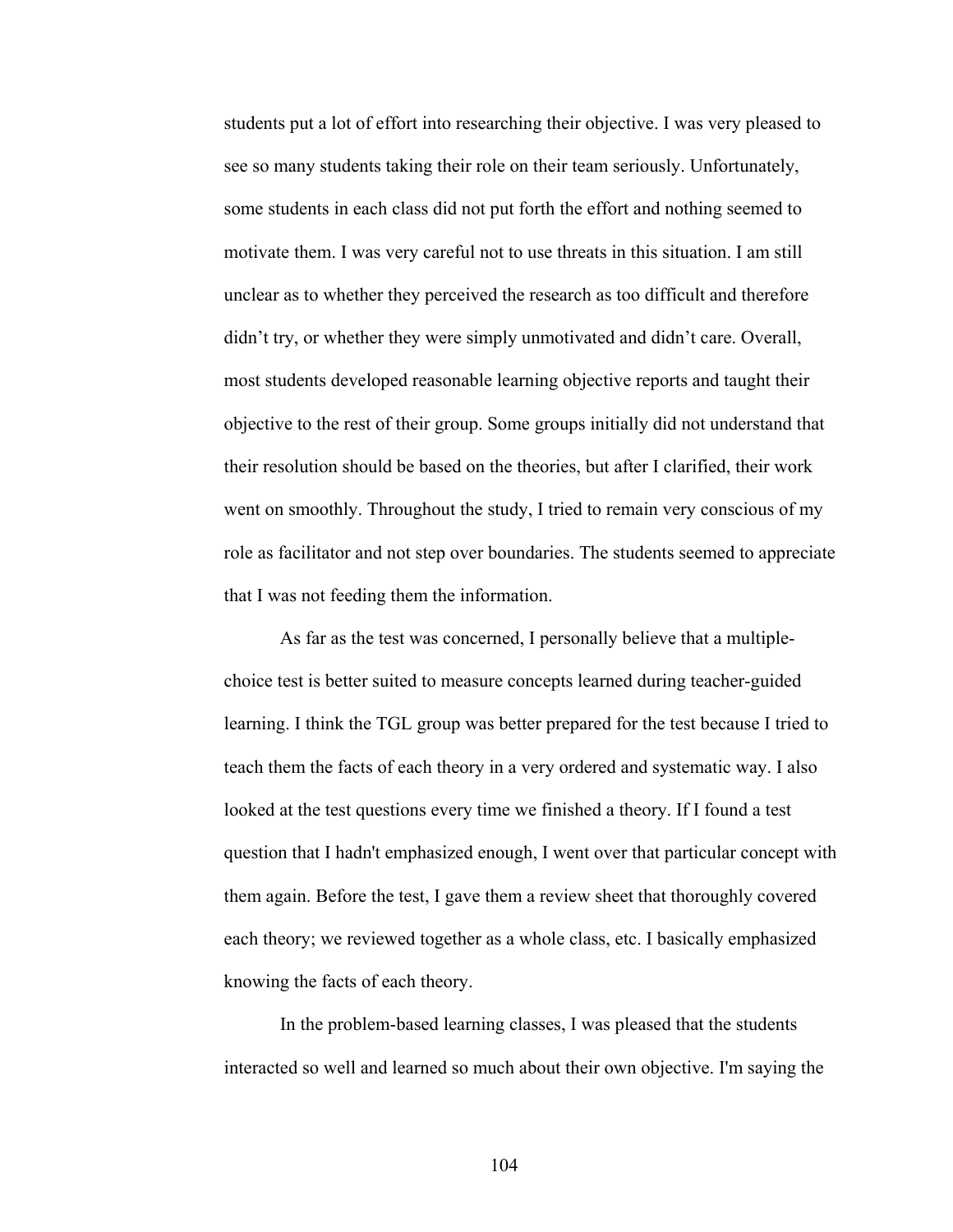students put a lot of effort into researching their objective. I was very pleased to see so many students taking their role on their team seriously. Unfortunately, some students in each class did not put forth the effort and nothing seemed to motivate them. I was very careful not to use threats in this situation. I am still unclear as to whether they perceived the research as too difficult and therefore didn't try, or whether they were simply unmotivated and didn't care. Overall, most students developed reasonable learning objective reports and taught their objective to the rest of their group. Some groups initially did not understand that their resolution should be based on the theories, but after I clarified, their work went on smoothly. Throughout the study, I tried to remain very conscious of my role as facilitator and not step over boundaries. The students seemed to appreciate that I was not feeding them the information.

As far as the test was concerned, I personally believe that a multiple-choice test is better suited to measure concepts learned during teacher-guided learning. I think the TGL group was better prepared for the test because I tried to teach them the facts of each theory in a very ordered and systematic way. I also looked at the test questions every time we finished a theory. If I found a test question that I hadn't emphasized enough, I went over that particular concept with them again. Before the test, I gave them a review sheet that thoroughly covered each theory; we reviewed together as a whole class, etc. I basically emphasized knowing the facts of each theory.

In the problem-based learning classes, I was pleased that the students interacted so well and learned so much about their own objective. I'm saying the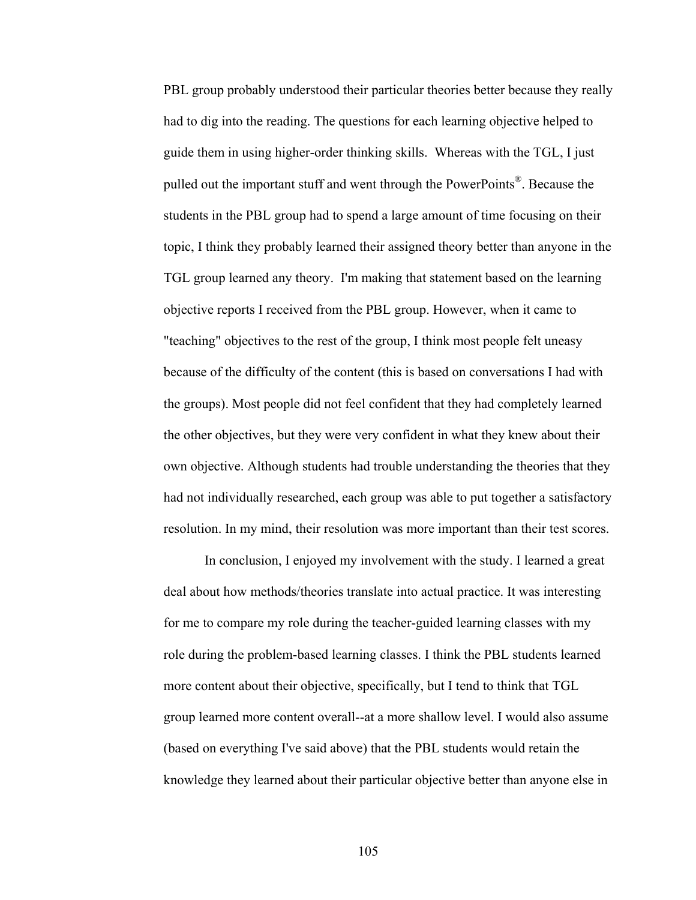PBL group probably understood their particular theories better because they really had to dig into the reading. The questions for each learning objective helped to guide them in using higher-order thinking skills. Whereas with the TGL, I just pulled out the important stuff and went through the PowerPoints®. Because the students in the PBL group had to spend a large amount of time focusing on their topic, I think they probably learned their assigned theory better than anyone in the TGL group learned any theory. I'm making that statement based on the learning objective reports I received from the PBL group. However, when it came to "teaching" objectives to the rest of the group, I think most people felt uneasy because of the difficulty of the content (this is based on conversations I had with the groups). Most people did not feel confident that they had completely learned the other objectives, but they were very confident in what they knew about their own objective. Although students had trouble understanding the theories that they had not individually researched, each group was able to put together a satisfactory resolution. In my mind, their resolution was more important than their test scores.

In conclusion, I enjoyed my involvement with the study. I learned a great deal about how methods/theories translate into actual practice. It was interesting for me to compare my role during the teacher-guided learning classes with my role during the problem-based learning classes. I think the PBL students learned more content about their objective, specifically, but I tend to think that TGL group learned more content overall--at a more shallow level. I would also assume (based on everything I've said above) that the PBL students would retain the knowledge they learned about their particular objective better than anyone else in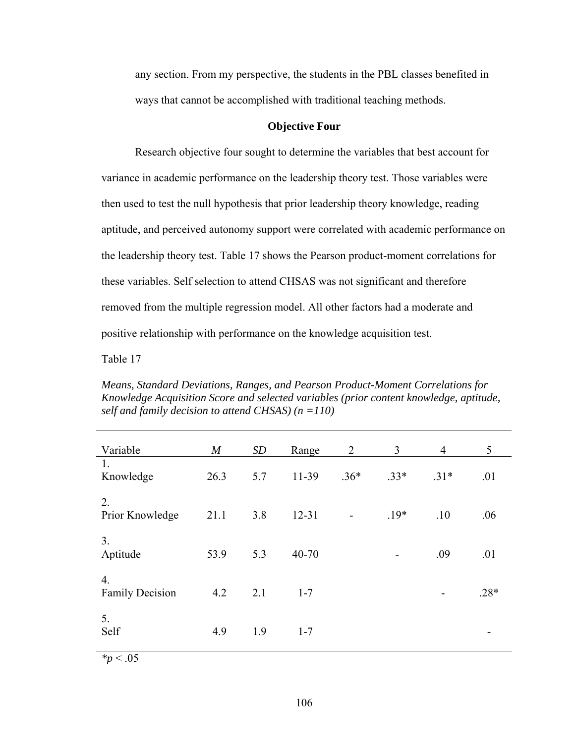any section. From my perspective, the students in the PBL classes benefited in ways that cannot be accomplished with traditional teaching methods.

## Objective Four

Research objective four sought to determine the variables that best account for variance in academic performance on the leadership theory test. Those variables were then used to test the null hypothesis that prior leadership theory knowledge, reading aptitude, and perceived autonomy support were correlated with academic performance on the leadership theory test. Table 17 shows the Pearson product-moment correlations for these variables. Self selection to attend CHSAS was not significant and therefore removed from the multiple regression model. All other factors had a moderate and positive relationship with performance on the knowledge acquisition test.

Table 17

*Means, Standard Deviations, Ranges, and Pearson Product-Moment Correlations for Knowledge Acquisition Score and selected variables (prior content knowledge, aptitude, self and family decision to attend CHSAS) (n =110)*

| Variable | *M* | *SD* | Range | 2 | 3 | 4 | 5 |
|---|---|---|---|---|---|---|---|
| 1. Knowledge | 26.3 | 5.7 | 11-39 | .36* | .33* | .31* | .01 |
| 2. Prior Knowledge | 21.1 | 3.8 | 12-31 | - | .19* | .10 | .06 |
| 3. Aptitude | 53.9 | 5.3 | 40-70 | | - | .09 | .01 |
| 4. Family Decision | 4.2 | 2.1 | 1-7 | | | - | .28* |
| 5. Self | 4.9 | 1.9 | 1-7 | | | | - |

$^{*}p < .05$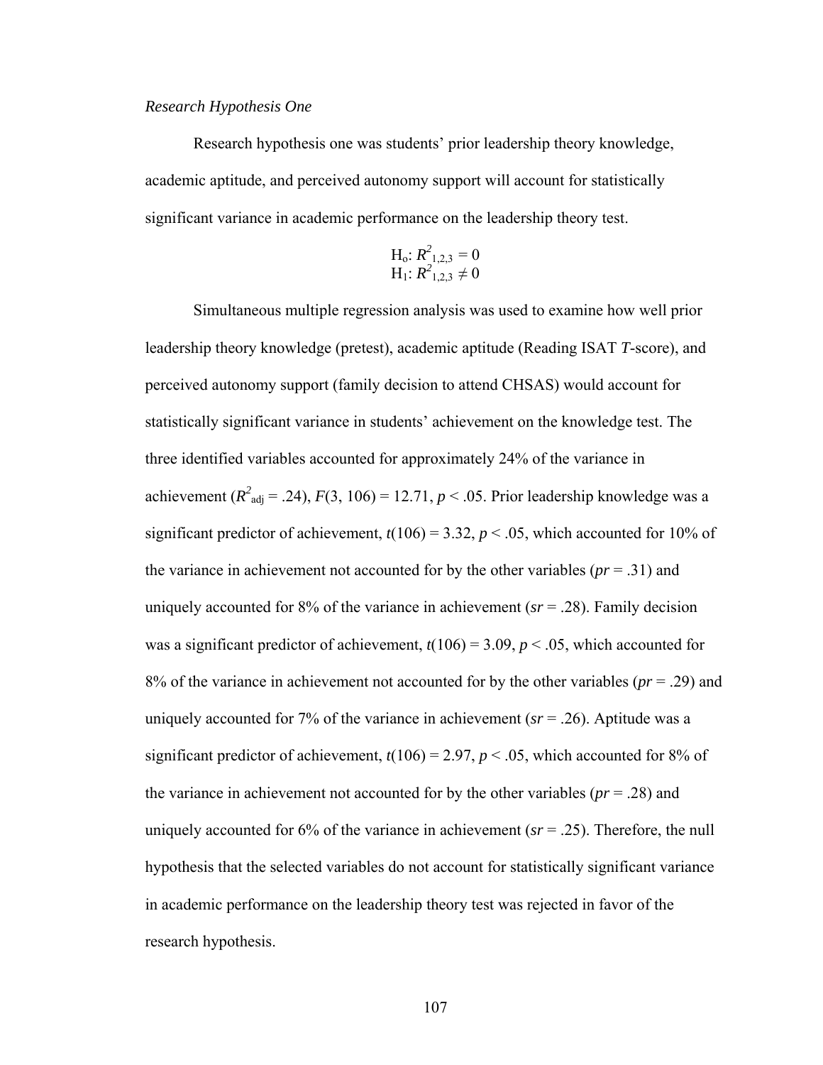*Research Hypothesis One*

Research hypothesis one was students' prior leadership theory knowledge, academic aptitude, and perceived autonomy support will account for statistically significant variance in academic performance on the leadership theory test.

$$H_o: R^2_{1,2,3} = 0$$
$$H_1: R^2_{1,2,3} \neq 0$$

Simultaneous multiple regression analysis was used to examine how well prior leadership theory knowledge (pretest), academic aptitude (Reading ISAT *T*-score), and perceived autonomy support (family decision to attend CHSAS) would account for statistically significant variance in students' achievement on the knowledge test. The three identified variables accounted for approximately 24% of the variance in achievement ($R^2_{adj} = .24$), $F(3, 106) = 12.71$, $p < .05$. Prior leadership knowledge was a significant predictor of achievement, $t(106) = 3.32$, $p < .05$, which accounted for 10% of the variance in achievement not accounted for by the other variables ($pr = .31$) and uniquely accounted for 8% of the variance in achievement ($sr = .28$). Family decision was a significant predictor of achievement, $t(106) = 3.09$, $p < .05$, which accounted for 8% of the variance in achievement not accounted for by the other variables ($pr = .29$) and uniquely accounted for 7% of the variance in achievement ($sr = .26$). Aptitude was a significant predictor of achievement, $t(106) = 2.97$, $p < .05$, which accounted for 8% of the variance in achievement not accounted for by the other variables ($pr = .28$) and uniquely accounted for 6% of the variance in achievement ($sr = .25$). Therefore, the null hypothesis that the selected variables do not account for statistically significant variance in academic performance on the leadership theory test was rejected in favor of the research hypothesis.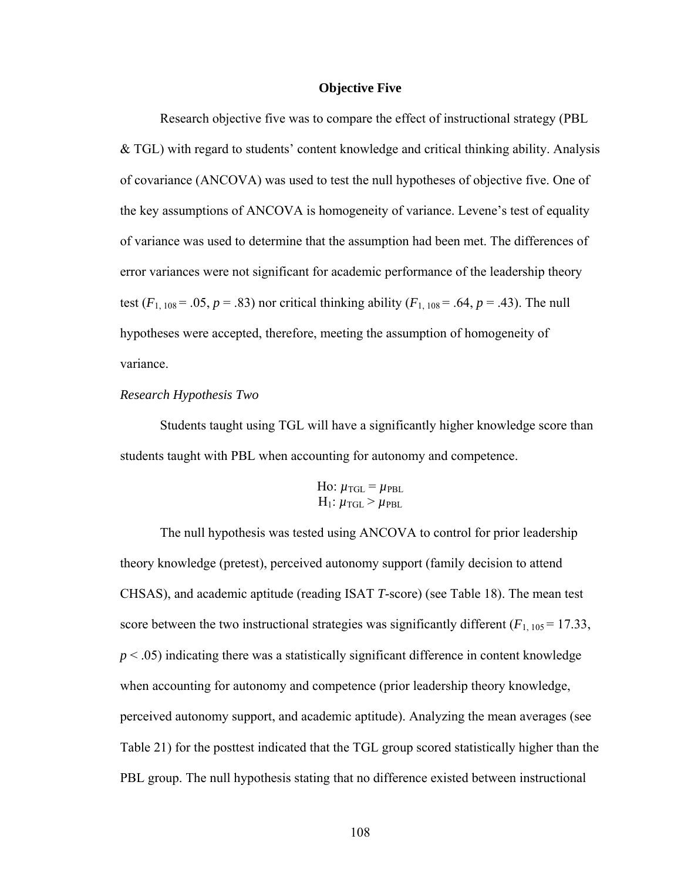## Objective Five

Research objective five was to compare the effect of instructional strategy (PBL & TGL) with regard to students' content knowledge and critical thinking ability. Analysis of covariance (ANCOVA) was used to test the null hypotheses of objective five. One of the key assumptions of ANCOVA is homogeneity of variance. Levene's test of equality of variance was used to determine that the assumption had been met. The differences of error variances were not significant for academic performance of the leadership theory test ($F_{1,\,108} = .05$, $p = .83$) nor critical thinking ability ($F_{1,\,108} = .64$, $p = .43$). The null hypotheses were accepted, therefore, meeting the assumption of homogeneity of variance.

*Research Hypothesis Two*

Students taught using TGL will have a significantly higher knowledge score than students taught with PBL when accounting for autonomy and competence.

$$\text{Ho: } \mu_{\text{TGL}} = \mu_{\text{PBL}}$$
$$\text{H}_1\text{: } \mu_{\text{TGL}} > \mu_{\text{PBL}}$$

The null hypothesis was tested using ANCOVA to control for prior leadership theory knowledge (pretest), perceived autonomy support (family decision to attend CHSAS), and academic aptitude (reading ISAT *T*-score) (see Table 18). The mean test score between the two instructional strategies was significantly different ($F_{1,\,105} = 17.33$, $p < .05$) indicating there was a statistically significant difference in content knowledge when accounting for autonomy and competence (prior leadership theory knowledge, perceived autonomy support, and academic aptitude). Analyzing the mean averages (see Table 21) for the posttest indicated that the TGL group scored statistically higher than the PBL group. The null hypothesis stating that no difference existed between instructional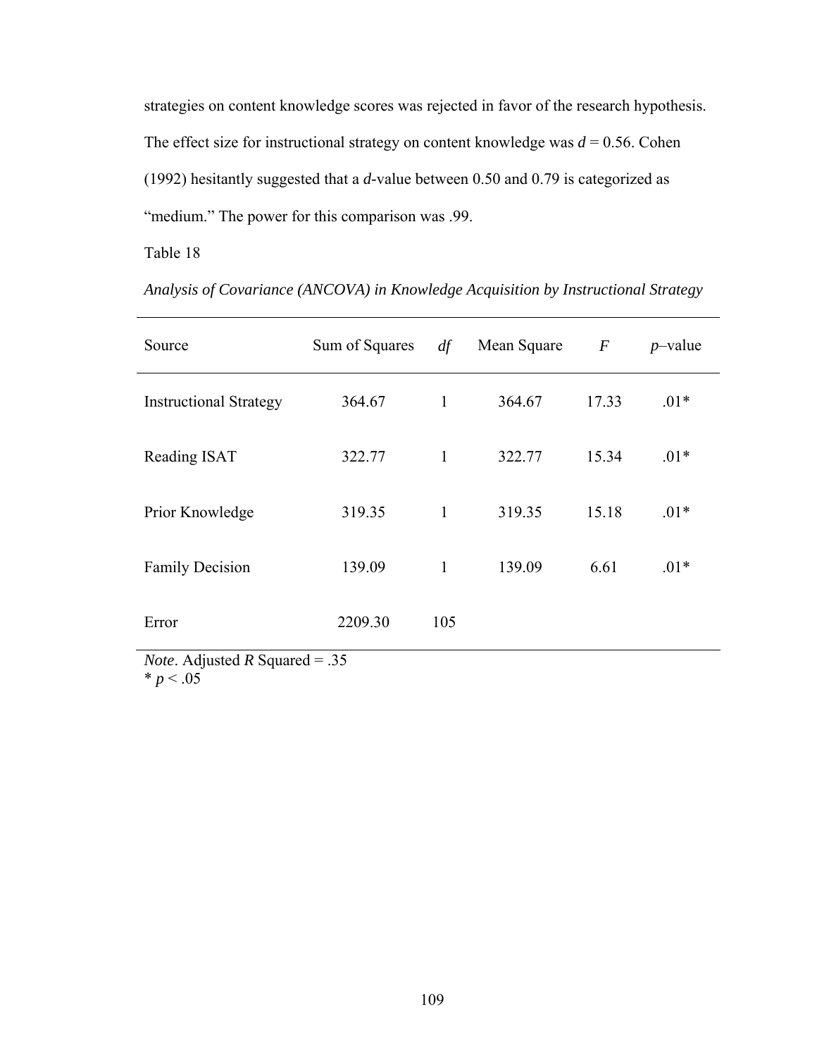strategies on content knowledge scores was rejected in favor of the research hypothesis. The effect size for instructional strategy on content knowledge was $d = 0.56$. Cohen (1992) hesitantly suggested that a *d*-value between 0.50 and 0.79 is categorized as "medium." The power for this comparison was .99.

Table 18

*Analysis of Covariance (ANCOVA) in Knowledge Acquisition by Instructional Strategy*

| Source | Sum of Squares | *df* | Mean Square | *F* | *p*–value |
|---|---|---|---|---|---|
| Instructional Strategy | 364.67 | 1 | 364.67 | 17.33 | .01* |
| Reading ISAT | 322.77 | 1 | 322.77 | 15.34 | .01* |
| Prior Knowledge | 319.35 | 1 | 319.35 | 15.18 | .01* |
| Family Decision | 139.09 | 1 | 139.09 | 6.61 | .01* |
| Error | 2209.30 | 105 | | | |

*Note*. Adjusted $R$ Squared = .35
* $p < .05$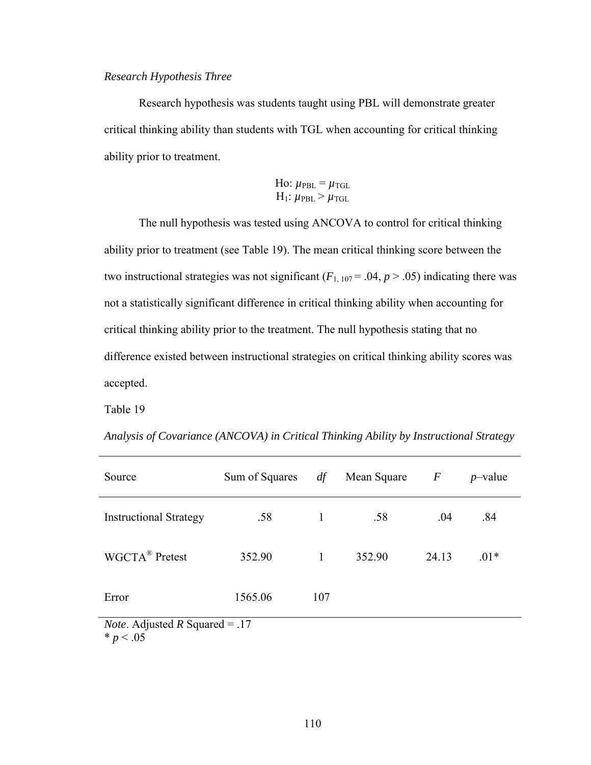*Research Hypothesis Three*

Research hypothesis was students taught using PBL will demonstrate greater critical thinking ability than students with TGL when accounting for critical thinking ability prior to treatment.

$$\text{Ho: } \mu_{\text{PBL}} = \mu_{\text{TGL}}$$
$$\text{H}_1\text{: } \mu_{\text{PBL}} > \mu_{\text{TGL}}$$

The null hypothesis was tested using ANCOVA to control for critical thinking ability prior to treatment (see Table 19). The mean critical thinking score between the two instructional strategies was not significant ($F_{1, 107} = .04$, $p > .05$) indicating there was not a statistically significant difference in critical thinking ability when accounting for critical thinking ability prior to the treatment. The null hypothesis stating that no difference existed between instructional strategies on critical thinking ability scores was accepted.

Table 19

*Analysis of Covariance (ANCOVA) in Critical Thinking Ability by Instructional Strategy*

| Source | Sum of Squares | *df* | Mean Square | *F* | *p*–value |
|---|---|---|---|---|---|
| Instructional Strategy | .58 | 1 | .58 | .04 | .84 |
| WGCTA® Pretest | 352.90 | 1 | 352.90 | 24.13 | .01* |
| Error | 1565.06 | 107 | | | |

*Note*. Adjusted *R* Squared = .17
* $p < .05$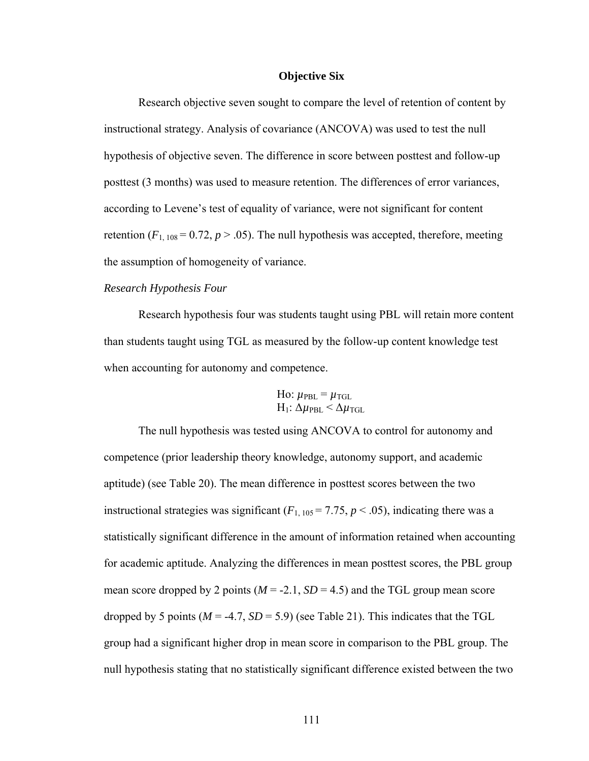**Objective Six**

Research objective seven sought to compare the level of retention of content by instructional strategy. Analysis of covariance (ANCOVA) was used to test the null hypothesis of objective seven. The difference in score between posttest and follow-up posttest (3 months) was used to measure retention. The differences of error variances, according to Levene's test of equality of variance, were not significant for content retention ($F_{1,\,108} = 0.72$, $p > .05$). The null hypothesis was accepted, therefore, meeting the assumption of homogeneity of variance.

*Research Hypothesis Four*

Research hypothesis four was students taught using PBL will retain more content than students taught using TGL as measured by the follow-up content knowledge test when accounting for autonomy and competence.

$$\text{Ho: } \mu_{\text{PBL}} = \mu_{\text{TGL}}$$
$$\text{H}_1\text{: } \Delta\mu_{\text{PBL}} < \Delta\mu_{\text{TGL}}$$

The null hypothesis was tested using ANCOVA to control for autonomy and competence (prior leadership theory knowledge, autonomy support, and academic aptitude) (see Table 20). The mean difference in posttest scores between the two instructional strategies was significant ($F_{1,\,105} = 7.75$, $p < .05$), indicating there was a statistically significant difference in the amount of information retained when accounting for academic aptitude. Analyzing the differences in mean posttest scores, the PBL group mean score dropped by 2 points ($M = -2.1$, $SD = 4.5$) and the TGL group mean score dropped by 5 points ($M = -4.7$, $SD = 5.9$) (see Table 21). This indicates that the TGL group had a significant higher drop in mean score in comparison to the PBL group. The null hypothesis stating that no statistically significant difference existed between the two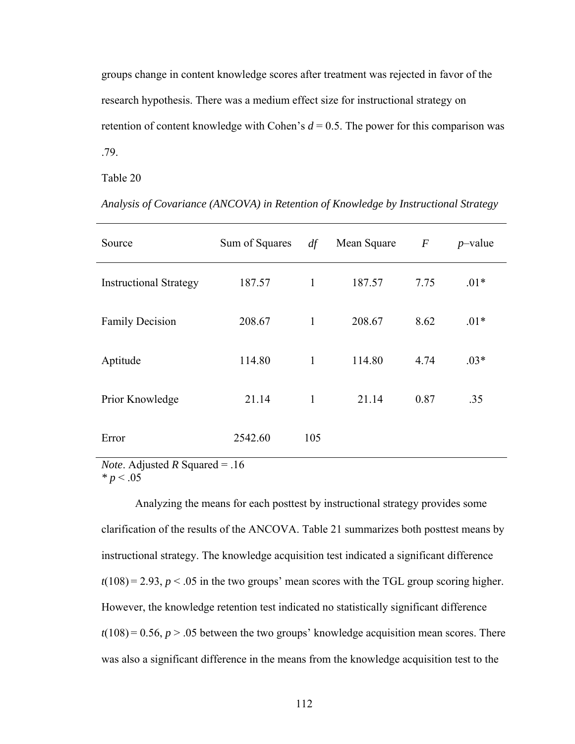groups change in content knowledge scores after treatment was rejected in favor of the research hypothesis. There was a medium effect size for instructional strategy on retention of content knowledge with Cohen's $d = 0.5$. The power for this comparison was .79.

Table 20

*Analysis of Covariance (ANCOVA) in Retention of Knowledge by Instructional Strategy*

| Source | Sum of Squares | *df* | Mean Square | *F* | *p*–value |
|---|---|---|---|---|---|
| Instructional Strategy | 187.57 | 1 | 187.57 | 7.75 | .01* |
| Family Decision | 208.67 | 1 | 208.67 | 8.62 | .01* |
| Aptitude | 114.80 | 1 | 114.80 | 4.74 | .03* |
| Prior Knowledge | 21.14 | 1 | 21.14 | 0.87 | .35 |
| Error | 2542.60 | 105 | | | |

*Note*. Adjusted *R* Squared = .16
* $p < .05$

Analyzing the means for each posttest by instructional strategy provides some clarification of the results of the ANCOVA. Table 21 summarizes both posttest means by instructional strategy. The knowledge acquisition test indicated a significant difference $t(108) = 2.93$, $p < .05$ in the two groups' mean scores with the TGL group scoring higher. However, the knowledge retention test indicated no statistically significant difference $t(108) = 0.56$, $p > .05$ between the two groups' knowledge acquisition mean scores. There was also a significant difference in the means from the knowledge acquisition test to the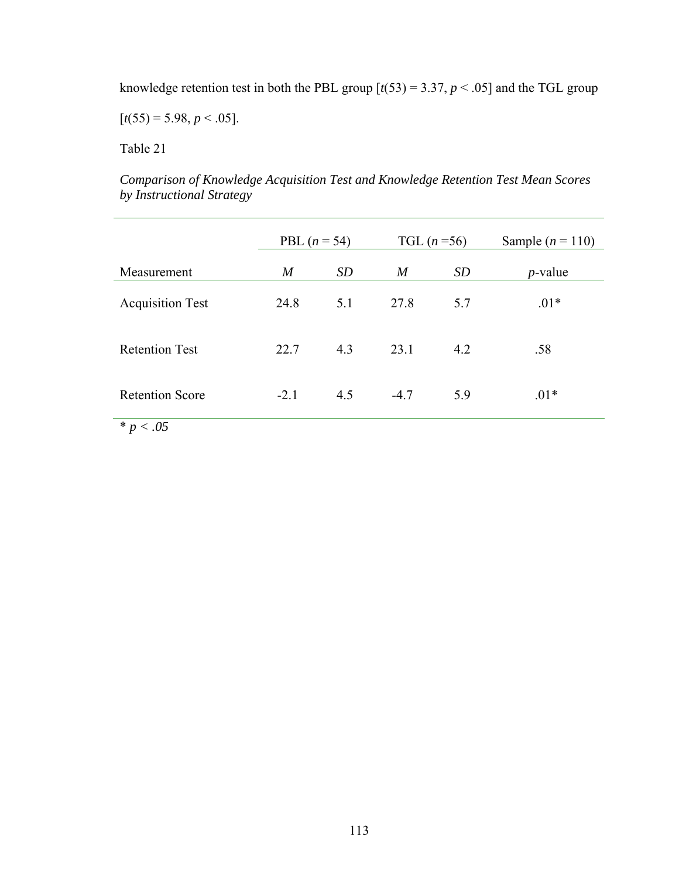knowledge retention test in both the PBL group [$t(53) = 3.37$, $p < .05$] and the TGL group [$t(55) = 5.98$, $p < .05$].

Table 21

*Comparison of Knowledge Acquisition Test and Knowledge Retention Test Mean Scores by Instructional Strategy*

| | PBL ($n$ = 54) | | TGL ($n$ =56) | | Sample ($n$ = 110) |
|---|---|---|---|---|---|
| Measurement | *M* | *SD* | *M* | *SD* | *p*-value |
| Acquisition Test | 24.8 | 5.1 | 27.8 | 5.7 | .01* |
| Retention Test | 22.7 | 4.3 | 23.1 | 4.2 | .58 |
| Retention Score | -2.1 | 4.5 | -4.7 | 5.9 | .01* |

* $p < .05$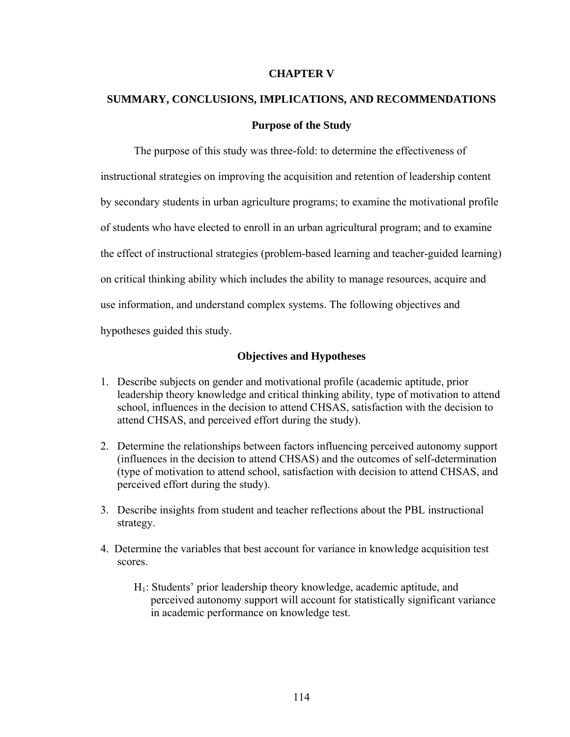# CHAPTER V

# SUMMARY, CONCLUSIONS, IMPLICATIONS, AND RECOMMENDATIONS

## Purpose of the Study

The purpose of this study was three-fold: to determine the effectiveness of instructional strategies on improving the acquisition and retention of leadership content by secondary students in urban agriculture programs; to examine the motivational profile of students who have elected to enroll in an urban agricultural program; and to examine the effect of instructional strategies (problem-based learning and teacher-guided learning) on critical thinking ability which includes the ability to manage resources, acquire and use information, and understand complex systems. The following objectives and hypotheses guided this study.

## Objectives and Hypotheses

1. Describe subjects on gender and motivational profile (academic aptitude, prior leadership theory knowledge and critical thinking ability, type of motivation to attend school, influences in the decision to attend CHSAS, satisfaction with the decision to attend CHSAS, and perceived effort during the study).

2. Determine the relationships between factors influencing perceived autonomy support (influences in the decision to attend CHSAS) and the outcomes of self-determination (type of motivation to attend school, satisfaction with decision to attend CHSAS, and perceived effort during the study).

3. Describe insights from student and teacher reflections about the PBL instructional strategy.

4. Determine the variables that best account for variance in knowledge acquisition test scores.

   $H_1$: Students' prior leadership theory knowledge, academic aptitude, and perceived autonomy support will account for statistically significant variance in academic performance on knowledge test.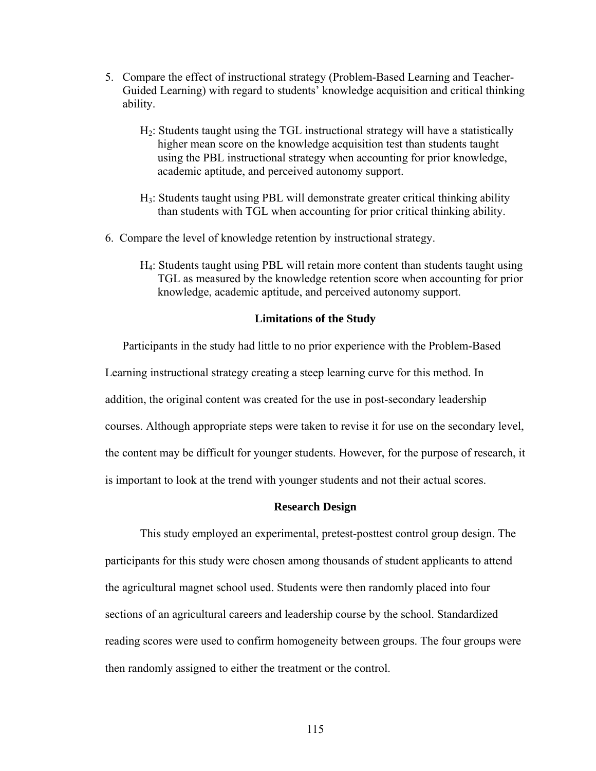5. Compare the effect of instructional strategy (Problem-Based Learning and Teacher-Guided Learning) with regard to students' knowledge acquisition and critical thinking ability.

   $H_2$: Students taught using the TGL instructional strategy will have a statistically higher mean score on the knowledge acquisition test than students taught using the PBL instructional strategy when accounting for prior knowledge, academic aptitude, and perceived autonomy support.

   $H_3$: Students taught using PBL will demonstrate greater critical thinking ability than students with TGL when accounting for prior critical thinking ability.

6. Compare the level of knowledge retention by instructional strategy.

   $H_4$: Students taught using PBL will retain more content than students taught using TGL as measured by the knowledge retention score when accounting for prior knowledge, academic aptitude, and perceived autonomy support.

## Limitations of the Study

Participants in the study had little to no prior experience with the Problem-Based Learning instructional strategy creating a steep learning curve for this method. In addition, the original content was created for the use in post-secondary leadership courses. Although appropriate steps were taken to revise it for use on the secondary level, the content may be difficult for younger students. However, for the purpose of research, it is important to look at the trend with younger students and not their actual scores.

## Research Design

This study employed an experimental, pretest-posttest control group design. The participants for this study were chosen among thousands of student applicants to attend the agricultural magnet school used. Students were then randomly placed into four sections of an agricultural careers and leadership course by the school. Standardized reading scores were used to confirm homogeneity between groups. The four groups were then randomly assigned to either the treatment or the control.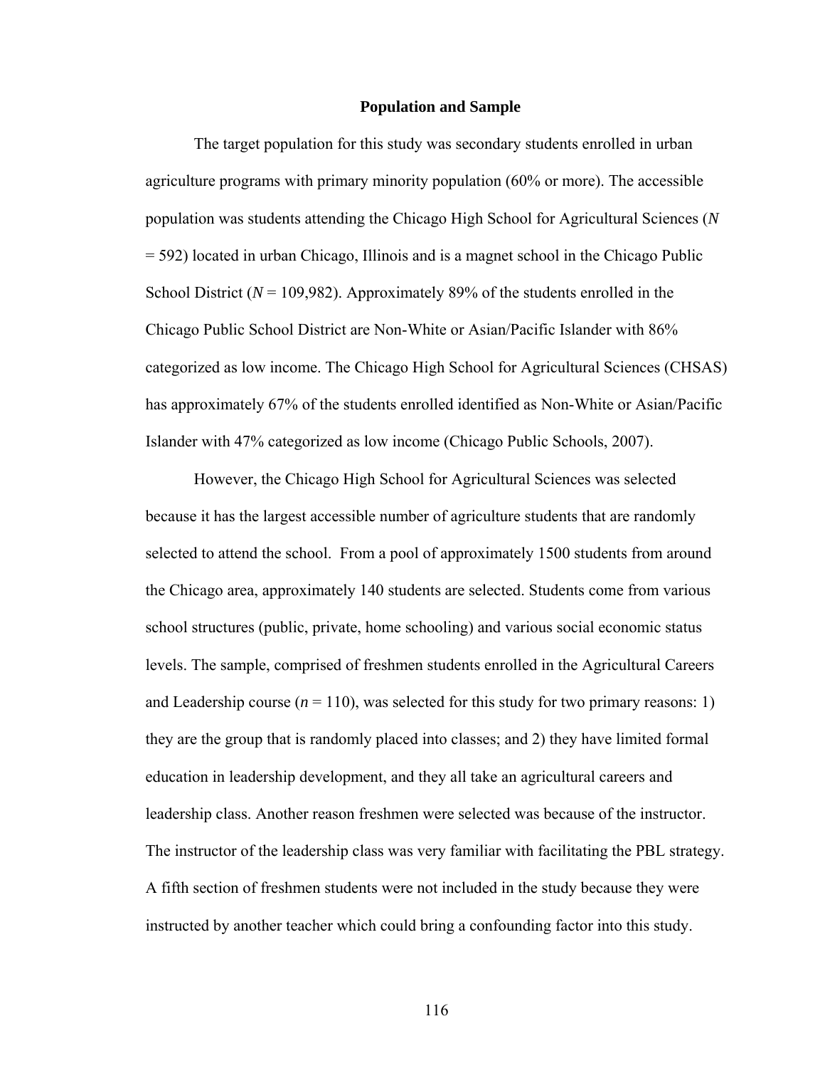## Population and Sample

The target population for this study was secondary students enrolled in urban agriculture programs with primary minority population (60% or more). The accessible population was students attending the Chicago High School for Agricultural Sciences ($N$ = 592) located in urban Chicago, Illinois and is a magnet school in the Chicago Public School District ($N$ = 109,982). Approximately 89% of the students enrolled in the Chicago Public School District are Non-White or Asian/Pacific Islander with 86% categorized as low income. The Chicago High School for Agricultural Sciences (CHSAS) has approximately 67% of the students enrolled identified as Non-White or Asian/Pacific Islander with 47% categorized as low income (Chicago Public Schools, 2007).

However, the Chicago High School for Agricultural Sciences was selected because it has the largest accessible number of agriculture students that are randomly selected to attend the school. From a pool of approximately 1500 students from around the Chicago area, approximately 140 students are selected. Students come from various school structures (public, private, home schooling) and various social economic status levels. The sample, comprised of freshmen students enrolled in the Agricultural Careers and Leadership course ($n$ = 110), was selected for this study for two primary reasons: 1) they are the group that is randomly placed into classes; and 2) they have limited formal education in leadership development, and they all take an agricultural careers and leadership class. Another reason freshmen were selected was because of the instructor. The instructor of the leadership class was very familiar with facilitating the PBL strategy. A fifth section of freshmen students were not included in the study because they were instructed by another teacher which could bring a confounding factor into this study.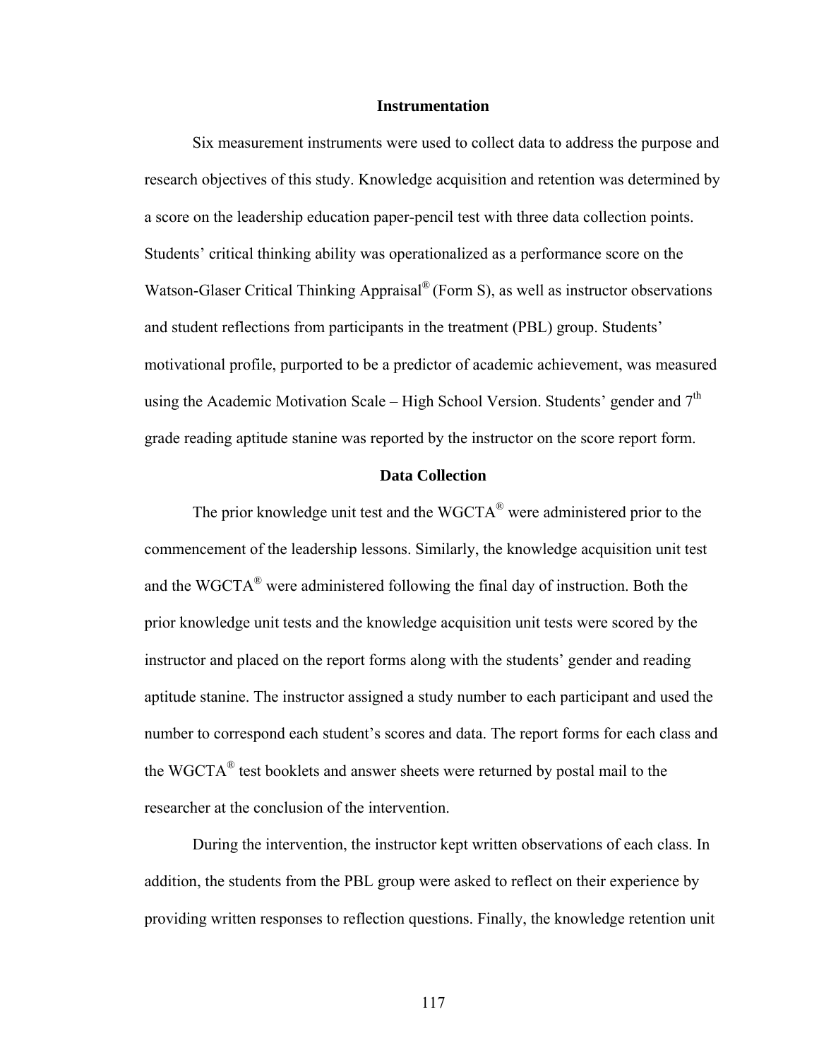## Instrumentation

Six measurement instruments were used to collect data to address the purpose and research objectives of this study. Knowledge acquisition and retention was determined by a score on the leadership education paper-pencil test with three data collection points. Students' critical thinking ability was operationalized as a performance score on the Watson-Glaser Critical Thinking Appraisal® (Form S), as well as instructor observations and student reflections from participants in the treatment (PBL) group. Students' motivational profile, purported to be a predictor of academic achievement, was measured using the Academic Motivation Scale – High School Version. Students' gender and 7th grade reading aptitude stanine was reported by the instructor on the score report form.

## Data Collection

The prior knowledge unit test and the WGCTA® were administered prior to the commencement of the leadership lessons. Similarly, the knowledge acquisition unit test and the WGCTA® were administered following the final day of instruction. Both the prior knowledge unit tests and the knowledge acquisition unit tests were scored by the instructor and placed on the report forms along with the students' gender and reading aptitude stanine. The instructor assigned a study number to each participant and used the number to correspond each student's scores and data. The report forms for each class and the WGCTA® test booklets and answer sheets were returned by postal mail to the researcher at the conclusion of the intervention.

During the intervention, the instructor kept written observations of each class. In addition, the students from the PBL group were asked to reflect on their experience by providing written responses to reflection questions. Finally, the knowledge retention unit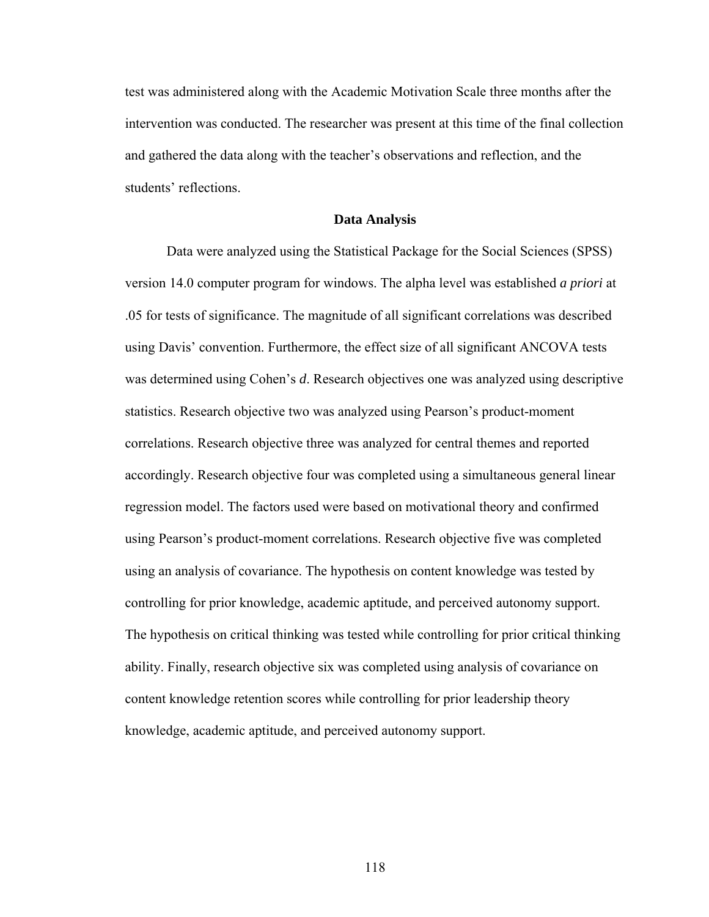test was administered along with the Academic Motivation Scale three months after the intervention was conducted. The researcher was present at this time of the final collection and gathered the data along with the teacher's observations and reflection, and the students' reflections.

## Data Analysis

Data were analyzed using the Statistical Package for the Social Sciences (SPSS) version 14.0 computer program for windows. The alpha level was established *a priori* at .05 for tests of significance. The magnitude of all significant correlations was described using Davis' convention. Furthermore, the effect size of all significant ANCOVA tests was determined using Cohen's ***d***. Research objectives one was analyzed using descriptive statistics. Research objective two was analyzed using Pearson's product-moment correlations. Research objective three was analyzed for central themes and reported accordingly. Research objective four was completed using a simultaneous general linear regression model. The factors used were based on motivational theory and confirmed using Pearson's product-moment correlations. Research objective five was completed using an analysis of covariance. The hypothesis on content knowledge was tested by controlling for prior knowledge, academic aptitude, and perceived autonomy support. The hypothesis on critical thinking was tested while controlling for prior critical thinking ability. Finally, research objective six was completed using analysis of covariance on content knowledge retention scores while controlling for prior leadership theory knowledge, academic aptitude, and perceived autonomy support.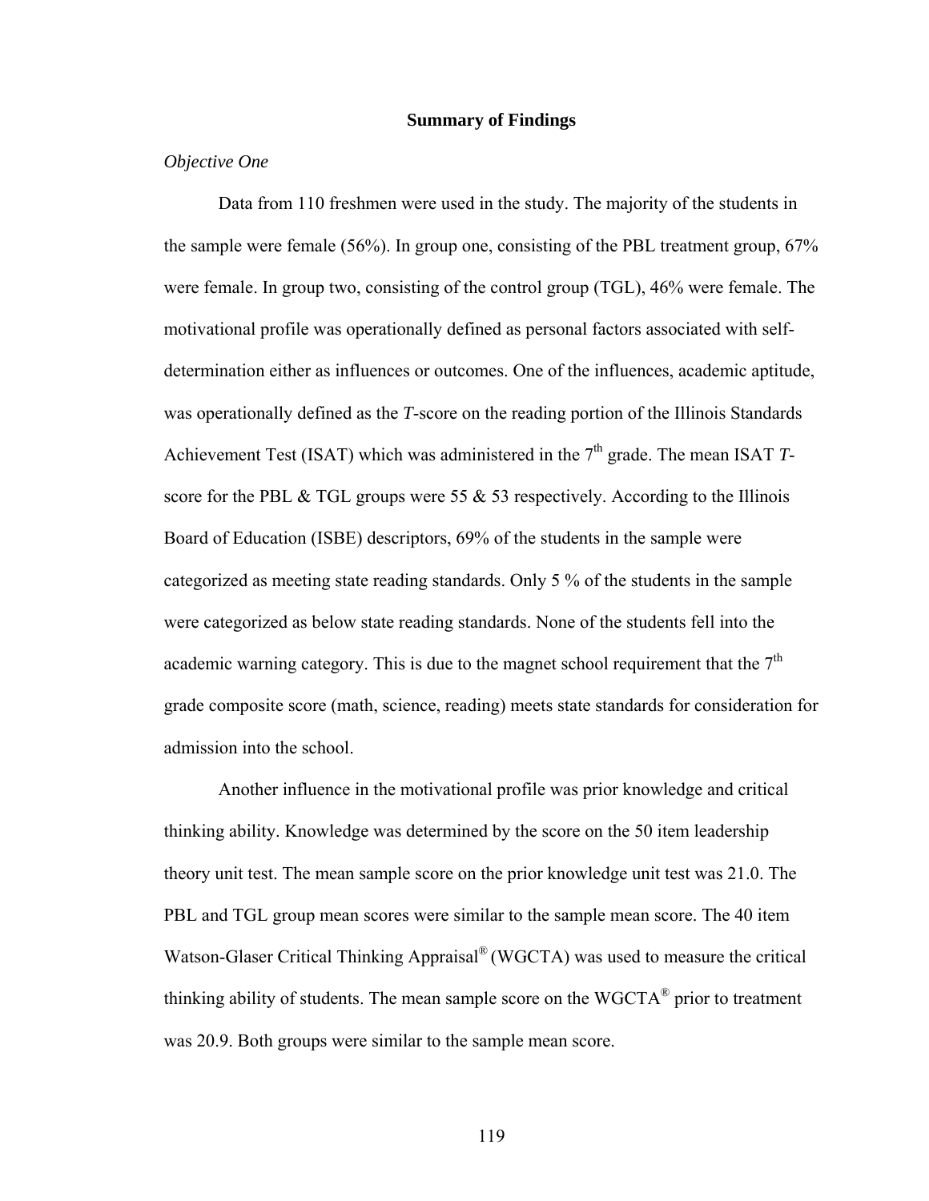## Summary of Findings

*Objective One*

Data from 110 freshmen were used in the study. The majority of the students in the sample were female (56%). In group one, consisting of the PBL treatment group, 67% were female. In group two, consisting of the control group (TGL), 46% were female. The motivational profile was operationally defined as personal factors associated with self-determination either as influences or outcomes. One of the influences, academic aptitude, was operationally defined as the ***T***-score on the reading portion of the Illinois Standards Achievement Test (ISAT) which was administered in the 7th grade. The mean ISAT *T*-score for the PBL & TGL groups were 55 & 53 respectively. According to the Illinois Board of Education (ISBE) descriptors, 69% of the students in the sample were categorized as meeting state reading standards. Only 5 % of the students in the sample were categorized as below state reading standards. None of the students fell into the academic warning category. This is due to the magnet school requirement that the 7th grade composite score (math, science, reading) meets state standards for consideration for admission into the school.

Another influence in the motivational profile was prior knowledge and critical thinking ability. Knowledge was determined by the score on the 50 item leadership theory unit test. The mean sample score on the prior knowledge unit test was 21.0. The PBL and TGL group mean scores were similar to the sample mean score. The 40 item Watson-Glaser Critical Thinking Appraisal® (WGCTA) was used to measure the critical thinking ability of students. The mean sample score on the WGCTA® prior to treatment was 20.9. Both groups were similar to the sample mean score.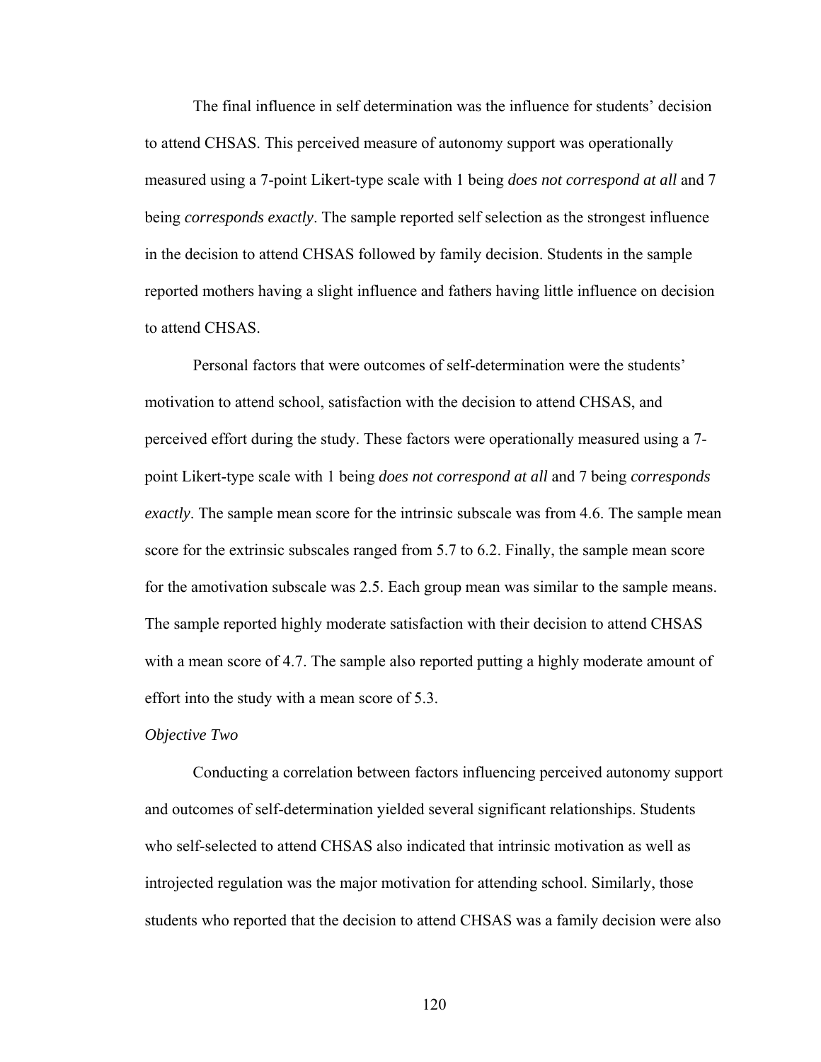The final influence in self determination was the influence for students' decision to attend CHSAS. This perceived measure of autonomy support was operationally measured using a 7-point Likert-type scale with 1 being *does not correspond at all* and 7 being *corresponds exactly*. The sample reported self selection as the strongest influence in the decision to attend CHSAS followed by family decision. Students in the sample reported mothers having a slight influence and fathers having little influence on decision to attend CHSAS.

Personal factors that were outcomes of self-determination were the students' motivation to attend school, satisfaction with the decision to attend CHSAS, and perceived effort during the study. These factors were operationally measured using a 7-point Likert-type scale with 1 being *does not correspond at all* and 7 being *corresponds exactly*. The sample mean score for the intrinsic subscale was from 4.6. The sample mean score for the extrinsic subscales ranged from 5.7 to 6.2. Finally, the sample mean score for the amotivation subscale was 2.5. Each group mean was similar to the sample means. The sample reported highly moderate satisfaction with their decision to attend CHSAS with a mean score of 4.7. The sample also reported putting a highly moderate amount of effort into the study with a mean score of 5.3.

*Objective Two*

Conducting a correlation between factors influencing perceived autonomy support and outcomes of self-determination yielded several significant relationships. Students who self-selected to attend CHSAS also indicated that intrinsic motivation as well as introjected regulation was the major motivation for attending school. Similarly, those students who reported that the decision to attend CHSAS was a family decision were also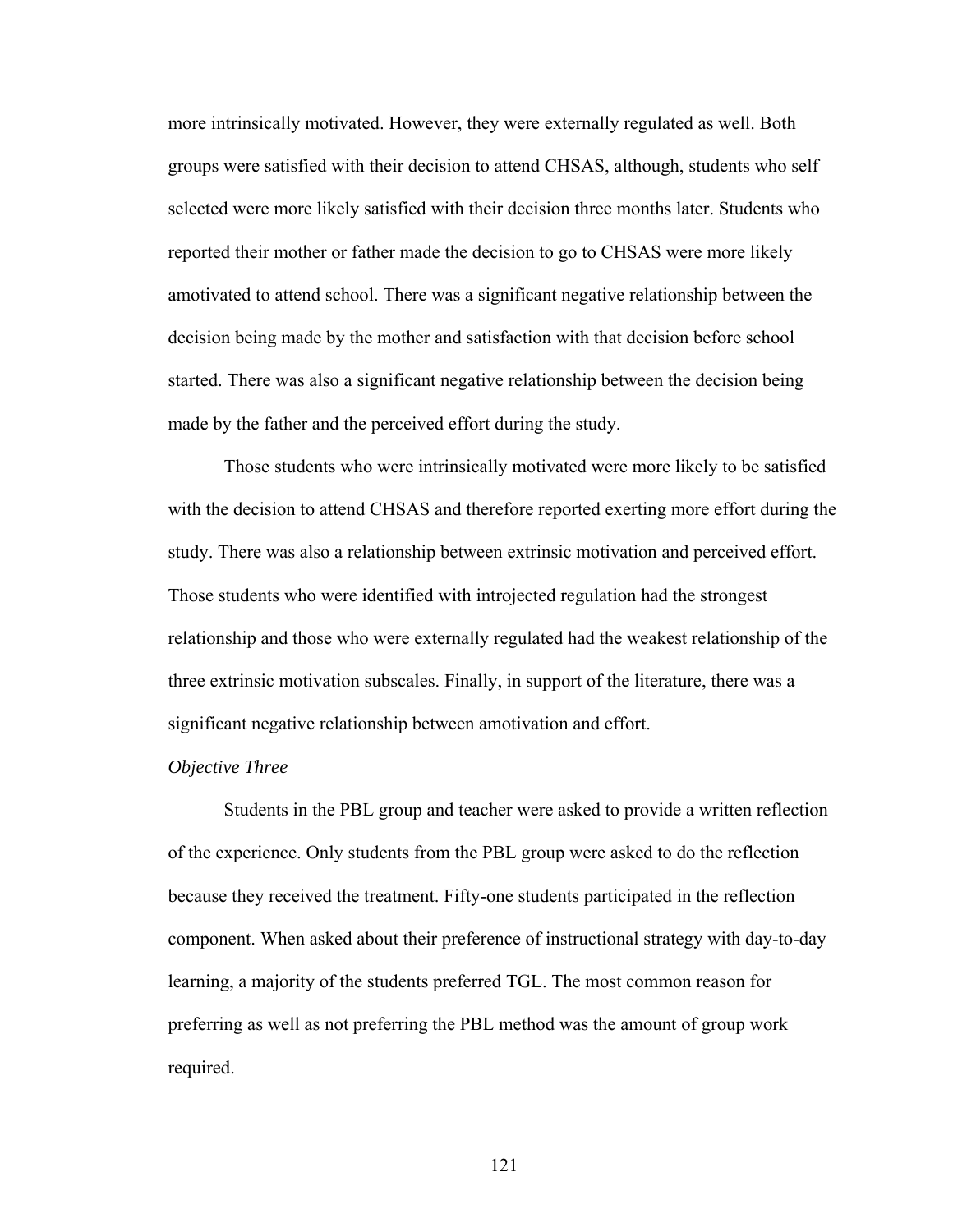more intrinsically motivated. However, they were externally regulated as well. Both groups were satisfied with their decision to attend CHSAS, although, students who self selected were more likely satisfied with their decision three months later. Students who reported their mother or father made the decision to go to CHSAS were more likely amotivated to attend school. There was a significant negative relationship between the decision being made by the mother and satisfaction with that decision before school started. There was also a significant negative relationship between the decision being made by the father and the perceived effort during the study.

Those students who were intrinsically motivated were more likely to be satisfied with the decision to attend CHSAS and therefore reported exerting more effort during the study. There was also a relationship between extrinsic motivation and perceived effort. Those students who were identified with introjected regulation had the strongest relationship and those who were externally regulated had the weakest relationship of the three extrinsic motivation subscales. Finally, in support of the literature, there was a significant negative relationship between amotivation and effort.

*Objective Three*

Students in the PBL group and teacher were asked to provide a written reflection of the experience. Only students from the PBL group were asked to do the reflection because they received the treatment. Fifty-one students participated in the reflection component. When asked about their preference of instructional strategy with day-to-day learning, a majority of the students preferred TGL. The most common reason for preferring as well as not preferring the PBL method was the amount of group work required.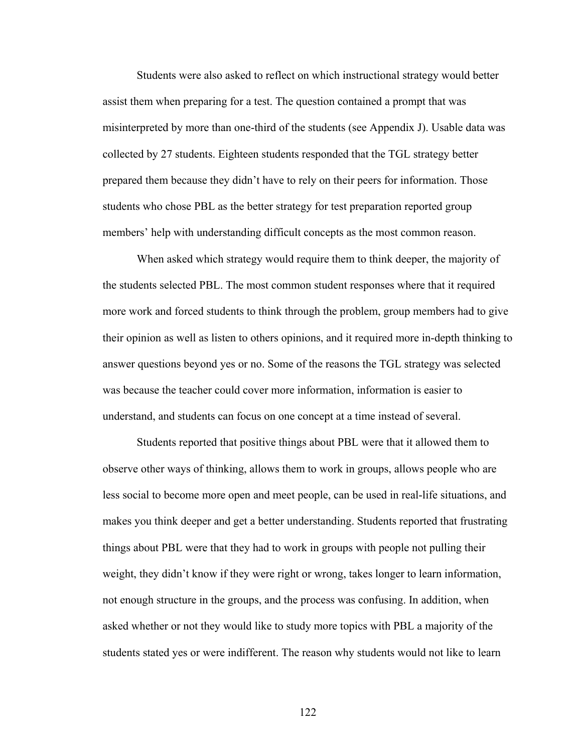Students were also asked to reflect on which instructional strategy would better assist them when preparing for a test. The question contained a prompt that was misinterpreted by more than one-third of the students (see Appendix J). Usable data was collected by 27 students. Eighteen students responded that the TGL strategy better prepared them because they didn't have to rely on their peers for information. Those students who chose PBL as the better strategy for test preparation reported group members' help with understanding difficult concepts as the most common reason.

When asked which strategy would require them to think deeper, the majority of the students selected PBL. The most common student responses where that it required more work and forced students to think through the problem, group members had to give their opinion as well as listen to others opinions, and it required more in-depth thinking to answer questions beyond yes or no. Some of the reasons the TGL strategy was selected was because the teacher could cover more information, information is easier to understand, and students can focus on one concept at a time instead of several.

Students reported that positive things about PBL were that it allowed them to observe other ways of thinking, allows them to work in groups, allows people who are less social to become more open and meet people, can be used in real-life situations, and makes you think deeper and get a better understanding. Students reported that frustrating things about PBL were that they had to work in groups with people not pulling their weight, they didn't know if they were right or wrong, takes longer to learn information, not enough structure in the groups, and the process was confusing. In addition, when asked whether or not they would like to study more topics with PBL a majority of the students stated yes or were indifferent. The reason why students would not like to learn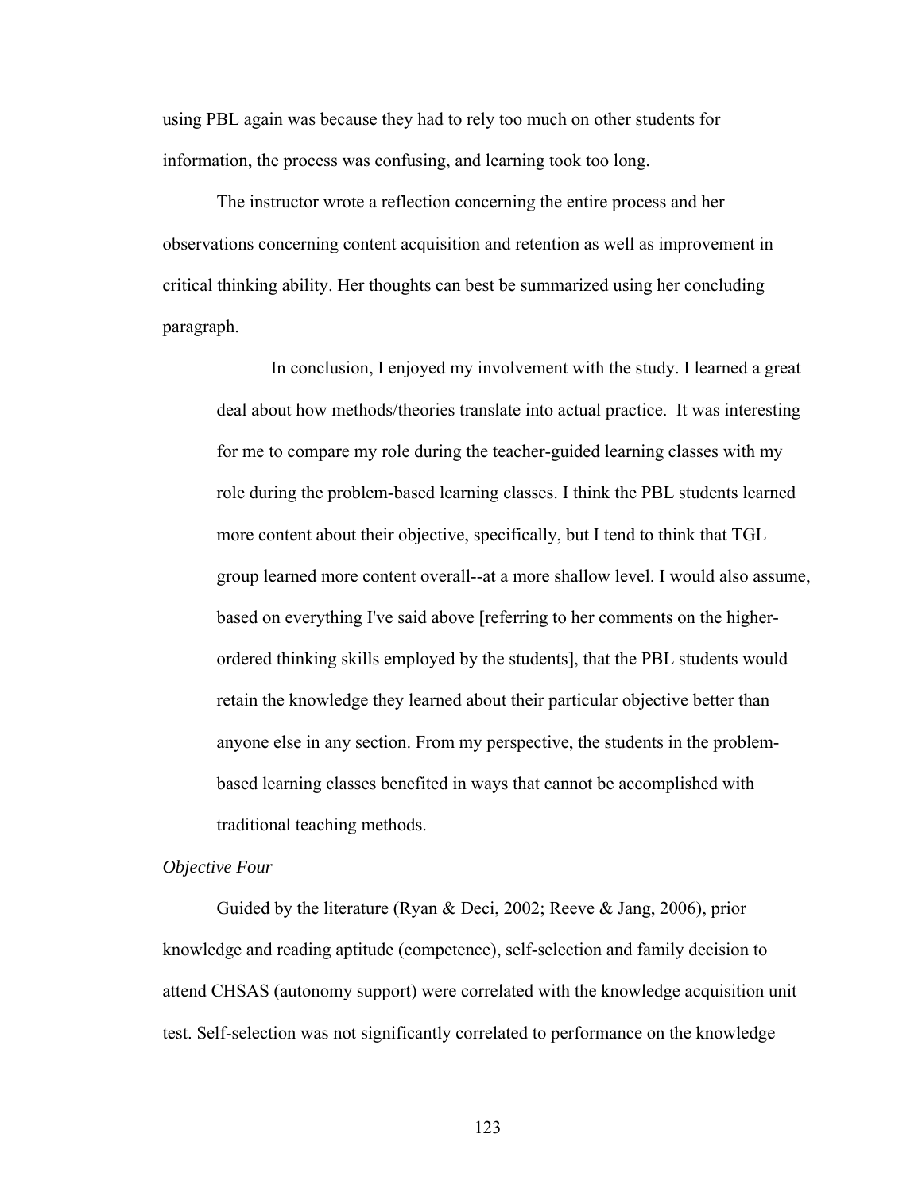using PBL again was because they had to rely too much on other students for information, the process was confusing, and learning took too long.

The instructor wrote a reflection concerning the entire process and her observations concerning content acquisition and retention as well as improvement in critical thinking ability. Her thoughts can best be summarized using her concluding paragraph.

> In conclusion, I enjoyed my involvement with the study. I learned a great deal about how methods/theories translate into actual practice. It was interesting for me to compare my role during the teacher-guided learning classes with my role during the problem-based learning classes. I think the PBL students learned more content about their objective, specifically, but I tend to think that TGL group learned more content overall--at a more shallow level. I would also assume, based on everything I've said above [referring to her comments on the higher-ordered thinking skills employed by the students], that the PBL students would retain the knowledge they learned about their particular objective better than anyone else in any section. From my perspective, the students in the problem-based learning classes benefited in ways that cannot be accomplished with traditional teaching methods.

*Objective Four*

Guided by the literature (Ryan & Deci, 2002; Reeve & Jang, 2006), prior knowledge and reading aptitude (competence), self-selection and family decision to attend CHSAS (autonomy support) were correlated with the knowledge acquisition unit test. Self-selection was not significantly correlated to performance on the knowledge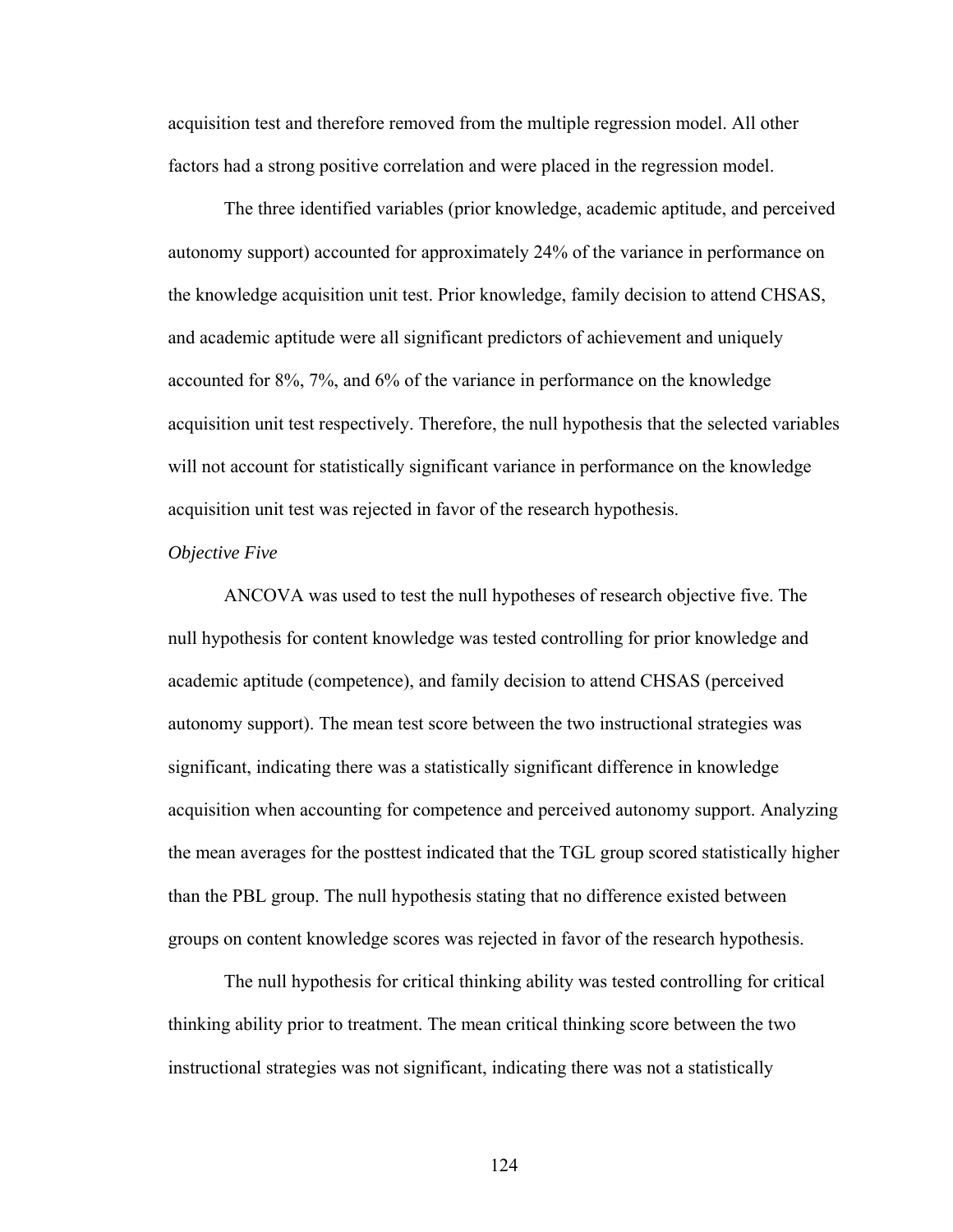acquisition test and therefore removed from the multiple regression model. All other factors had a strong positive correlation and were placed in the regression model.

The three identified variables (prior knowledge, academic aptitude, and perceived autonomy support) accounted for approximately 24% of the variance in performance on the knowledge acquisition unit test. Prior knowledge, family decision to attend CHSAS, and academic aptitude were all significant predictors of achievement and uniquely accounted for 8%, 7%, and 6% of the variance in performance on the knowledge acquisition unit test respectively. Therefore, the null hypothesis that the selected variables will not account for statistically significant variance in performance on the knowledge acquisition unit test was rejected in favor of the research hypothesis.

*Objective Five*

ANCOVA was used to test the null hypotheses of research objective five. The null hypothesis for content knowledge was tested controlling for prior knowledge and academic aptitude (competence), and family decision to attend CHSAS (perceived autonomy support). The mean test score between the two instructional strategies was significant, indicating there was a statistically significant difference in knowledge acquisition when accounting for competence and perceived autonomy support. Analyzing the mean averages for the posttest indicated that the TGL group scored statistically higher than the PBL group. The null hypothesis stating that no difference existed between groups on content knowledge scores was rejected in favor of the research hypothesis.

The null hypothesis for critical thinking ability was tested controlling for critical thinking ability prior to treatment. The mean critical thinking score between the two instructional strategies was not significant, indicating there was not a statistically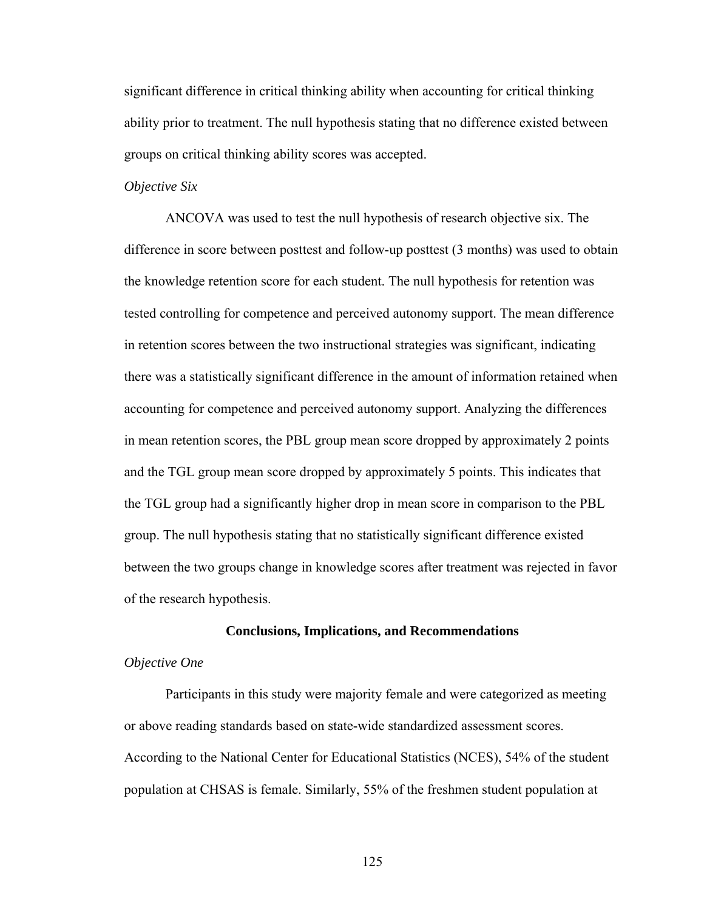significant difference in critical thinking ability when accounting for critical thinking ability prior to treatment. The null hypothesis stating that no difference existed between groups on critical thinking ability scores was accepted.

*Objective Six*

ANCOVA was used to test the null hypothesis of research objective six. The difference in score between posttest and follow-up posttest (3 months) was used to obtain the knowledge retention score for each student. The null hypothesis for retention was tested controlling for competence and perceived autonomy support. The mean difference in retention scores between the two instructional strategies was significant, indicating there was a statistically significant difference in the amount of information retained when accounting for competence and perceived autonomy support. Analyzing the differences in mean retention scores, the PBL group mean score dropped by approximately 2 points and the TGL group mean score dropped by approximately 5 points. This indicates that the TGL group had a significantly higher drop in mean score in comparison to the PBL group. The null hypothesis stating that no statistically significant difference existed between the two groups change in knowledge scores after treatment was rejected in favor of the research hypothesis.

## Conclusions, Implications, and Recommendations

*Objective One*

Participants in this study were majority female and were categorized as meeting or above reading standards based on state-wide standardized assessment scores. According to the National Center for Educational Statistics (NCES), 54% of the student population at CHSAS is female. Similarly, 55% of the freshmen student population at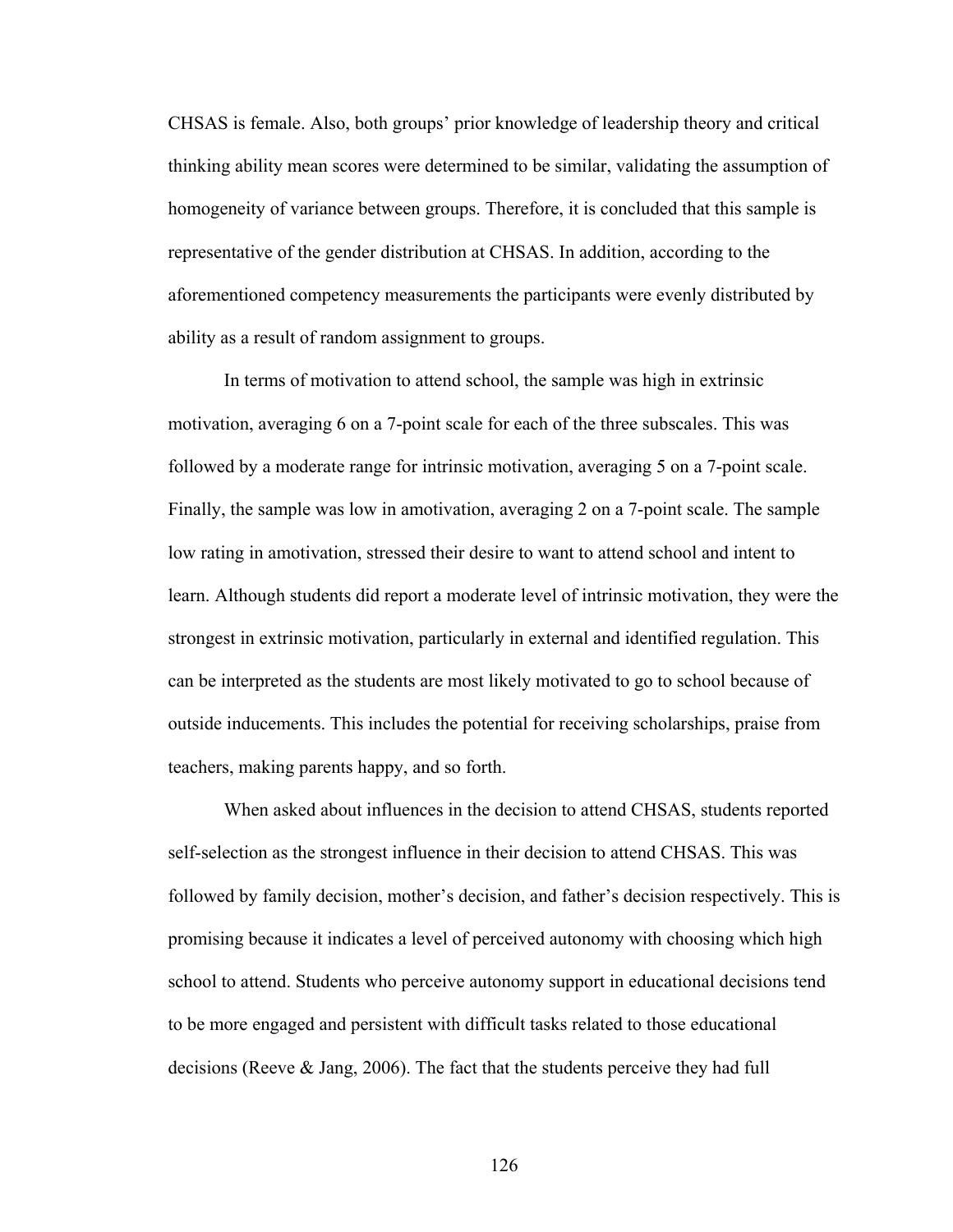CHSAS is female. Also, both groups' prior knowledge of leadership theory and critical thinking ability mean scores were determined to be similar, validating the assumption of homogeneity of variance between groups. Therefore, it is concluded that this sample is representative of the gender distribution at CHSAS. In addition, according to the aforementioned competency measurements the participants were evenly distributed by ability as a result of random assignment to groups.

In terms of motivation to attend school, the sample was high in extrinsic motivation, averaging 6 on a 7-point scale for each of the three subscales. This was followed by a moderate range for intrinsic motivation, averaging 5 on a 7-point scale. Finally, the sample was low in amotivation, averaging 2 on a 7-point scale. The sample low rating in amotivation, stressed their desire to want to attend school and intent to learn. Although students did report a moderate level of intrinsic motivation, they were the strongest in extrinsic motivation, particularly in external and identified regulation. This can be interpreted as the students are most likely motivated to go to school because of outside inducements. This includes the potential for receiving scholarships, praise from teachers, making parents happy, and so forth.

When asked about influences in the decision to attend CHSAS, students reported self-selection as the strongest influence in their decision to attend CHSAS. This was followed by family decision, mother's decision, and father's decision respectively. This is promising because it indicates a level of perceived autonomy with choosing which high school to attend. Students who perceive autonomy support in educational decisions tend to be more engaged and persistent with difficult tasks related to those educational decisions (Reeve & Jang, 2006). The fact that the students perceive they had full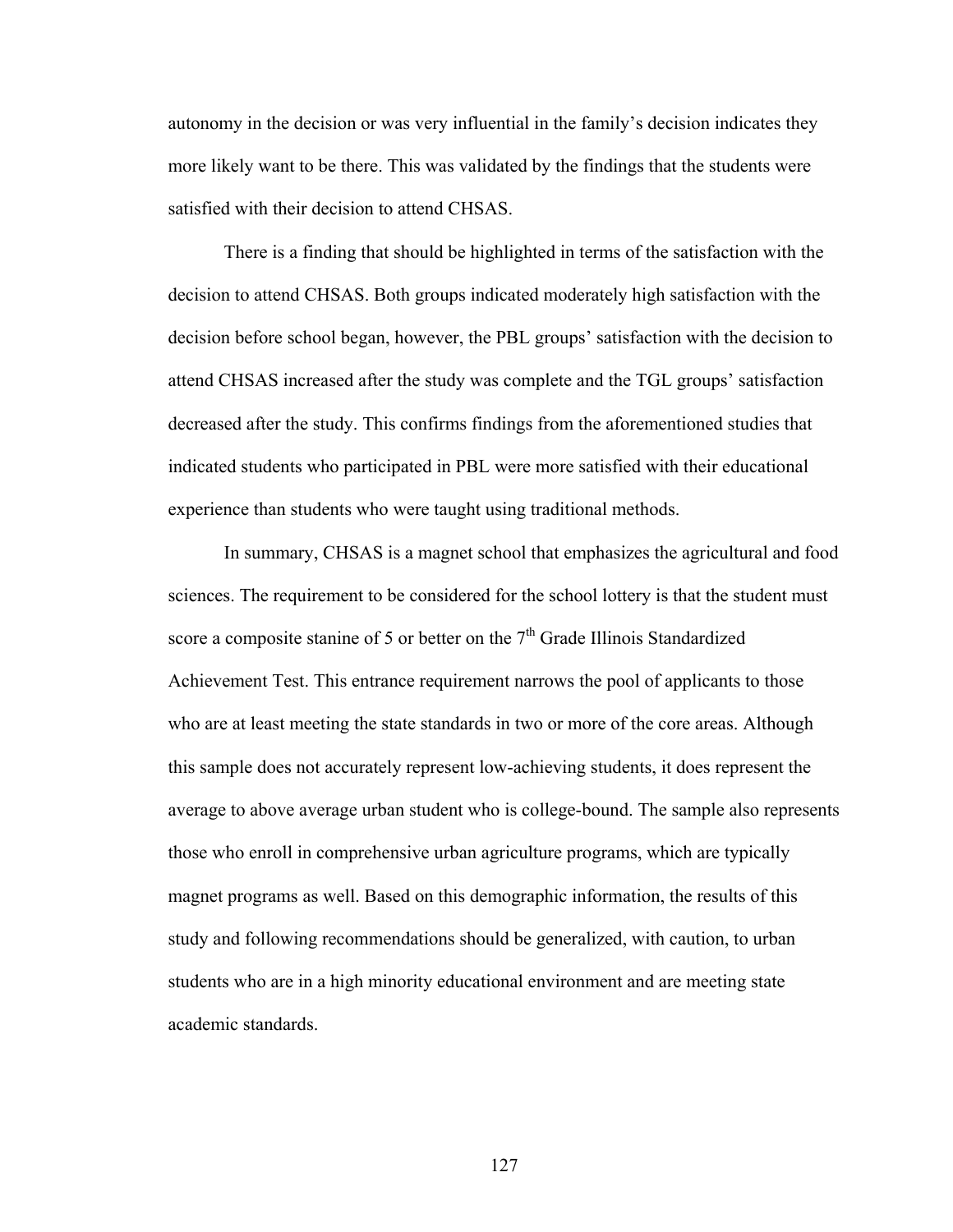autonomy in the decision or was very influential in the family's decision indicates they more likely want to be there. This was validated by the findings that the students were satisfied with their decision to attend CHSAS.

There is a finding that should be highlighted in terms of the satisfaction with the decision to attend CHSAS. Both groups indicated moderately high satisfaction with the decision before school began, however, the PBL groups' satisfaction with the decision to attend CHSAS increased after the study was complete and the TGL groups' satisfaction decreased after the study. This confirms findings from the aforementioned studies that indicated students who participated in PBL were more satisfied with their educational experience than students who were taught using traditional methods.

In summary, CHSAS is a magnet school that emphasizes the agricultural and food sciences. The requirement to be considered for the school lottery is that the student must score a composite stanine of 5 or better on the 7th Grade Illinois Standardized Achievement Test. This entrance requirement narrows the pool of applicants to those who are at least meeting the state standards in two or more of the core areas. Although this sample does not accurately represent low-achieving students, it does represent the average to above average urban student who is college-bound. The sample also represents those who enroll in comprehensive urban agriculture programs, which are typically magnet programs as well. Based on this demographic information, the results of this study and following recommendations should be generalized, with caution, to urban students who are in a high minority educational environment and are meeting state academic standards.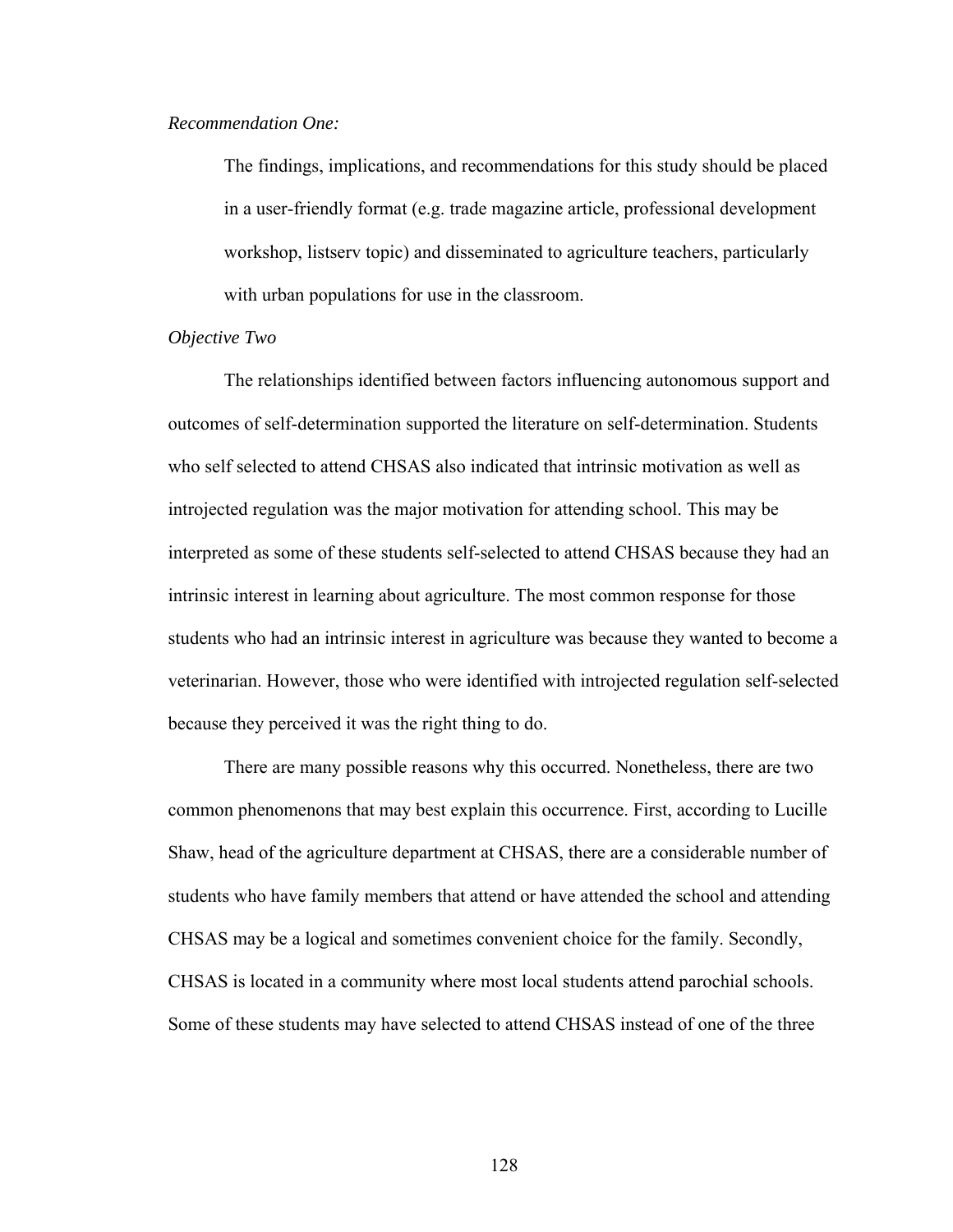*Recommendation One:*

> The findings, implications, and recommendations for this study should be placed in a user-friendly format (e.g. trade magazine article, professional development workshop, listserv topic) and disseminated to agriculture teachers, particularly with urban populations for use in the classroom.

*Objective Two*

The relationships identified between factors influencing autonomous support and outcomes of self-determination supported the literature on self-determination. Students who self selected to attend CHSAS also indicated that intrinsic motivation as well as introjected regulation was the major motivation for attending school. This may be interpreted as some of these students self-selected to attend CHSAS because they had an intrinsic interest in learning about agriculture. The most common response for those students who had an intrinsic interest in agriculture was because they wanted to become a veterinarian. However, those who were identified with introjected regulation self-selected because they perceived it was the right thing to do.

There are many possible reasons why this occurred. Nonetheless, there are two common phenomenons that may best explain this occurrence. First, according to Lucille Shaw, head of the agriculture department at CHSAS, there are a considerable number of students who have family members that attend or have attended the school and attending CHSAS may be a logical and sometimes convenient choice for the family. Secondly, CHSAS is located in a community where most local students attend parochial schools. Some of these students may have selected to attend CHSAS instead of one of the three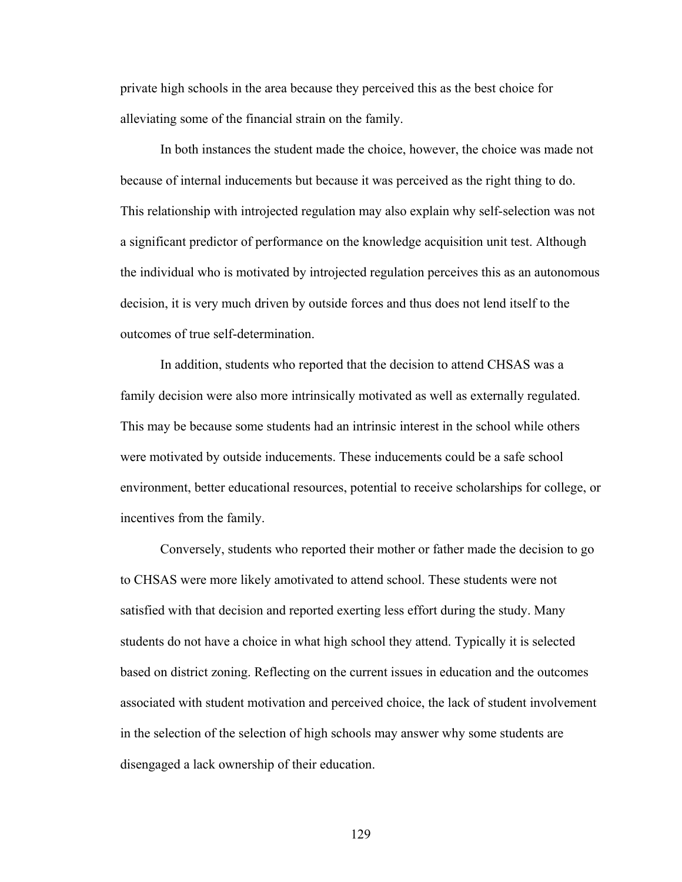private high schools in the area because they perceived this as the best choice for alleviating some of the financial strain on the family.

In both instances the student made the choice, however, the choice was made not because of internal inducements but because it was perceived as the right thing to do. This relationship with introjected regulation may also explain why self-selection was not a significant predictor of performance on the knowledge acquisition unit test. Although the individual who is motivated by introjected regulation perceives this as an autonomous decision, it is very much driven by outside forces and thus does not lend itself to the outcomes of true self-determination.

In addition, students who reported that the decision to attend CHSAS was a family decision were also more intrinsically motivated as well as externally regulated. This may be because some students had an intrinsic interest in the school while others were motivated by outside inducements. These inducements could be a safe school environment, better educational resources, potential to receive scholarships for college, or incentives from the family.

Conversely, students who reported their mother or father made the decision to go to CHSAS were more likely amotivated to attend school. These students were not satisfied with that decision and reported exerting less effort during the study. Many students do not have a choice in what high school they attend. Typically it is selected based on district zoning. Reflecting on the current issues in education and the outcomes associated with student motivation and perceived choice, the lack of student involvement in the selection of the selection of high schools may answer why some students are disengaged a lack ownership of their education.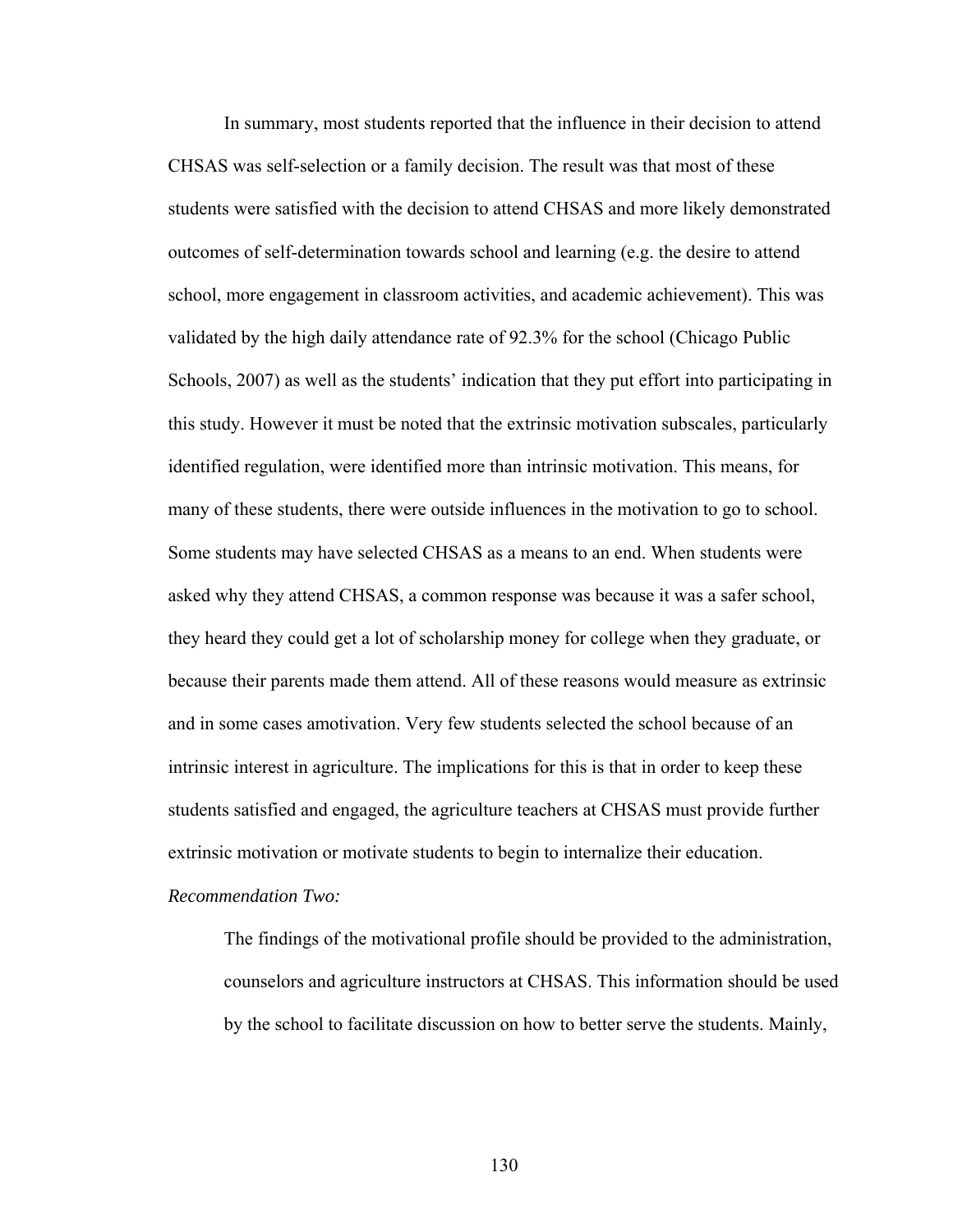In summary, most students reported that the influence in their decision to attend CHSAS was self-selection or a family decision. The result was that most of these students were satisfied with the decision to attend CHSAS and more likely demonstrated outcomes of self-determination towards school and learning (e.g. the desire to attend school, more engagement in classroom activities, and academic achievement). This was validated by the high daily attendance rate of 92.3% for the school (Chicago Public Schools, 2007) as well as the students' indication that they put effort into participating in this study. However it must be noted that the extrinsic motivation subscales, particularly identified regulation, were identified more than intrinsic motivation. This means, for many of these students, there were outside influences in the motivation to go to school. Some students may have selected CHSAS as a means to an end. When students were asked why they attend CHSAS, a common response was because it was a safer school, they heard they could get a lot of scholarship money for college when they graduate, or because their parents made them attend. All of these reasons would measure as extrinsic and in some cases amotivation. Very few students selected the school because of an intrinsic interest in agriculture. The implications for this is that in order to keep these students satisfied and engaged, the agriculture teachers at CHSAS must provide further extrinsic motivation or motivate students to begin to internalize their education.

*Recommendation Two:*

> The findings of the motivational profile should be provided to the administration, counselors and agriculture instructors at CHSAS. This information should be used by the school to facilitate discussion on how to better serve the students. Mainly,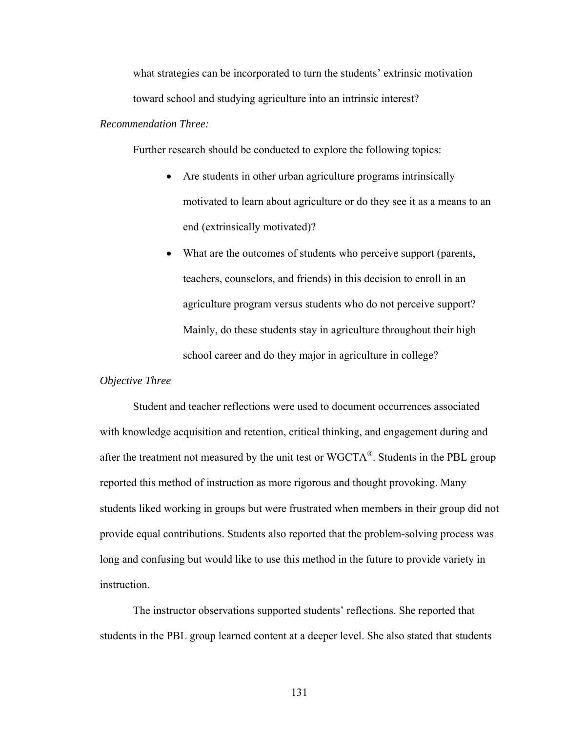what strategies can be incorporated to turn the students' extrinsic motivation toward school and studying agriculture into an intrinsic interest?

*Recommendation Three:*

Further research should be conducted to explore the following topics:

- Are students in other urban agriculture programs intrinsically motivated to learn about agriculture or do they see it as a means to an end (extrinsically motivated)?
- What are the outcomes of students who perceive support (parents, teachers, counselors, and friends) in this decision to enroll in an agriculture program versus students who do not perceive support? Mainly, do these students stay in agriculture throughout their high school career and do they major in agriculture in college?

*Objective Three*

Student and teacher reflections were used to document occurrences associated with knowledge acquisition and retention, critical thinking, and engagement during and after the treatment not measured by the unit test or WGCTA®. Students in the PBL group reported this method of instruction as more rigorous and thought provoking. Many students liked working in groups but were frustrated when members in their group did not provide equal contributions. Students also reported that the problem-solving process was long and confusing but would like to use this method in the future to provide variety in instruction.

The instructor observations supported students' reflections. She reported that students in the PBL group learned content at a deeper level. She also stated that students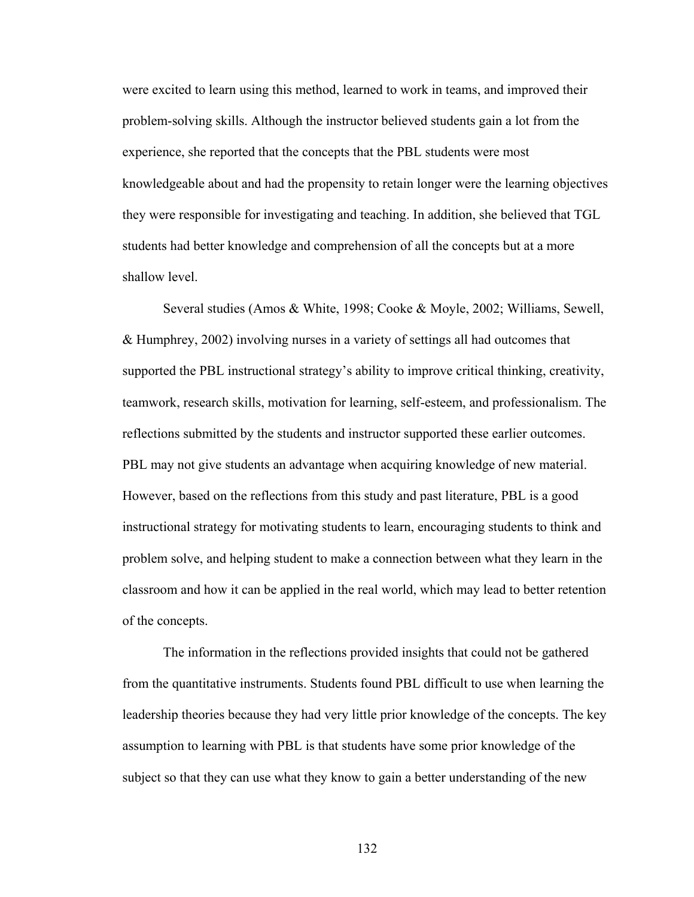were excited to learn using this method, learned to work in teams, and improved their problem-solving skills. Although the instructor believed students gain a lot from the experience, she reported that the concepts that the PBL students were most knowledgeable about and had the propensity to retain longer were the learning objectives they were responsible for investigating and teaching. In addition, she believed that TGL students had better knowledge and comprehension of all the concepts but at a more shallow level.

Several studies (Amos & White, 1998; Cooke & Moyle, 2002; Williams, Sewell, & Humphrey, 2002) involving nurses in a variety of settings all had outcomes that supported the PBL instructional strategy's ability to improve critical thinking, creativity, teamwork, research skills, motivation for learning, self-esteem, and professionalism. The reflections submitted by the students and instructor supported these earlier outcomes. PBL may not give students an advantage when acquiring knowledge of new material. However, based on the reflections from this study and past literature, PBL is a good instructional strategy for motivating students to learn, encouraging students to think and problem solve, and helping student to make a connection between what they learn in the classroom and how it can be applied in the real world, which may lead to better retention of the concepts.

The information in the reflections provided insights that could not be gathered from the quantitative instruments. Students found PBL difficult to use when learning the leadership theories because they had very little prior knowledge of the concepts. The key assumption to learning with PBL is that students have some prior knowledge of the subject so that they can use what they know to gain a better understanding of the new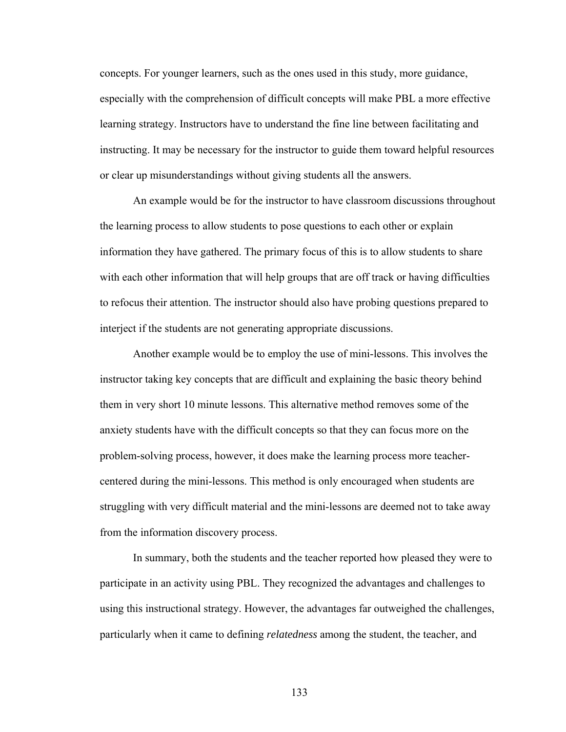concepts. For younger learners, such as the ones used in this study, more guidance, especially with the comprehension of difficult concepts will make PBL a more effective learning strategy. Instructors have to understand the fine line between facilitating and instructing. It may be necessary for the instructor to guide them toward helpful resources or clear up misunderstandings without giving students all the answers.

An example would be for the instructor to have classroom discussions throughout the learning process to allow students to pose questions to each other or explain information they have gathered. The primary focus of this is to allow students to share with each other information that will help groups that are off track or having difficulties to refocus their attention. The instructor should also have probing questions prepared to interject if the students are not generating appropriate discussions.

Another example would be to employ the use of mini-lessons. This involves the instructor taking key concepts that are difficult and explaining the basic theory behind them in very short 10 minute lessons. This alternative method removes some of the anxiety students have with the difficult concepts so that they can focus more on the problem-solving process, however, it does make the learning process more teacher-centered during the mini-lessons. This method is only encouraged when students are struggling with very difficult material and the mini-lessons are deemed not to take away from the information discovery process.

In summary, both the students and the teacher reported how pleased they were to participate in an activity using PBL. They recognized the advantages and challenges to using this instructional strategy. However, the advantages far outweighed the challenges, particularly when it came to defining *relatedness* among the student, the teacher, and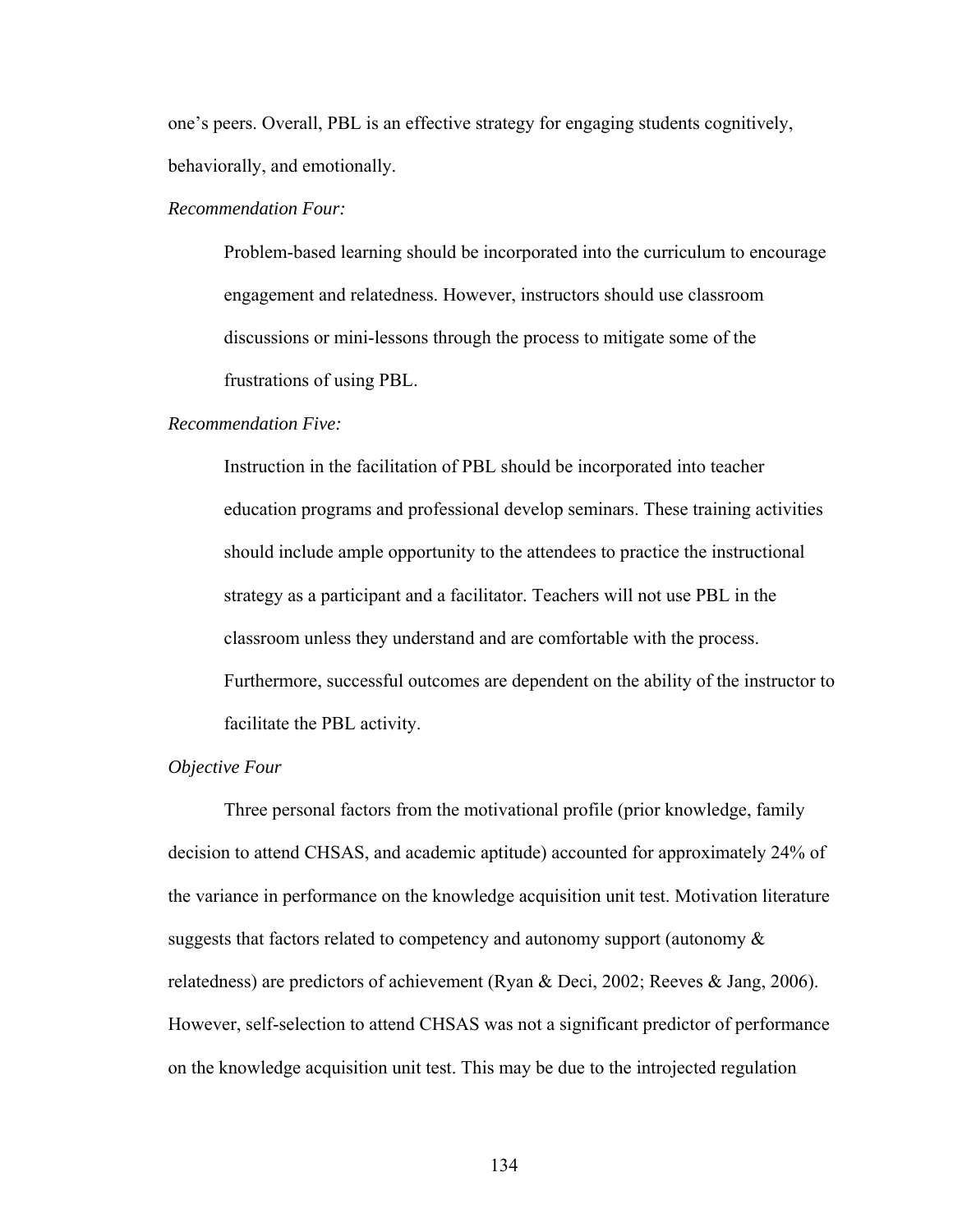one's peers. Overall, PBL is an effective strategy for engaging students cognitively, behaviorally, and emotionally.

*Recommendation Four:*

> Problem-based learning should be incorporated into the curriculum to encourage engagement and relatedness. However, instructors should use classroom discussions or mini-lessons through the process to mitigate some of the frustrations of using PBL.

*Recommendation Five:*

> Instruction in the facilitation of PBL should be incorporated into teacher education programs and professional develop seminars. These training activities should include ample opportunity to the attendees to practice the instructional strategy as a participant and a facilitator. Teachers will not use PBL in the classroom unless they understand and are comfortable with the process. Furthermore, successful outcomes are dependent on the ability of the instructor to facilitate the PBL activity.

*Objective Four*

Three personal factors from the motivational profile (prior knowledge, family decision to attend CHSAS, and academic aptitude) accounted for approximately 24% of the variance in performance on the knowledge acquisition unit test. Motivation literature suggests that factors related to competency and autonomy support (autonomy & relatedness) are predictors of achievement (Ryan & Deci, 2002; Reeves & Jang, 2006). However, self-selection to attend CHSAS was not a significant predictor of performance on the knowledge acquisition unit test. This may be due to the introjected regulation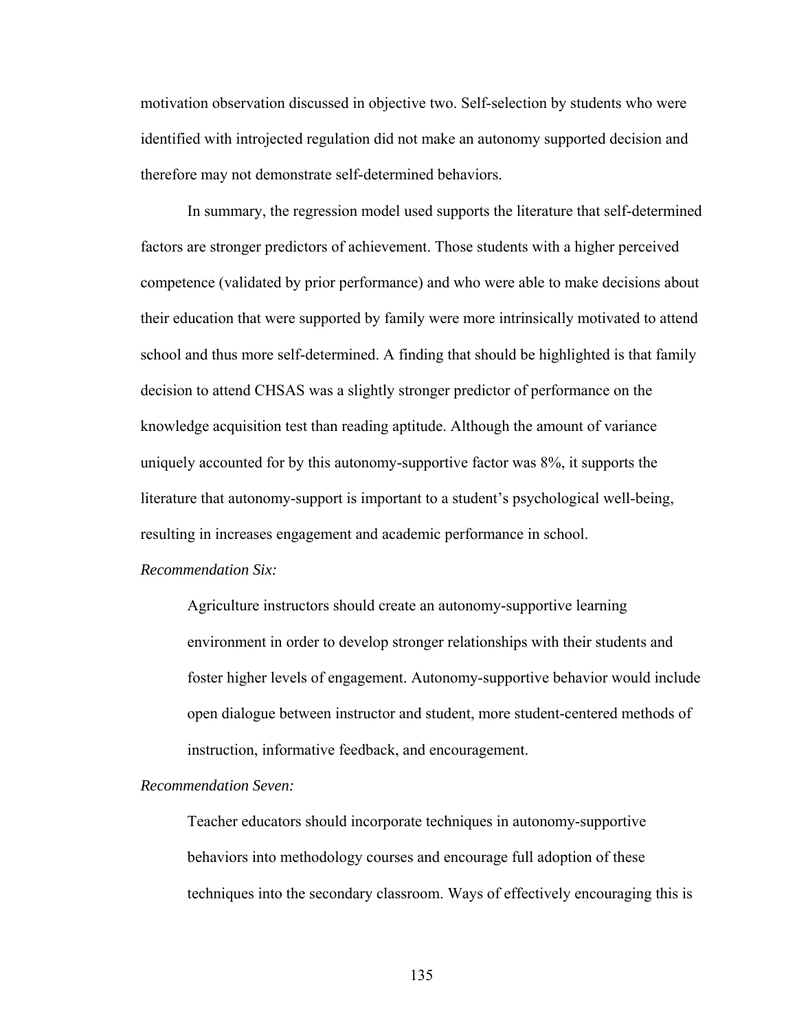motivation observation discussed in objective two. Self-selection by students who were identified with introjected regulation did not make an autonomy supported decision and therefore may not demonstrate self-determined behaviors.

In summary, the regression model used supports the literature that self-determined factors are stronger predictors of achievement. Those students with a higher perceived competence (validated by prior performance) and who were able to make decisions about their education that were supported by family were more intrinsically motivated to attend school and thus more self-determined. A finding that should be highlighted is that family decision to attend CHSAS was a slightly stronger predictor of performance on the knowledge acquisition test than reading aptitude. Although the amount of variance uniquely accounted for by this autonomy-supportive factor was 8%, it supports the literature that autonomy-support is important to a student's psychological well-being, resulting in increases engagement and academic performance in school.

*Recommendation Six:*

> Agriculture instructors should create an autonomy-supportive learning environment in order to develop stronger relationships with their students and foster higher levels of engagement. Autonomy-supportive behavior would include open dialogue between instructor and student, more student-centered methods of instruction, informative feedback, and encouragement.

*Recommendation Seven:*

> Teacher educators should incorporate techniques in autonomy-supportive behaviors into methodology courses and encourage full adoption of these techniques into the secondary classroom. Ways of effectively encouraging this is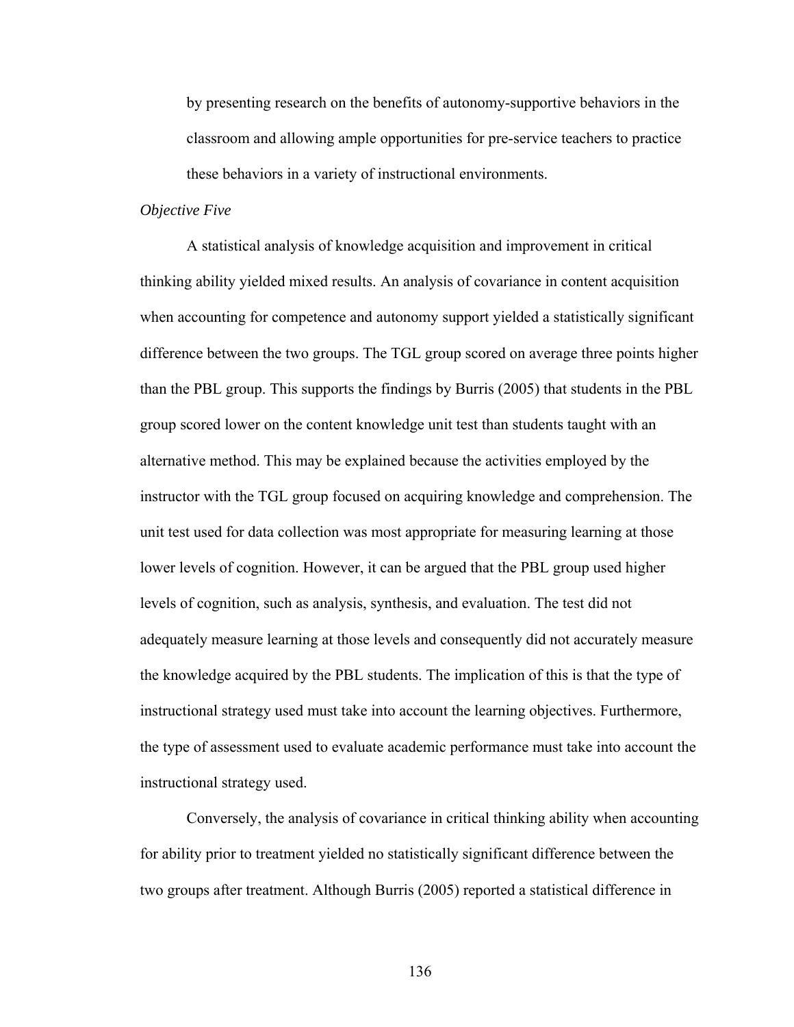by presenting research on the benefits of autonomy-supportive behaviors in the classroom and allowing ample opportunities for pre-service teachers to practice these behaviors in a variety of instructional environments.

*Objective Five*

A statistical analysis of knowledge acquisition and improvement in critical thinking ability yielded mixed results. An analysis of covariance in content acquisition when accounting for competence and autonomy support yielded a statistically significant difference between the two groups. The TGL group scored on average three points higher than the PBL group. This supports the findings by Burris (2005) that students in the PBL group scored lower on the content knowledge unit test than students taught with an alternative method. This may be explained because the activities employed by the instructor with the TGL group focused on acquiring knowledge and comprehension. The unit test used for data collection was most appropriate for measuring learning at those lower levels of cognition. However, it can be argued that the PBL group used higher levels of cognition, such as analysis, synthesis, and evaluation. The test did not adequately measure learning at those levels and consequently did not accurately measure the knowledge acquired by the PBL students. The implication of this is that the type of instructional strategy used must take into account the learning objectives. Furthermore, the type of assessment used to evaluate academic performance must take into account the instructional strategy used.

Conversely, the analysis of covariance in critical thinking ability when accounting for ability prior to treatment yielded no statistically significant difference between the two groups after treatment. Although Burris (2005) reported a statistical difference in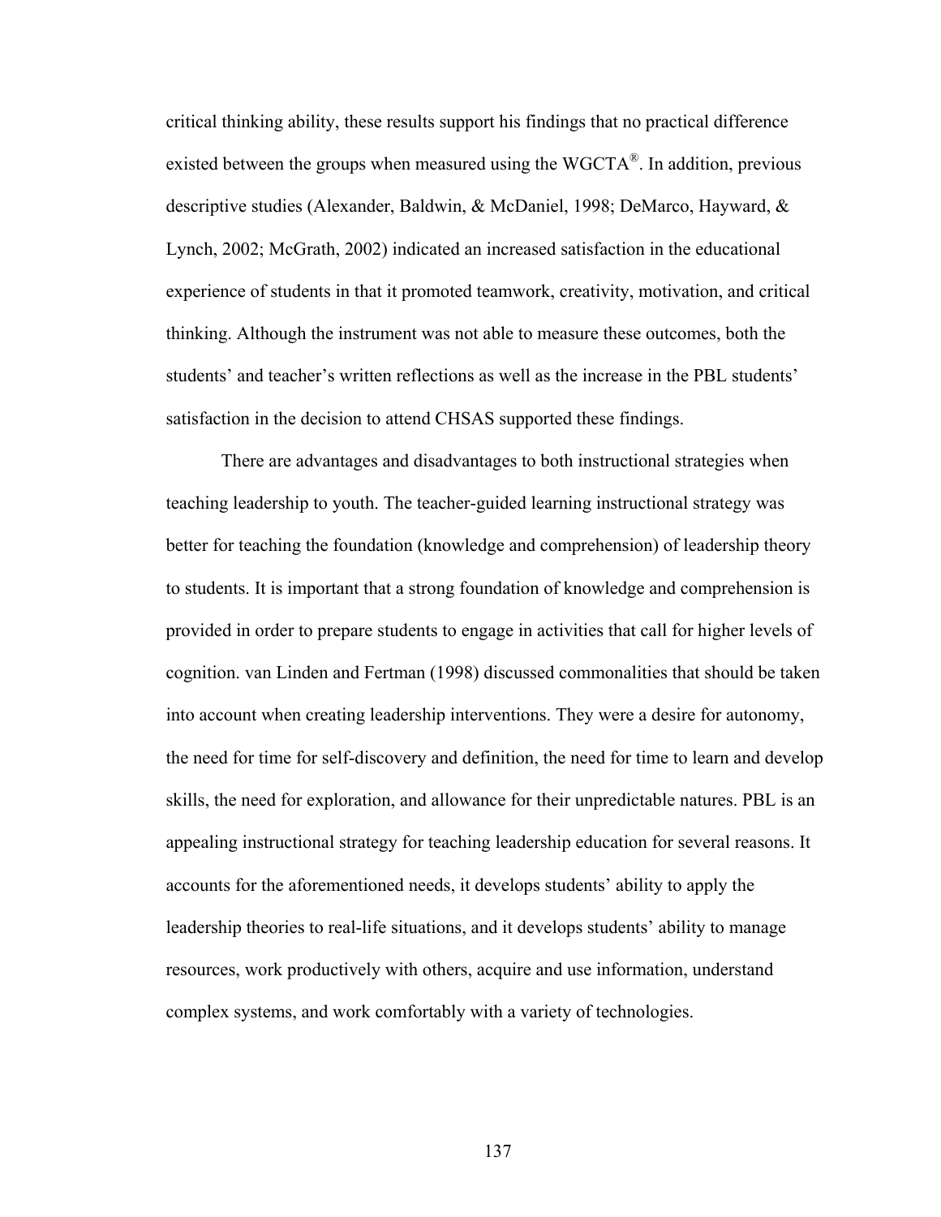critical thinking ability, these results support his findings that no practical difference existed between the groups when measured using the WGCTA®. In addition, previous descriptive studies (Alexander, Baldwin, & McDaniel, 1998; DeMarco, Hayward, & Lynch, 2002; McGrath, 2002) indicated an increased satisfaction in the educational experience of students in that it promoted teamwork, creativity, motivation, and critical thinking. Although the instrument was not able to measure these outcomes, both the students' and teacher's written reflections as well as the increase in the PBL students' satisfaction in the decision to attend CHSAS supported these findings.

There are advantages and disadvantages to both instructional strategies when teaching leadership to youth. The teacher-guided learning instructional strategy was better for teaching the foundation (knowledge and comprehension) of leadership theory to students. It is important that a strong foundation of knowledge and comprehension is provided in order to prepare students to engage in activities that call for higher levels of cognition. van Linden and Fertman (1998) discussed commonalities that should be taken into account when creating leadership interventions. They were a desire for autonomy, the need for time for self-discovery and definition, the need for time to learn and develop skills, the need for exploration, and allowance for their unpredictable natures. PBL is an appealing instructional strategy for teaching leadership education for several reasons. It accounts for the aforementioned needs, it develops students' ability to apply the leadership theories to real-life situations, and it develops students' ability to manage resources, work productively with others, acquire and use information, understand complex systems, and work comfortably with a variety of technologies.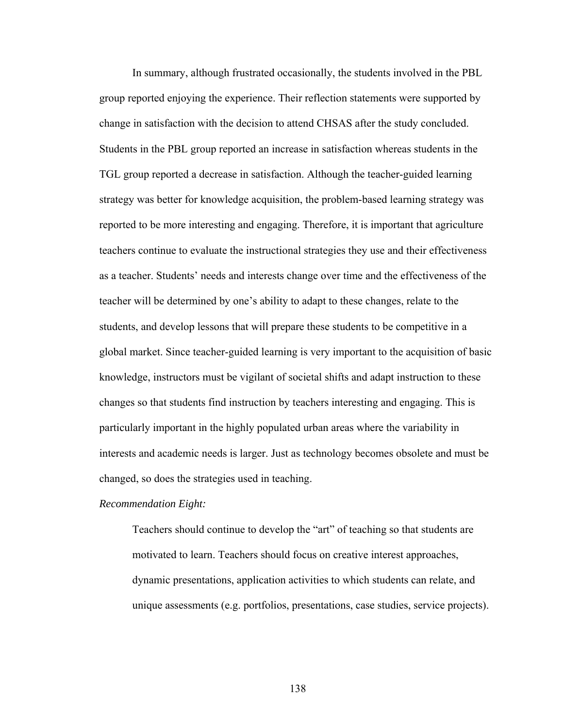In summary, although frustrated occasionally, the students involved in the PBL group reported enjoying the experience. Their reflection statements were supported by change in satisfaction with the decision to attend CHSAS after the study concluded. Students in the PBL group reported an increase in satisfaction whereas students in the TGL group reported a decrease in satisfaction. Although the teacher-guided learning strategy was better for knowledge acquisition, the problem-based learning strategy was reported to be more interesting and engaging. Therefore, it is important that agriculture teachers continue to evaluate the instructional strategies they use and their effectiveness as a teacher. Students' needs and interests change over time and the effectiveness of the teacher will be determined by one's ability to adapt to these changes, relate to the students, and develop lessons that will prepare these students to be competitive in a global market. Since teacher-guided learning is very important to the acquisition of basic knowledge, instructors must be vigilant of societal shifts and adapt instruction to these changes so that students find instruction by teachers interesting and engaging. This is particularly important in the highly populated urban areas where the variability in interests and academic needs is larger. Just as technology becomes obsolete and must be changed, so does the strategies used in teaching.

*Recommendation Eight:*

> Teachers should continue to develop the "art" of teaching so that students are motivated to learn. Teachers should focus on creative interest approaches, dynamic presentations, application activities to which students can relate, and unique assessments (e.g. portfolios, presentations, case studies, service projects).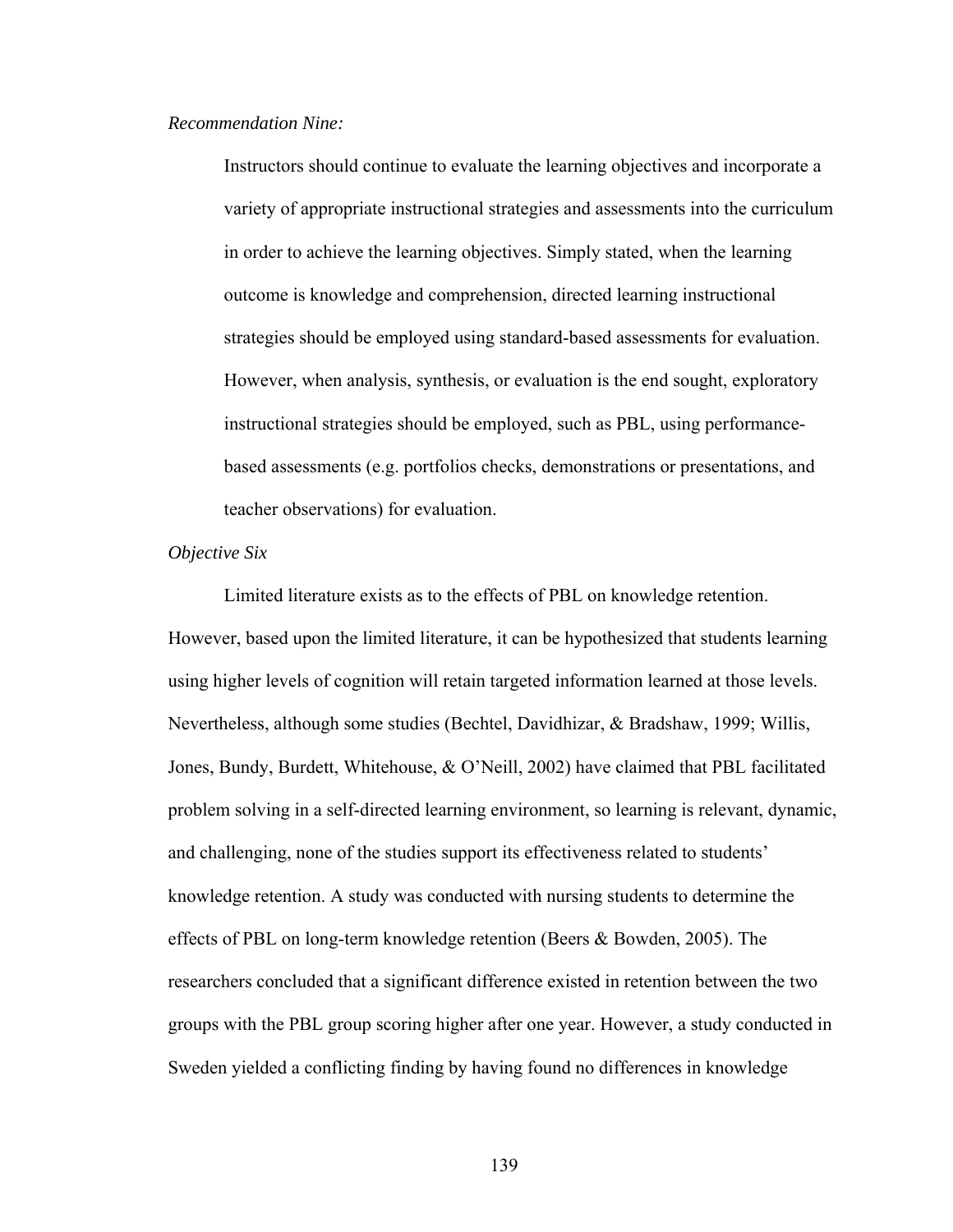*Recommendation Nine:*

> Instructors should continue to evaluate the learning objectives and incorporate a variety of appropriate instructional strategies and assessments into the curriculum in order to achieve the learning objectives. Simply stated, when the learning outcome is knowledge and comprehension, directed learning instructional strategies should be employed using standard-based assessments for evaluation. However, when analysis, synthesis, or evaluation is the end sought, exploratory instructional strategies should be employed, such as PBL, using performance-based assessments (e.g. portfolios checks, demonstrations or presentations, and teacher observations) for evaluation.

*Objective Six*

Limited literature exists as to the effects of PBL on knowledge retention. However, based upon the limited literature, it can be hypothesized that students learning using higher levels of cognition will retain targeted information learned at those levels. Nevertheless, although some studies (Bechtel, Davidhizar, & Bradshaw, 1999; Willis, Jones, Bundy, Burdett, Whitehouse, & O'Neill, 2002) have claimed that PBL facilitated problem solving in a self-directed learning environment, so learning is relevant, dynamic, and challenging, none of the studies support its effectiveness related to students' knowledge retention. A study was conducted with nursing students to determine the effects of PBL on long-term knowledge retention (Beers & Bowden, 2005). The researchers concluded that a significant difference existed in retention between the two groups with the PBL group scoring higher after one year. However, a study conducted in Sweden yielded a conflicting finding by having found no differences in knowledge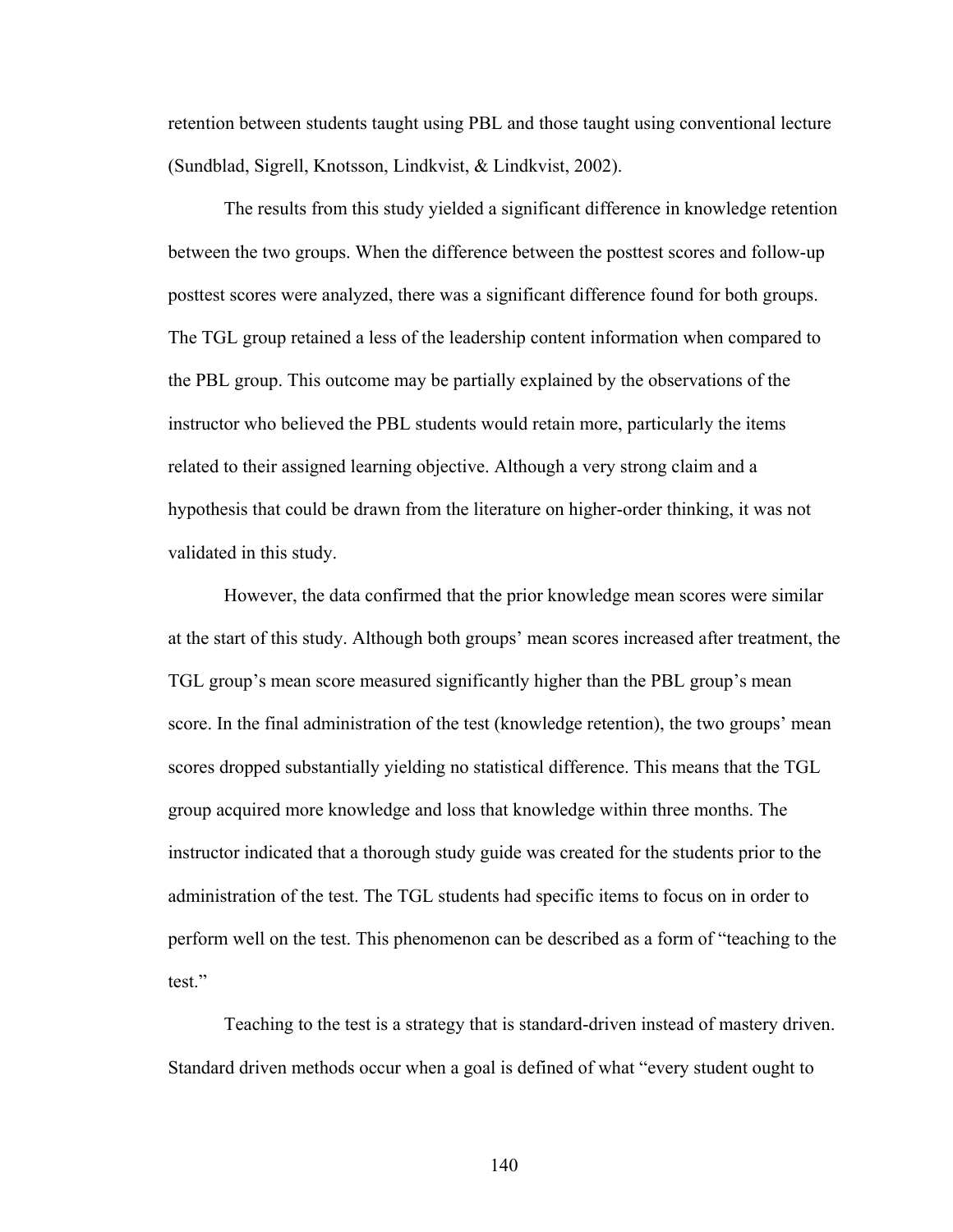retention between students taught using PBL and those taught using conventional lecture (Sundblad, Sigrell, Knotsson, Lindkvist, & Lindkvist, 2002).

The results from this study yielded a significant difference in knowledge retention between the two groups. When the difference between the posttest scores and follow-up posttest scores were analyzed, there was a significant difference found for both groups. The TGL group retained a less of the leadership content information when compared to the PBL group. This outcome may be partially explained by the observations of the instructor who believed the PBL students would retain more, particularly the items related to their assigned learning objective. Although a very strong claim and a hypothesis that could be drawn from the literature on higher-order thinking, it was not validated in this study.

However, the data confirmed that the prior knowledge mean scores were similar at the start of this study. Although both groups' mean scores increased after treatment, the TGL group's mean score measured significantly higher than the PBL group's mean score. In the final administration of the test (knowledge retention), the two groups' mean scores dropped substantially yielding no statistical difference. This means that the TGL group acquired more knowledge and loss that knowledge within three months. The instructor indicated that a thorough study guide was created for the students prior to the administration of the test. The TGL students had specific items to focus on in order to perform well on the test. This phenomenon can be described as a form of "teaching to the test."

Teaching to the test is a strategy that is standard-driven instead of mastery driven. Standard driven methods occur when a goal is defined of what "every student ought to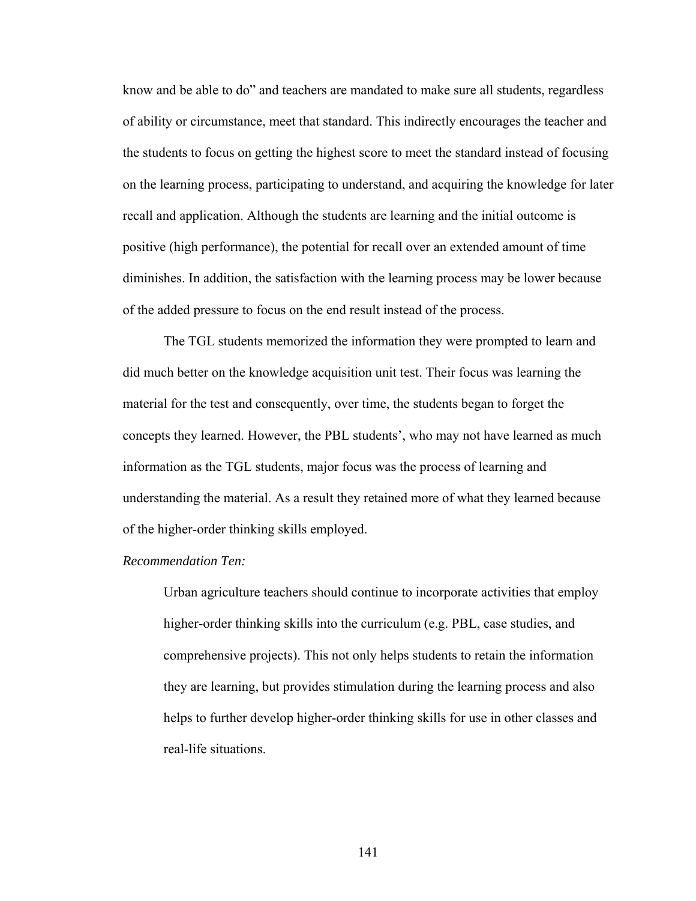know and be able to do" and teachers are mandated to make sure all students, regardless of ability or circumstance, meet that standard. This indirectly encourages the teacher and the students to focus on getting the highest score to meet the standard instead of focusing on the learning process, participating to understand, and acquiring the knowledge for later recall and application. Although the students are learning and the initial outcome is positive (high performance), the potential for recall over an extended amount of time diminishes. In addition, the satisfaction with the learning process may be lower because of the added pressure to focus on the end result instead of the process.

The TGL students memorized the information they were prompted to learn and did much better on the knowledge acquisition unit test. Their focus was learning the material for the test and consequently, over time, the students began to forget the concepts they learned. However, the PBL students', who may not have learned as much information as the TGL students, major focus was the process of learning and understanding the material. As a result they retained more of what they learned because of the higher-order thinking skills employed.

*Recommendation Ten:*

> Urban agriculture teachers should continue to incorporate activities that employ higher-order thinking skills into the curriculum (e.g. PBL, case studies, and comprehensive projects). This not only helps students to retain the information they are learning, but provides stimulation during the learning process and also helps to further develop higher-order thinking skills for use in other classes and real-life situations.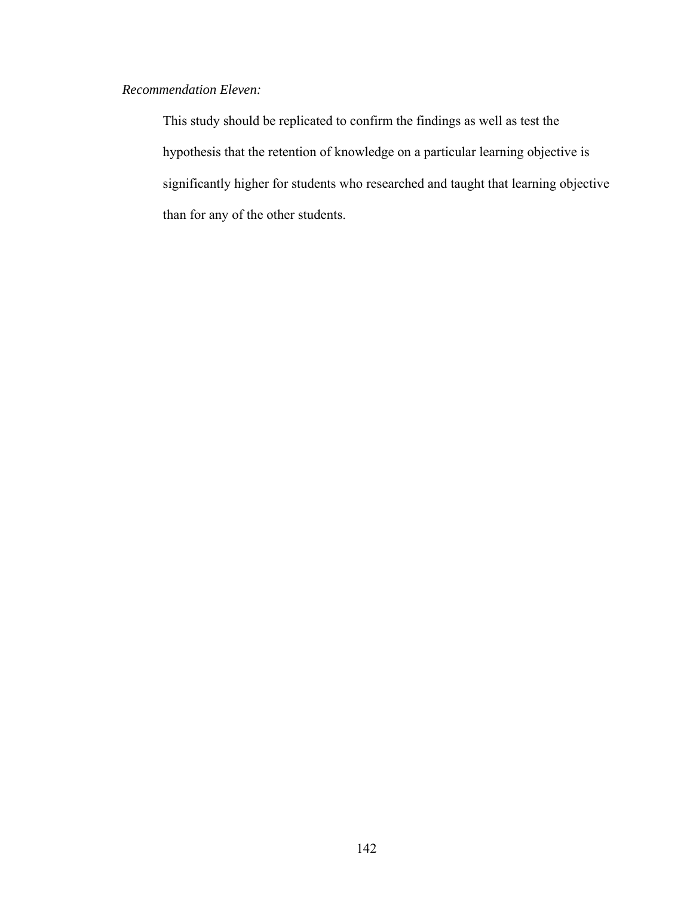*Recommendation Eleven:*

This study should be replicated to confirm the findings as well as test the hypothesis that the retention of knowledge on a particular learning objective is significantly higher for students who researched and taught that learning objective than for any of the other students.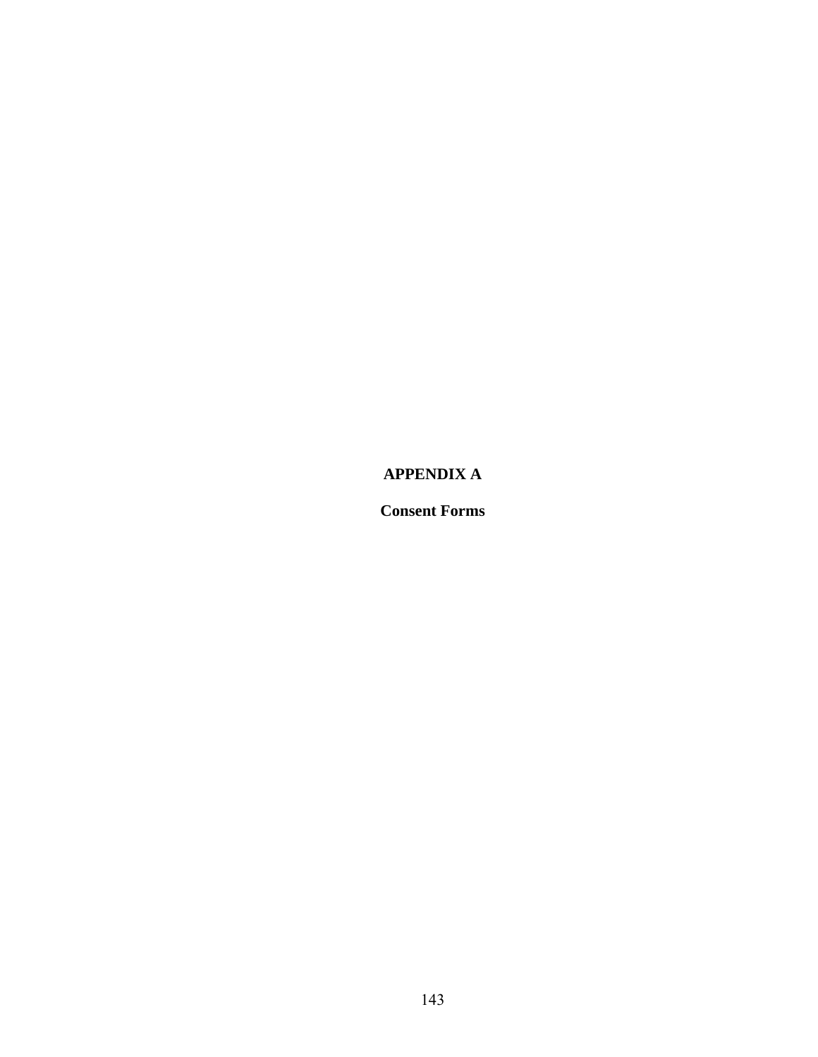# APPENDIX A

## Consent Forms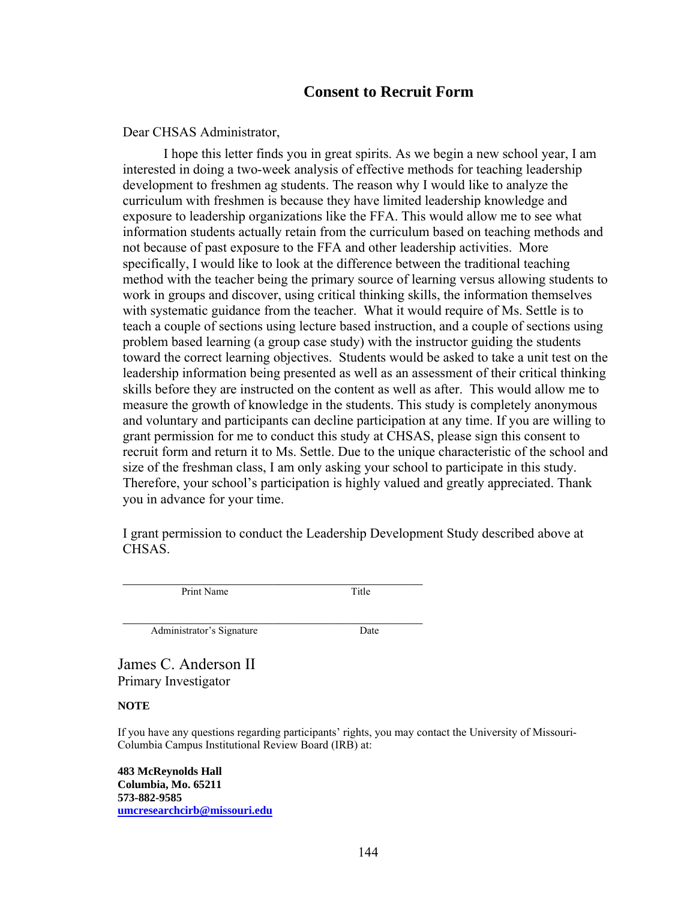# Consent to Recruit Form

Dear CHSAS Administrator,

I hope this letter finds you in great spirits. As we begin a new school year, I am interested in doing a two-week analysis of effective methods for teaching leadership development to freshmen ag students. The reason why I would like to analyze the curriculum with freshmen is because they have limited leadership knowledge and exposure to leadership organizations like the FFA. This would allow me to see what information students actually retain from the curriculum based on teaching methods and not because of past exposure to the FFA and other leadership activities. More specifically, I would like to look at the difference between the traditional teaching method with the teacher being the primary source of learning versus allowing students to work in groups and discover, using critical thinking skills, the information themselves with systematic guidance from the teacher. What it would require of Ms. Settle is to teach a couple of sections using lecture based instruction, and a couple of sections using problem based learning (a group case study) with the instructor guiding the students toward the correct learning objectives. Students would be asked to take a unit test on the leadership information being presented as well as an assessment of their critical thinking skills before they are instructed on the content as well as after. This would allow me to measure the growth of knowledge in the students. This study is completely anonymous and voluntary and participants can decline participation at any time. If you are willing to grant permission for me to conduct this study at CHSAS, please sign this consent to recruit form and return it to Ms. Settle. Due to the unique characteristic of the school and size of the freshman class, I am only asking your school to participate in this study. Therefore, your school's participation is highly valued and greatly appreciated. Thank you in advance for your time.

I grant permission to conduct the Leadership Development Study described above at CHSAS.

\_\_\_\_\_\_\_\_\_\_\_\_\_\_\_\_\_\_\_\_\_\_\_\_\_\_\_\_\_\_\_\_\_\_\_\_\_\_\_\_\_\_\_\_\_\_\_\_

Print Name Title

\_\_\_\_\_\_\_\_\_\_\_\_\_\_\_\_\_\_\_\_\_\_\_\_\_\_\_\_\_\_\_\_\_\_\_\_\_\_\_\_\_\_\_\_\_\_\_\_

Administrator's Signature Date

James C. Anderson II
Primary Investigator

**NOTE**

If you have any questions regarding participants' rights, you may contact the University of Missouri-Columbia Campus Institutional Review Board (IRB) at:

**483 McReynolds Hall**
**Columbia, Mo. 65211**
**573-882-9585**
**umcresearchcirb@missouri.edu**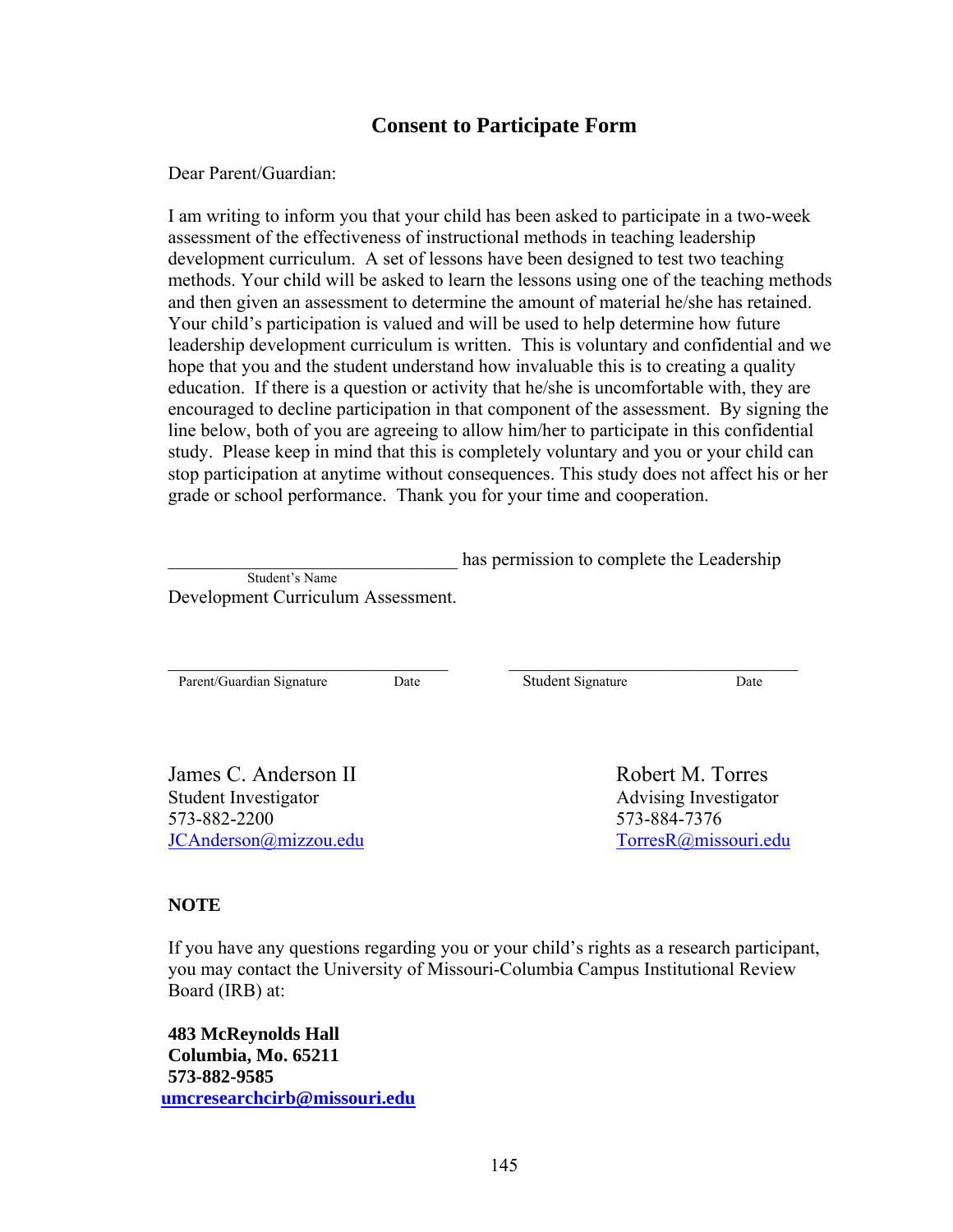## Consent to Participate Form

Dear Parent/Guardian:

I am writing to inform you that your child has been asked to participate in a two-week assessment of the effectiveness of instructional methods in teaching leadership development curriculum. A set of lessons have been designed to test two teaching methods. Your child will be asked to learn the lessons using one of the teaching methods and then given an assessment to determine the amount of material he/she has retained. Your child's participation is valued and will be used to help determine how future leadership development curriculum is written. This is voluntary and confidential and we hope that you and the student understand how invaluable this is to creating a quality education. If there is a question or activity that he/she is uncomfortable with, they are encouraged to decline participation in that component of the assessment. By signing the line below, both of you are agreeing to allow him/her to participate in this confidential study. Please keep in mind that this is completely voluntary and you or your child can stop participation at anytime without consequences. This study does not affect his or her grade or school performance. Thank you for your time and cooperation.

________________________________ has permission to complete the Leadership
Student's Name
Development Curriculum Assessment.

________________________________ ________________________________
Parent/Guardian Signature Date Student Signature Date

James C. Anderson II
Student Investigator
573-882-2200
JCAnderson@mizzou.edu

Robert M. Torres
Advising Investigator
573-884-7376
TorresR@missouri.edu

**NOTE**

If you have any questions regarding you or your child's rights as a research participant, you may contact the University of Missouri-Columbia Campus Institutional Review Board (IRB) at:

**483 McReynolds Hall**
**Columbia, Mo. 65211**
**573-882-9585**
**umcresearchcirb@missouri.edu**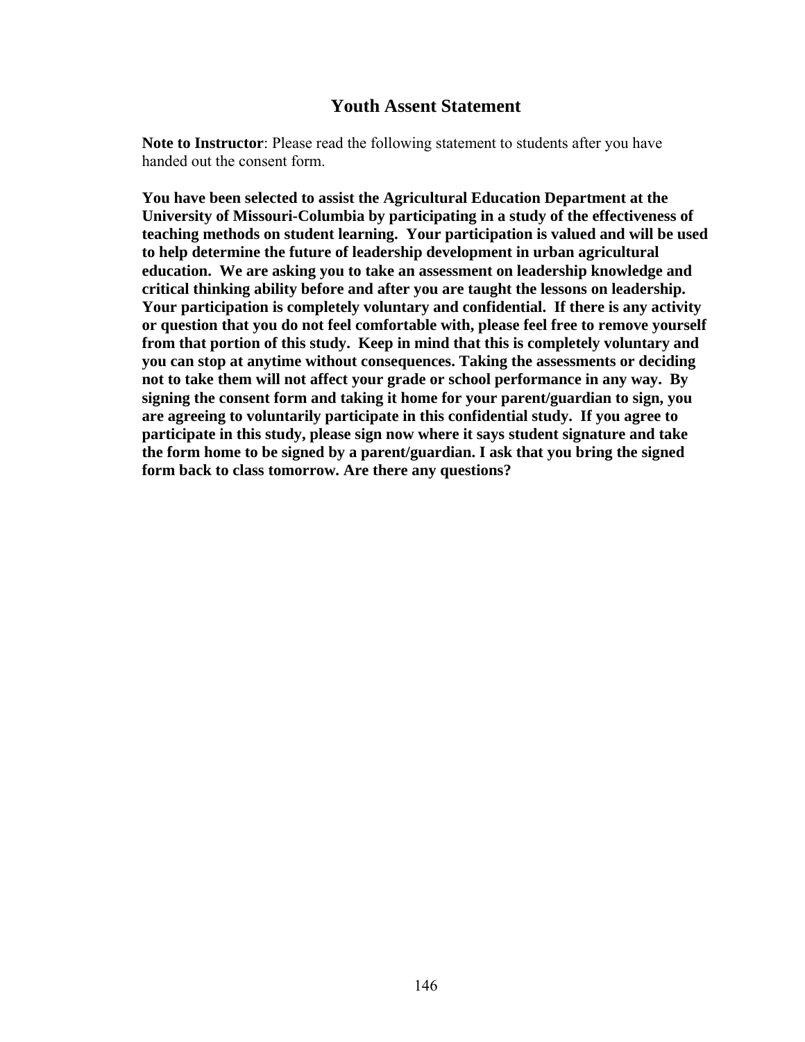## Youth Assent Statement

**Note to Instructor**: Please read the following statement to students after you have handed out the consent form.

**You have been selected to assist the Agricultural Education Department at the University of Missouri-Columbia by participating in a study of the effectiveness of teaching methods on student learning. Your participation is valued and will be used to help determine the future of leadership development in urban agricultural education. We are asking you to take an assessment on leadership knowledge and critical thinking ability before and after you are taught the lessons on leadership. Your participation is completely voluntary and confidential. If there is any activity or question that you do not feel comfortable with, please feel free to remove yourself from that portion of this study. Keep in mind that this is completely voluntary and you can stop at anytime without consequences. Taking the assessments or deciding not to take them will not affect your grade or school performance in any way. By signing the consent form and taking it home for your parent/guardian to sign, you are agreeing to voluntarily participate in this confidential study. If you agree to participate in this study, please sign now where it says student signature and take the form home to be signed by a parent/guardian. I ask that you bring the signed form back to class tomorrow. Are there any questions?**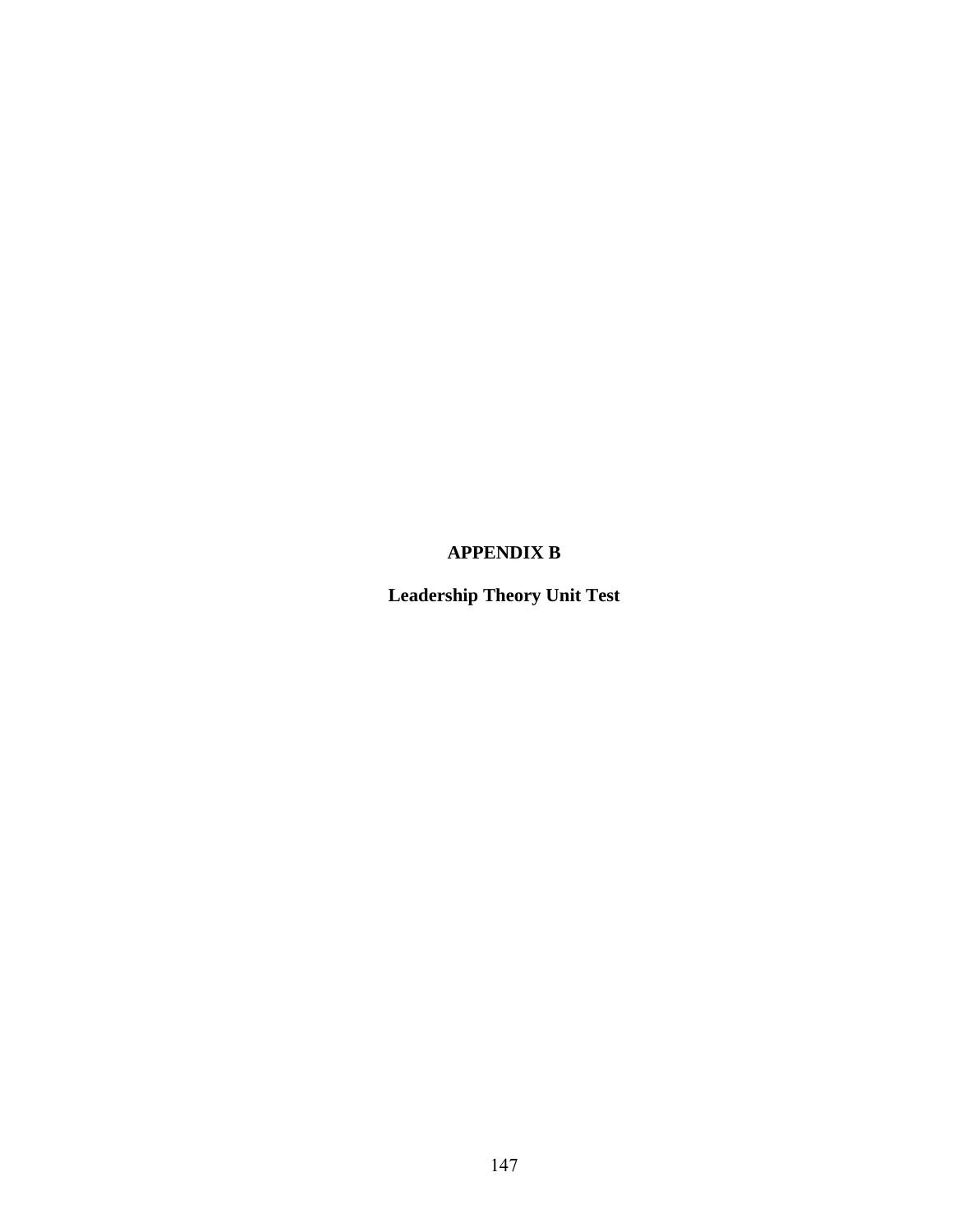# APPENDIX B

## Leadership Theory Unit Test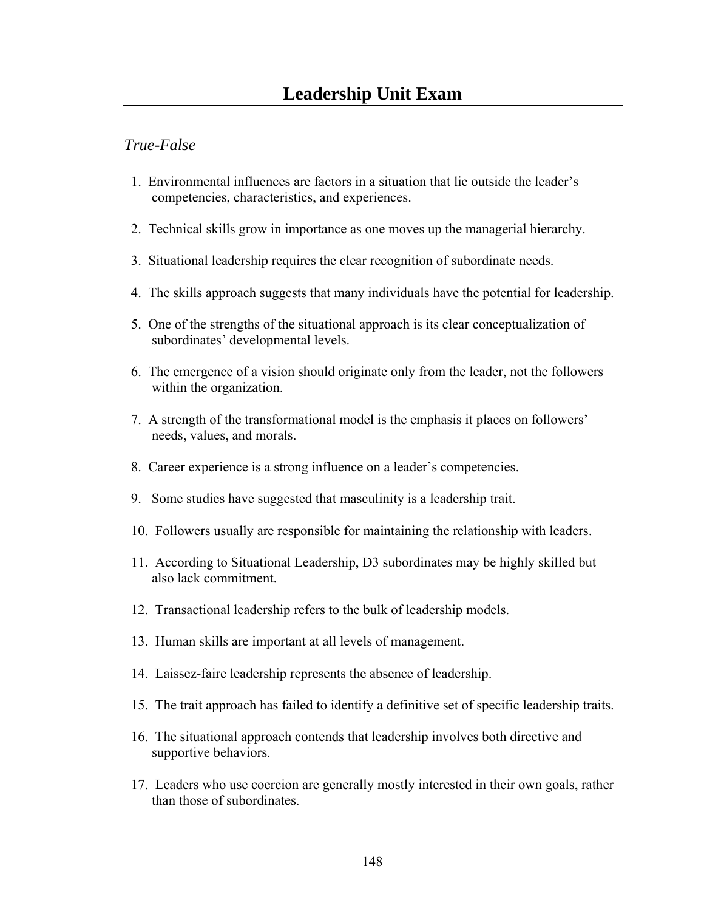# Leadership Unit Exam

## *True-False*

1. Environmental influences are factors in a situation that lie outside the leader's competencies, characteristics, and experiences.

2. Technical skills grow in importance as one moves up the managerial hierarchy.

3. Situational leadership requires the clear recognition of subordinate needs.

4. The skills approach suggests that many individuals have the potential for leadership.

5. One of the strengths of the situational approach is its clear conceptualization of subordinates' developmental levels.

6. The emergence of a vision should originate only from the leader, not the followers within the organization.

7. A strength of the transformational model is the emphasis it places on followers' needs, values, and morals.

8. Career experience is a strong influence on a leader's competencies.

9. Some studies have suggested that masculinity is a leadership trait.

10. Followers usually are responsible for maintaining the relationship with leaders.

11. According to Situational Leadership, D3 subordinates may be highly skilled but also lack commitment.

12. Transactional leadership refers to the bulk of leadership models.

13. Human skills are important at all levels of management.

14. Laissez-faire leadership represents the absence of leadership.

15. The trait approach has failed to identify a definitive set of specific leadership traits.

16. The situational approach contends that leadership involves both directive and supportive behaviors.

17. Leaders who use coercion are generally mostly interested in their own goals, rather than those of subordinates.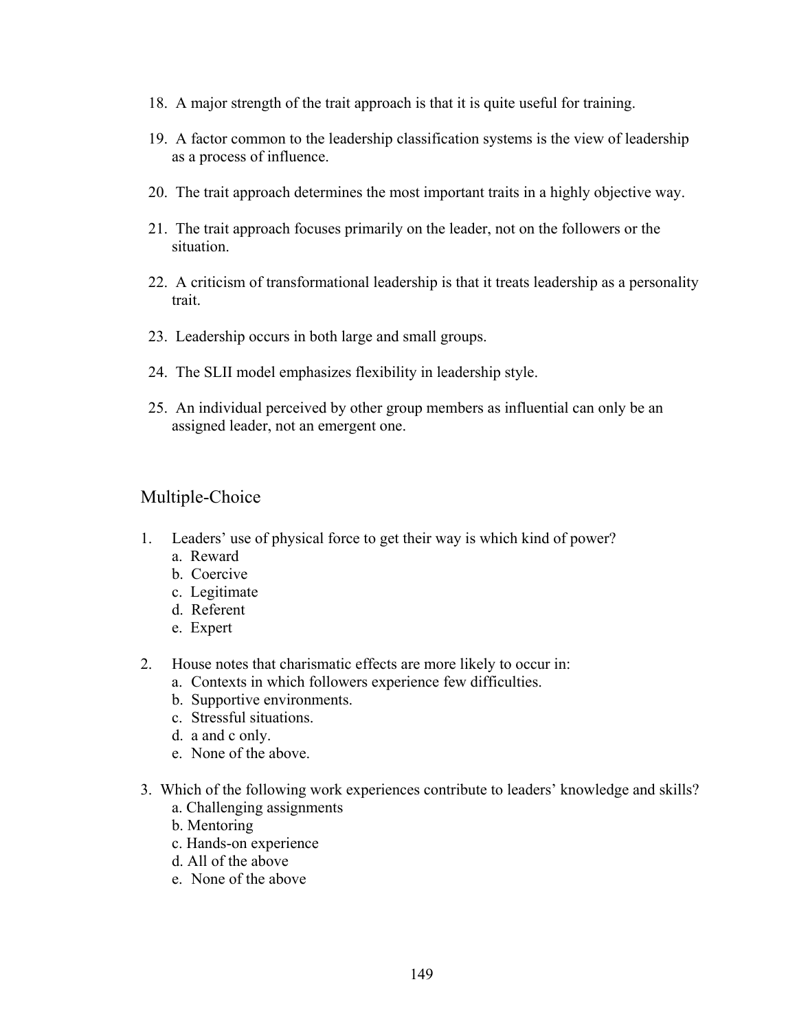18. A major strength of the trait approach is that it is quite useful for training.

19. A factor common to the leadership classification systems is the view of leadership as a process of influence.

20. The trait approach determines the most important traits in a highly objective way.

21. The trait approach focuses primarily on the leader, not on the followers or the situation.

22. A criticism of transformational leadership is that it treats leadership as a personality trait.

23. Leadership occurs in both large and small groups.

24. The SLII model emphasizes flexibility in leadership style.

25. An individual perceived by other group members as influential can only be an assigned leader, not an emergent one.

## Multiple-Choice

1. Leaders' use of physical force to get their way is which kind of power?
   a. Reward
   b. Coercive
   c. Legitimate
   d. Referent
   e. Expert

2. House notes that charismatic effects are more likely to occur in:
   a. Contexts in which followers experience few difficulties.
   b. Supportive environments.
   c. Stressful situations.
   d. a and c only.
   e. None of the above.

3. Which of the following work experiences contribute to leaders' knowledge and skills?
   a. Challenging assignments
   b. Mentoring
   c. Hands-on experience
   d. All of the above
   e. None of the above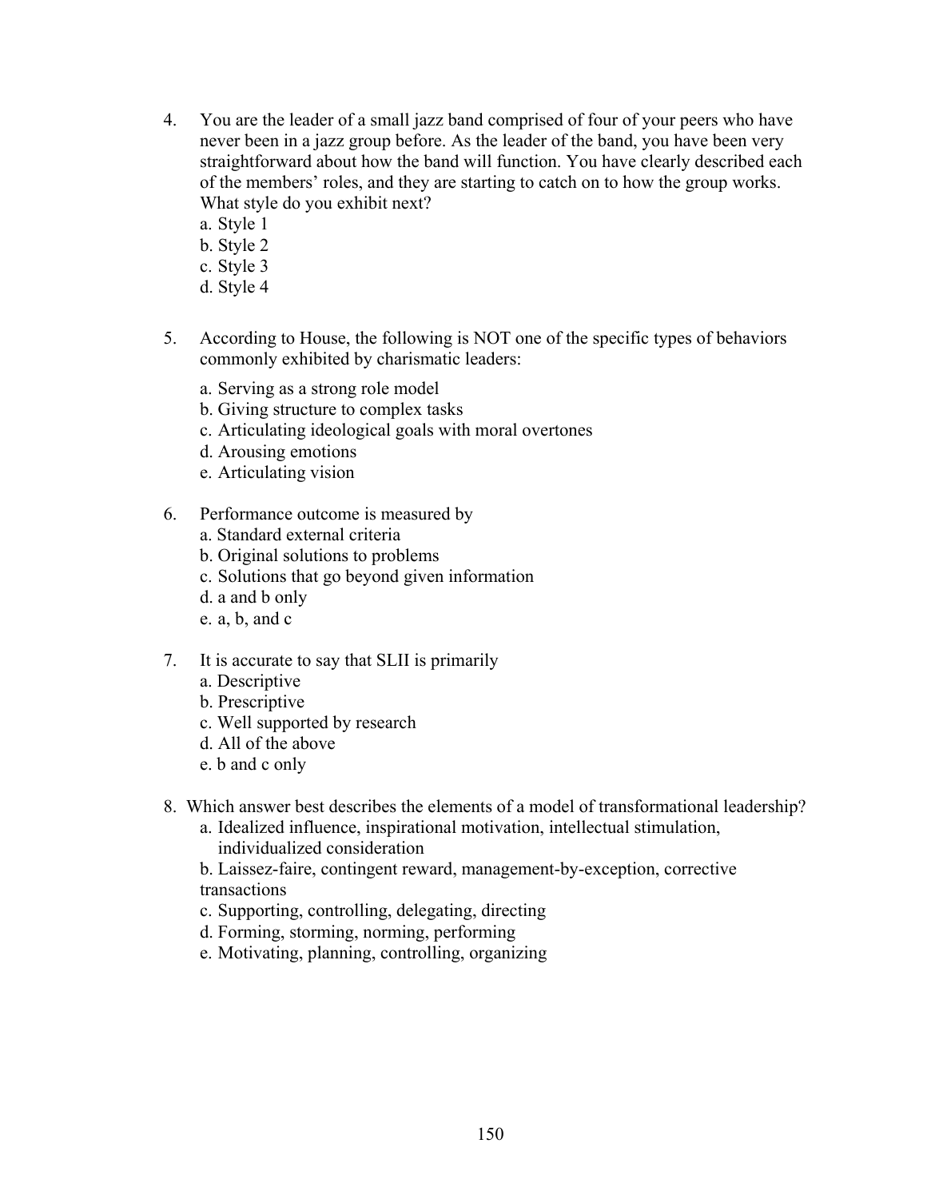4. You are the leader of a small jazz band comprised of four of your peers who have never been in a jazz group before. As the leader of the band, you have been very straightforward about how the band will function. You have clearly described each of the members' roles, and they are starting to catch on to how the group works. What style do you exhibit next?
   a. Style 1
   b. Style 2
   c. Style 3
   d. Style 4

5. According to House, the following is NOT one of the specific types of behaviors commonly exhibited by charismatic leaders:

   a. Serving as a strong role model
   b. Giving structure to complex tasks
   c. Articulating ideological goals with moral overtones
   d. Arousing emotions
   e. Articulating vision

6. Performance outcome is measured by
   a. Standard external criteria
   b. Original solutions to problems
   c. Solutions that go beyond given information
   d. a and b only
   e. a, b, and c

7. It is accurate to say that SLII is primarily
   a. Descriptive
   b. Prescriptive
   c. Well supported by research
   d. All of the above
   e. b and c only

8. Which answer best describes the elements of a model of transformational leadership?
   a. Idealized influence, inspirational motivation, intellectual stimulation, individualized consideration
   b. Laissez-faire, contingent reward, management-by-exception, corrective transactions
   c. Supporting, controlling, delegating, directing
   d. Forming, storming, norming, performing
   e. Motivating, planning, controlling, organizing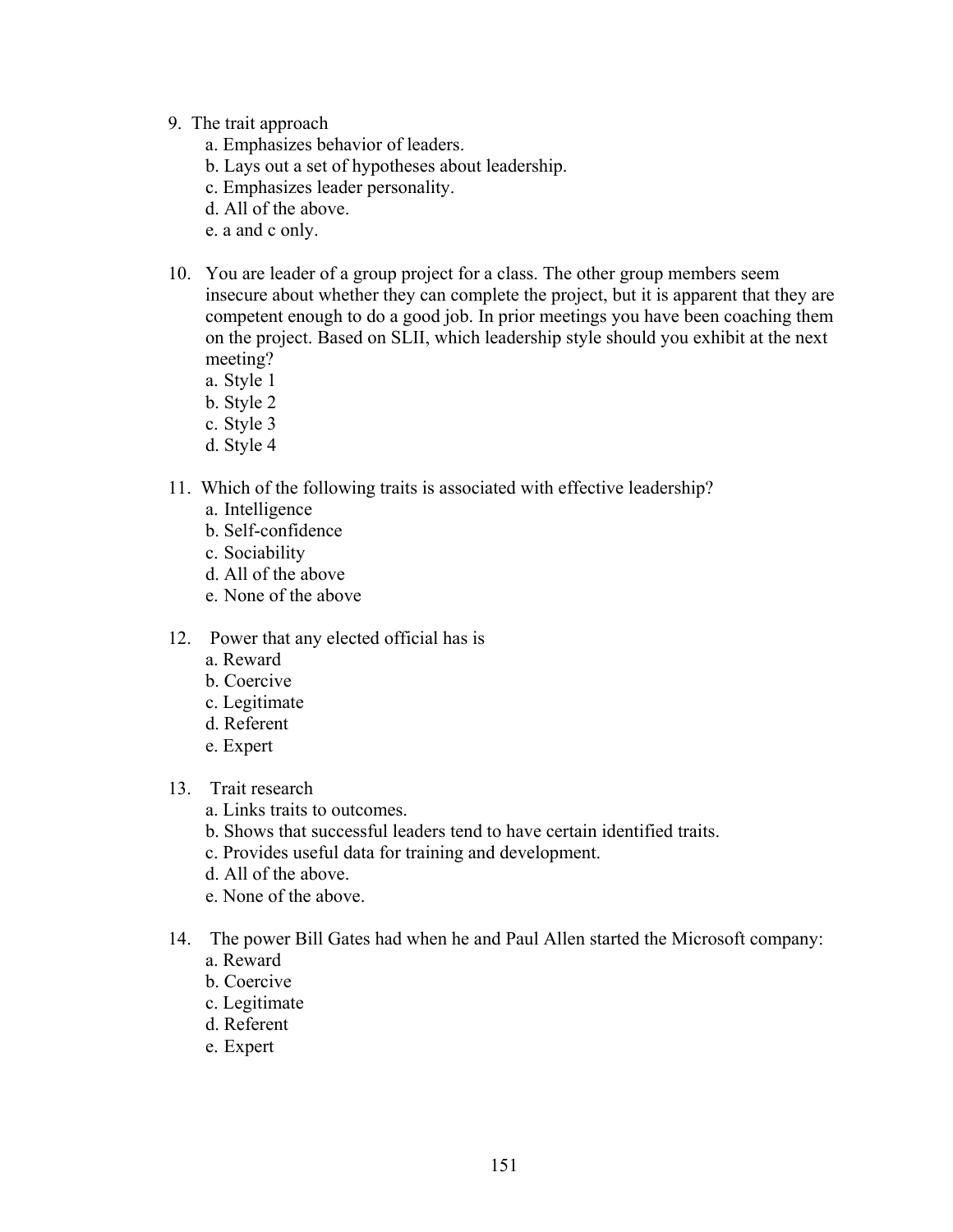9. The trait approach
    a. Emphasizes behavior of leaders.
    b. Lays out a set of hypotheses about leadership.
    c. Emphasizes leader personality.
    d. All of the above.
    e. a and c only.

10. You are leader of a group project for a class. The other group members seem insecure about whether they can complete the project, but it is apparent that they are competent enough to do a good job. In prior meetings you have been coaching them on the project. Based on SLII, which leadership style should you exhibit at the next meeting?
    a. Style 1
    b. Style 2
    c. Style 3
    d. Style 4

11. Which of the following traits is associated with effective leadership?
    a. Intelligence
    b. Self-confidence
    c. Sociability
    d. All of the above
    e. None of the above

12. Power that any elected official has is
    a. Reward
    b. Coercive
    c. Legitimate
    d. Referent
    e. Expert

13. Trait research
    a. Links traits to outcomes.
    b. Shows that successful leaders tend to have certain identified traits.
    c. Provides useful data for training and development.
    d. All of the above.
    e. None of the above.

14. The power Bill Gates had when he and Paul Allen started the Microsoft company:
    a. Reward
    b. Coercive
    c. Legitimate
    d. Referent
    e. Expert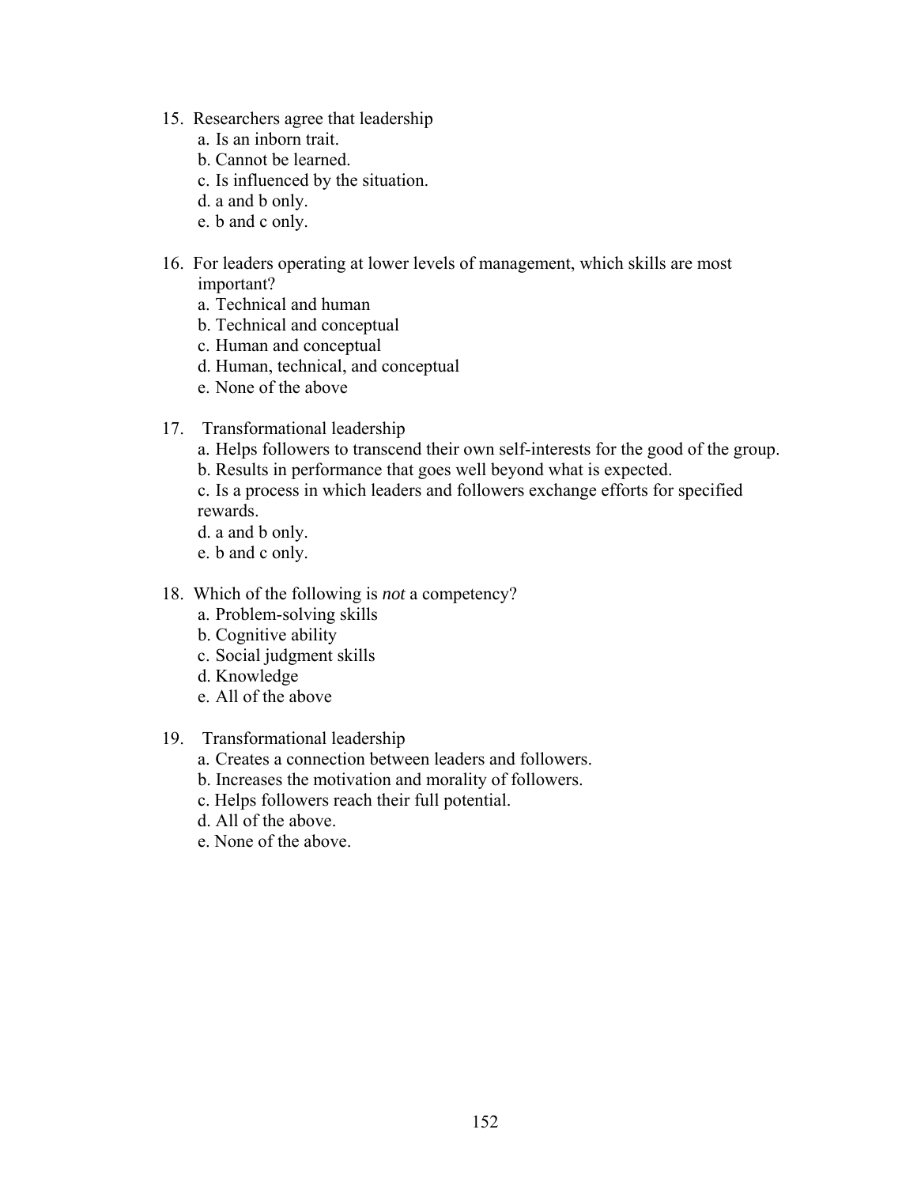15. Researchers agree that leadership
    a. Is an inborn trait.
    b. Cannot be learned.
    c. Is influenced by the situation.
    d. a and b only.
    e. b and c only.

16. For leaders operating at lower levels of management, which skills are most important?
    a. Technical and human
    b. Technical and conceptual
    c. Human and conceptual
    d. Human, technical, and conceptual
    e. None of the above

17. Transformational leadership
    a. Helps followers to transcend their own self-interests for the good of the group.
    b. Results in performance that goes well beyond what is expected.
    c. Is a process in which leaders and followers exchange efforts for specified rewards.
    d. a and b only.
    e. b and c only.

18. Which of the following is *not* a competency?
    a. Problem-solving skills
    b. Cognitive ability
    c. Social judgment skills
    d. Knowledge
    e. All of the above

19. Transformational leadership
    a. Creates a connection between leaders and followers.
    b. Increases the motivation and morality of followers.
    c. Helps followers reach their full potential.
    d. All of the above.
    e. None of the above.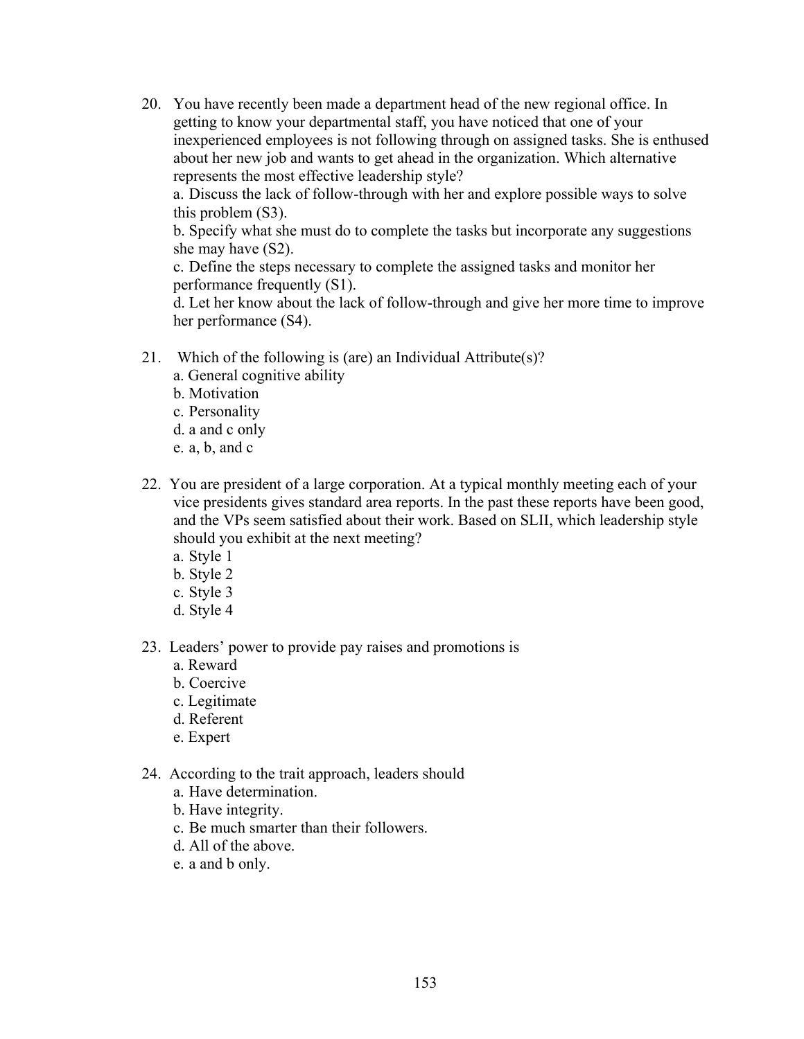20. You have recently been made a department head of the new regional office. In getting to know your departmental staff, you have noticed that one of your inexperienced employees is not following through on assigned tasks. She is enthused about her new job and wants to get ahead in the organization. Which alternative represents the most effective leadership style?
    a. Discuss the lack of follow-through with her and explore possible ways to solve this problem (S3).
    b. Specify what she must do to complete the tasks but incorporate any suggestions she may have (S2).
    c. Define the steps necessary to complete the assigned tasks and monitor her performance frequently (S1).
    d. Let her know about the lack of follow-through and give her more time to improve her performance (S4).

21. Which of the following is (are) an Individual Attribute(s)?
    a. General cognitive ability
    b. Motivation
    c. Personality
    d. a and c only
    e. a, b, and c

22. You are president of a large corporation. At a typical monthly meeting each of your vice presidents gives standard area reports. In the past these reports have been good, and the VPs seem satisfied about their work. Based on SLII, which leadership style should you exhibit at the next meeting?
    a. Style 1
    b. Style 2
    c. Style 3
    d. Style 4

23. Leaders' power to provide pay raises and promotions is
    a. Reward
    b. Coercive
    c. Legitimate
    d. Referent
    e. Expert

24. According to the trait approach, leaders should
    a. Have determination.
    b. Have integrity.
    c. Be much smarter than their followers.
    d. All of the above.
    e. a and b only.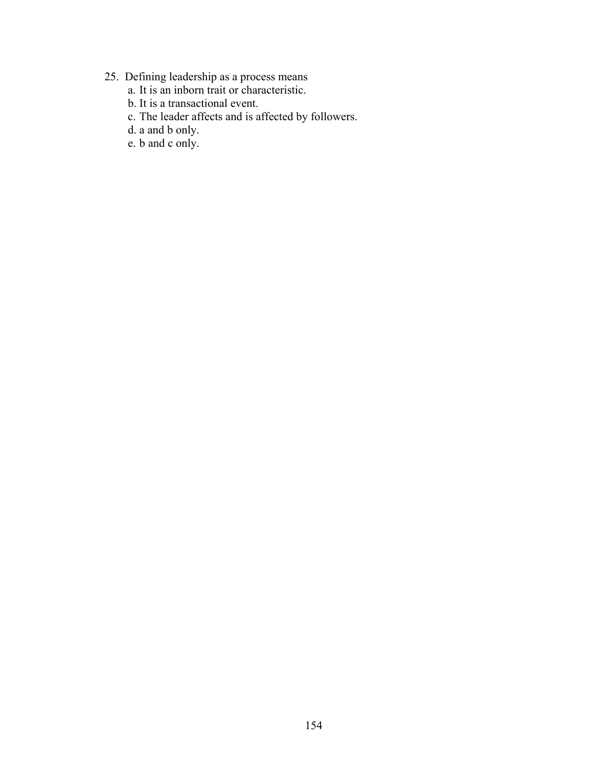25. Defining leadership as a process means
    a. It is an inborn trait or characteristic.
    b. It is a transactional event.
    c. The leader affects and is affected by followers.
    d. a and b only.
    e. b and c only.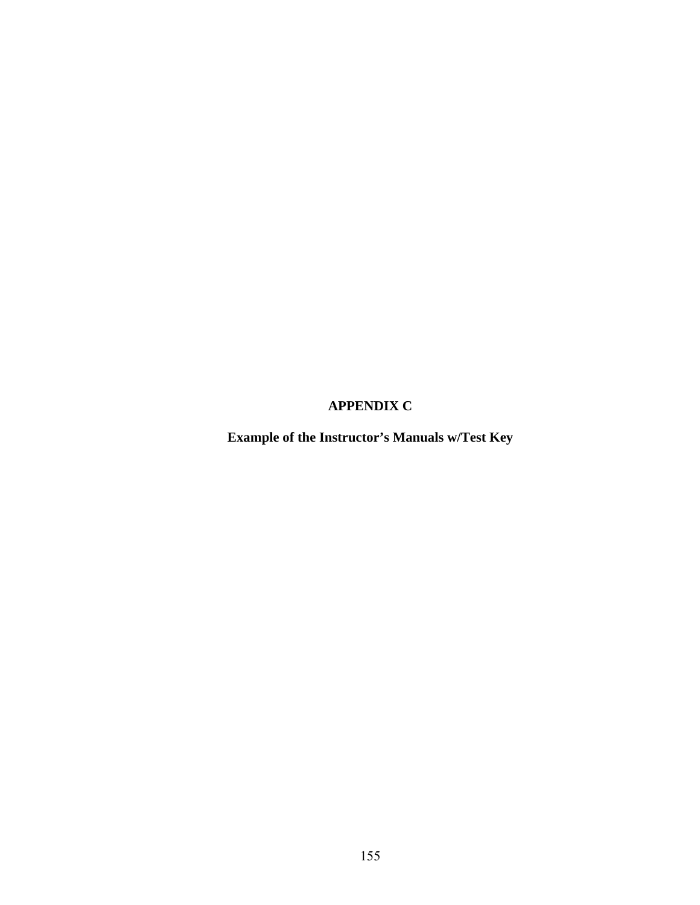# APPENDIX C

## Example of the Instructor's Manuals w/Test Key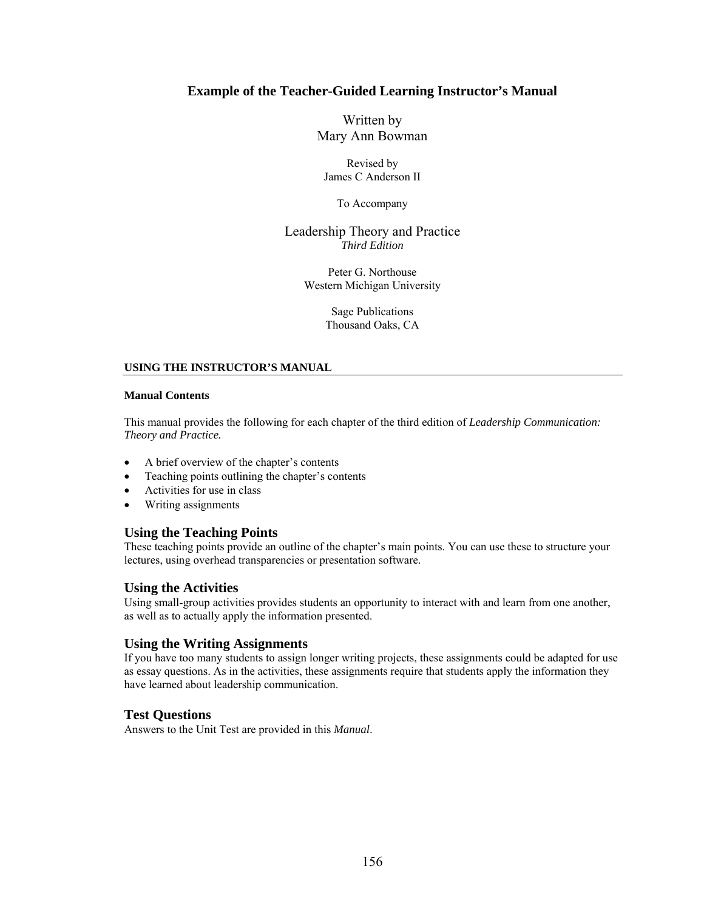# Example of the Teacher-Guided Learning Instructor's Manual

Written by
Mary Ann Bowman

Revised by
James C Anderson II

To Accompany

Leadership Theory and Practice
*Third Edition*

Peter G. Northouse
Western Michigan University

Sage Publications
Thousand Oaks, CA

## USING THE INSTRUCTOR'S MANUAL

### Manual Contents

This manual provides the following for each chapter of the third edition of *Leadership Communication: Theory and Practice.*

- A brief overview of the chapter's contents
- Teaching points outlining the chapter's contents
- Activities for use in class
- Writing assignments

### Using the Teaching Points

These teaching points provide an outline of the chapter's main points. You can use these to structure your lectures, using overhead transparencies or presentation software.

### Using the Activities

Using small-group activities provides students an opportunity to interact with and learn from one another, as well as to actually apply the information presented.

### Using the Writing Assignments

If you have too many students to assign longer writing projects, these assignments could be adapted for use as essay questions. As in the activities, these assignments require that students apply the information they have learned about leadership communication.

### Test Questions

Answers to the Unit Test are provided in this *Manual*.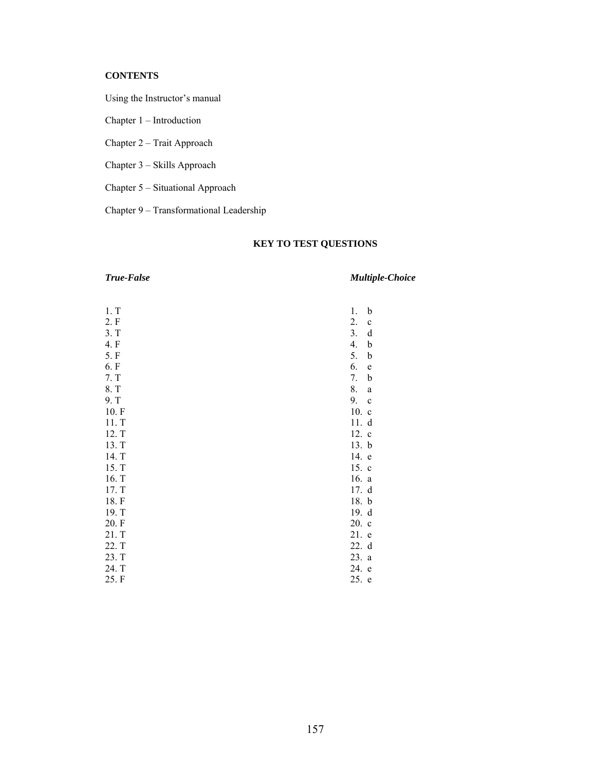**CONTENTS**

Using the Instructor's manual

Chapter 1 – Introduction

Chapter 2 – Trait Approach

Chapter 3 – Skills Approach

Chapter 5 – Situational Approach

Chapter 9 – Transformational Leadership

## KEY TO TEST QUESTIONS

| *True-False* | *Multiple-Choice* |
|---|---|
| 1. T | 1. b |
| 2. F | 2. c |
| 3. T | 3. d |
| 4. F | 4. b |
| 5. F | 5. b |
| 6. F | 6. e |
| 7. T | 7. b |
| 8. T | 8. a |
| 9. T | 9. c |
| 10. F | 10. c |
| 11. T | 11. d |
| 12. T | 12. c |
| 13. T | 13. b |
| 14. T | 14. e |
| 15. T | 15. c |
| 16. T | 16. a |
| 17. T | 17. d |
| 18. F | 18. b |
| 19. T | 19. d |
| 20. F | 20. c |
| 21. T | 21. e |
| 22. T | 22. d |
| 23. T | 23. a |
| 24. T | 24. e |
| 25. F | 25. e |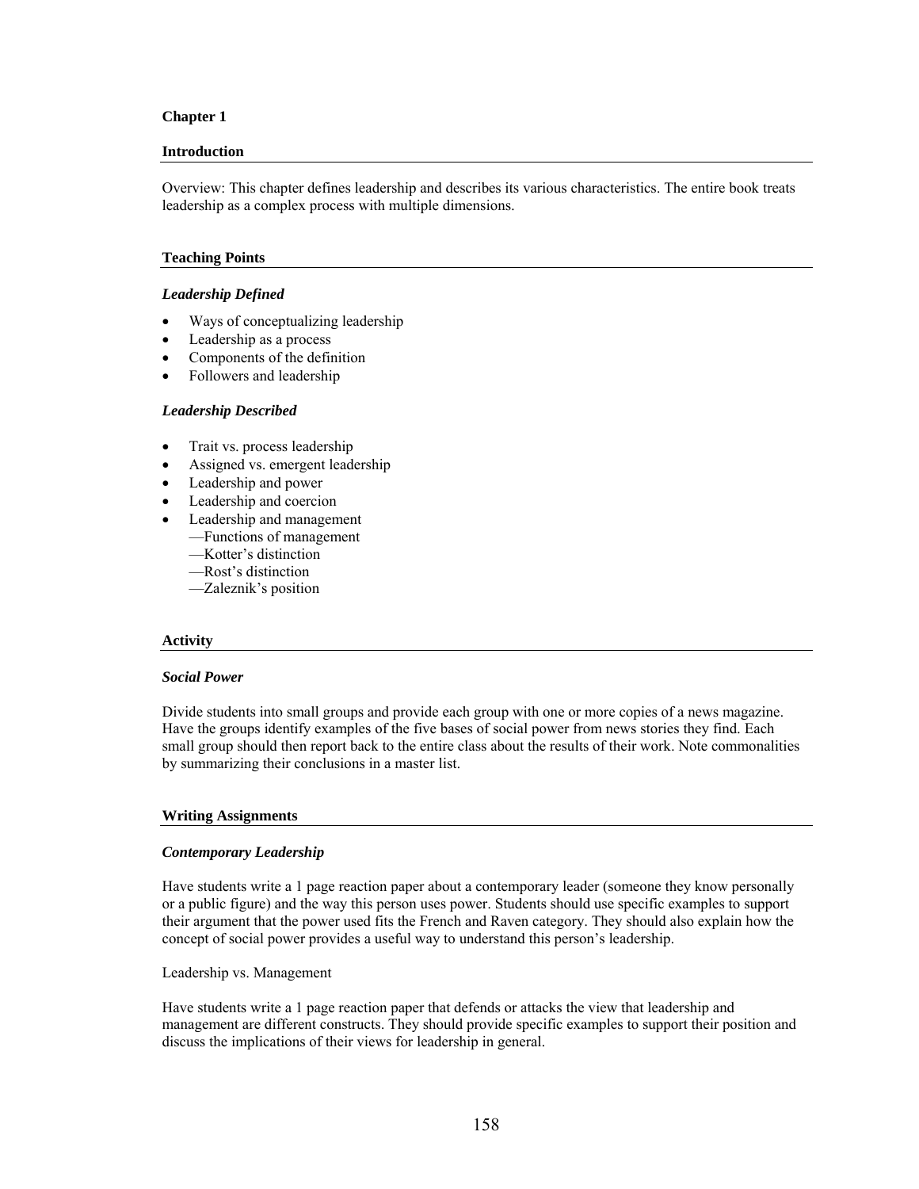# Chapter 1

## Introduction

Overview: This chapter defines leadership and describes its various characteristics. The entire book treats leadership as a complex process with multiple dimensions.

## Teaching Points

### *Leadership Defined*

- Ways of conceptualizing leadership
- Leadership as a process
- Components of the definition
- Followers and leadership

### *Leadership Described*

- Trait vs. process leadership
- Assigned vs. emergent leadership
- Leadership and power
- Leadership and coercion
- Leadership and management
  —Functions of management
  —Kotter's distinction
  —Rost's distinction
  —Zaleznik's position

## Activity

### *Social Power*

Divide students into small groups and provide each group with one or more copies of a news magazine. Have the groups identify examples of the five bases of social power from news stories they find. Each small group should then report back to the entire class about the results of their work. Note commonalities by summarizing their conclusions in a master list.

## Writing Assignments

### *Contemporary Leadership*

Have students write a 1 page reaction paper about a contemporary leader (someone they know personally or a public figure) and the way this person uses power. Students should use specific examples to support their argument that the power used fits the French and Raven category. They should also explain how the concept of social power provides a useful way to understand this person's leadership.

Leadership vs. Management

Have students write a 1 page reaction paper that defends or attacks the view that leadership and management are different constructs. They should provide specific examples to support their position and discuss the implications of their views for leadership in general.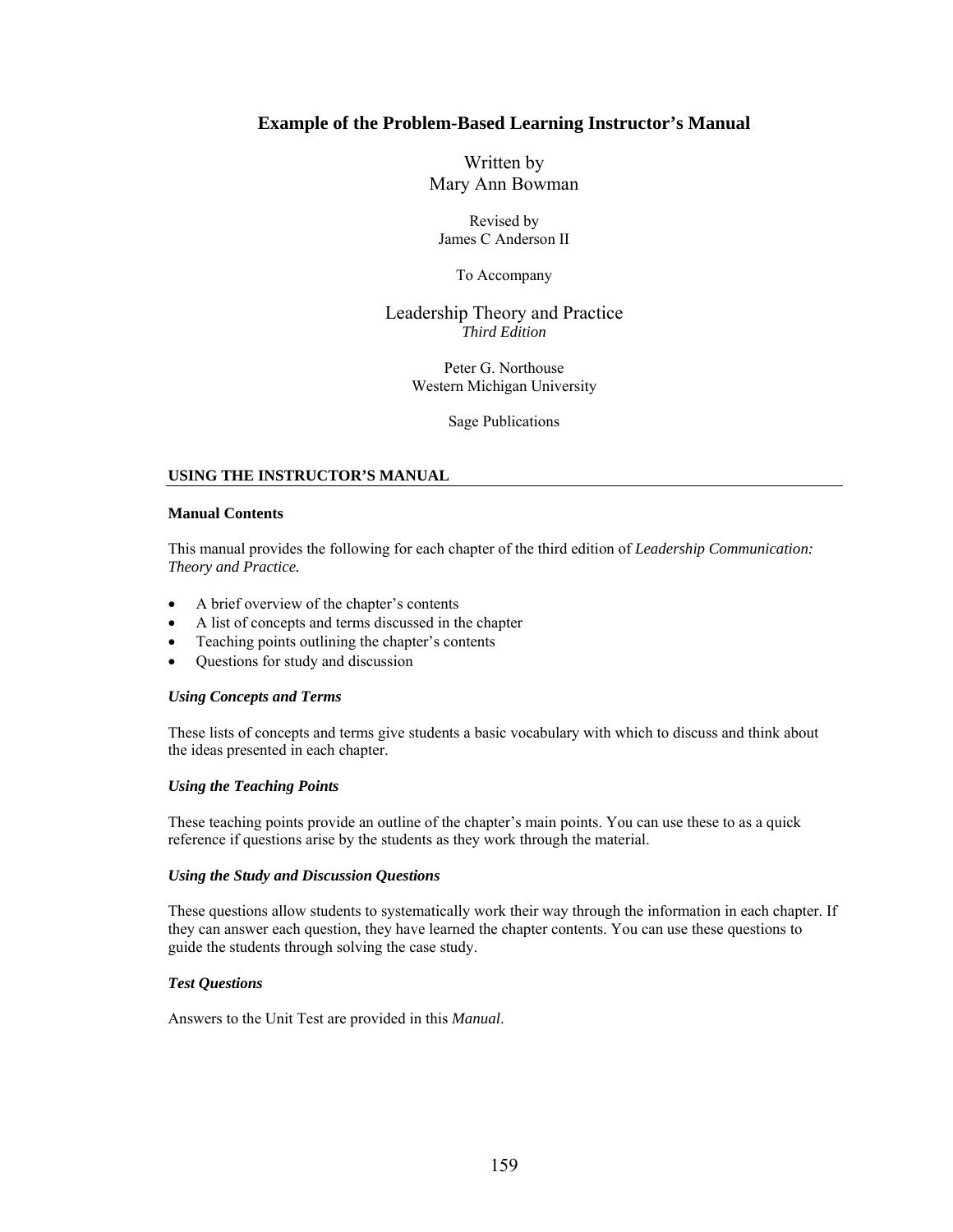# Example of the Problem-Based Learning Instructor's Manual

Written by
Mary Ann Bowman

Revised by
James C Anderson II

To Accompany

Leadership Theory and Practice
*Third Edition*

Peter G. Northouse
Western Michigan University

Sage Publications

## USING THE INSTRUCTOR'S MANUAL

### Manual Contents

This manual provides the following for each chapter of the third edition of *Leadership Communication: Theory and Practice.*

- A brief overview of the chapter's contents
- A list of concepts and terms discussed in the chapter
- Teaching points outlining the chapter's contents
- Questions for study and discussion

#### *Using Concepts and Terms*

These lists of concepts and terms give students a basic vocabulary with which to discuss and think about the ideas presented in each chapter.

#### *Using the Teaching Points*

These teaching points provide an outline of the chapter's main points. You can use these to as a quick reference if questions arise by the students as they work through the material.

#### *Using the Study and Discussion Questions*

These questions allow students to systematically work their way through the information in each chapter. If they can answer each question, they have learned the chapter contents. You can use these questions to guide the students through solving the case study.

#### *Test Questions*

Answers to the Unit Test are provided in this *Manual*.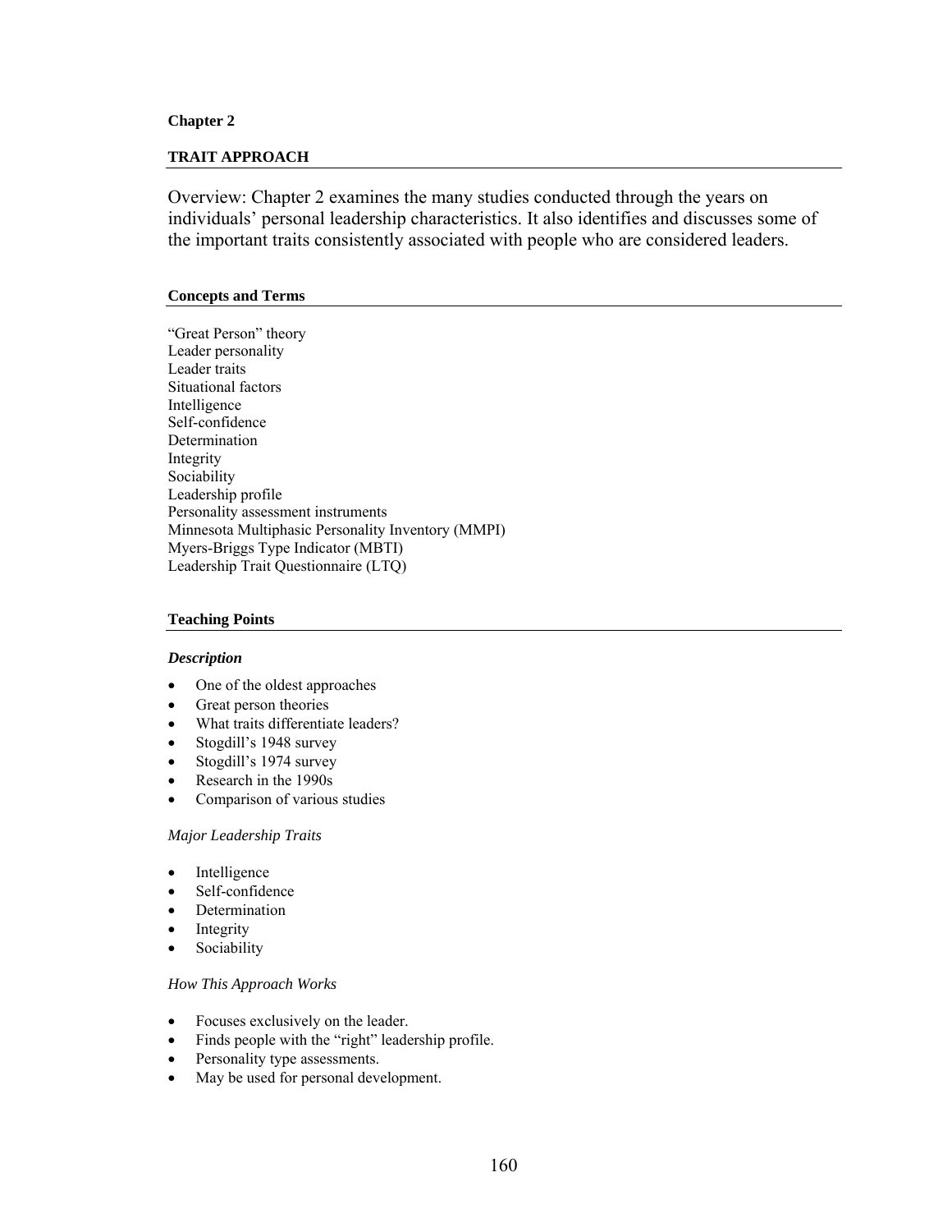**Chapter 2**

## TRAIT APPROACH

Overview: Chapter 2 examines the many studies conducted through the years on individuals' personal leadership characteristics. It also identifies and discusses some of the important traits consistently associated with people who are considered leaders.

### Concepts and Terms

"Great Person" theory
Leader personality
Leader traits
Situational factors
Intelligence
Self-confidence
Determination
Integrity
Sociability
Leadership profile
Personality assessment instruments
Minnesota Multiphasic Personality Inventory (MMPI)
Myers-Briggs Type Indicator (MBTI)
Leadership Trait Questionnaire (LTQ)

### Teaching Points

***Description***

- One of the oldest approaches
- Great person theories
- What traits differentiate leaders?
- Stogdill's 1948 survey
- Stogdill's 1974 survey
- Research in the 1990s
- Comparison of various studies

*Major Leadership Traits*

- Intelligence
- Self-confidence
- Determination
- Integrity
- Sociability

*How This Approach Works*

- Focuses exclusively on the leader.
- Finds people with the "right" leadership profile.
- Personality type assessments.
- May be used for personal development.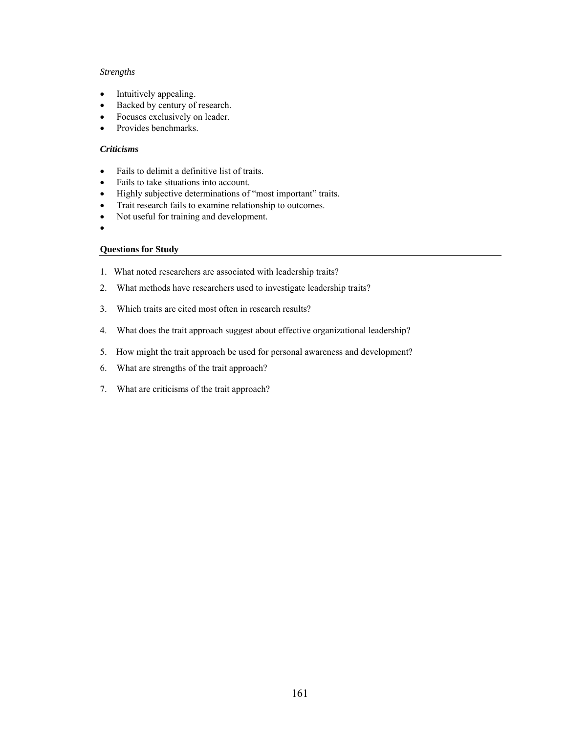*Strengths*

- Intuitively appealing.
- Backed by century of research.
- Focuses exclusively on leader.
- Provides benchmarks.

***Criticisms***

- Fails to delimit a definitive list of traits.
- Fails to take situations into account.
- Highly subjective determinations of "most important" traits.
- Trait research fails to examine relationship to outcomes.
- Not useful for training and development.

**Questions for Study**

1. What noted researchers are associated with leadership traits?
2. What methods have researchers used to investigate leadership traits?
3. Which traits are cited most often in research results?
4. What does the trait approach suggest about effective organizational leadership?
5. How might the trait approach be used for personal awareness and development?
6. What are strengths of the trait approach?
7. What are criticisms of the trait approach?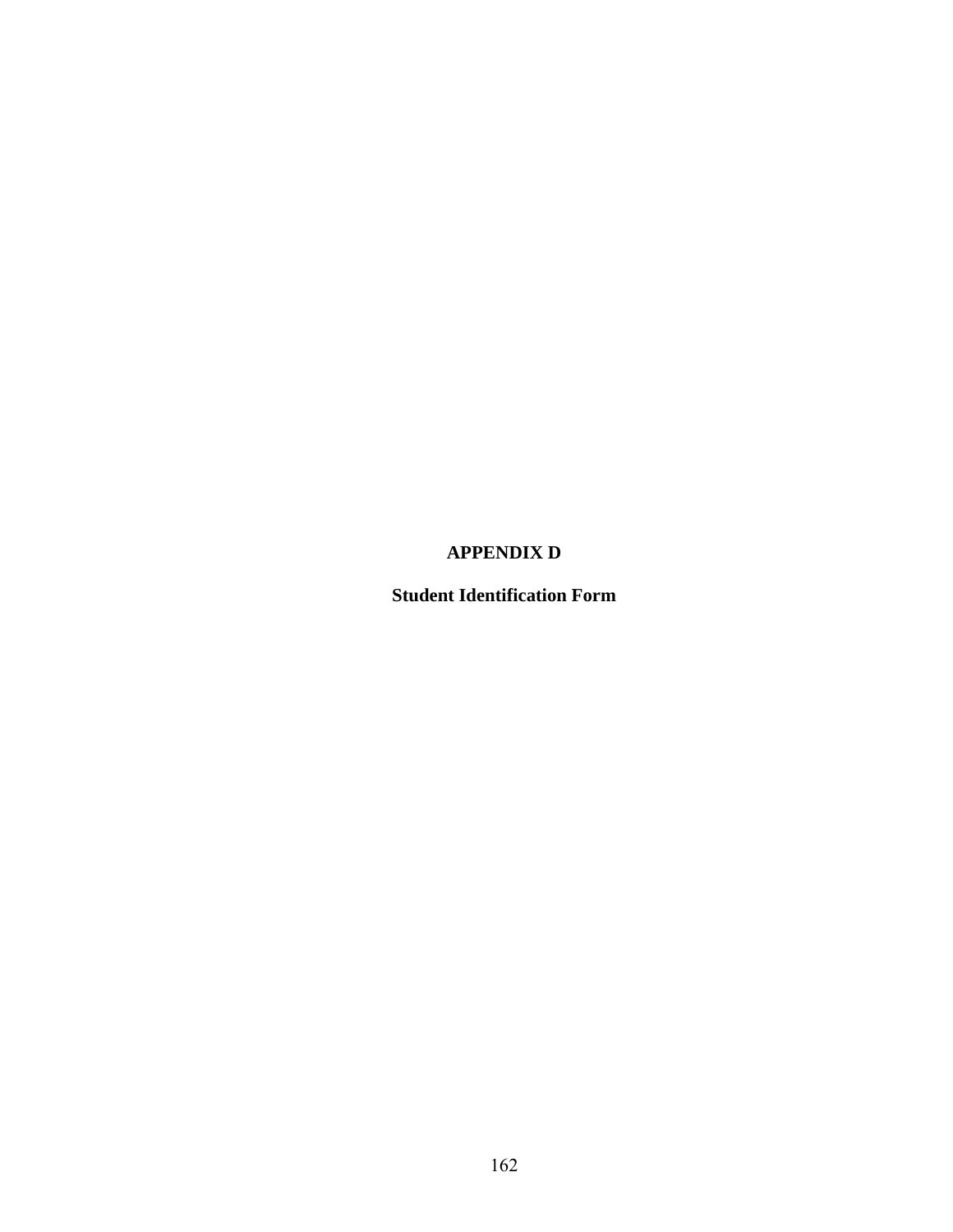# APPENDIX D

## Student Identification Form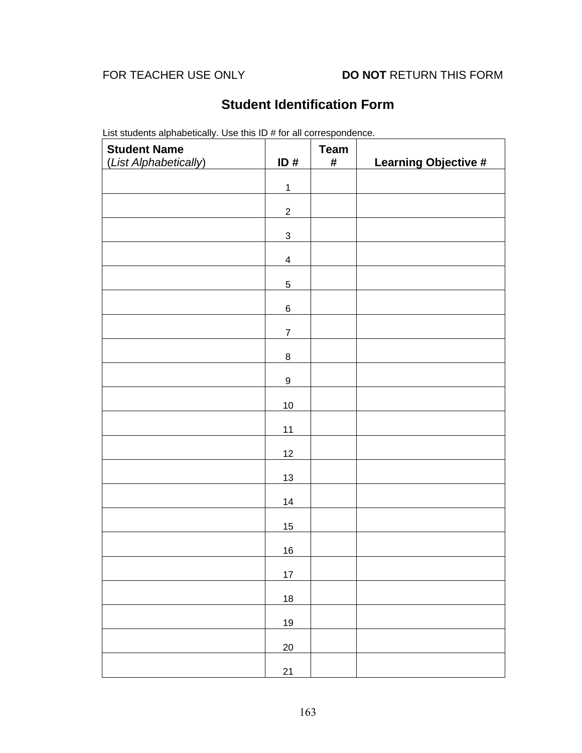FOR TEACHER USE ONLY **DO NOT** RETURN THIS FORM

## Student Identification Form

List students alphabetically. Use this ID # for all correspondence.

| **Student Name** (*List Alphabetically*) | **ID #** | **Team #** | **Learning Objective #** |
|---|---|---|---|
| | 1 | | |
| | 2 | | |
| | 3 | | |
| | 4 | | |
| | 5 | | |
| | 6 | | |
| | 7 | | |
| | 8 | | |
| | 9 | | |
| | 10 | | |
| | 11 | | |
| | 12 | | |
| | 13 | | |
| | 14 | | |
| | 15 | | |
| | 16 | | |
| | 17 | | |
| | 18 | | |
| | 19 | | |
| | 20 | | |
| | 21 | | |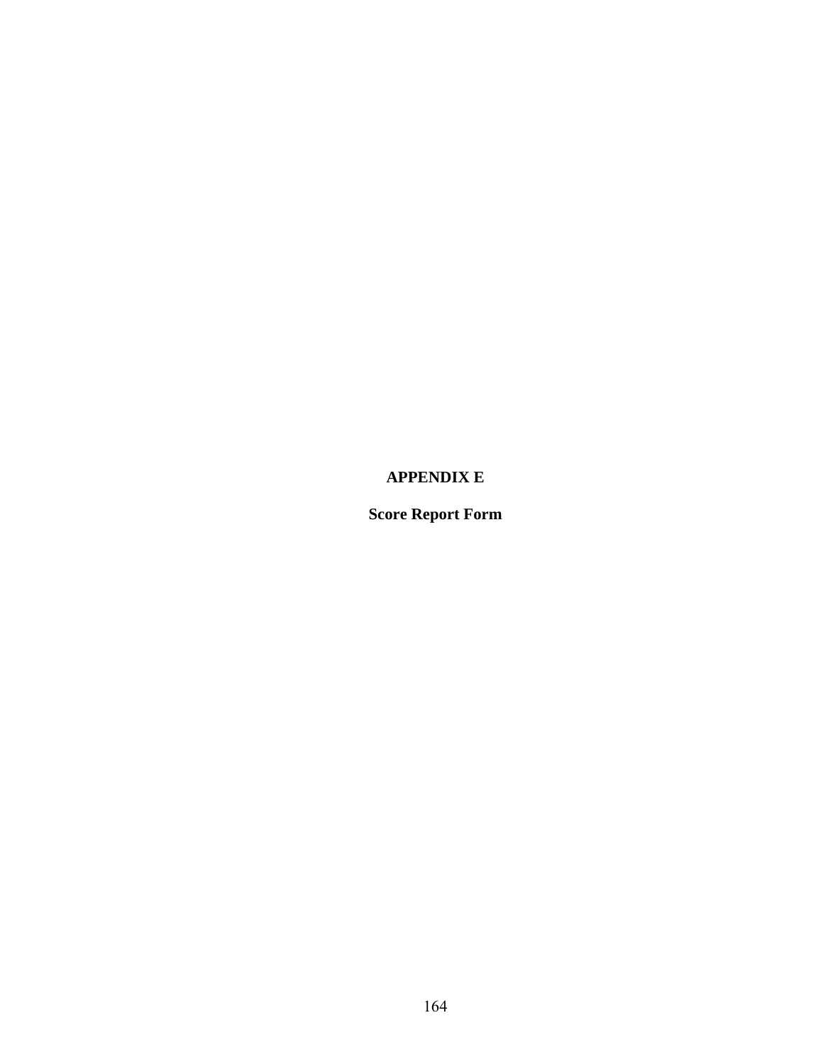# APPENDIX E

## Score Report Form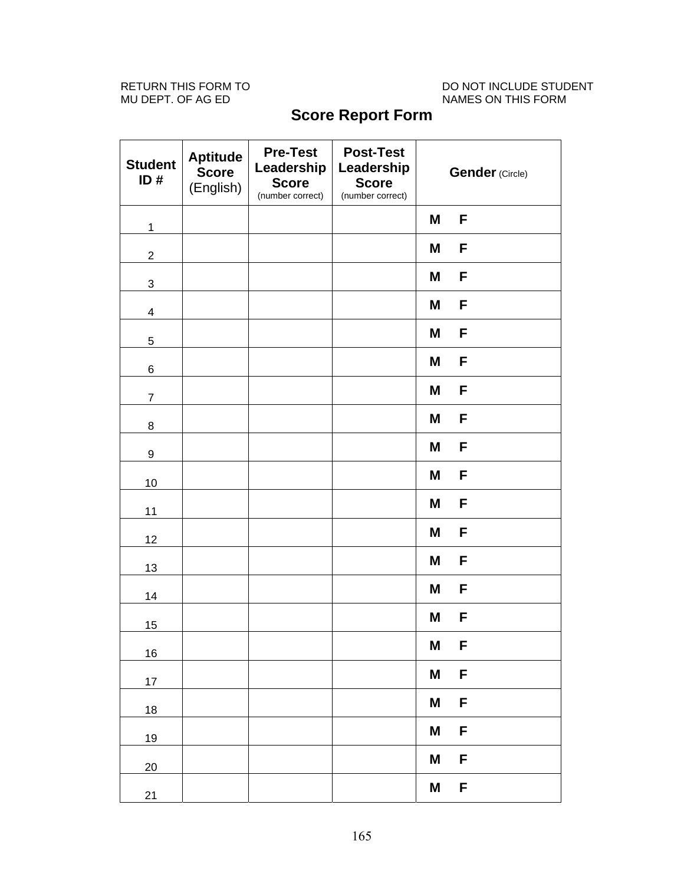RETURN THIS FORM TO
MU DEPT. OF AG ED

DO NOT INCLUDE STUDENT
NAMES ON THIS FORM

# Score Report Form

| Student ID # | Aptitude Score (English) | Pre-Test Leadership Score (number correct) | Post-Test Leadership Score (number correct) | Gender (Circle) |
|---|---|---|---|---|
| 1 | | | | M F |
| 2 | | | | M F |
| 3 | | | | M F |
| 4 | | | | M F |
| 5 | | | | M F |
| 6 | | | | M F |
| 7 | | | | M F |
| 8 | | | | M F |
| 9 | | | | M F |
| 10 | | | | M F |
| 11 | | | | M F |
| 12 | | | | M F |
| 13 | | | | M F |
| 14 | | | | M F |
| 15 | | | | M F |
| 16 | | | | M F |
| 17 | | | | M F |
| 18 | | | | M F |
| 19 | | | | M F |
| 20 | | | | M F |
| 21 | | | | M F |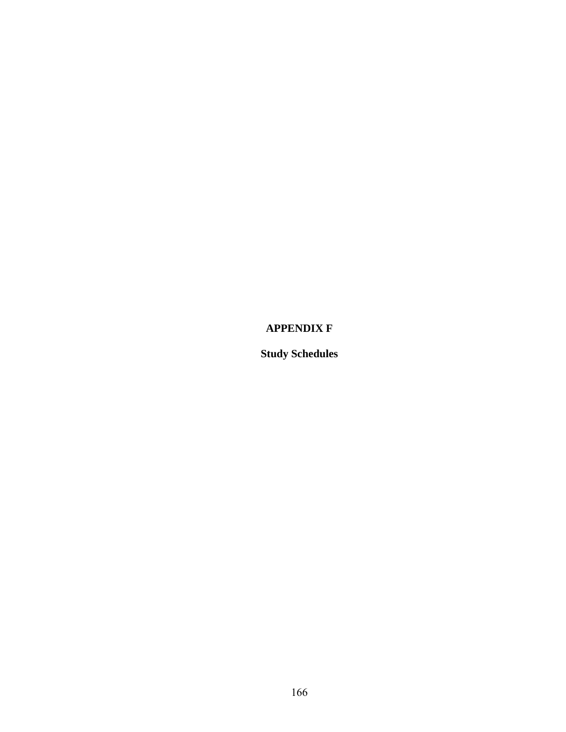# APPENDIX F

## Study Schedules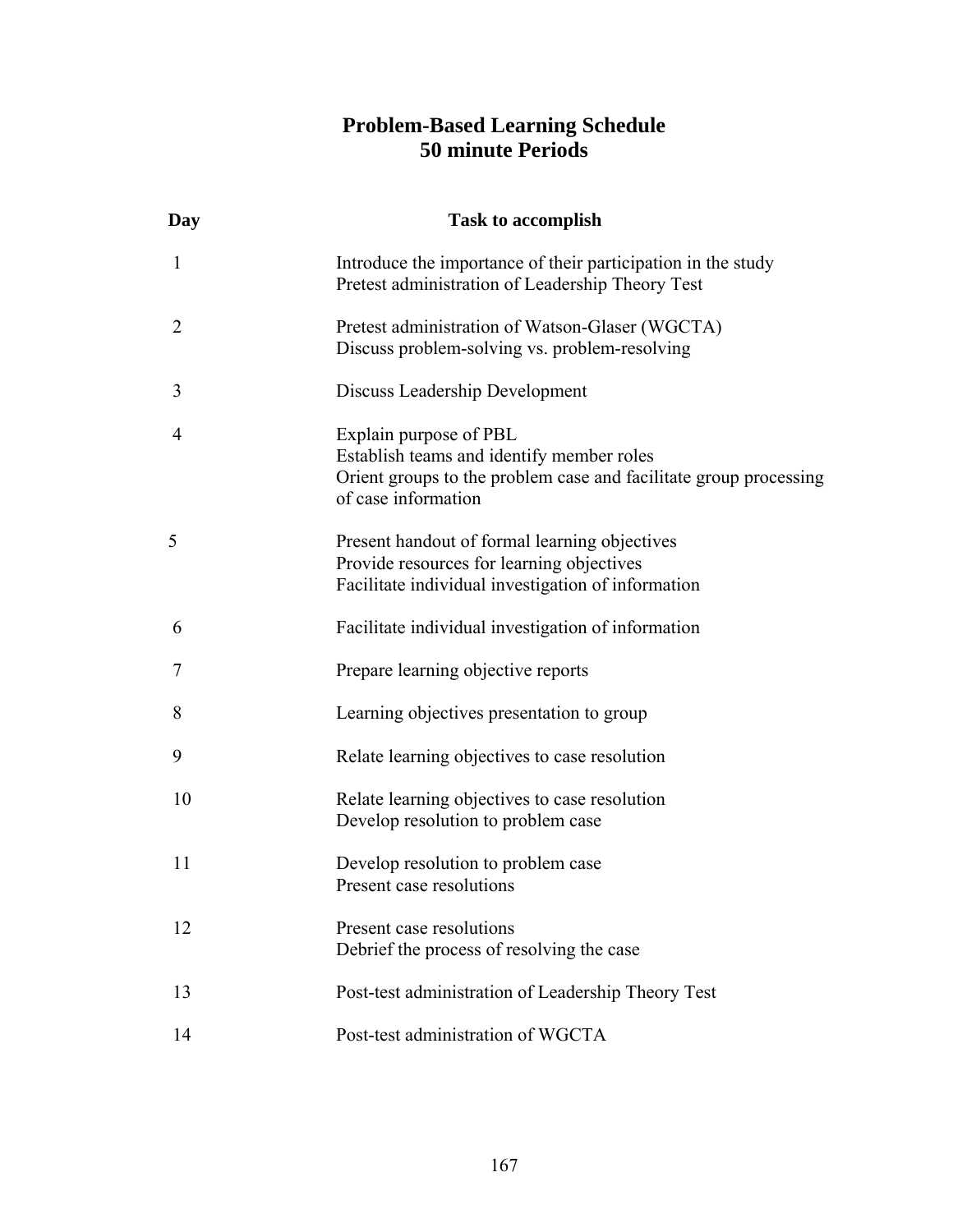# Problem-Based Learning Schedule
# 50 minute Periods

| Day | Task to accomplish |
|---|---|
| 1 | Introduce the importance of their participation in the study<br>Pretest administration of Leadership Theory Test |
| 2 | Pretest administration of Watson-Glaser (WGCTA)<br>Discuss problem-solving vs. problem-resolving |
| 3 | Discuss Leadership Development |
| 4 | Explain purpose of PBL<br>Establish teams and identify member roles<br>Orient groups to the problem case and facilitate group processing of case information |
| 5 | Present handout of formal learning objectives<br>Provide resources for learning objectives<br>Facilitate individual investigation of information |
| 6 | Facilitate individual investigation of information |
| 7 | Prepare learning objective reports |
| 8 | Learning objectives presentation to group |
| 9 | Relate learning objectives to case resolution |
| 10 | Relate learning objectives to case resolution<br>Develop resolution to problem case |
| 11 | Develop resolution to problem case<br>Present case resolutions |
| 12 | Present case resolutions<br>Debrief the process of resolving the case |
| 13 | Post-test administration of Leadership Theory Test |
| 14 | Post-test administration of WGCTA |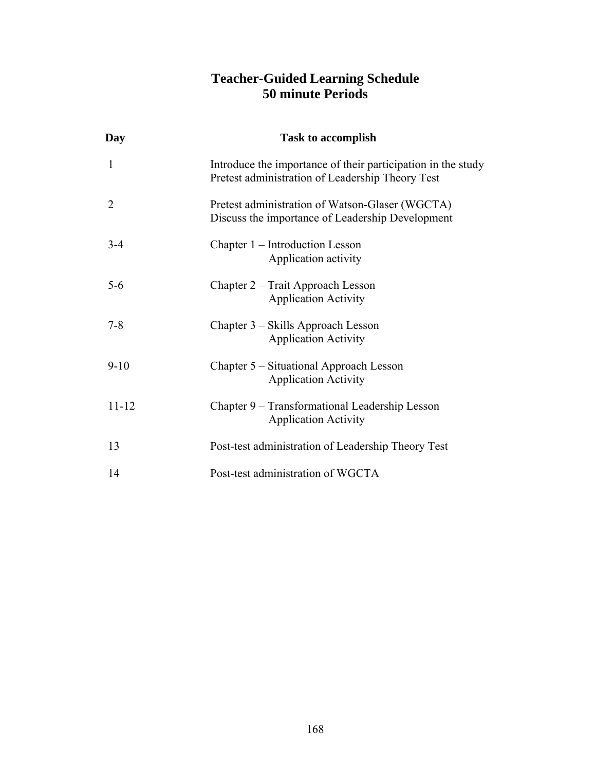# Teacher-Guided Learning Schedule
# 50 minute Periods

| Day | Task to accomplish |
|---|---|
| 1 | Introduce the importance of their participation in the study<br>Pretest administration of Leadership Theory Test |
| 2 | Pretest administration of Watson-Glaser (WGCTA)<br>Discuss the importance of Leadership Development |
| 3-4 | Chapter 1 – Introduction Lesson<br>Application activity |
| 5-6 | Chapter 2 – Trait Approach Lesson<br>Application Activity |
| 7-8 | Chapter 3 – Skills Approach Lesson<br>Application Activity |
| 9-10 | Chapter 5 – Situational Approach Lesson<br>Application Activity |
| 11-12 | Chapter 9 – Transformational Leadership Lesson<br>Application Activity |
| 13 | Post-test administration of Leadership Theory Test |
| 14 | Post-test administration of WGCTA |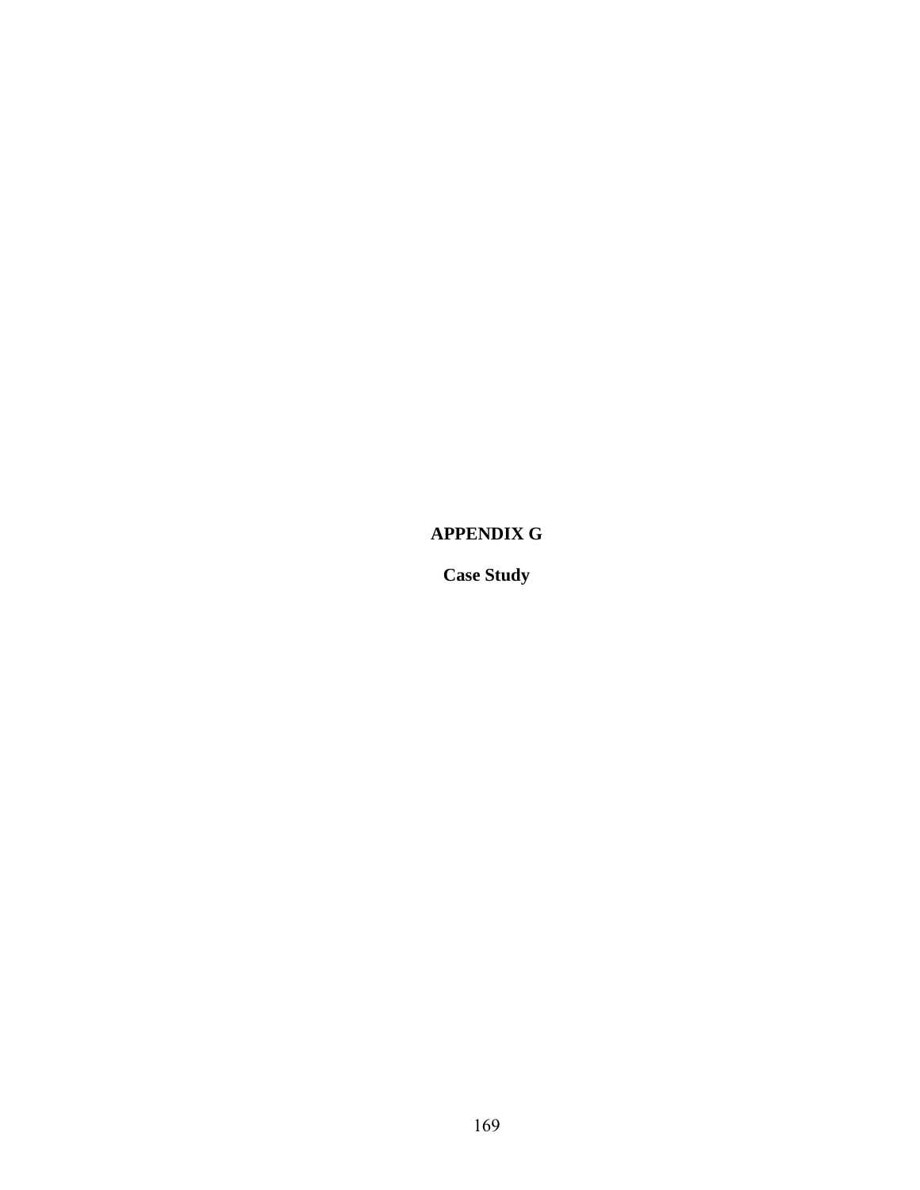# APPENDIX G

## Case Study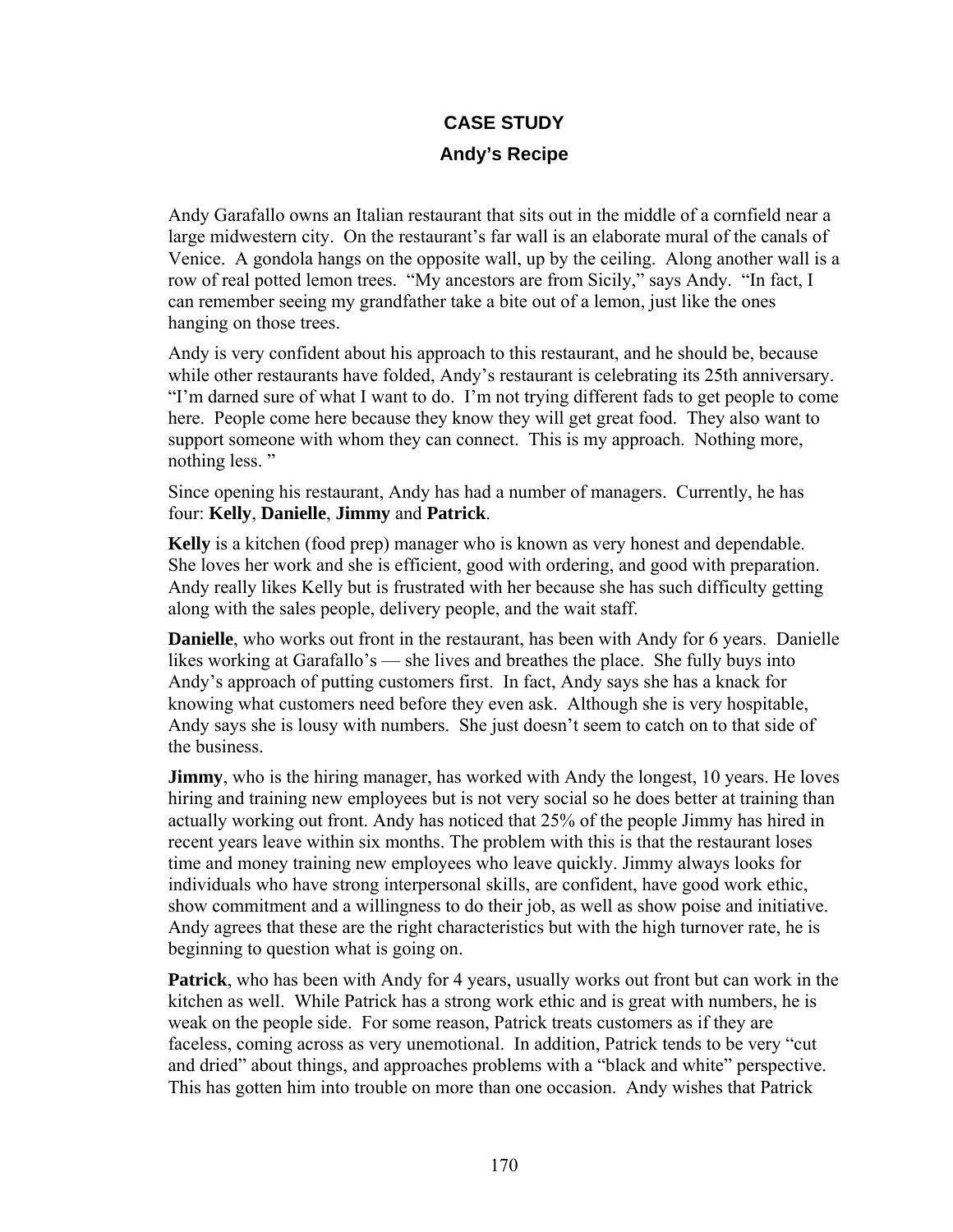## CASE STUDY

### Andy's Recipe

Andy Garafallo owns an Italian restaurant that sits out in the middle of a cornfield near a large midwestern city. On the restaurant's far wall is an elaborate mural of the canals of Venice. A gondola hangs on the opposite wall, up by the ceiling. Along another wall is a row of real potted lemon trees. "My ancestors are from Sicily," says Andy. "In fact, I can remember seeing my grandfather take a bite out of a lemon, just like the ones hanging on those trees.

Andy is very confident about his approach to this restaurant, and he should be, because while other restaurants have folded, Andy's restaurant is celebrating its 25th anniversary. "I'm darned sure of what I want to do. I'm not trying different fads to get people to come here. People come here because they know they will get great food. They also want to support someone with whom they can connect. This is my approach. Nothing more, nothing less. "

Since opening his restaurant, Andy has had a number of managers. Currently, he has four: **Kelly**, **Danielle**, **Jimmy** and **Patrick**.

**Kelly** is a kitchen (food prep) manager who is known as very honest and dependable. She loves her work and she is efficient, good with ordering, and good with preparation. Andy really likes Kelly but is frustrated with her because she has such difficulty getting along with the sales people, delivery people, and the wait staff.

**Danielle**, who works out front in the restaurant, has been with Andy for 6 years. Danielle likes working at Garafallo's — she lives and breathes the place. She fully buys into Andy's approach of putting customers first. In fact, Andy says she has a knack for knowing what customers need before they even ask. Although she is very hospitable, Andy says she is lousy with numbers. She just doesn't seem to catch on to that side of the business.

**Jimmy**, who is the hiring manager, has worked with Andy the longest, 10 years. He loves hiring and training new employees but is not very social so he does better at training than actually working out front. Andy has noticed that 25% of the people Jimmy has hired in recent years leave within six months. The problem with this is that the restaurant loses time and money training new employees who leave quickly. Jimmy always looks for individuals who have strong interpersonal skills, are confident, have good work ethic, show commitment and a willingness to do their job, as well as show poise and initiative. Andy agrees that these are the right characteristics but with the high turnover rate, he is beginning to question what is going on.

**Patrick**, who has been with Andy for 4 years, usually works out front but can work in the kitchen as well. While Patrick has a strong work ethic and is great with numbers, he is weak on the people side. For some reason, Patrick treats customers as if they are faceless, coming across as very unemotional. In addition, Patrick tends to be very "cut and dried" about things, and approaches problems with a "black and white" perspective. This has gotten him into trouble on more than one occasion. Andy wishes that Patrick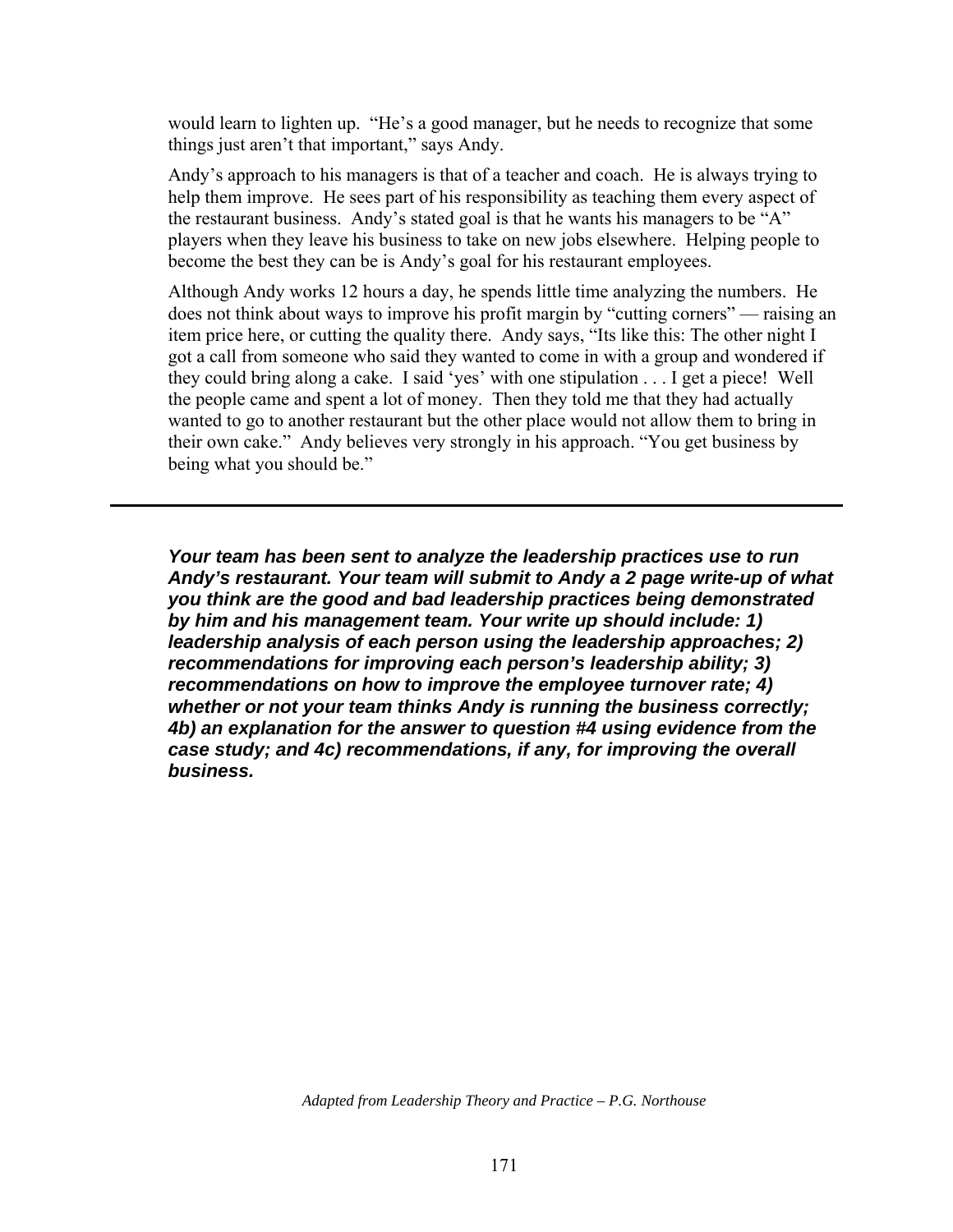would learn to lighten up. "He's a good manager, but he needs to recognize that some things just aren't that important," says Andy.

Andy's approach to his managers is that of a teacher and coach. He is always trying to help them improve. He sees part of his responsibility as teaching them every aspect of the restaurant business. Andy's stated goal is that he wants his managers to be "A" players when they leave his business to take on new jobs elsewhere. Helping people to become the best they can be is Andy's goal for his restaurant employees.

Although Andy works 12 hours a day, he spends little time analyzing the numbers. He does not think about ways to improve his profit margin by "cutting corners" — raising an item price here, or cutting the quality there. Andy says, "Its like this: The other night I got a call from someone who said they wanted to come in with a group and wondered if they could bring along a cake. I said 'yes' with one stipulation . . . I get a piece! Well the people came and spent a lot of money. Then they told me that they had actually wanted to go to another restaurant but the other place would not allow them to bring in their own cake." Andy believes very strongly in his approach. "You get business by being what you should be."

---

***Your team has been sent to analyze the leadership practices use to run Andy's restaurant. Your team will submit to Andy a 2 page write-up of what you think are the good and bad leadership practices being demonstrated by him and his management team. Your write up should include: 1) leadership analysis of each person using the leadership approaches; 2) recommendations for improving each person's leadership ability; 3) recommendations on how to improve the employee turnover rate; 4) whether or not your team thinks Andy is running the business correctly; 4b) an explanation for the answer to question #4 using evidence from the case study; and 4c) recommendations, if any, for improving the overall business.***

*Adapted from Leadership Theory and Practice – P.G. Northouse*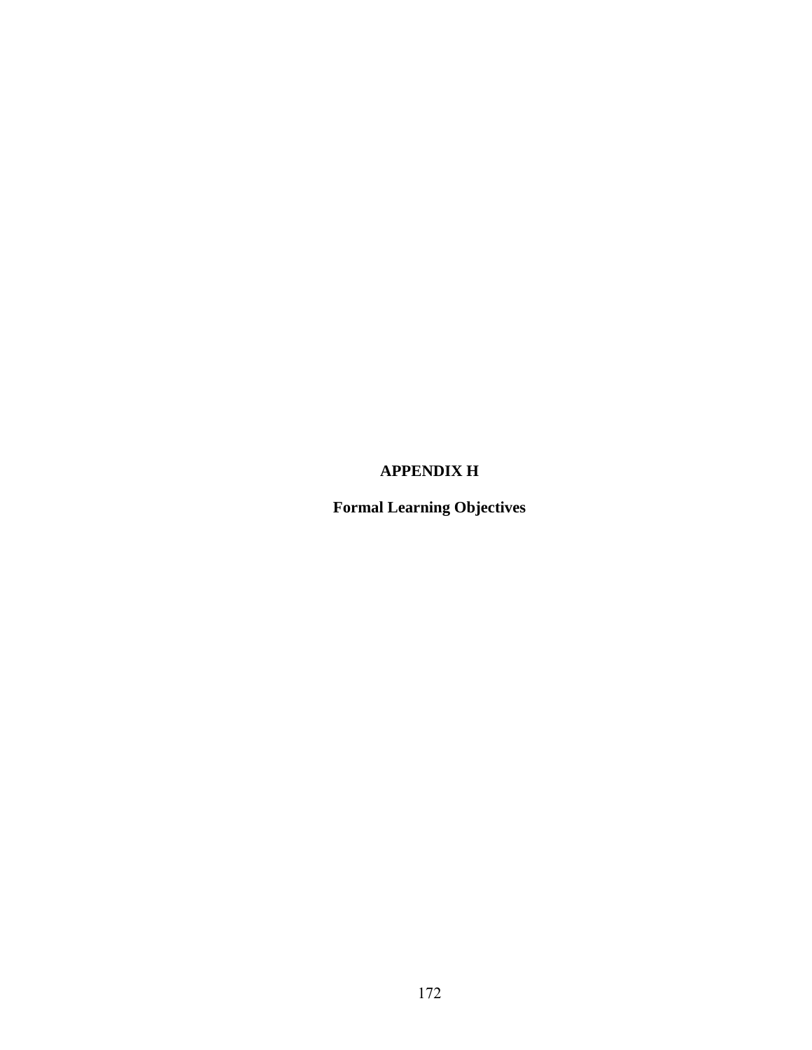# APPENDIX H

## Formal Learning Objectives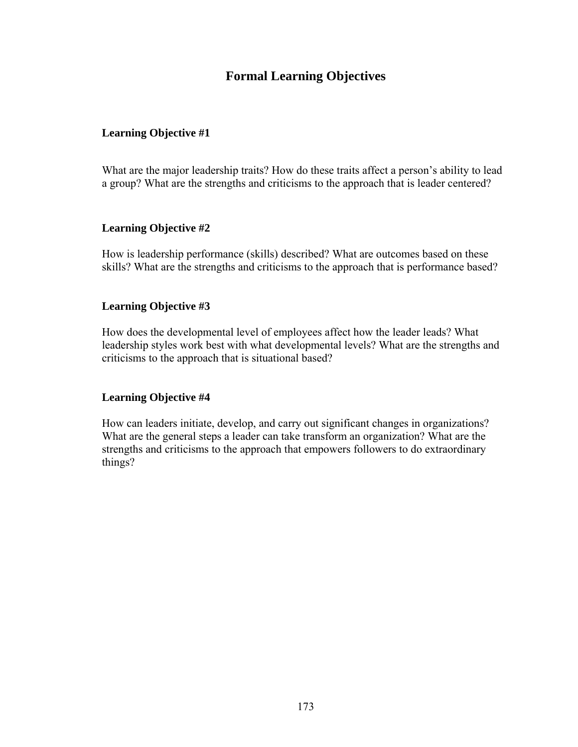# Formal Learning Objectives

### Learning Objective #1

What are the major leadership traits? How do these traits affect a person's ability to lead a group? What are the strengths and criticisms to the approach that is leader centered?

### Learning Objective #2

How is leadership performance (skills) described? What are outcomes based on these skills? What are the strengths and criticisms to the approach that is performance based?

### Learning Objective #3

How does the developmental level of employees affect how the leader leads? What leadership styles work best with what developmental levels? What are the strengths and criticisms to the approach that is situational based?

### Learning Objective #4

How can leaders initiate, develop, and carry out significant changes in organizations? What are the general steps a leader can take transform an organization? What are the strengths and criticisms to the approach that empowers followers to do extraordinary things?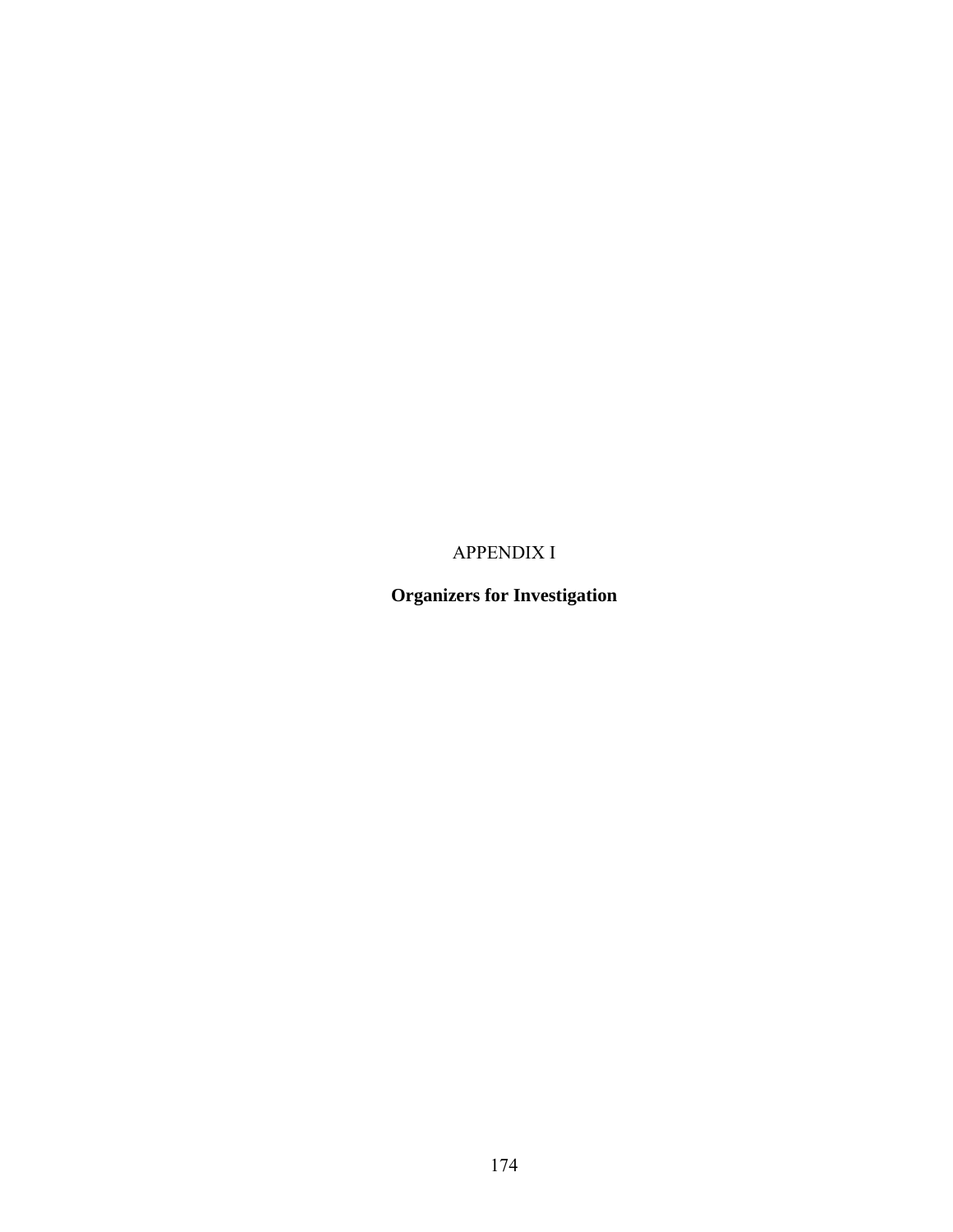# APPENDIX I

## Organizers for Investigation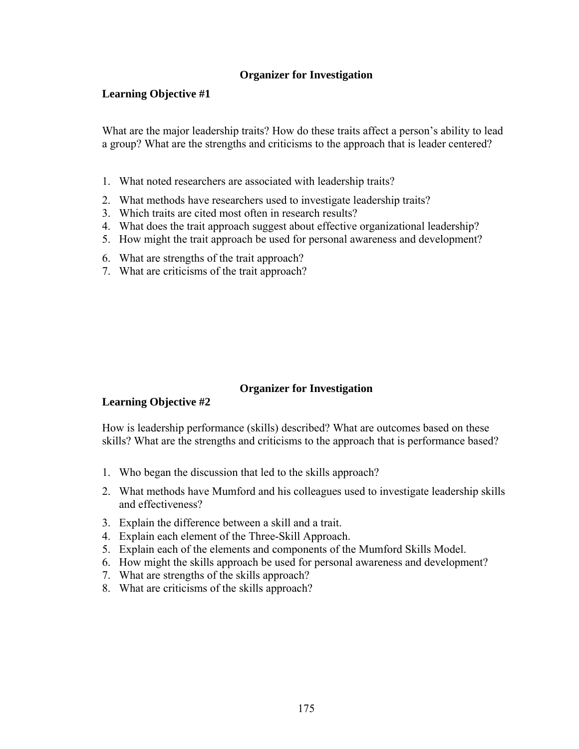## Organizer for Investigation

**Learning Objective #1**

What are the major leadership traits? How do these traits affect a person's ability to lead a group? What are the strengths and criticisms to the approach that is leader centered?

1. What noted researchers are associated with leadership traits?
2. What methods have researchers used to investigate leadership traits?
3. Which traits are cited most often in research results?
4. What does the trait approach suggest about effective organizational leadership?
5. How might the trait approach be used for personal awareness and development?
6. What are strengths of the trait approach?
7. What are criticisms of the trait approach?

## Organizer for Investigation

**Learning Objective #2**

How is leadership performance (skills) described? What are outcomes based on these skills? What are the strengths and criticisms to the approach that is performance based?

1. Who began the discussion that led to the skills approach?
2. What methods have Mumford and his colleagues used to investigate leadership skills and effectiveness?
3. Explain the difference between a skill and a trait.
4. Explain each element of the Three-Skill Approach.
5. Explain each of the elements and components of the Mumford Skills Model.
6. How might the skills approach be used for personal awareness and development?
7. What are strengths of the skills approach?
8. What are criticisms of the skills approach?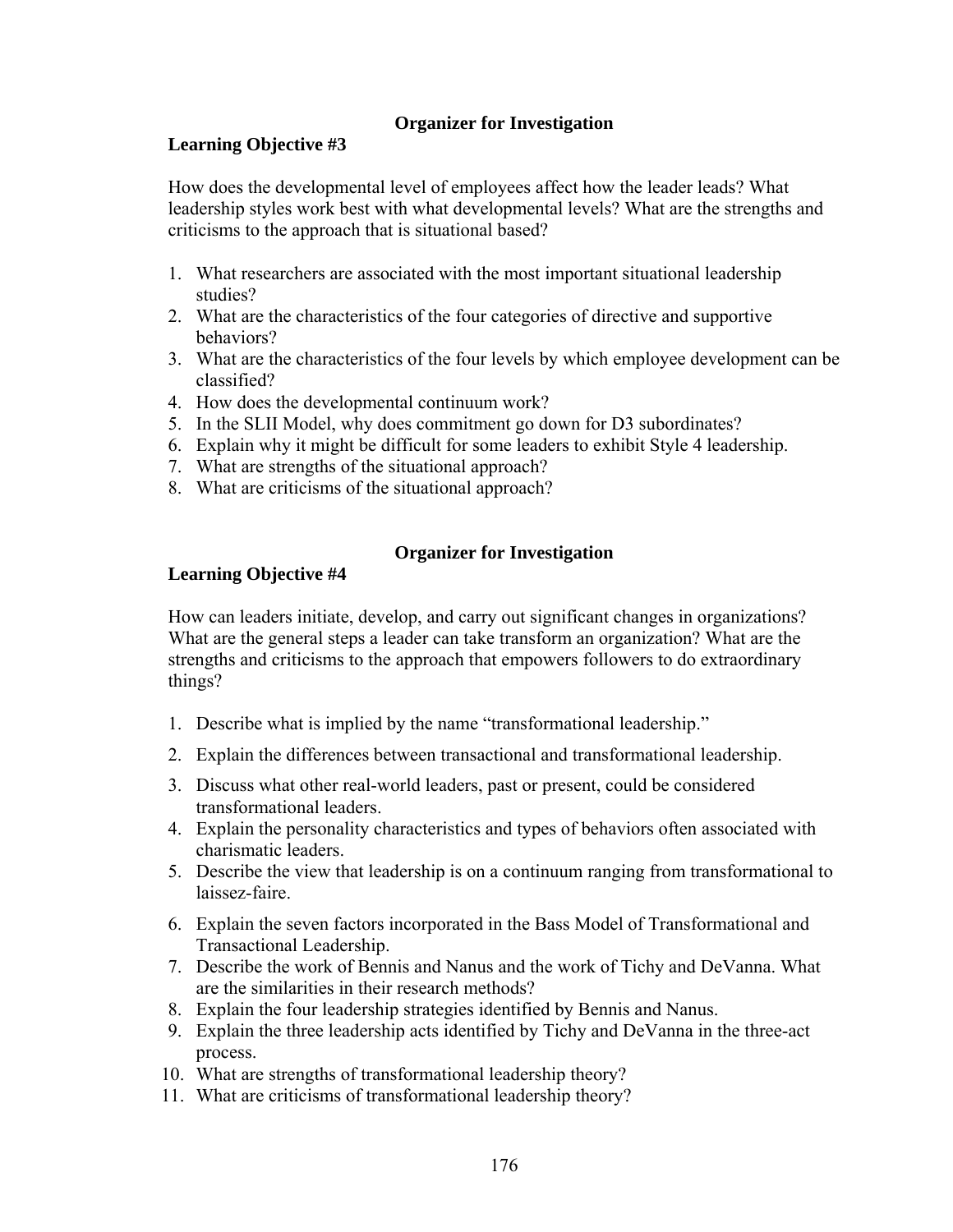## Organizer for Investigation

**Learning Objective #3**

How does the developmental level of employees affect how the leader leads? What leadership styles work best with what developmental levels? What are the strengths and criticisms to the approach that is situational based?

1. What researchers are associated with the most important situational leadership studies?
2. What are the characteristics of the four categories of directive and supportive behaviors?
3. What are the characteristics of the four levels by which employee development can be classified?
4. How does the developmental continuum work?
5. In the SLII Model, why does commitment go down for D3 subordinates?
6. Explain why it might be difficult for some leaders to exhibit Style 4 leadership.
7. What are strengths of the situational approach?
8. What are criticisms of the situational approach?

## Organizer for Investigation

**Learning Objective #4**

How can leaders initiate, develop, and carry out significant changes in organizations? What are the general steps a leader can take transform an organization? What are the strengths and criticisms to the approach that empowers followers to do extraordinary things?

1. Describe what is implied by the name "transformational leadership."
2. Explain the differences between transactional and transformational leadership.
3. Discuss what other real-world leaders, past or present, could be considered transformational leaders.
4. Explain the personality characteristics and types of behaviors often associated with charismatic leaders.
5. Describe the view that leadership is on a continuum ranging from transformational to laissez-faire.
6. Explain the seven factors incorporated in the Bass Model of Transformational and Transactional Leadership.
7. Describe the work of Bennis and Nanus and the work of Tichy and DeVanna. What are the similarities in their research methods?
8. Explain the four leadership strategies identified by Bennis and Nanus.
9. Explain the three leadership acts identified by Tichy and DeVanna in the three-act process.
10. What are strengths of transformational leadership theory?
11. What are criticisms of transformational leadership theory?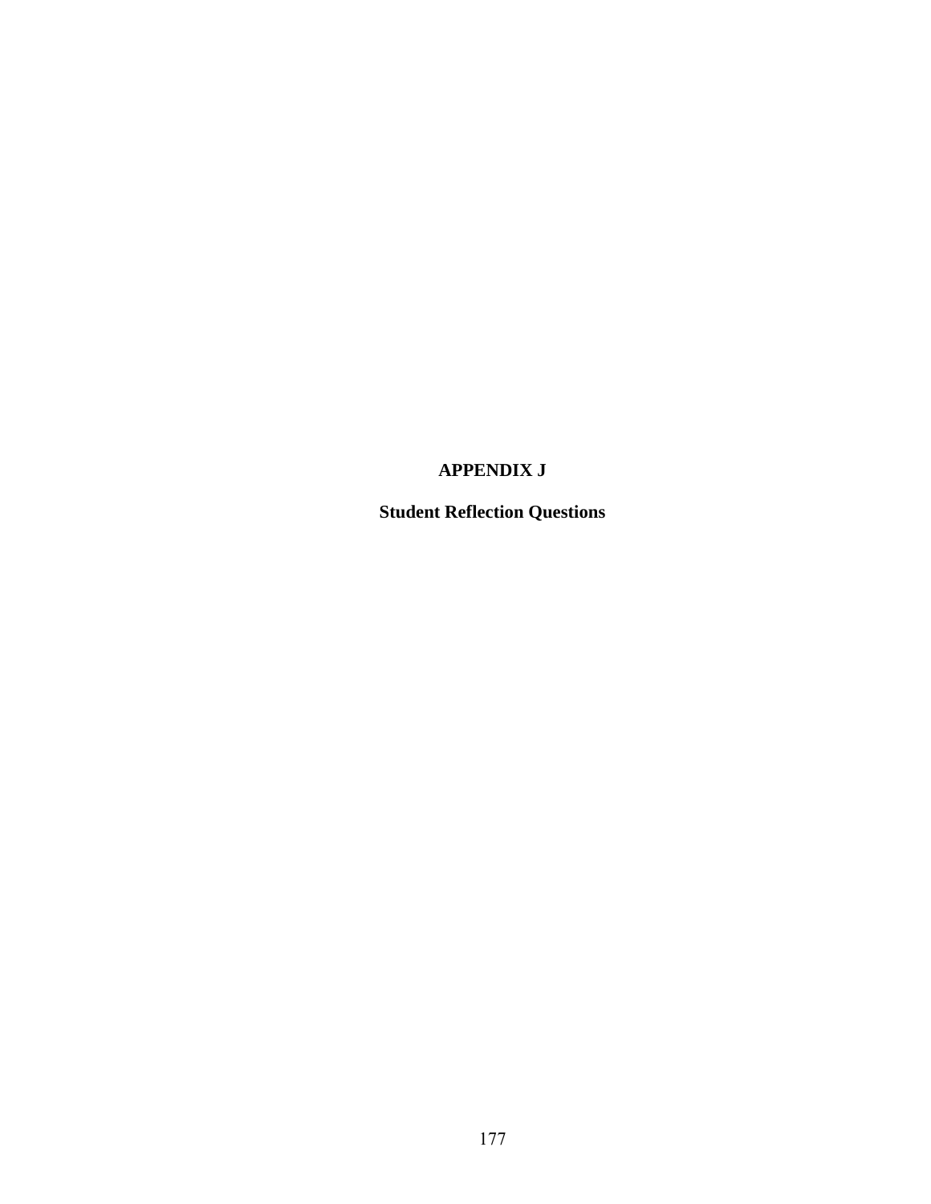# APPENDIX J

## Student Reflection Questions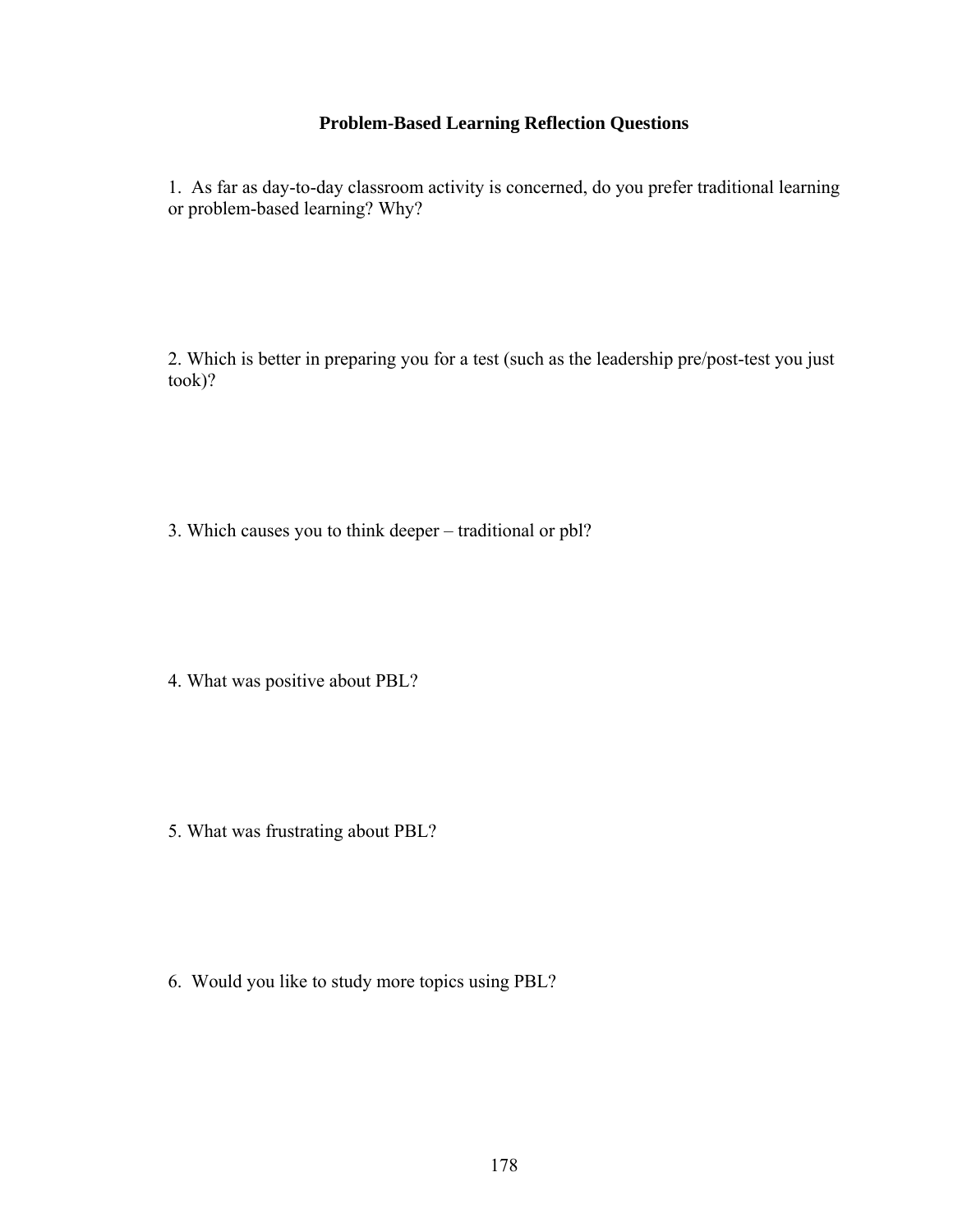### Problem-Based Learning Reflection Questions

1. As far as day-to-day classroom activity is concerned, do you prefer traditional learning or problem-based learning? Why?

2. Which is better in preparing you for a test (such as the leadership pre/post-test you just took)?

3. Which causes you to think deeper – traditional or pbl?

4. What was positive about PBL?

5. What was frustrating about PBL?

6. Would you like to study more topics using PBL?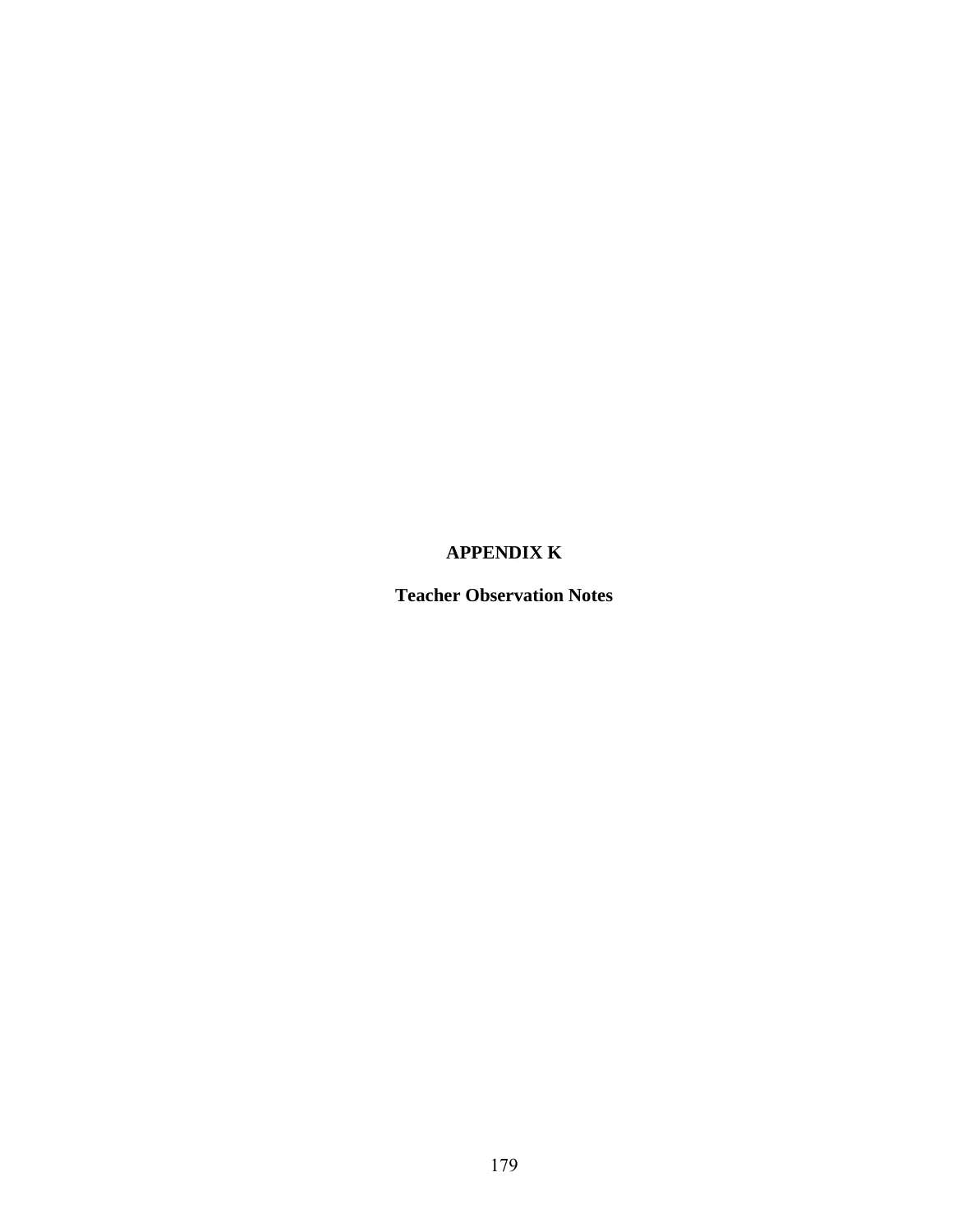# APPENDIX K

## Teacher Observation Notes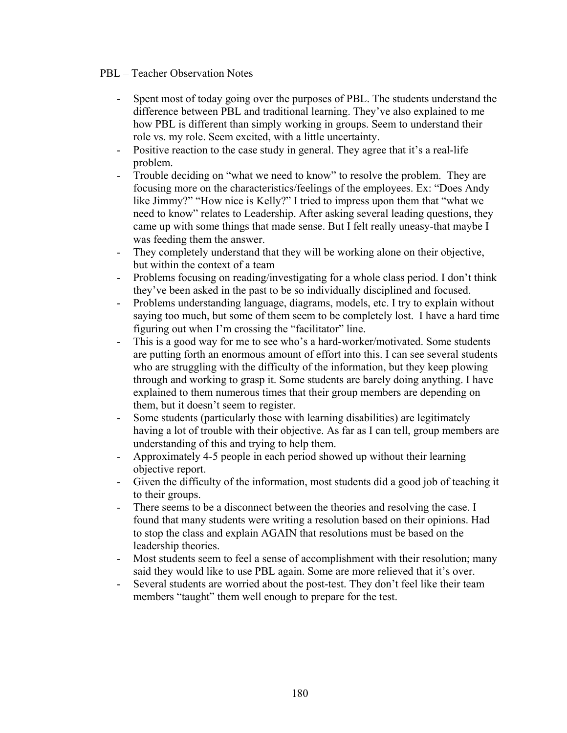PBL – Teacher Observation Notes

- Spent most of today going over the purposes of PBL. The students understand the difference between PBL and traditional learning. They've also explained to me how PBL is different than simply working in groups. Seem to understand their role vs. my role. Seem excited, with a little uncertainty.
- Positive reaction to the case study in general. They agree that it's a real-life problem.
- Trouble deciding on "what we need to know" to resolve the problem. They are focusing more on the characteristics/feelings of the employees. Ex: "Does Andy like Jimmy?" "How nice is Kelly?" I tried to impress upon them that "what we need to know" relates to Leadership. After asking several leading questions, they came up with some things that made sense. But I felt really uneasy-that maybe I was feeding them the answer.
- They completely understand that they will be working alone on their objective, but within the context of a team
- Problems focusing on reading/investigating for a whole class period. I don't think they've been asked in the past to be so individually disciplined and focused.
- Problems understanding language, diagrams, models, etc. I try to explain without saying too much, but some of them seem to be completely lost. I have a hard time figuring out when I'm crossing the "facilitator" line.
- This is a good way for me to see who's a hard-worker/motivated. Some students are putting forth an enormous amount of effort into this. I can see several students who are struggling with the difficulty of the information, but they keep plowing through and working to grasp it. Some students are barely doing anything. I have explained to them numerous times that their group members are depending on them, but it doesn't seem to register.
- Some students (particularly those with learning disabilities) are legitimately having a lot of trouble with their objective. As far as I can tell, group members are understanding of this and trying to help them.
- Approximately 4-5 people in each period showed up without their learning objective report.
- Given the difficulty of the information, most students did a good job of teaching it to their groups.
- There seems to be a disconnect between the theories and resolving the case. I found that many students were writing a resolution based on their opinions. Had to stop the class and explain AGAIN that resolutions must be based on the leadership theories.
- Most students seem to feel a sense of accomplishment with their resolution; many said they would like to use PBL again. Some are more relieved that it's over.
- Several students are worried about the post-test. They don't feel like their team members "taught" them well enough to prepare for the test.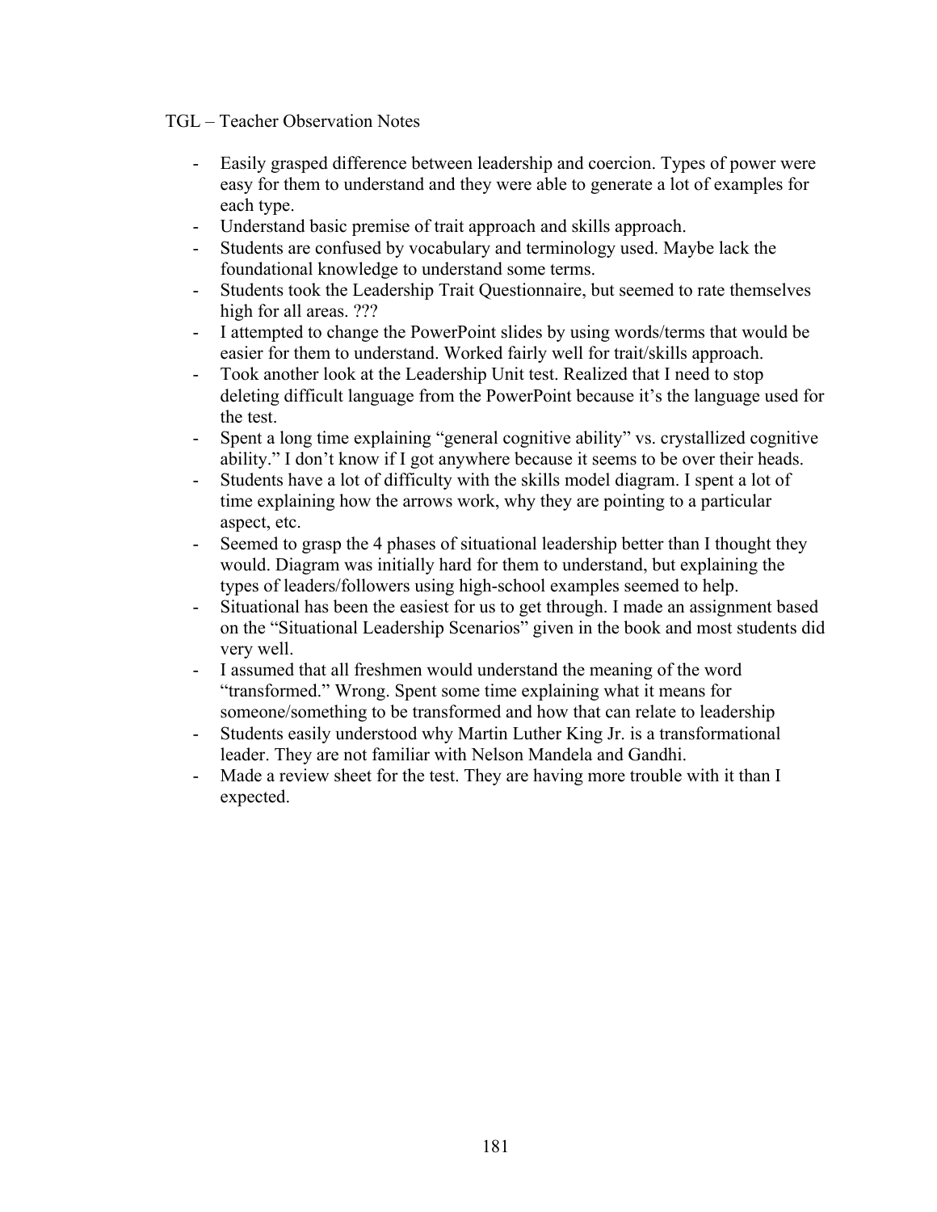TGL – Teacher Observation Notes

- Easily grasped difference between leadership and coercion. Types of power were easy for them to understand and they were able to generate a lot of examples for each type.
- Understand basic premise of trait approach and skills approach.
- Students are confused by vocabulary and terminology used. Maybe lack the foundational knowledge to understand some terms.
- Students took the Leadership Trait Questionnaire, but seemed to rate themselves high for all areas. ???
- I attempted to change the PowerPoint slides by using words/terms that would be easier for them to understand. Worked fairly well for trait/skills approach.
- Took another look at the Leadership Unit test. Realized that I need to stop deleting difficult language from the PowerPoint because it's the language used for the test.
- Spent a long time explaining "general cognitive ability" vs. crystallized cognitive ability." I don't know if I got anywhere because it seems to be over their heads.
- Students have a lot of difficulty with the skills model diagram. I spent a lot of time explaining how the arrows work, why they are pointing to a particular aspect, etc.
- Seemed to grasp the 4 phases of situational leadership better than I thought they would. Diagram was initially hard for them to understand, but explaining the types of leaders/followers using high-school examples seemed to help.
- Situational has been the easiest for us to get through. I made an assignment based on the "Situational Leadership Scenarios" given in the book and most students did very well.
- I assumed that all freshmen would understand the meaning of the word "transformed." Wrong. Spent some time explaining what it means for someone/something to be transformed and how that can relate to leadership
- Students easily understood why Martin Luther King Jr. is a transformational leader. They are not familiar with Nelson Mandela and Gandhi.
- Made a review sheet for the test. They are having more trouble with it than I expected.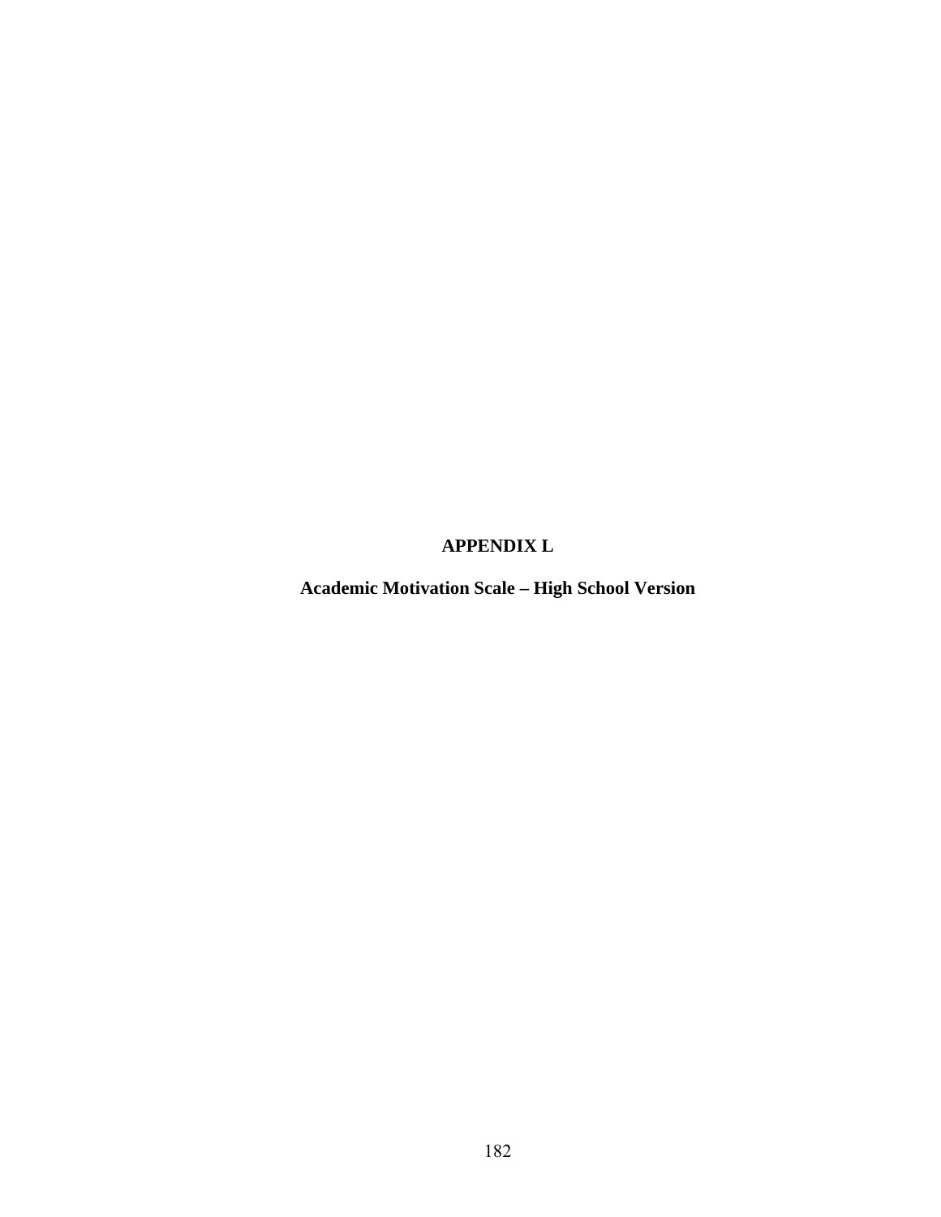# APPENDIX L

## Academic Motivation Scale – High School Version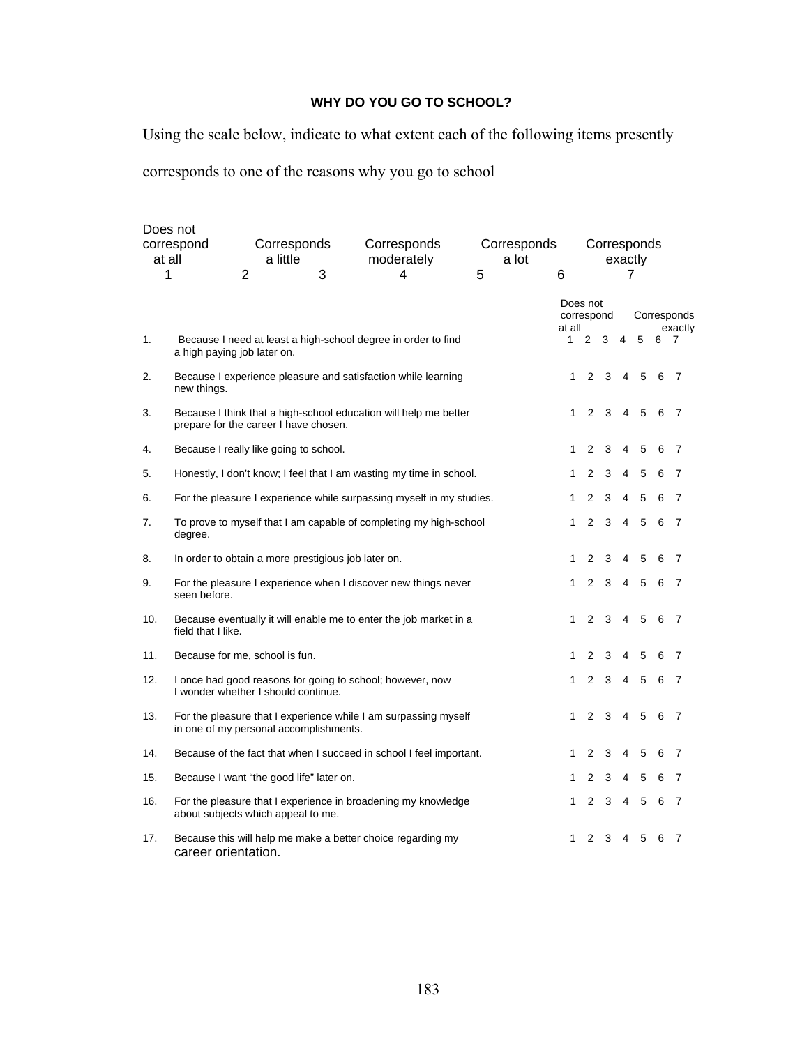**WHY DO YOU GO TO SCHOOL?**

Using the scale below, indicate to what extent each of the following items presently corresponds to one of the reasons why you go to school

| Does not correspond at all | Corresponds a little | | Corresponds moderately | Corresponds a lot | | Corresponds exactly |
|---|---|---|---|---|---|---|
| 1 | 2 | 3 | 4 | 5 | 6 | 7 |

| | | Does not correspond at all | | | | | | Corresponds exactly |
|---|---|---|---|---|---|---|---|---|
| 1. | Because I need at least a high-school degree in order to find a high paying job later on. | 1 | 2 | 3 | 4 | 5 | 6 | 7 |
| 2. | Because I experience pleasure and satisfaction while learning new things. | 1 | 2 | 3 | 4 | 5 | 6 | 7 |
| 3. | Because I think that a high-school education will help me better prepare for the career I have chosen. | 1 | 2 | 3 | 4 | 5 | 6 | 7 |
| 4. | Because I really like going to school. | 1 | 2 | 3 | 4 | 5 | 6 | 7 |
| 5. | Honestly, I don't know; I feel that I am wasting my time in school. | 1 | 2 | 3 | 4 | 5 | 6 | 7 |
| 6. | For the pleasure I experience while surpassing myself in my studies. | 1 | 2 | 3 | 4 | 5 | 6 | 7 |
| 7. | To prove to myself that I am capable of completing my high-school degree. | 1 | 2 | 3 | 4 | 5 | 6 | 7 |
| 8. | In order to obtain a more prestigious job later on. | 1 | 2 | 3 | 4 | 5 | 6 | 7 |
| 9. | For the pleasure I experience when I discover new things never seen before. | 1 | 2 | 3 | 4 | 5 | 6 | 7 |
| 10. | Because eventually it will enable me to enter the job market in a field that I like. | 1 | 2 | 3 | 4 | 5 | 6 | 7 |
| 11. | Because for me, school is fun. | 1 | 2 | 3 | 4 | 5 | 6 | 7 |
| 12. | I once had good reasons for going to school; however, now I wonder whether I should continue. | 1 | 2 | 3 | 4 | 5 | 6 | 7 |
| 13. | For the pleasure that I experience while I am surpassing myself in one of my personal accomplishments. | 1 | 2 | 3 | 4 | 5 | 6 | 7 |
| 14. | Because of the fact that when I succeed in school I feel important. | 1 | 2 | 3 | 4 | 5 | 6 | 7 |
| 15. | Because I want "the good life" later on. | 1 | 2 | 3 | 4 | 5 | 6 | 7 |
| 16. | For the pleasure that I experience in broadening my knowledge about subjects which appeal to me. | 1 | 2 | 3 | 4 | 5 | 6 | 7 |
| 17. | Because this will help me make a better choice regarding my career orientation. | 1 | 2 | 3 | 4 | 5 | 6 | 7 |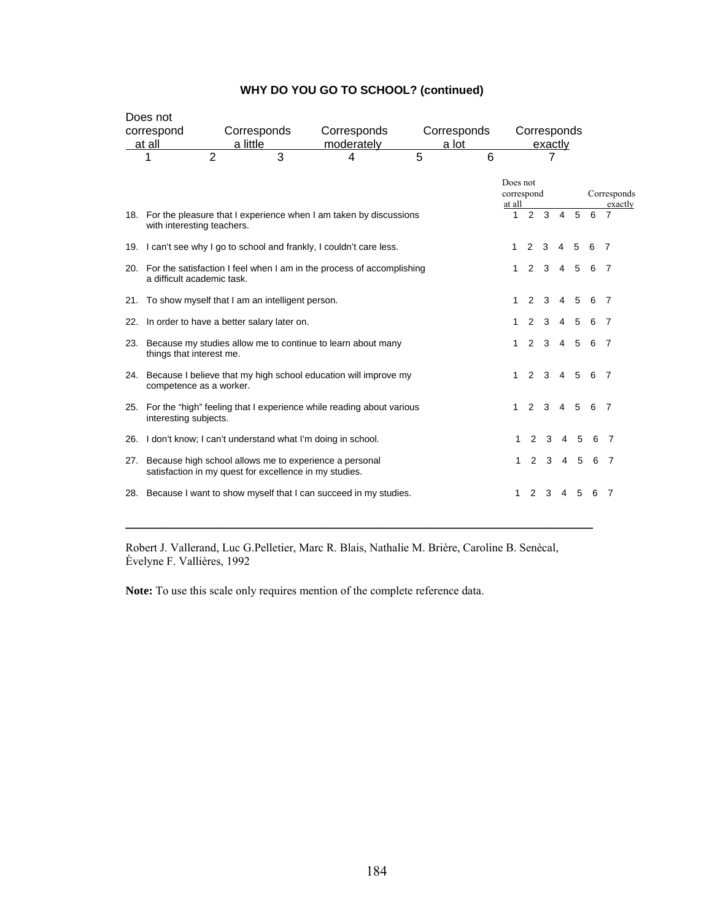## WHY DO YOU GO TO SCHOOL? (continued)

| Does not correspond at all | | | Corresponds a little | Corresponds moderately | | Corresponds a lot | Corresponds exactly |
|---|---|---|---|---|---|---|---|
| 1 | 2 | 3 | | 4 | 5 | 6 | 7 |

| | | Does not correspond at all | | | | | | Corresponds exactly |
|---|---|---|---|---|---|---|---|---|
| 18. | For the pleasure that I experience when I am taken by discussions with interesting teachers. | 1 | 2 | 3 | 4 | 5 | 6 | 7 |
| 19. | I can't see why I go to school and frankly, I couldn't care less. | 1 | 2 | 3 | 4 | 5 | 6 | 7 |
| 20. | For the satisfaction I feel when I am in the process of accomplishing a difficult academic task. | 1 | 2 | 3 | 4 | 5 | 6 | 7 |
| 21. | To show myself that I am an intelligent person. | 1 | 2 | 3 | 4 | 5 | 6 | 7 |
| 22. | In order to have a better salary later on. | 1 | 2 | 3 | 4 | 5 | 6 | 7 |
| 23. | Because my studies allow me to continue to learn about many things that interest me. | 1 | 2 | 3 | 4 | 5 | 6 | 7 |
| 24. | Because I believe that my high school education will improve my competence as a worker. | 1 | 2 | 3 | 4 | 5 | 6 | 7 |
| 25. | For the "high" feeling that I experience while reading about various interesting subjects. | 1 | 2 | 3 | 4 | 5 | 6 | 7 |
| 26. | I don't know; I can't understand what I'm doing in school. | 1 | 2 | 3 | 4 | 5 | 6 | 7 |
| 27. | Because high school allows me to experience a personal satisfaction in my quest for excellence in my studies. | 1 | 2 | 3 | 4 | 5 | 6 | 7 |
| 28. | Because I want to show myself that I can succeed in my studies. | 1 | 2 | 3 | 4 | 5 | 6 | 7 |

---

Robert J. Vallerand, Luc G.Pelletier, Marc R. Blais, Nathalie M. Brière, Caroline B. Senècal, Èvelyne F. Vallières, 1992

**Note:** To use this scale only requires mention of the complete reference data.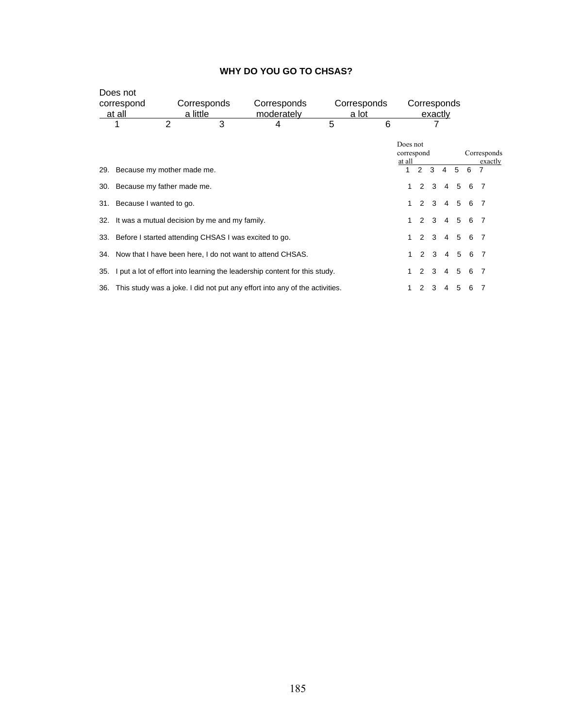**WHY DO YOU GO TO CHSAS?**

| Does not correspond at all | | Corresponds a little | Corresponds moderately | | Corresponds a lot | Corresponds exactly |
|---|---|---|---|---|---|---|
| 1 | 2 | 3 | 4 | 5 | 6 | 7 |

| | Item | Does not correspond at all 1 | 2 | 3 | 4 | 5 | 6 | Corresponds exactly 7 |
|---|---|---|---|---|---|---|---|---|
| 29. | Because my mother made me. | 1 | 2 | 3 | 4 | 5 | 6 | 7 |
| 30. | Because my father made me. | 1 | 2 | 3 | 4 | 5 | 6 | 7 |
| 31. | Because I wanted to go. | 1 | 2 | 3 | 4 | 5 | 6 | 7 |
| 32. | It was a mutual decision by me and my family. | 1 | 2 | 3 | 4 | 5 | 6 | 7 |
| 33. | Before I started attending CHSAS I was excited to go. | 1 | 2 | 3 | 4 | 5 | 6 | 7 |
| 34. | Now that I have been here, I do not want to attend CHSAS. | 1 | 2 | 3 | 4 | 5 | 6 | 7 |
| 35. | I put a lot of effort into learning the leadership content for this study. | 1 | 2 | 3 | 4 | 5 | 6 | 7 |
| 36. | This study was a joke. I did not put any effort into any of the activities. | 1 | 2 | 3 | 4 | 5 | 6 | 7 |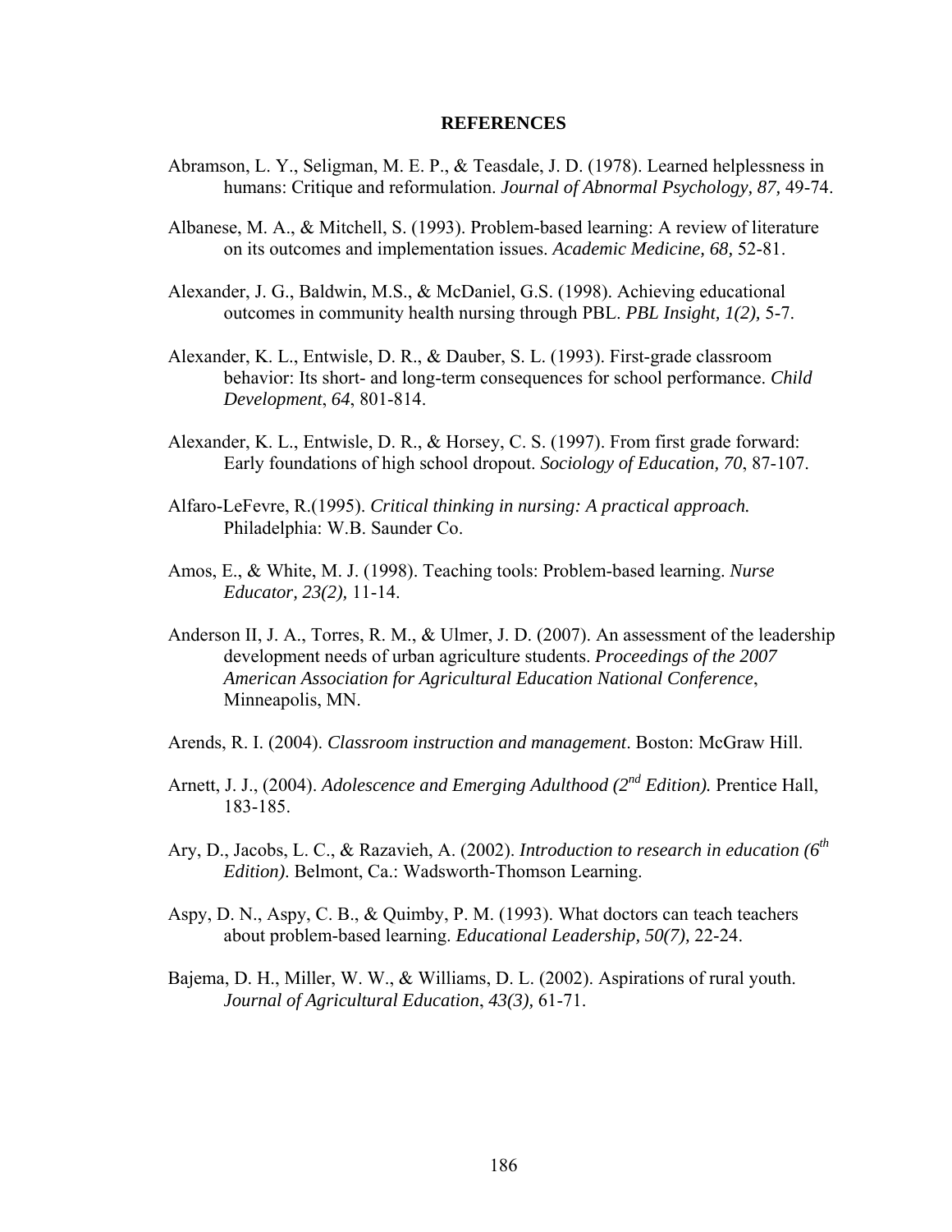# REFERENCES

Abramson, L. Y., Seligman, M. E. P., & Teasdale, J. D. (1978). Learned helplessness in humans: Critique and reformulation. *Journal of Abnormal Psychology, 87,* 49-74.

Albanese, M. A., & Mitchell, S. (1993). Problem-based learning: A review of literature on its outcomes and implementation issues. *Academic Medicine, 68,* 52-81.

Alexander, J. G., Baldwin, M.S., & McDaniel, G.S. (1998). Achieving educational outcomes in community health nursing through PBL. *PBL Insight, 1(2),* 5-7.

Alexander, K. L., Entwisle, D. R., & Dauber, S. L. (1993). First-grade classroom behavior: Its short- and long-term consequences for school performance. *Child Development*, *64*, 801-814.

Alexander, K. L., Entwisle, D. R., & Horsey, C. S. (1997). From first grade forward: Early foundations of high school dropout. *Sociology of Education, 70*, 87-107.

Alfaro-LeFevre, R.(1995). *Critical thinking in nursing: A practical approach.* Philadelphia: W.B. Saunder Co.

Amos, E., & White, M. J. (1998). Teaching tools: Problem-based learning. *Nurse Educator, 23(2),* 11-14.

Anderson II, J. A., Torres, R. M., & Ulmer, J. D. (2007). An assessment of the leadership development needs of urban agriculture students. *Proceedings of the 2007 American Association for Agricultural Education National Conference*, Minneapolis, MN.

Arends, R. I. (2004). *Classroom instruction and management*. Boston: McGraw Hill.

Arnett, J. J., (2004). *Adolescence and Emerging Adulthood (2nd Edition).* Prentice Hall, 183-185.

Ary, D., Jacobs, L. C., & Razavieh, A. (2002). *Introduction to research in education (6th Edition).* Belmont, Ca.: Wadsworth-Thomson Learning.

Aspy, D. N., Aspy, C. B., & Quimby, P. M. (1993). What doctors can teach teachers about problem-based learning. *Educational Leadership*, *50(7),* 22-24.

Bajema, D. H., Miller, W. W., & Williams, D. L. (2002). Aspirations of rural youth. *Journal of Agricultural Education*, *43(3),* 61-71.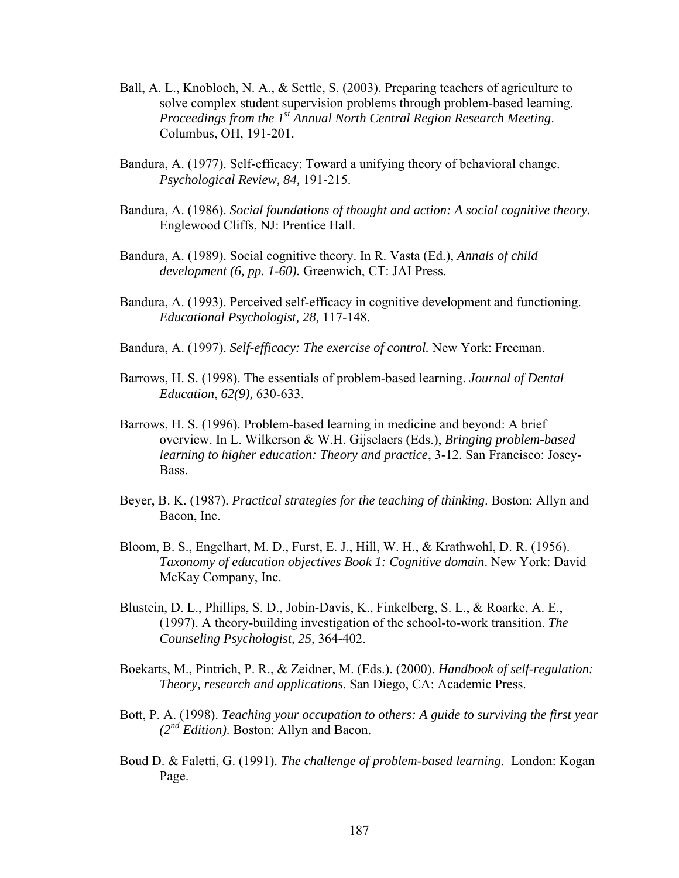Ball, A. L., Knobloch, N. A., & Settle, S. (2003). Preparing teachers of agriculture to solve complex student supervision problems through problem-based learning. *Proceedings from the 1st Annual North Central Region Research Meeting*. Columbus, OH, 191-201.

Bandura, A. (1977). Self-efficacy: Toward a unifying theory of behavioral change. *Psychological Review, 84,* 191-215.

Bandura, A. (1986). *Social foundations of thought and action: A social cognitive theory.* Englewood Cliffs, NJ: Prentice Hall.

Bandura, A. (1989). Social cognitive theory. In R. Vasta (Ed.), *Annals of child development (6, pp. 1-60).* Greenwich, CT: JAI Press.

Bandura, A. (1993). Perceived self-efficacy in cognitive development and functioning. *Educational Psychologist, 28,* 117-148.

Bandura, A. (1997). *Self-efficacy: The exercise of control.* New York: Freeman.

Barrows, H. S. (1998). The essentials of problem-based learning. *Journal of Dental Education*, *62(9),* 630-633.

Barrows, H. S. (1996). Problem-based learning in medicine and beyond: A brief overview. In L. Wilkerson & W.H. Gijselaers (Eds.), *Bringing problem-based learning to higher education: Theory and practice*, 3-12. San Francisco: Josey-Bass.

Beyer, B. K. (1987). *Practical strategies for the teaching of thinking*. Boston: Allyn and Bacon, Inc.

Bloom, B. S., Engelhart, M. D., Furst, E. J., Hill, W. H., & Krathwohl, D. R. (1956). *Taxonomy of education objectives Book 1: Cognitive domain*. New York: David McKay Company, Inc.

Blustein, D. L., Phillips, S. D., Jobin-Davis, K., Finkelberg, S. L., & Roarke, A. E., (1997). A theory-building investigation of the school-to-work transition. *The Counseling Psychologist, 25,* 364-402.

Boekarts, M., Pintrich, P. R., & Zeidner, M. (Eds.). (2000). *Handbook of self-regulation: Theory, research and applications*. San Diego, CA: Academic Press.

Bott, P. A. (1998). *Teaching your occupation to others: A guide to surviving the first year (2nd Edition)*. Boston: Allyn and Bacon.

Boud D. & Faletti, G. (1991). *The challenge of problem-based learning*. London: Kogan Page.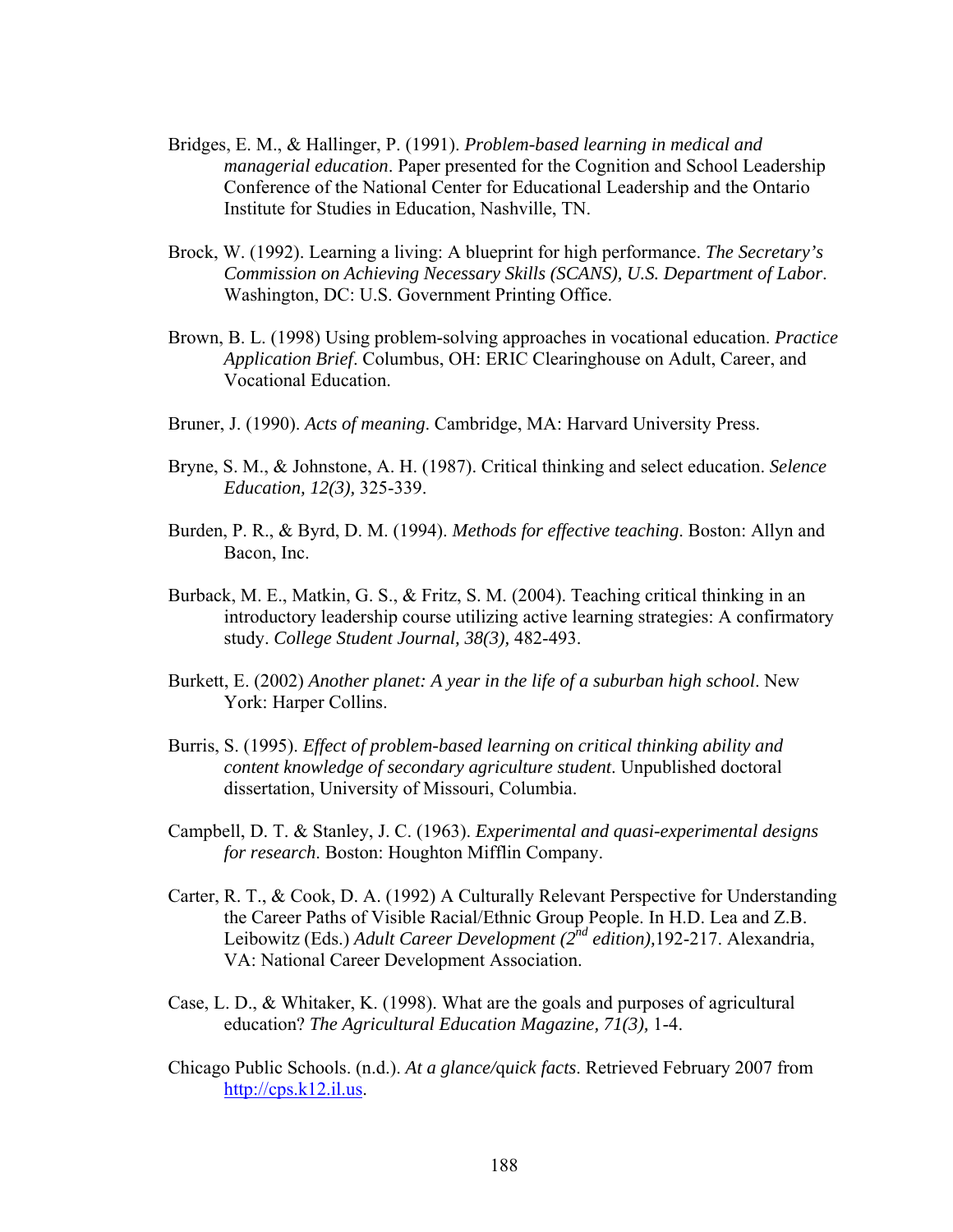Bridges, E. M., & Hallinger, P. (1991). *Problem-based learning in medical and managerial education*. Paper presented for the Cognition and School Leadership Conference of the National Center for Educational Leadership and the Ontario Institute for Studies in Education, Nashville, TN.

Brock, W. (1992). Learning a living: A blueprint for high performance. *The Secretary's Commission on Achieving Necessary Skills (SCANS), U.S. Department of Labor*. Washington, DC: U.S. Government Printing Office.

Brown, B. L. (1998) Using problem-solving approaches in vocational education. *Practice Application Brief*. Columbus, OH: ERIC Clearinghouse on Adult, Career, and Vocational Education.

Bruner, J. (1990). *Acts of meaning*. Cambridge, MA: Harvard University Press.

Bryne, S. M., & Johnstone, A. H. (1987). Critical thinking and select education. *Selence Education, 12(3),* 325-339.

Burden, P. R., & Byrd, D. M. (1994). *Methods for effective teaching*. Boston: Allyn and Bacon, Inc.

Burback, M. E., Matkin, G. S., & Fritz, S. M. (2004). Teaching critical thinking in an introductory leadership course utilizing active learning strategies: A confirmatory study. *College Student Journal, 38(3),* 482-493.

Burkett, E. (2002) *Another planet: A year in the life of a suburban high school*. New York: Harper Collins.

Burris, S. (1995). *Effect of problem-based learning on critical thinking ability and content knowledge of secondary agriculture student*. Unpublished doctoral dissertation, University of Missouri, Columbia.

Campbell, D. T. & Stanley, J. C. (1963). *Experimental and quasi-experimental designs for research*. Boston: Houghton Mifflin Company.

Carter, R. T., & Cook, D. A. (1992) A Culturally Relevant Perspective for Understanding the Career Paths of Visible Racial/Ethnic Group People. In H.D. Lea and Z.B. Leibowitz (Eds.) *Adult Career Development (2nd edition),*192-217. Alexandria, VA: National Career Development Association.

Case, L. D., & Whitaker, K. (1998). What are the goals and purposes of agricultural education? *The Agricultural Education Magazine, 71(3),* 1-4.

Chicago Public Schools. (n.d.). *At a glance/quick facts*. Retrieved February 2007 from http://cps.k12.il.us.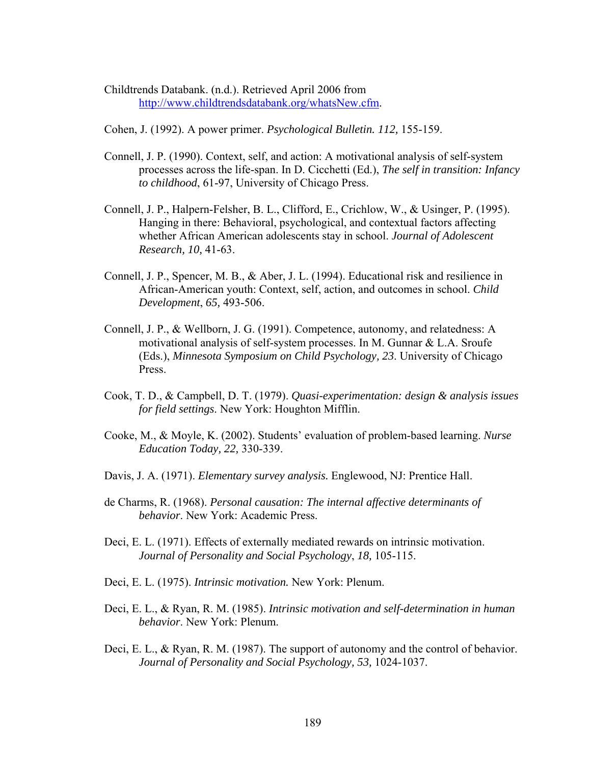Childtrends Databank. (n.d.). Retrieved April 2006 from http://www.childtrendsdatabank.org/whatsNew.cfm.

Cohen, J. (1992). A power primer. *Psychological Bulletin. 112,* 155-159.

Connell, J. P. (1990). Context, self, and action: A motivational analysis of self-system processes across the life-span. In D. Cicchetti (Ed.), *The self in transition: Infancy to childhood*, 61-97, University of Chicago Press.

Connell, J. P., Halpern-Felsher, B. L., Clifford, E., Crichlow, W., & Usinger, P. (1995). Hanging in there: Behavioral, psychological, and contextual factors affecting whether African American adolescents stay in school. *Journal of Adolescent Research, 10,* 41-63.

Connell, J. P., Spencer, M. B., & Aber, J. L. (1994). Educational risk and resilience in African-American youth: Context, self, action, and outcomes in school. *Child Development*, *65,* 493-506.

Connell, J. P., & Wellborn, J. G. (1991). Competence, autonomy, and relatedness: A motivational analysis of self-system processes. In M. Gunnar & L.A. Sroufe (Eds.), *Minnesota Symposium on Child Psychology, 23*. University of Chicago Press.

Cook, T. D., & Campbell, D. T. (1979). *Quasi-experimentation: design & analysis issues for field settings*. New York: Houghton Mifflin.

Cooke, M., & Moyle, K. (2002). Students' evaluation of problem-based learning. *Nurse Education Today, 22,* 330-339.

Davis, J. A. (1971). *Elementary survey analysis.* Englewood, NJ: Prentice Hall.

de Charms, R. (1968). *Personal causation: The internal affective determinants of behavior*. New York: Academic Press.

Deci, E. L. (1971). Effects of externally mediated rewards on intrinsic motivation. *Journal of Personality and Social Psychology*, *18,* 105-115.

Deci, E. L. (1975). *Intrinsic motivation.* New York: Plenum.

Deci, E. L., & Ryan, R. M. (1985). *Intrinsic motivation and self-determination in human behavior*. New York: Plenum.

Deci, E. L., & Ryan, R. M. (1987). The support of autonomy and the control of behavior. *Journal of Personality and Social Psychology, 53,* 1024-1037.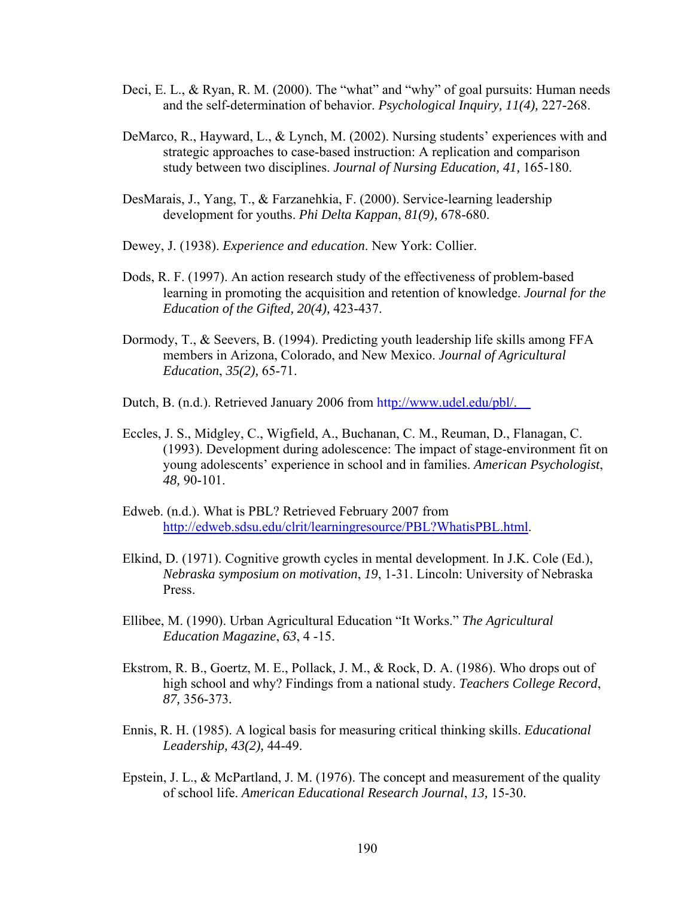Deci, E. L., & Ryan, R. M. (2000). The "what" and "why" of goal pursuits: Human needs and the self-determination of behavior. *Psychological Inquiry, 11(4),* 227-268.

DeMarco, R., Hayward, L., & Lynch, M. (2002). Nursing students' experiences with and strategic approaches to case-based instruction: A replication and comparison study between two disciplines. *Journal of Nursing Education, 41,* 165-180.

DesMarais, J., Yang, T., & Farzanehkia, F. (2000). Service-learning leadership development for youths. *Phi Delta Kappan*, *81(9),* 678-680.

Dewey, J. (1938). *Experience and education*. New York: Collier.

Dods, R. F. (1997). An action research study of the effectiveness of problem-based learning in promoting the acquisition and retention of knowledge. *Journal for the Education of the Gifted, 20(4),* 423-437.

Dormody, T., & Seevers, B. (1994). Predicting youth leadership life skills among FFA members in Arizona, Colorado, and New Mexico. *Journal of Agricultural Education*, *35(2),* 65-71.

Dutch, B. (n.d.). Retrieved January 2006 from http://www.udel.edu/pbl/.

Eccles, J. S., Midgley, C., Wigfield, A., Buchanan, C. M., Reuman, D., Flanagan, C. (1993). Development during adolescence: The impact of stage-environment fit on young adolescents' experience in school and in families. *American Psychologist*, *48,* 90-101.

Edweb. (n.d.). What is PBL? Retrieved February 2007 from http://edweb.sdsu.edu/clrit/learningresource/PBL?WhatisPBL.html.

Elkind, D. (1971). Cognitive growth cycles in mental development. In J.K. Cole (Ed.), *Nebraska symposium on motivation*, *19*, 1-31. Lincoln: University of Nebraska Press.

Ellibee, M. (1990). Urban Agricultural Education "It Works." *The Agricultural Education Magazine*, *63*, 4 -15.

Ekstrom, R. B., Goertz, M. E., Pollack, J. M., & Rock, D. A. (1986). Who drops out of high school and why? Findings from a national study. *Teachers College Record*, *87,* 356-373.

Ennis, R. H. (1985). A logical basis for measuring critical thinking skills. *Educational Leadership, 43(2),* 44-49.

Epstein, J. L., & McPartland, J. M. (1976). The concept and measurement of the quality of school life. *American Educational Research Journal*, *13,* 15-30.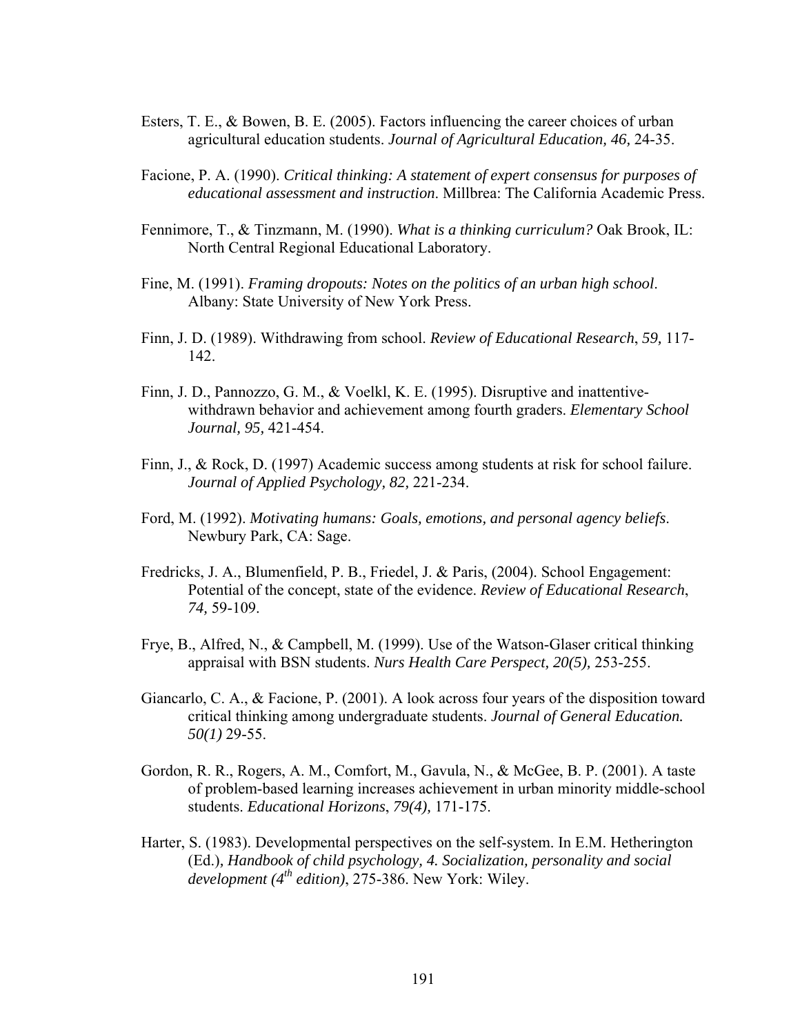Esters, T. E., & Bowen, B. E. (2005). Factors influencing the career choices of urban agricultural education students. *Journal of Agricultural Education, 46,* 24-35.

Facione, P. A. (1990). *Critical thinking: A statement of expert consensus for purposes of educational assessment and instruction*. Millbrea: The California Academic Press.

Fennimore, T., & Tinzmann, M. (1990). *What is a thinking curriculum?* Oak Brook, IL: North Central Regional Educational Laboratory.

Fine, M. (1991). *Framing dropouts: Notes on the politics of an urban high school*. Albany: State University of New York Press.

Finn, J. D. (1989). Withdrawing from school. *Review of Educational Research*, *59,* 117-142.

Finn, J. D., Pannozzo, G. M., & Voelkl, K. E. (1995). Disruptive and inattentive-withdrawn behavior and achievement among fourth graders. *Elementary School Journal, 95,* 421-454.

Finn, J., & Rock, D. (1997) Academic success among students at risk for school failure. *Journal of Applied Psychology, 82,* 221-234.

Ford, M. (1992). *Motivating humans: Goals, emotions, and personal agency beliefs*. Newbury Park, CA: Sage.

Fredricks, J. A., Blumenfield, P. B., Friedel, J. & Paris, (2004). School Engagement: Potential of the concept, state of the evidence. *Review of Educational Research*, *74,* 59-109.

Frye, B., Alfred, N., & Campbell, M. (1999). Use of the Watson-Glaser critical thinking appraisal with BSN students. *Nurs Health Care Perspect, 20(5),* 253-255.

Giancarlo, C. A., & Facione, P. (2001). A look across four years of the disposition toward critical thinking among undergraduate students. *Journal of General Education. 50(1)* 29-55.

Gordon, R. R., Rogers, A. M., Comfort, M., Gavula, N., & McGee, B. P. (2001). A taste of problem-based learning increases achievement in urban minority middle-school students. *Educational Horizons*, *79(4),* 171-175.

Harter, S. (1983). Developmental perspectives on the self-system. In E.M. Hetherington (Ed.), *Handbook of child psychology, 4. Socialization, personality and social development (4th edition)*, 275-386. New York: Wiley.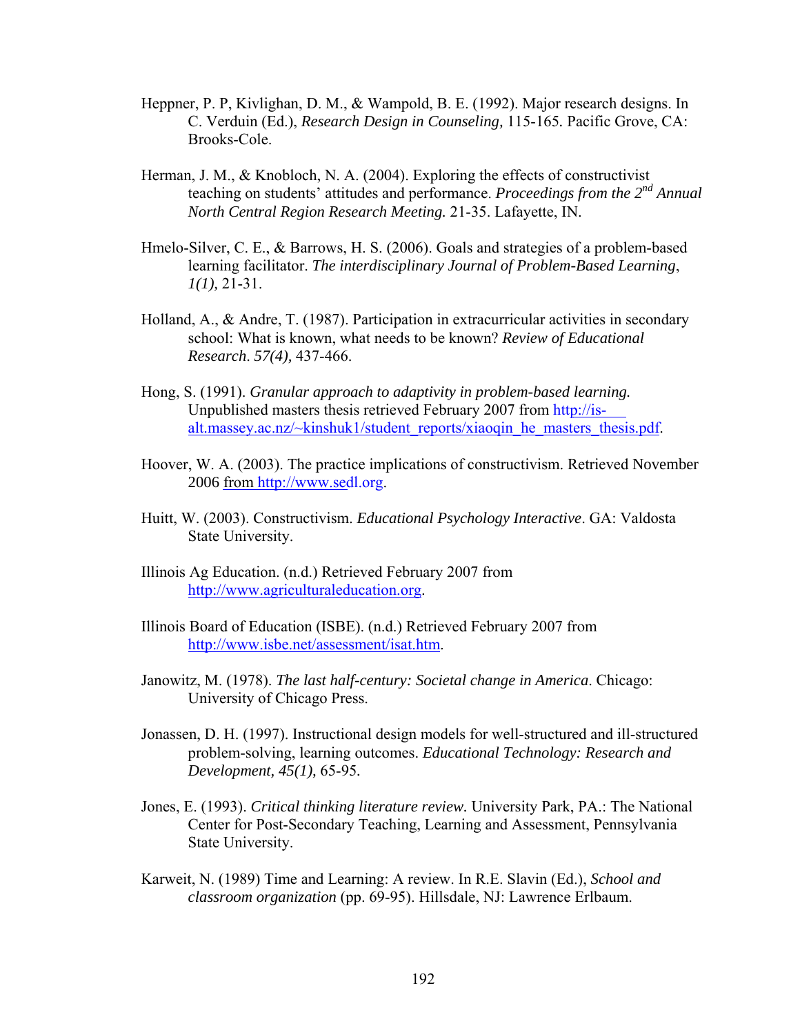Heppner, P. P, Kivlighan, D. M., & Wampold, B. E. (1992). Major research designs. In C. Verduin (Ed.), *Research Design in Counseling,* 115-165. Pacific Grove, CA: Brooks-Cole.

Herman, J. M., & Knobloch, N. A. (2004). Exploring the effects of constructivist teaching on students' attitudes and performance. *Proceedings from the 2nd Annual North Central Region Research Meeting.* 21-35. Lafayette, IN.

Hmelo-Silver, C. E., & Barrows, H. S. (2006). Goals and strategies of a problem-based learning facilitator. *The interdisciplinary Journal of Problem-Based Learning*, *1(1),* 21-31.

Holland, A., & Andre, T. (1987). Participation in extracurricular activities in secondary school: What is known, what needs to be known? *Review of Educational Research*. *57(4),* 437-466.

Hong, S. (1991). *Granular approach to adaptivity in problem-based learning.* Unpublished masters thesis retrieved February 2007 from http://is-alt.massey.ac.nz/~kinshuk1/student_reports/xiaoqin_he_masters_thesis.pdf.

Hoover, W. A. (2003). The practice implications of constructivism. Retrieved November 2006 from http://www.sedl.org.

Huitt, W. (2003). Constructivism. *Educational Psychology Interactive*. GA: Valdosta State University.

Illinois Ag Education. (n.d.) Retrieved February 2007 from http://www.agriculturaleducation.org.

Illinois Board of Education (ISBE). (n.d.) Retrieved February 2007 from http://www.isbe.net/assessment/isat.htm.

Janowitz, M. (1978). *The last half-century: Societal change in America*. Chicago: University of Chicago Press.

Jonassen, D. H. (1997). Instructional design models for well-structured and ill-structured problem-solving, learning outcomes. *Educational Technology: Research and Development, 45(1),* 65-95.

Jones, E. (1993). *Critical thinking literature review.* University Park, PA.: The National Center for Post-Secondary Teaching, Learning and Assessment, Pennsylvania State University.

Karweit, N. (1989) Time and Learning: A review. In R.E. Slavin (Ed.), *School and classroom organization* (pp. 69-95). Hillsdale, NJ: Lawrence Erlbaum.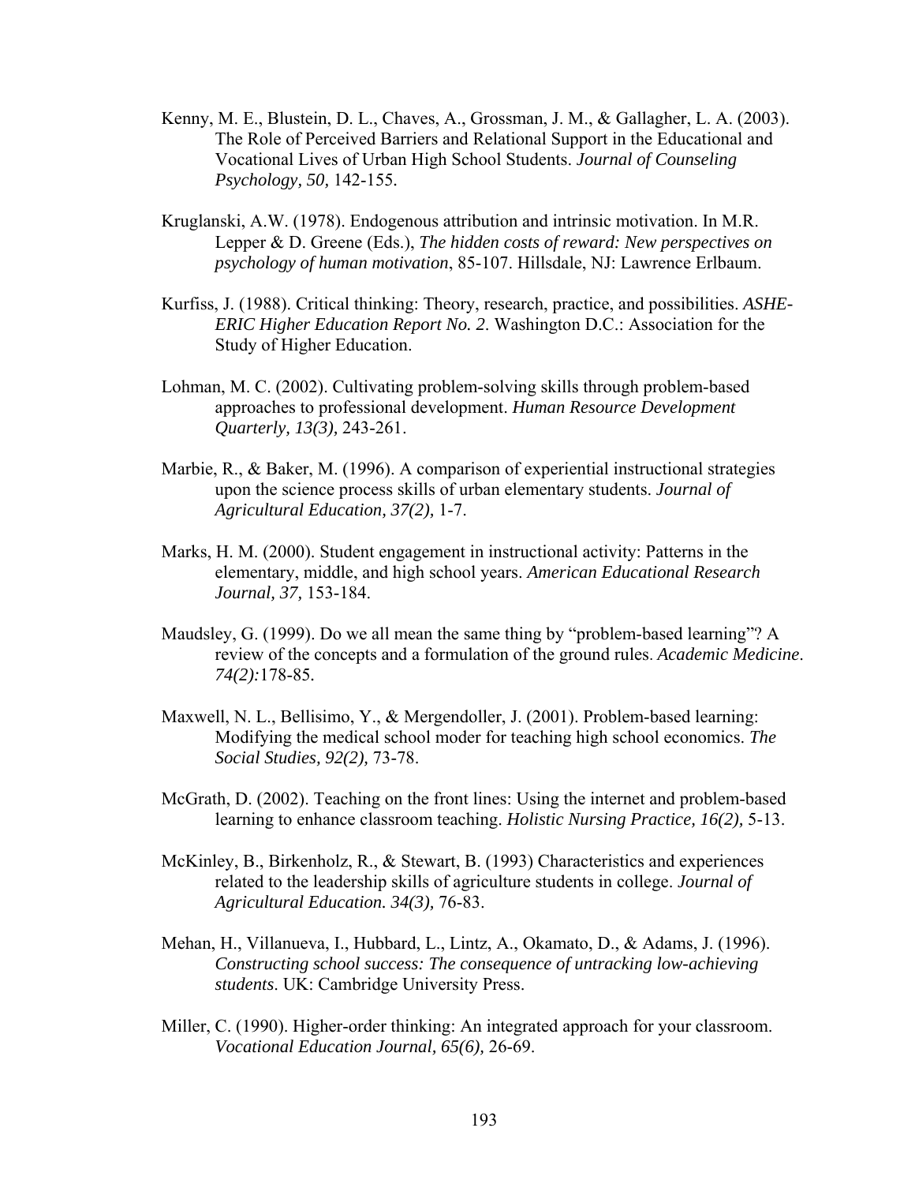Kenny, M. E., Blustein, D. L., Chaves, A., Grossman, J. M., & Gallagher, L. A. (2003). The Role of Perceived Barriers and Relational Support in the Educational and Vocational Lives of Urban High School Students. *Journal of Counseling Psychology, 50,* 142-155.

Kruglanski, A.W. (1978). Endogenous attribution and intrinsic motivation. In M.R. Lepper & D. Greene (Eds.), *The hidden costs of reward: New perspectives on psychology of human motivation*, 85-107. Hillsdale, NJ: Lawrence Erlbaum.

Kurfiss, J. (1988). Critical thinking: Theory, research, practice, and possibilities. *ASHE-ERIC Higher Education Report No. 2.* Washington D.C.: Association for the Study of Higher Education.

Lohman, M. C. (2002). Cultivating problem-solving skills through problem-based approaches to professional development. *Human Resource Development Quarterly, 13(3),* 243-261.

Marbie, R., & Baker, M. (1996). A comparison of experiential instructional strategies upon the science process skills of urban elementary students. *Journal of Agricultural Education, 37(2),* 1-7.

Marks, H. M. (2000). Student engagement in instructional activity: Patterns in the elementary, middle, and high school years. *American Educational Research Journal, 37,* 153-184.

Maudsley, G. (1999). Do we all mean the same thing by "problem-based learning"? A review of the concepts and a formulation of the ground rules. *Academic Medicine. 74(2):*178-85.

Maxwell, N. L., Bellisimo, Y., & Mergendoller, J. (2001). Problem-based learning: Modifying the medical school moder for teaching high school economics. *The Social Studies, 92(2),* 73-78.

McGrath, D. (2002). Teaching on the front lines: Using the internet and problem-based learning to enhance classroom teaching. *Holistic Nursing Practice, 16(2),* 5-13.

McKinley, B., Birkenholz, R., & Stewart, B. (1993) Characteristics and experiences related to the leadership skills of agriculture students in college. *Journal of Agricultural Education. 34(3),* 76-83.

Mehan, H., Villanueva, I., Hubbard, L., Lintz, A., Okamato, D., & Adams, J. (1996). *Constructing school success: The consequence of untracking low-achieving students*. UK: Cambridge University Press.

Miller, C. (1990). Higher-order thinking: An integrated approach for your classroom. *Vocational Education Journal, 65(6),* 26-69.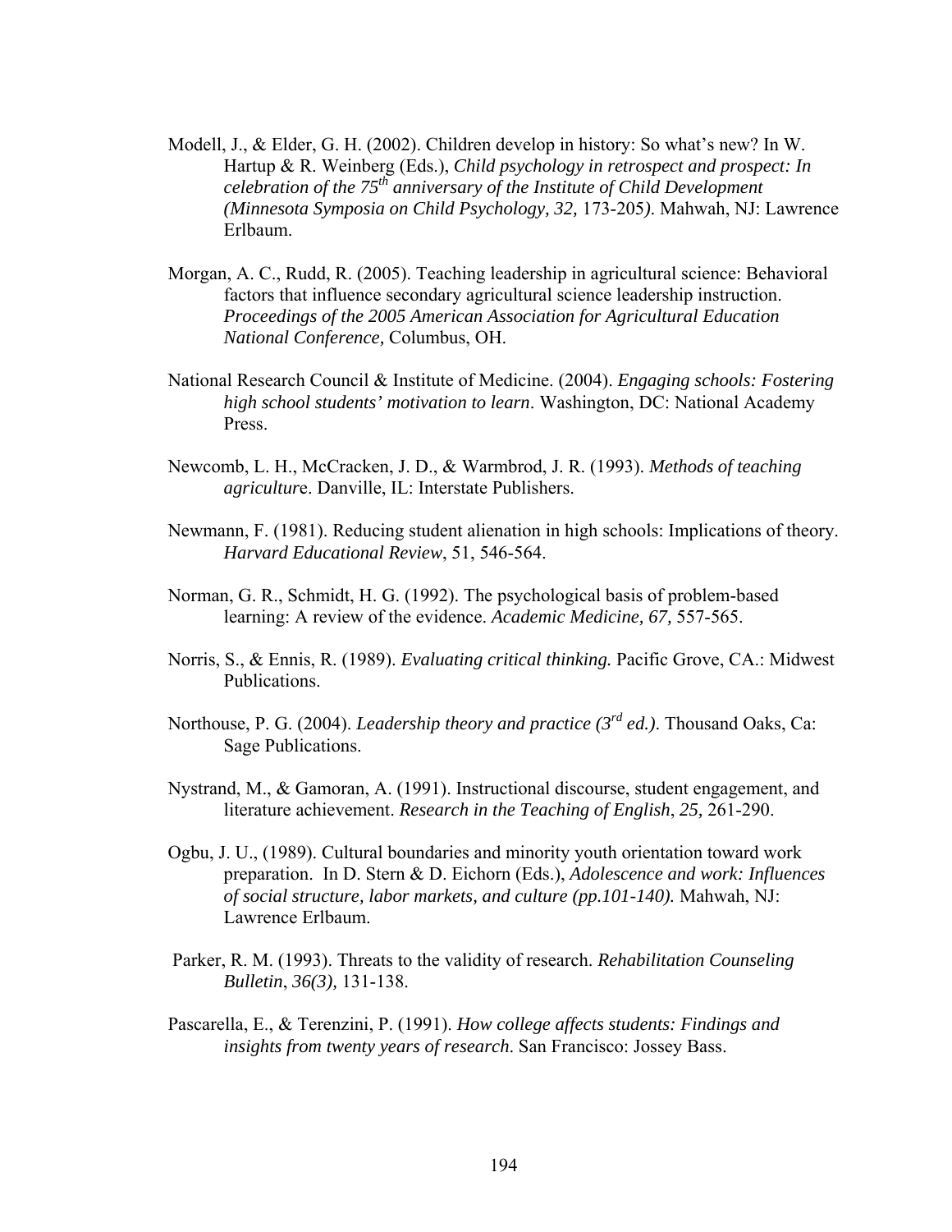Modell, J., & Elder, G. H. (2002). Children develop in history: So what's new? In W. Hartup & R. Weinberg (Eds.), *Child psychology in retrospect and prospect: In celebration of the 75th anniversary of the Institute of Child Development (Minnesota Symposia on Child Psychology, 32,* 173-205*)*. Mahwah, NJ: Lawrence Erlbaum.

Morgan, A. C., Rudd, R. (2005). Teaching leadership in agricultural science: Behavioral factors that influence secondary agricultural science leadership instruction. *Proceedings of the 2005 American Association for Agricultural Education National Conference,* Columbus, OH.

National Research Council & Institute of Medicine. (2004). *Engaging schools: Fostering high school students' motivation to learn*. Washington, DC: National Academy Press.

Newcomb, L. H., McCracken, J. D., & Warmbrod, J. R. (1993). *Methods of teaching agricultur*e. Danville, IL: Interstate Publishers.

Newmann, F. (1981). Reducing student alienation in high schools: Implications of theory. *Harvard Educational Review*, 51, 546-564.

Norman, G. R., Schmidt, H. G. (1992). The psychological basis of problem-based learning: A review of the evidence. *Academic Medicine, 67,* 557-565.

Norris, S., & Ennis, R. (1989). *Evaluating critical thinking.* Pacific Grove, CA.: Midwest Publications.

Northouse, P. G. (2004). *Leadership theory and practice (3rd ed.)*. Thousand Oaks, Ca: Sage Publications.

Nystrand, M., & Gamoran, A. (1991). Instructional discourse, student engagement, and literature achievement. *Research in the Teaching of English*, *25,* 261-290.

Ogbu, J. U., (1989). Cultural boundaries and minority youth orientation toward work preparation. In D. Stern & D. Eichorn (Eds.), *Adolescence and work: Influences of social structure, labor markets, and culture (pp.101-140).* Mahwah, NJ: Lawrence Erlbaum.

Parker, R. M. (1993). Threats to the validity of research. *Rehabilitation Counseling Bulletin*, *36(3),* 131-138.

Pascarella, E., & Terenzini, P. (1991). *How college affects students: Findings and insights from twenty years of research*. San Francisco: Jossey Bass.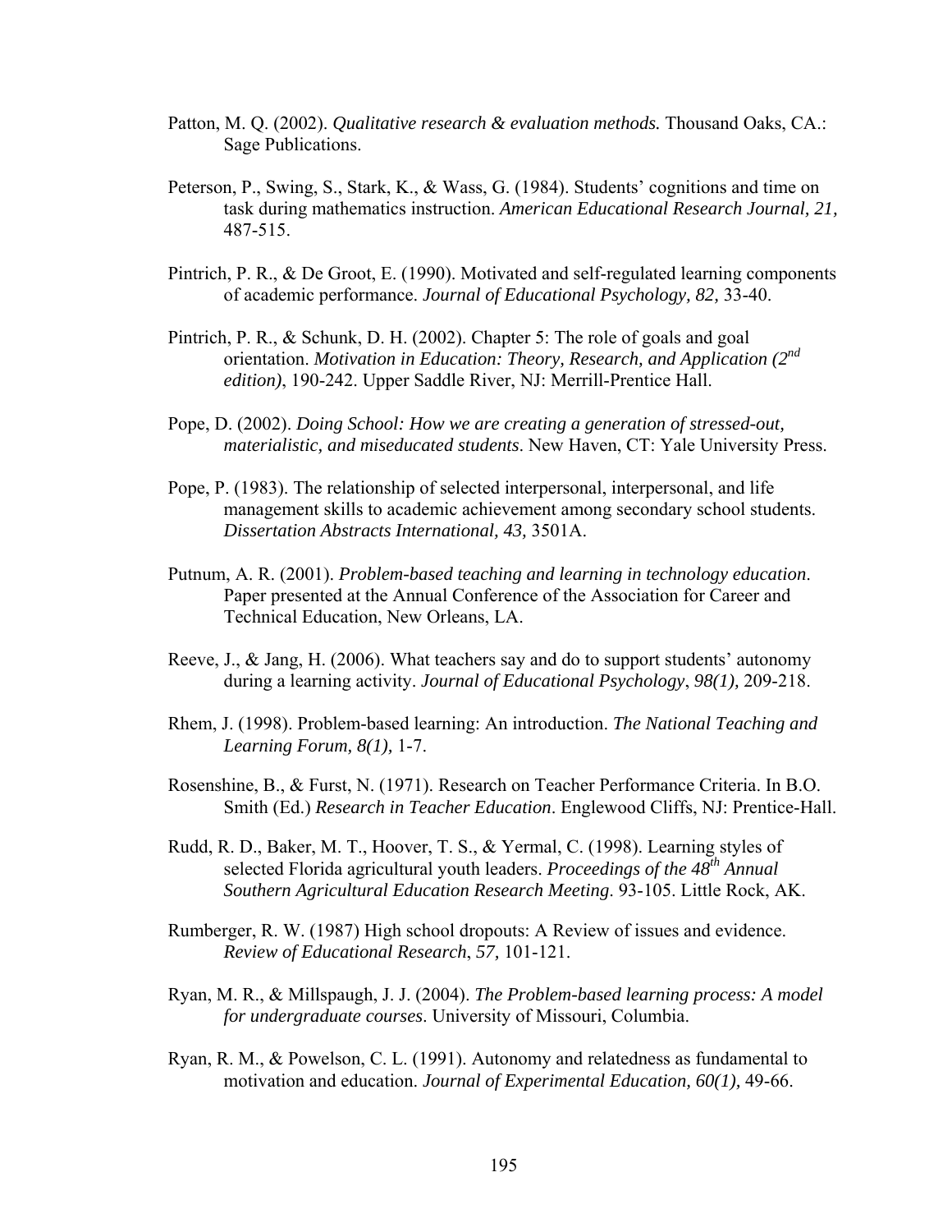Patton, M. Q. (2002). *Qualitative research & evaluation methods.* Thousand Oaks, CA.: Sage Publications.

Peterson, P., Swing, S., Stark, K., & Wass, G. (1984). Students' cognitions and time on task during mathematics instruction. *American Educational Research Journal, 21,* 487-515.

Pintrich, P. R., & De Groot, E. (1990). Motivated and self-regulated learning components of academic performance. *Journal of Educational Psychology, 82,* 33-40.

Pintrich, P. R., & Schunk, D. H. (2002). Chapter 5: The role of goals and goal orientation. *Motivation in Education: Theory, Research, and Application (2nd edition)*, 190-242. Upper Saddle River, NJ: Merrill-Prentice Hall.

Pope, D. (2002). *Doing School: How we are creating a generation of stressed-out, materialistic, and miseducated students*. New Haven, CT: Yale University Press.

Pope, P. (1983). The relationship of selected interpersonal, interpersonal, and life management skills to academic achievement among secondary school students. *Dissertation Abstracts International, 43,* 3501A.

Putnum, A. R. (2001). *Problem-based teaching and learning in technology education*. Paper presented at the Annual Conference of the Association for Career and Technical Education, New Orleans, LA.

Reeve, J., & Jang, H. (2006). What teachers say and do to support students' autonomy during a learning activity. *Journal of Educational Psychology*, *98(1),* 209-218.

Rhem, J. (1998). Problem-based learning: An introduction. *The National Teaching and Learning Forum, 8(1),* 1-7.

Rosenshine, B., & Furst, N. (1971). Research on Teacher Performance Criteria. In B.O. Smith (Ed.) *Research in Teacher Education*. Englewood Cliffs, NJ: Prentice-Hall.

Rudd, R. D., Baker, M. T., Hoover, T. S., & Yermal, C. (1998). Learning styles of selected Florida agricultural youth leaders. *Proceedings of the 48th Annual Southern Agricultural Education Research Meeting*. 93-105. Little Rock, AK.

Rumberger, R. W. (1987) High school dropouts: A Review of issues and evidence. *Review of Educational Research*, *57,* 101-121.

Ryan, M. R., & Millspaugh, J. J. (2004). *The Problem-based learning process: A model for undergraduate courses*. University of Missouri, Columbia.

Ryan, R. M., & Powelson, C. L. (1991). Autonomy and relatedness as fundamental to motivation and education. *Journal of Experimental Education, 60(1),* 49-66.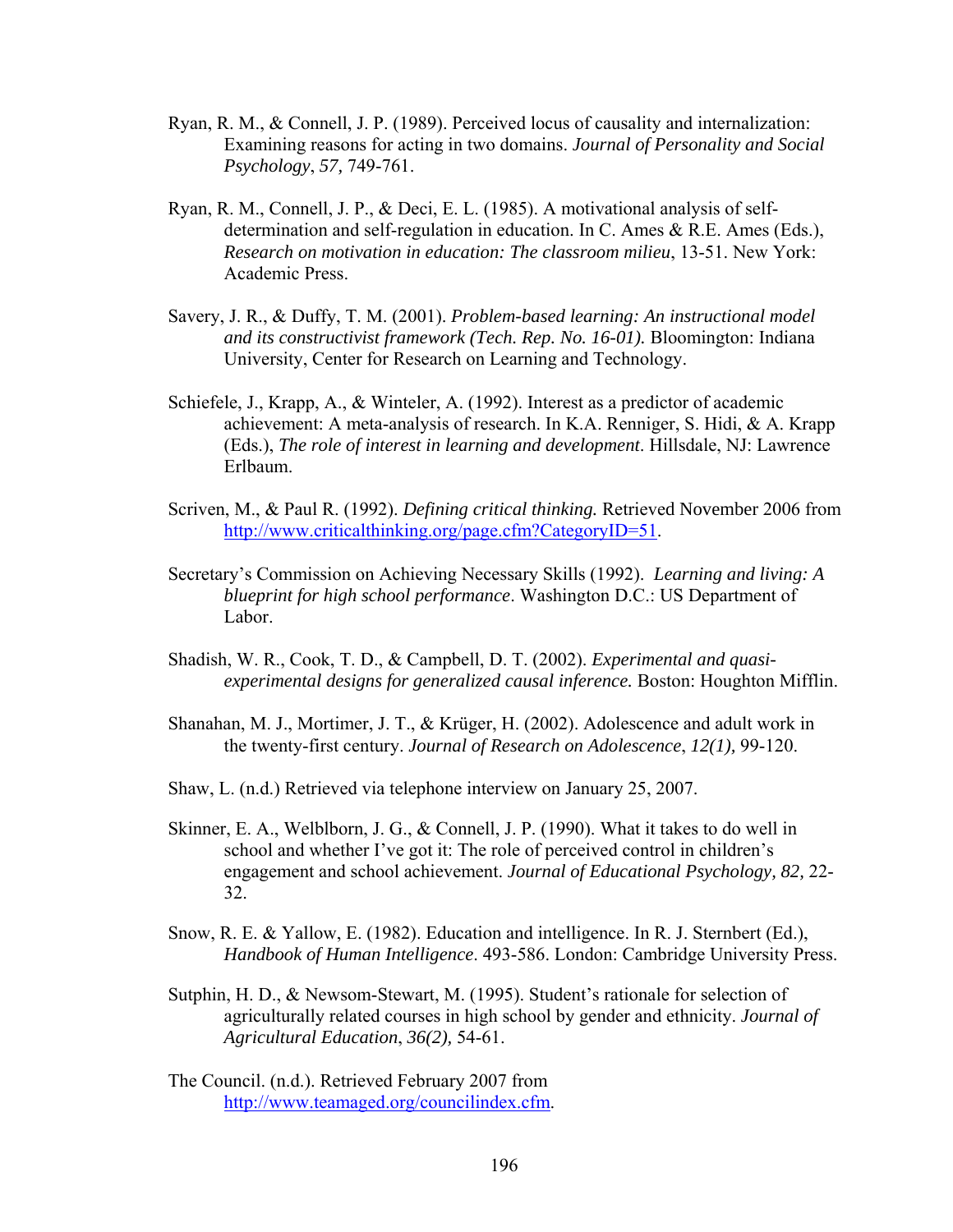Ryan, R. M., & Connell, J. P. (1989). Perceived locus of causality and internalization: Examining reasons for acting in two domains. *Journal of Personality and Social Psychology*, *57,* 749-761.

Ryan, R. M., Connell, J. P., & Deci, E. L. (1985). A motivational analysis of self-determination and self-regulation in education. In C. Ames & R.E. Ames (Eds.), *Research on motivation in education: The classroom milieu*, 13-51. New York: Academic Press.

Savery, J. R., & Duffy, T. M. (2001). *Problem-based learning: An instructional model and its constructivist framework (Tech. Rep. No. 16-01).* Bloomington: Indiana University, Center for Research on Learning and Technology.

Schiefele, J., Krapp, A., & Winteler, A. (1992). Interest as a predictor of academic achievement: A meta-analysis of research. In K.A. Renniger, S. Hidi, & A. Krapp (Eds.), *The role of interest in learning and development*. Hillsdale, NJ: Lawrence Erlbaum.

Scriven, M., & Paul R. (1992). *Defining critical thinking.* Retrieved November 2006 from http://www.criticalthinking.org/page.cfm?CategoryID=51.

Secretary's Commission on Achieving Necessary Skills (1992). *Learning and living: A blueprint for high school performance*. Washington D.C.: US Department of Labor.

Shadish, W. R., Cook, T. D., & Campbell, D. T. (2002). *Experimental and quasi-experimental designs for generalized causal inference.* Boston: Houghton Mifflin.

Shanahan, M. J., Mortimer, J. T., & Krüger, H. (2002). Adolescence and adult work in the twenty-first century. *Journal of Research on Adolescence*, *12(1),* 99-120.

Shaw, L. (n.d.) Retrieved via telephone interview on January 25, 2007.

Skinner, E. A., Welblborn, J. G., & Connell, J. P. (1990). What it takes to do well in school and whether I've got it: The role of perceived control in children's engagement and school achievement. *Journal of Educational Psychology, 82,* 22-32.

Snow, R. E. & Yallow, E. (1982). Education and intelligence. In R. J. Sternbert (Ed.), *Handbook of Human Intelligence*. 493-586. London: Cambridge University Press.

Sutphin, H. D., & Newsom-Stewart, M. (1995). Student's rationale for selection of agriculturally related courses in high school by gender and ethnicity. *Journal of Agricultural Education*, *36(2),* 54-61.

The Council. (n.d.). Retrieved February 2007 from http://www.teamaged.org/councilindex.cfm.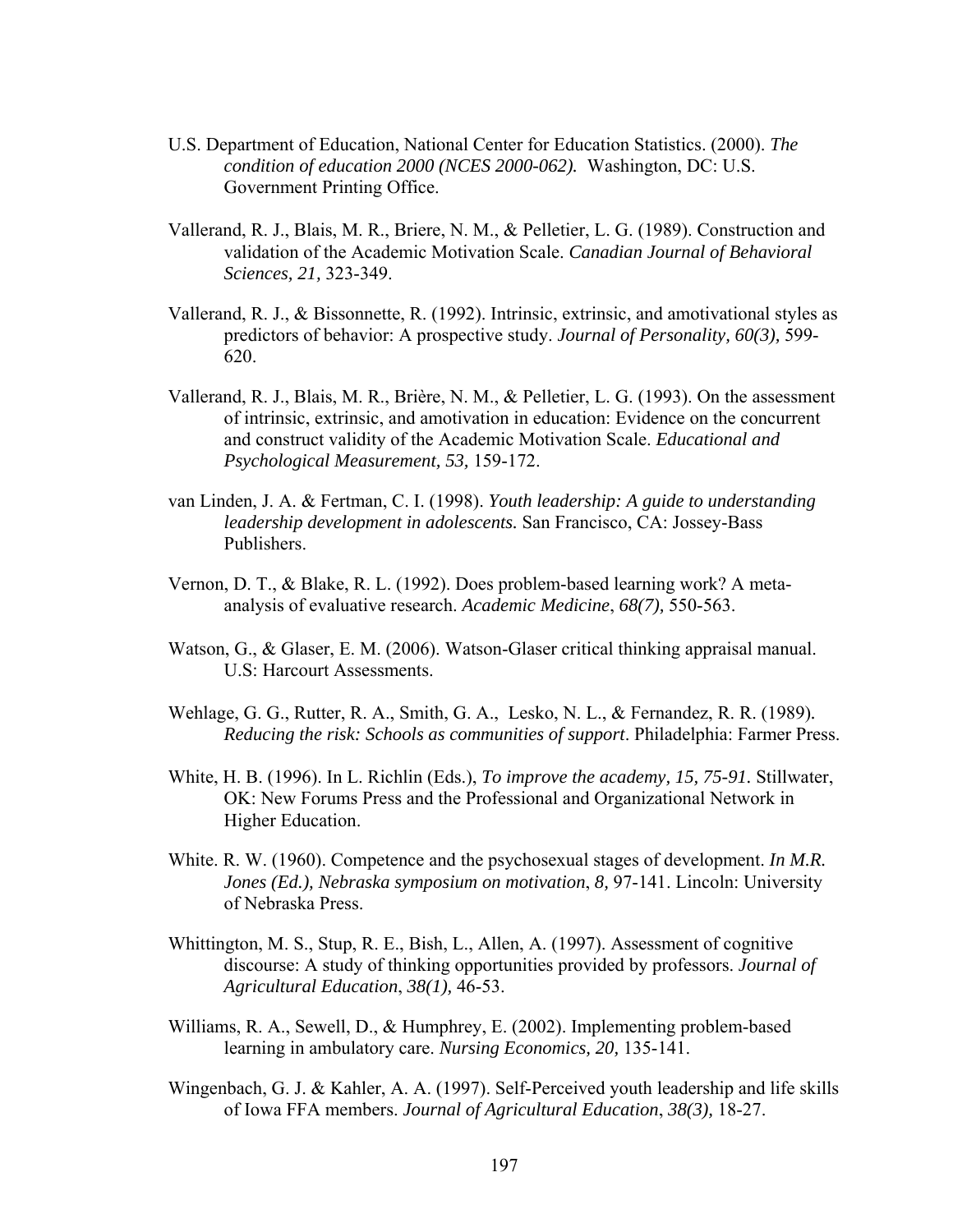U.S. Department of Education, National Center for Education Statistics. (2000). *The condition of education 2000 (NCES 2000-062).* Washington, DC: U.S. Government Printing Office.

Vallerand, R. J., Blais, M. R., Briere, N. M., & Pelletier, L. G. (1989). Construction and validation of the Academic Motivation Scale. *Canadian Journal of Behavioral Sciences, 21,* 323-349.

Vallerand, R. J., & Bissonnette, R. (1992). Intrinsic, extrinsic, and amotivational styles as predictors of behavior: A prospective study. *Journal of Personality, 60(3),* 599-620.

Vallerand, R. J., Blais, M. R., Brière, N. M., & Pelletier, L. G. (1993). On the assessment of intrinsic, extrinsic, and amotivation in education: Evidence on the concurrent and construct validity of the Academic Motivation Scale. *Educational and Psychological Measurement, 53,* 159-172.

van Linden, J. A. & Fertman, C. I. (1998). *Youth leadership: A guide to understanding leadership development in adolescents.* San Francisco, CA: Jossey-Bass Publishers.

Vernon, D. T., & Blake, R. L. (1992). Does problem-based learning work? A meta-analysis of evaluative research. *Academic Medicine*, *68(7),* 550-563.

Watson, G., & Glaser, E. M. (2006). Watson-Glaser critical thinking appraisal manual. U.S: Harcourt Assessments.

Wehlage, G. G., Rutter, R. A., Smith, G. A., Lesko, N. L., & Fernandez, R. R. (1989). *Reducing the risk: Schools as communities of support*. Philadelphia: Farmer Press.

White, H. B. (1996). In L. Richlin (Eds.), *To improve the academy, 15, 75-91.* Stillwater, OK: New Forums Press and the Professional and Organizational Network in Higher Education.

White. R. W. (1960). Competence and the psychosexual stages of development. *In M.R. Jones (Ed.), Nebraska symposium on motivation*, *8,* 97-141. Lincoln: University of Nebraska Press.

Whittington, M. S., Stup, R. E., Bish, L., Allen, A. (1997). Assessment of cognitive discourse: A study of thinking opportunities provided by professors. *Journal of Agricultural Education*, *38(1),* 46-53.

Williams, R. A., Sewell, D., & Humphrey, E. (2002). Implementing problem-based learning in ambulatory care. *Nursing Economics, 20,* 135-141.

Wingenbach, G. J. & Kahler, A. A. (1997). Self-Perceived youth leadership and life skills of Iowa FFA members. *Journal of Agricultural Education*, *38(3),* 18-27.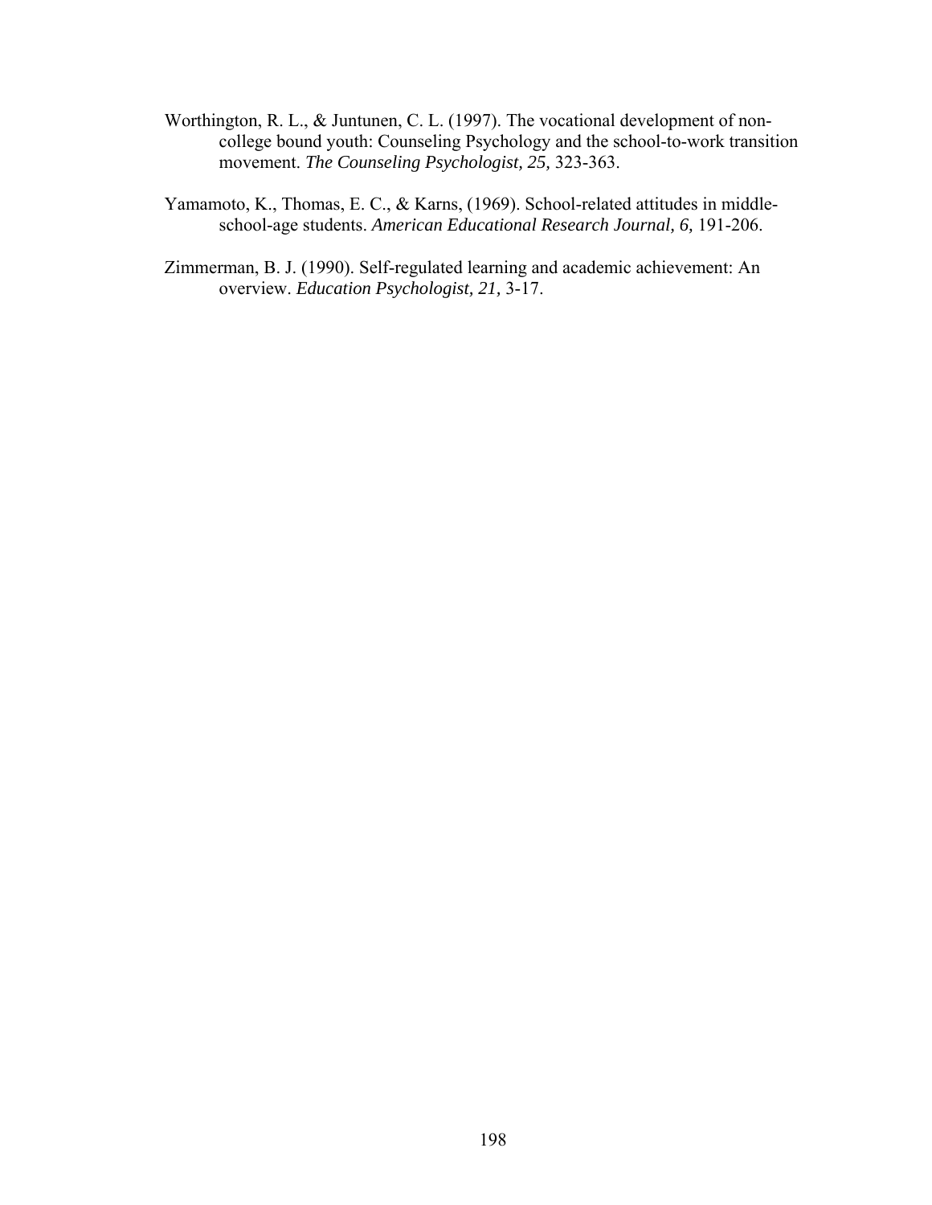Worthington, R. L., & Juntunen, C. L. (1997). The vocational development of non-college bound youth: Counseling Psychology and the school-to-work transition movement. *The Counseling Psychologist, 25,* 323-363.

Yamamoto, K., Thomas, E. C., & Karns, (1969). School-related attitudes in middle-school-age students. *American Educational Research Journal, 6,* 191-206.

Zimmerman, B. J. (1990). Self-regulated learning and academic achievement: An overview. *Education Psychologist, 21,* 3-17.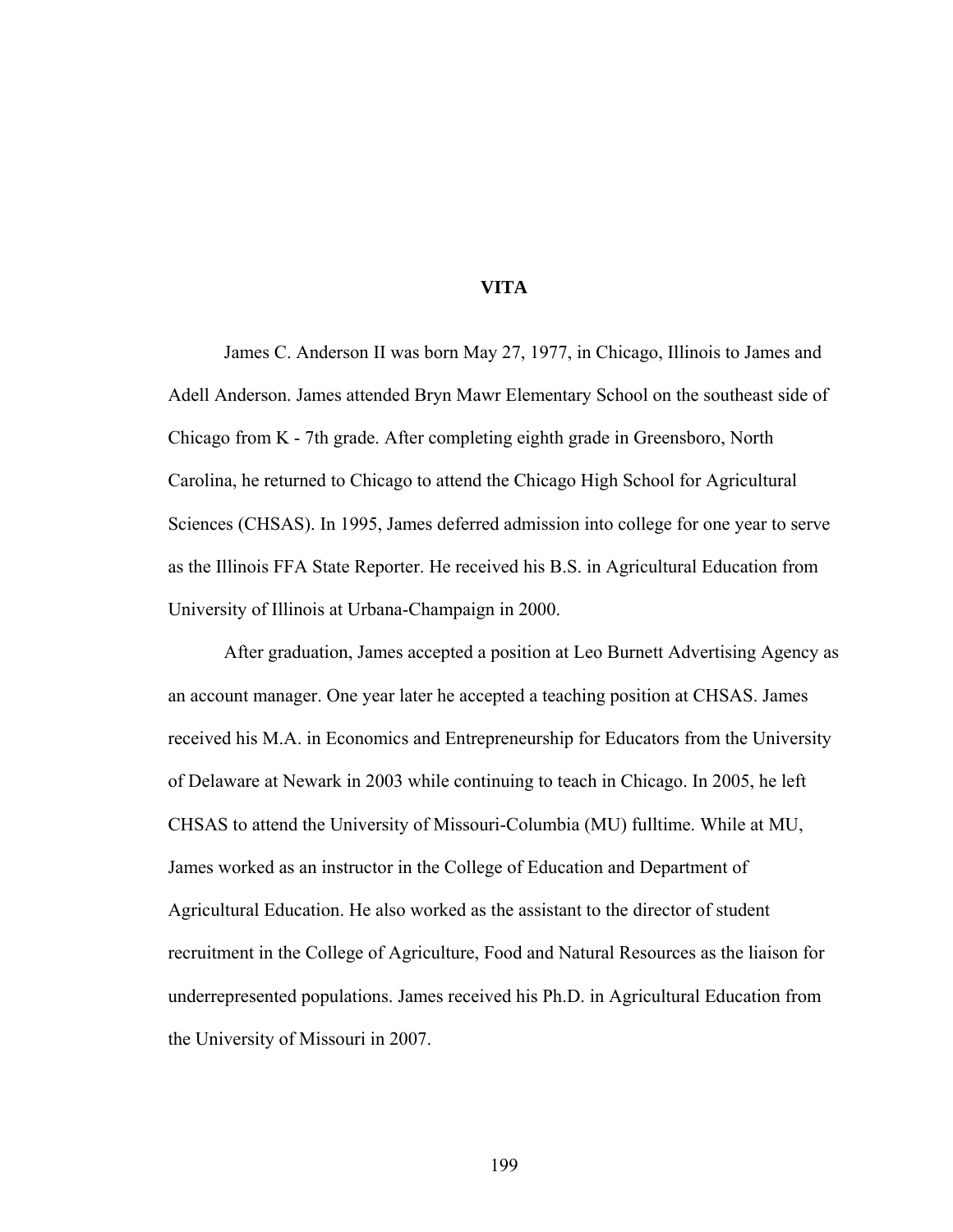# VITA

James C. Anderson II was born May 27, 1977, in Chicago, Illinois to James and Adell Anderson. James attended Bryn Mawr Elementary School on the southeast side of Chicago from K - 7th grade. After completing eighth grade in Greensboro, North Carolina, he returned to Chicago to attend the Chicago High School for Agricultural Sciences (CHSAS). In 1995, James deferred admission into college for one year to serve as the Illinois FFA State Reporter. He received his B.S. in Agricultural Education from University of Illinois at Urbana-Champaign in 2000.

After graduation, James accepted a position at Leo Burnett Advertising Agency as an account manager. One year later he accepted a teaching position at CHSAS. James received his M.A. in Economics and Entrepreneurship for Educators from the University of Delaware at Newark in 2003 while continuing to teach in Chicago. In 2005, he left CHSAS to attend the University of Missouri-Columbia (MU) fulltime. While at MU, James worked as an instructor in the College of Education and Department of Agricultural Education. He also worked as the assistant to the director of student recruitment in the College of Agriculture, Food and Natural Resources as the liaison for underrepresented populations. James received his Ph.D. in Agricultural Education from the University of Missouri in 2007.